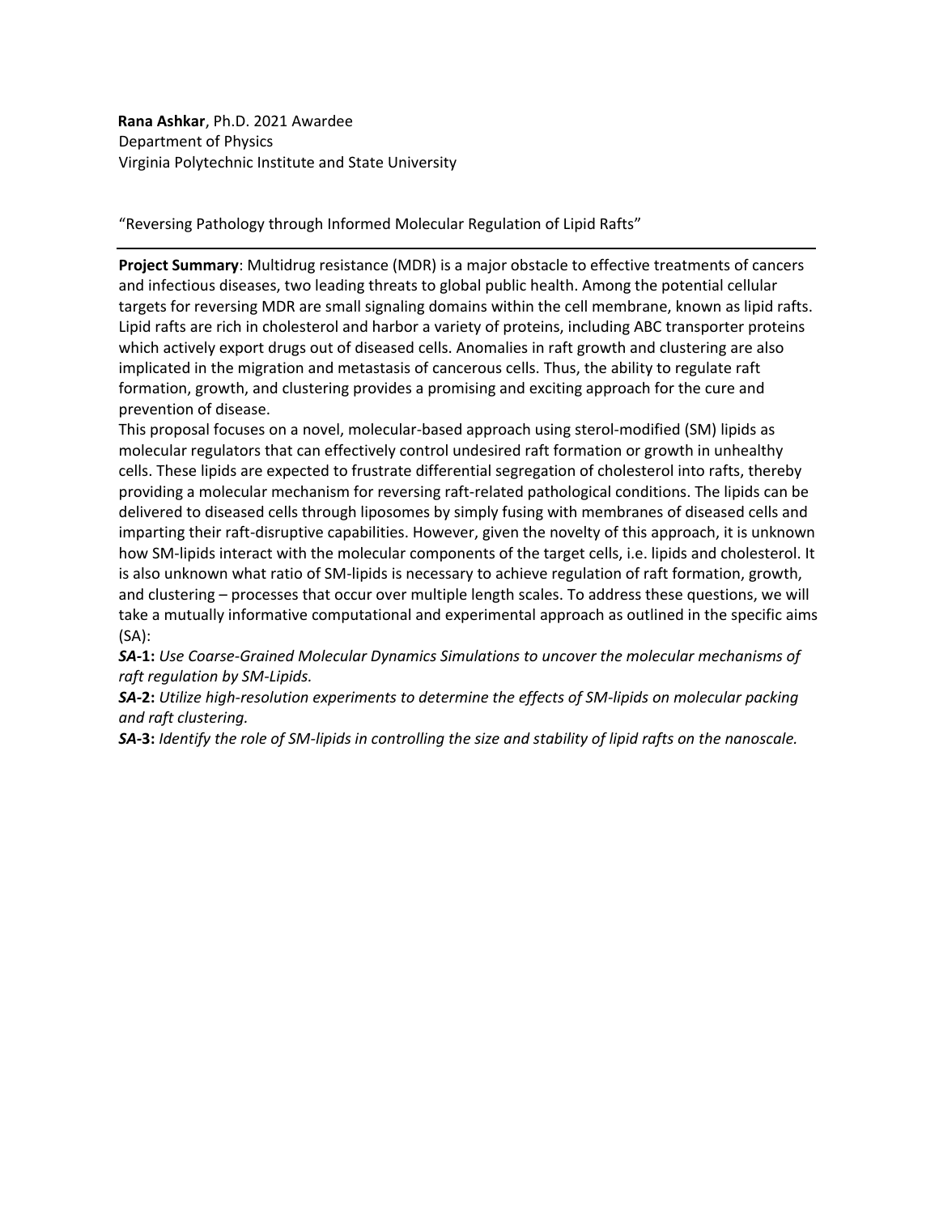**Rana Ashkar**, Ph.D. 2021 Awardee
Department of Physics
Virginia Polytechnic Institute and State University

"Reversing Pathology through Informed Molecular Regulation of Lipid Rafts"

---

**Project Summary**: Multidrug resistance (MDR) is a major obstacle to effective treatments of cancers and infectious diseases, two leading threats to global public health. Among the potential cellular targets for reversing MDR are small signaling domains within the cell membrane, known as lipid rafts. Lipid rafts are rich in cholesterol and harbor a variety of proteins, including ABC transporter proteins which actively export drugs out of diseased cells. Anomalies in raft growth and clustering are also implicated in the migration and metastasis of cancerous cells. Thus, the ability to regulate raft formation, growth, and clustering provides a promising and exciting approach for the cure and prevention of disease.

This proposal focuses on a novel, molecular-based approach using sterol-modified (SM) lipids as molecular regulators that can effectively control undesired raft formation or growth in unhealthy cells. These lipids are expected to frustrate differential segregation of cholesterol into rafts, thereby providing a molecular mechanism for reversing raft-related pathological conditions. The lipids can be delivered to diseased cells through liposomes by simply fusing with membranes of diseased cells and imparting their raft-disruptive capabilities. However, given the novelty of this approach, it is unknown how SM-lipids interact with the molecular components of the target cells, i.e. lipids and cholesterol. It is also unknown what ratio of SM-lipids is necessary to achieve regulation of raft formation, growth, and clustering – processes that occur over multiple length scales. To address these questions, we will take a mutually informative computational and experimental approach as outlined in the specific aims (SA):

***SA*-1:** *Use Coarse-Grained Molecular Dynamics Simulations to uncover the molecular mechanisms of raft regulation by SM-Lipids.*

***SA*-2:** *Utilize high-resolution experiments to determine the effects of SM-lipids on molecular packing and raft clustering.*

***SA*-3:** *Identify the role of SM-lipids in controlling the size and stability of lipid rafts on the nanoscale.*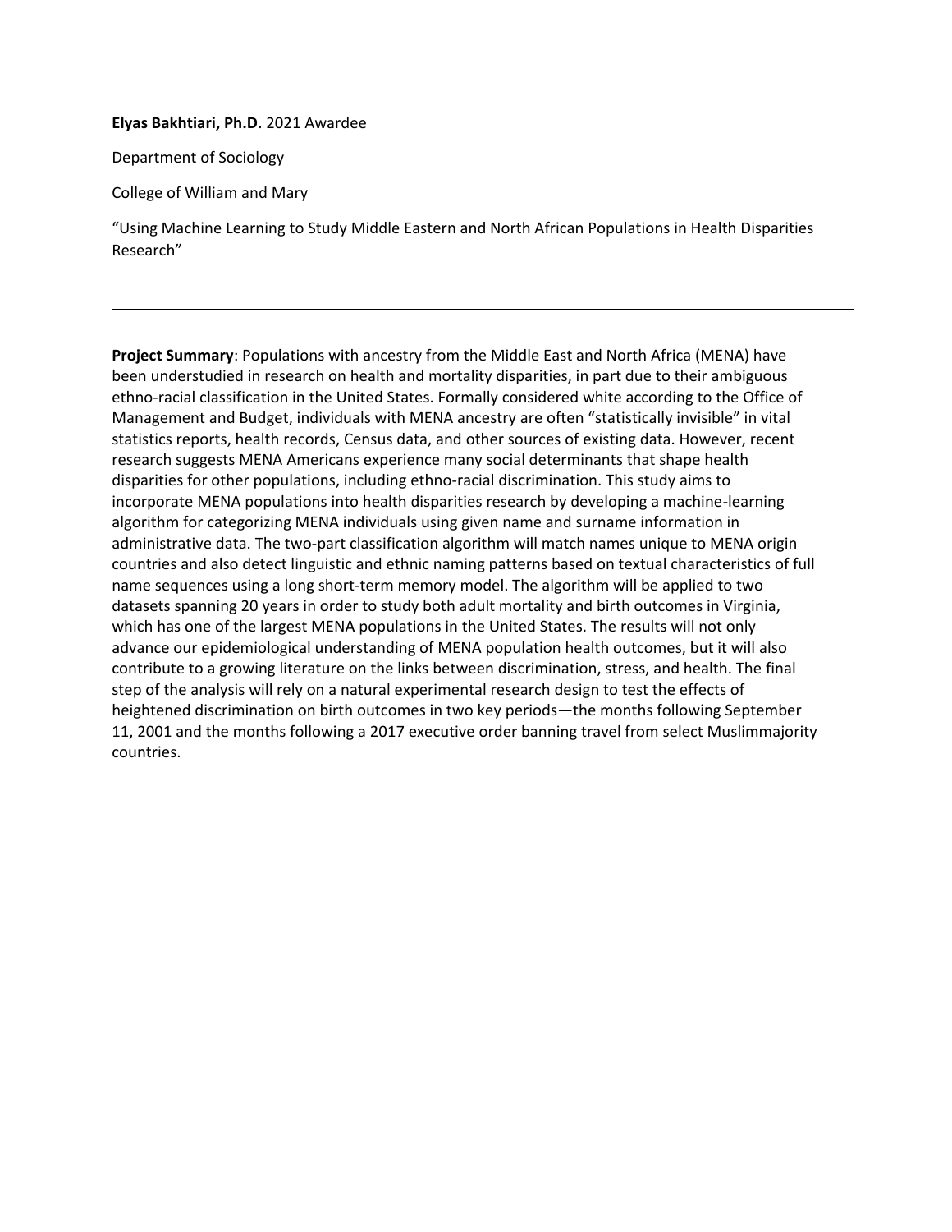**Elyas Bakhtiari, Ph.D.** 2021 Awardee

Department of Sociology

College of William and Mary

"Using Machine Learning to Study Middle Eastern and North African Populations in Health Disparities Research"

---

**Project Summary**: Populations with ancestry from the Middle East and North Africa (MENA) have been understudied in research on health and mortality disparities, in part due to their ambiguous ethno-racial classification in the United States. Formally considered white according to the Office of Management and Budget, individuals with MENA ancestry are often "statistically invisible" in vital statistics reports, health records, Census data, and other sources of existing data. However, recent research suggests MENA Americans experience many social determinants that shape health disparities for other populations, including ethno-racial discrimination. This study aims to incorporate MENA populations into health disparities research by developing a machine-learning algorithm for categorizing MENA individuals using given name and surname information in administrative data. The two-part classification algorithm will match names unique to MENA origin countries and also detect linguistic and ethnic naming patterns based on textual characteristics of full name sequences using a long short-term memory model. The algorithm will be applied to two datasets spanning 20 years in order to study both adult mortality and birth outcomes in Virginia, which has one of the largest MENA populations in the United States. The results will not only advance our epidemiological understanding of MENA population health outcomes, but it will also contribute to a growing literature on the links between discrimination, stress, and health. The final step of the analysis will rely on a natural experimental research design to test the effects of heightened discrimination on birth outcomes in two key periods—the months following September 11, 2001 and the months following a 2017 executive order banning travel from select Muslimmajority countries.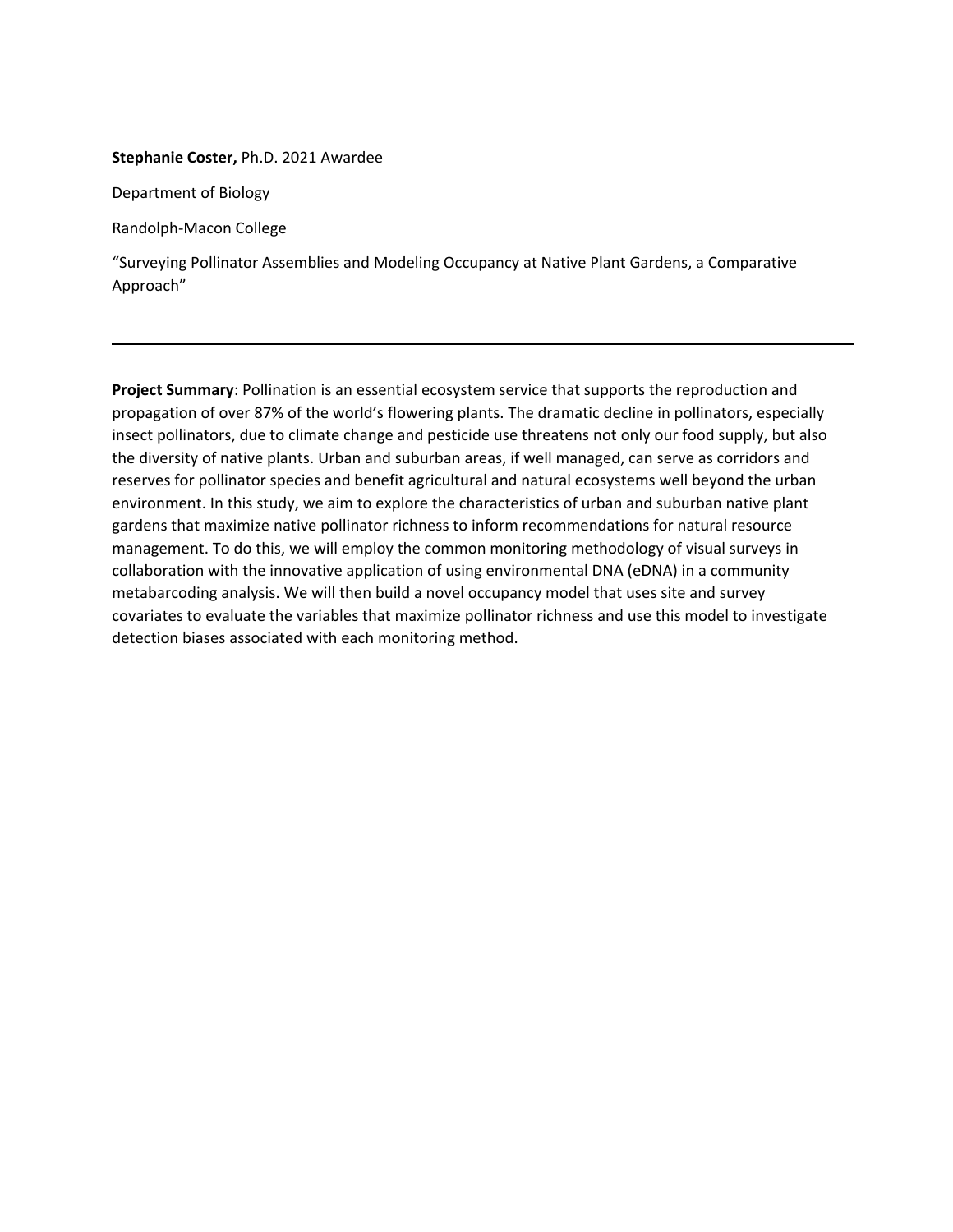**Stephanie Coster,** Ph.D. 2021 Awardee

Department of Biology

Randolph-Macon College

"Surveying Pollinator Assemblies and Modeling Occupancy at Native Plant Gardens, a Comparative Approach"

---

**Project Summary**: Pollination is an essential ecosystem service that supports the reproduction and propagation of over 87% of the world's flowering plants. The dramatic decline in pollinators, especially insect pollinators, due to climate change and pesticide use threatens not only our food supply, but also the diversity of native plants. Urban and suburban areas, if well managed, can serve as corridors and reserves for pollinator species and benefit agricultural and natural ecosystems well beyond the urban environment. In this study, we aim to explore the characteristics of urban and suburban native plant gardens that maximize native pollinator richness to inform recommendations for natural resource management. To do this, we will employ the common monitoring methodology of visual surveys in collaboration with the innovative application of using environmental DNA (eDNA) in a community metabarcoding analysis. We will then build a novel occupancy model that uses site and survey covariates to evaluate the variables that maximize pollinator richness and use this model to investigate detection biases associated with each monitoring method.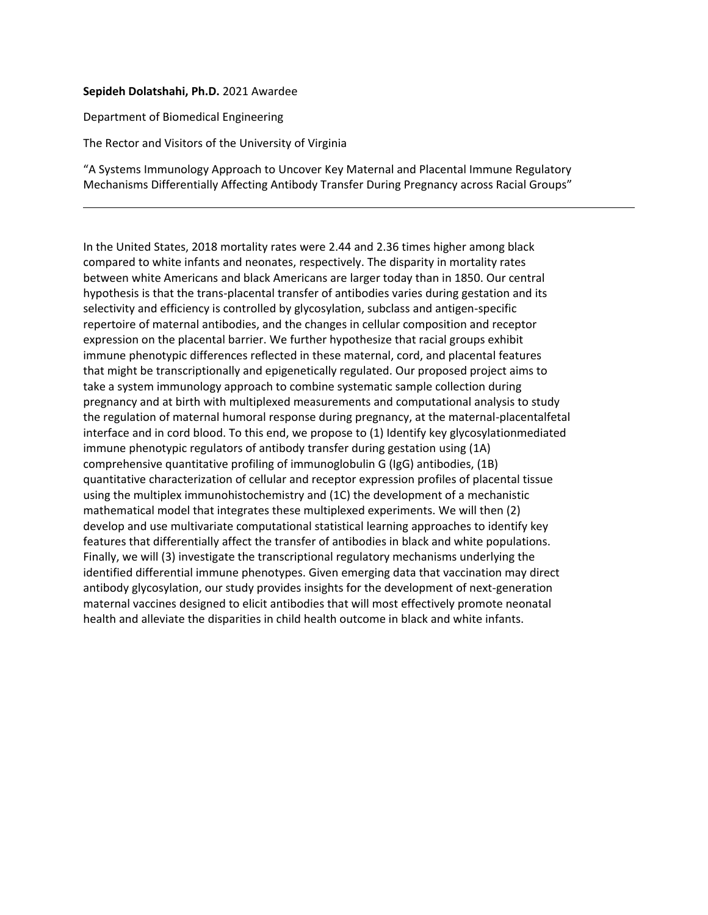**Sepideh Dolatshahi, Ph.D.** 2021 Awardee

Department of Biomedical Engineering

The Rector and Visitors of the University of Virginia

"A Systems Immunology Approach to Uncover Key Maternal and Placental Immune Regulatory Mechanisms Differentially Affecting Antibody Transfer During Pregnancy across Racial Groups"

---

In the United States, 2018 mortality rates were 2.44 and 2.36 times higher among black compared to white infants and neonates, respectively. The disparity in mortality rates between white Americans and black Americans are larger today than in 1850. Our central hypothesis is that the trans-placental transfer of antibodies varies during gestation and its selectivity and efficiency is controlled by glycosylation, subclass and antigen-specific repertoire of maternal antibodies, and the changes in cellular composition and receptor expression on the placental barrier. We further hypothesize that racial groups exhibit immune phenotypic differences reflected in these maternal, cord, and placental features that might be transcriptionally and epigenetically regulated. Our proposed project aims to take a system immunology approach to combine systematic sample collection during pregnancy and at birth with multiplexed measurements and computational analysis to study the regulation of maternal humoral response during pregnancy, at the maternal-placentalfetal interface and in cord blood. To this end, we propose to (1) Identify key glycosylationmediated immune phenotypic regulators of antibody transfer during gestation using (1A) comprehensive quantitative profiling of immunoglobulin G (IgG) antibodies, (1B) quantitative characterization of cellular and receptor expression profiles of placental tissue using the multiplex immunohistochemistry and (1C) the development of a mechanistic mathematical model that integrates these multiplexed experiments. We will then (2) develop and use multivariate computational statistical learning approaches to identify key features that differentially affect the transfer of antibodies in black and white populations. Finally, we will (3) investigate the transcriptional regulatory mechanisms underlying the identified differential immune phenotypes. Given emerging data that vaccination may direct antibody glycosylation, our study provides insights for the development of next-generation maternal vaccines designed to elicit antibodies that will most effectively promote neonatal health and alleviate the disparities in child health outcome in black and white infants.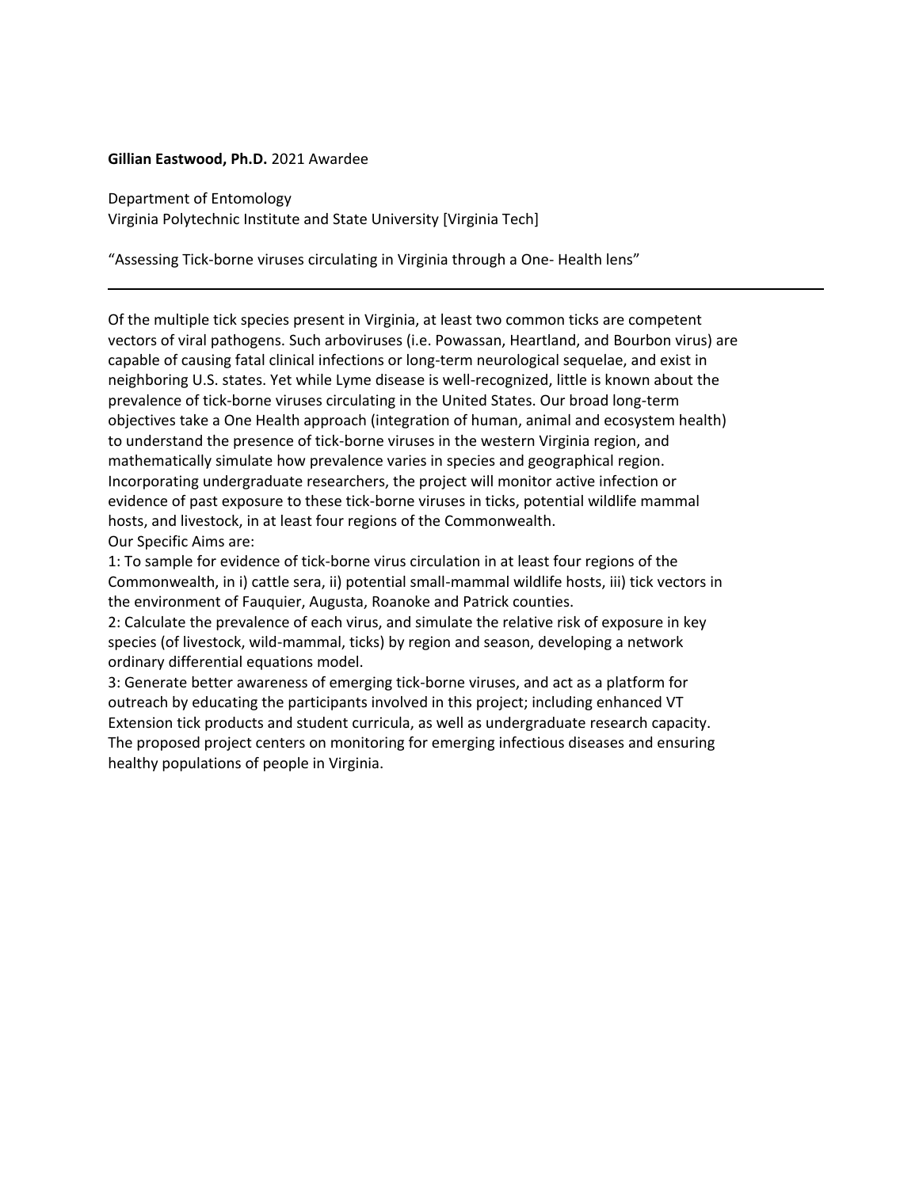**Gillian Eastwood, Ph.D.** 2021 Awardee

Department of Entomology
Virginia Polytechnic Institute and State University [Virginia Tech]

"Assessing Tick-borne viruses circulating in Virginia through a One- Health lens"

---

Of the multiple tick species present in Virginia, at least two common ticks are competent vectors of viral pathogens. Such arboviruses (i.e. Powassan, Heartland, and Bourbon virus) are capable of causing fatal clinical infections or long-term neurological sequelae, and exist in neighboring U.S. states. Yet while Lyme disease is well-recognized, little is known about the prevalence of tick-borne viruses circulating in the United States. Our broad long-term objectives take a One Health approach (integration of human, animal and ecosystem health) to understand the presence of tick-borne viruses in the western Virginia region, and mathematically simulate how prevalence varies in species and geographical region. Incorporating undergraduate researchers, the project will monitor active infection or evidence of past exposure to these tick-borne viruses in ticks, potential wildlife mammal hosts, and livestock, in at least four regions of the Commonwealth.
Our Specific Aims are:
1: To sample for evidence of tick-borne virus circulation in at least four regions of the Commonwealth, in i) cattle sera, ii) potential small-mammal wildlife hosts, iii) tick vectors in the environment of Fauquier, Augusta, Roanoke and Patrick counties.
2: Calculate the prevalence of each virus, and simulate the relative risk of exposure in key species (of livestock, wild-mammal, ticks) by region and season, developing a network ordinary differential equations model.
3: Generate better awareness of emerging tick-borne viruses, and act as a platform for outreach by educating the participants involved in this project; including enhanced VT Extension tick products and student curricula, as well as undergraduate research capacity.
The proposed project centers on monitoring for emerging infectious diseases and ensuring healthy populations of people in Virginia.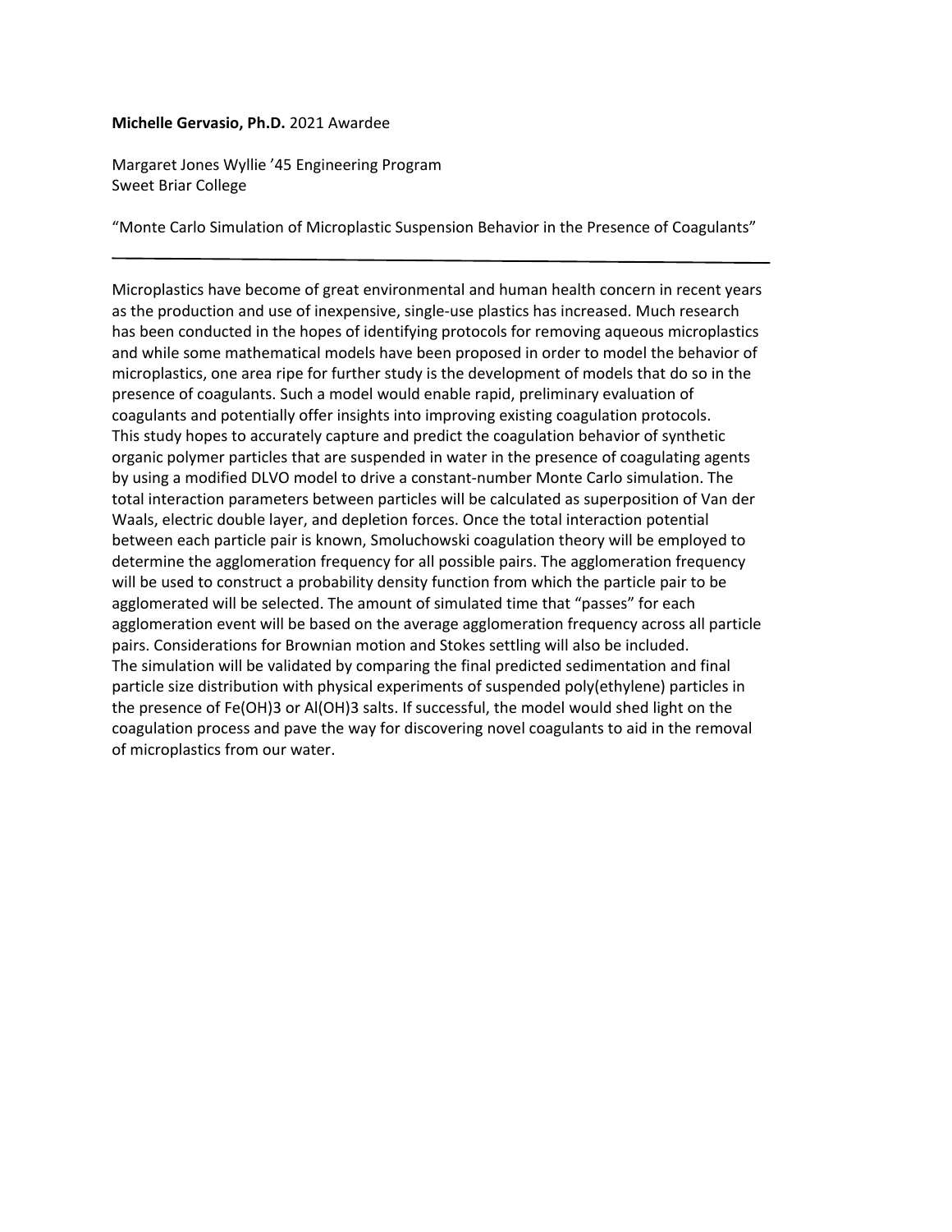**Michelle Gervasio, Ph.D.** 2021 Awardee

Margaret Jones Wyllie '45 Engineering Program
Sweet Briar College

"Monte Carlo Simulation of Microplastic Suspension Behavior in the Presence of Coagulants"

---

Microplastics have become of great environmental and human health concern in recent years as the production and use of inexpensive, single-use plastics has increased. Much research has been conducted in the hopes of identifying protocols for removing aqueous microplastics and while some mathematical models have been proposed in order to model the behavior of microplastics, one area ripe for further study is the development of models that do so in the presence of coagulants. Such a model would enable rapid, preliminary evaluation of coagulants and potentially offer insights into improving existing coagulation protocols. This study hopes to accurately capture and predict the coagulation behavior of synthetic organic polymer particles that are suspended in water in the presence of coagulating agents by using a modified DLVO model to drive a constant-number Monte Carlo simulation. The total interaction parameters between particles will be calculated as superposition of Van der Waals, electric double layer, and depletion forces. Once the total interaction potential between each particle pair is known, Smoluchowski coagulation theory will be employed to determine the agglomeration frequency for all possible pairs. The agglomeration frequency will be used to construct a probability density function from which the particle pair to be agglomerated will be selected. The amount of simulated time that "passes" for each agglomeration event will be based on the average agglomeration frequency across all particle pairs. Considerations for Brownian motion and Stokes settling will also be included. The simulation will be validated by comparing the final predicted sedimentation and final particle size distribution with physical experiments of suspended poly(ethylene) particles in the presence of $Fe(OH)_3$ or $Al(OH)_3$ salts. If successful, the model would shed light on the coagulation process and pave the way for discovering novel coagulants to aid in the removal of microplastics from our water.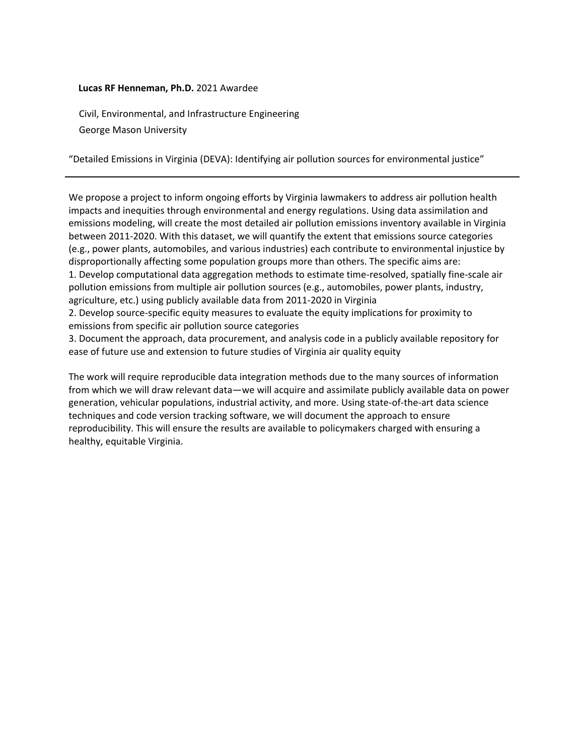**Lucas RF Henneman, Ph.D.** 2021 Awardee

Civil, Environmental, and Infrastructure Engineering
George Mason University

"Detailed Emissions in Virginia (DEVA): Identifying air pollution sources for environmental justice"

---

We propose a project to inform ongoing efforts by Virginia lawmakers to address air pollution health impacts and inequities through environmental and energy regulations. Using data assimilation and emissions modeling, will create the most detailed air pollution emissions inventory available in Virginia between 2011-2020. With this dataset, we will quantify the extent that emissions source categories (e.g., power plants, automobiles, and various industries) each contribute to environmental injustice by disproportionally affecting some population groups more than others. The specific aims are:

1. Develop computational data aggregation methods to estimate time-resolved, spatially fine-scale air pollution emissions from multiple air pollution sources (e.g., automobiles, power plants, industry, agriculture, etc.) using publicly available data from 2011-2020 in Virginia
2. Develop source-specific equity measures to evaluate the equity implications for proximity to emissions from specific air pollution source categories
3. Document the approach, data procurement, and analysis code in a publicly available repository for ease of future use and extension to future studies of Virginia air quality equity

The work will require reproducible data integration methods due to the many sources of information from which we will draw relevant data—we will acquire and assimilate publicly available data on power generation, vehicular populations, industrial activity, and more. Using state-of-the-art data science techniques and code version tracking software, we will document the approach to ensure reproducibility. This will ensure the results are available to policymakers charged with ensuring a healthy, equitable Virginia.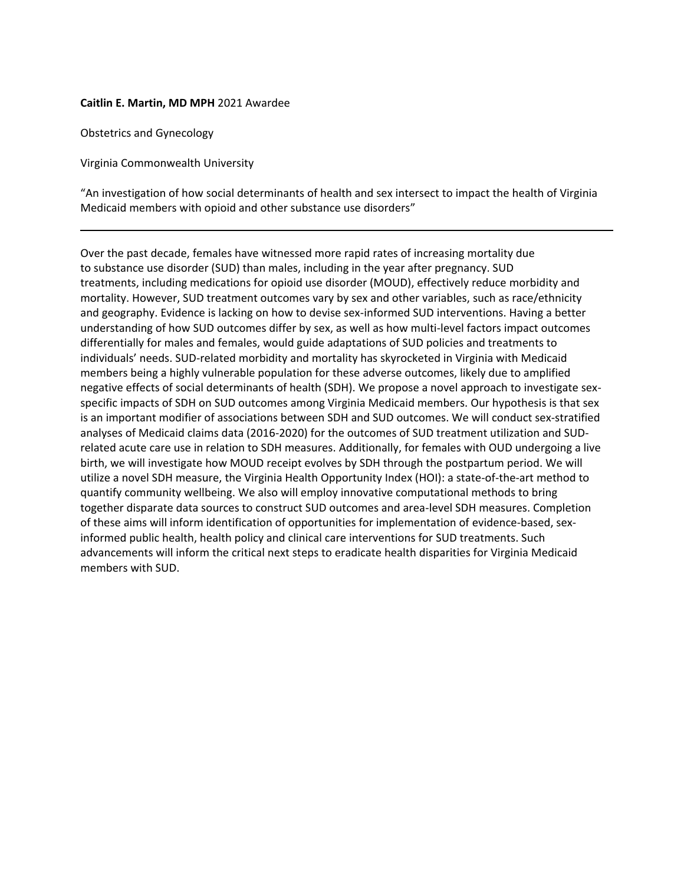**Caitlin E. Martin, MD MPH** 2021 Awardee

Obstetrics and Gynecology

Virginia Commonwealth University

"An investigation of how social determinants of health and sex intersect to impact the health of Virginia Medicaid members with opioid and other substance use disorders"

---

Over the past decade, females have witnessed more rapid rates of increasing mortality due to substance use disorder (SUD) than males, including in the year after pregnancy. SUD treatments, including medications for opioid use disorder (MOUD), effectively reduce morbidity and mortality. However, SUD treatment outcomes vary by sex and other variables, such as race/ethnicity and geography. Evidence is lacking on how to devise sex-informed SUD interventions. Having a better understanding of how SUD outcomes differ by sex, as well as how multi-level factors impact outcomes differentially for males and females, would guide adaptations of SUD policies and treatments to individuals' needs. SUD-related morbidity and mortality has skyrocketed in Virginia with Medicaid members being a highly vulnerable population for these adverse outcomes, likely due to amplified negative effects of social determinants of health (SDH). We propose a novel approach to investigate sex-specific impacts of SDH on SUD outcomes among Virginia Medicaid members. Our hypothesis is that sex is an important modifier of associations between SDH and SUD outcomes. We will conduct sex-stratified analyses of Medicaid claims data (2016-2020) for the outcomes of SUD treatment utilization and SUD-related acute care use in relation to SDH measures. Additionally, for females with OUD undergoing a live birth, we will investigate how MOUD receipt evolves by SDH through the postpartum period. We will utilize a novel SDH measure, the Virginia Health Opportunity Index (HOI): a state-of-the-art method to quantify community wellbeing. We also will employ innovative computational methods to bring together disparate data sources to construct SUD outcomes and area-level SDH measures. Completion of these aims will inform identification of opportunities for implementation of evidence-based, sex-informed public health, health policy and clinical care interventions for SUD treatments. Such advancements will inform the critical next steps to eradicate health disparities for Virginia Medicaid members with SUD.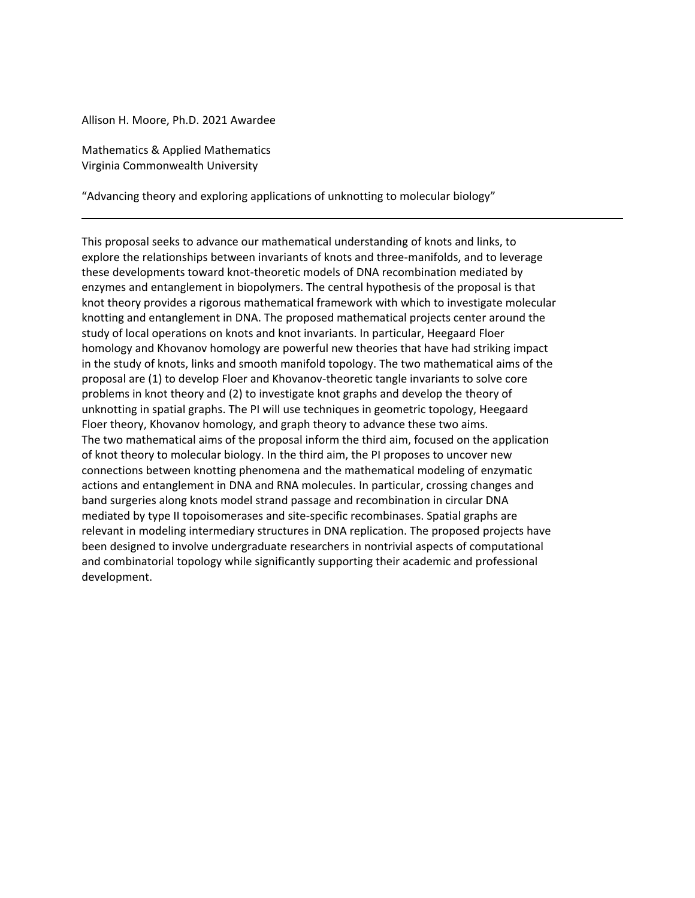Allison H. Moore, Ph.D. 2021 Awardee

Mathematics & Applied Mathematics
Virginia Commonwealth University

"Advancing theory and exploring applications of unknotting to molecular biology"

---

This proposal seeks to advance our mathematical understanding of knots and links, to explore the relationships between invariants of knots and three-manifolds, and to leverage these developments toward knot-theoretic models of DNA recombination mediated by enzymes and entanglement in biopolymers. The central hypothesis of the proposal is that knot theory provides a rigorous mathematical framework with which to investigate molecular knotting and entanglement in DNA. The proposed mathematical projects center around the study of local operations on knots and knot invariants. In particular, Heegaard Floer homology and Khovanov homology are powerful new theories that have had striking impact in the study of knots, links and smooth manifold topology. The two mathematical aims of the proposal are (1) to develop Floer and Khovanov-theoretic tangle invariants to solve core problems in knot theory and (2) to investigate knot graphs and develop the theory of unknotting in spatial graphs. The PI will use techniques in geometric topology, Heegaard Floer theory, Khovanov homology, and graph theory to advance these two aims.
The two mathematical aims of the proposal inform the third aim, focused on the application of knot theory to molecular biology. In the third aim, the PI proposes to uncover new connections between knotting phenomena and the mathematical modeling of enzymatic actions and entanglement in DNA and RNA molecules. In particular, crossing changes and band surgeries along knots model strand passage and recombination in circular DNA mediated by type II topoisomerases and site-specific recombinases. Spatial graphs are relevant in modeling intermediary structures in DNA replication. The proposed projects have been designed to involve undergraduate researchers in nontrivial aspects of computational and combinatorial topology while significantly supporting their academic and professional development.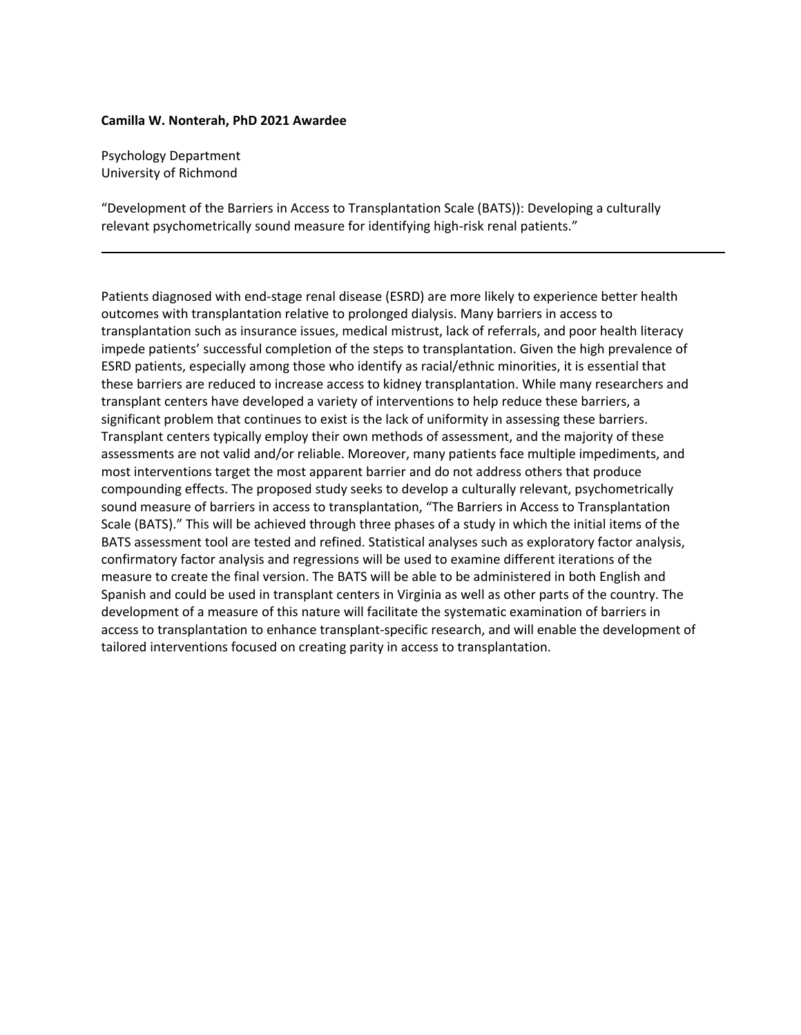**Camilla W. Nonterah, PhD 2021 Awardee**

Psychology Department
University of Richmond

"Development of the Barriers in Access to Transplantation Scale (BATS)): Developing a culturally relevant psychometrically sound measure for identifying high-risk renal patients."

---

Patients diagnosed with end-stage renal disease (ESRD) are more likely to experience better health outcomes with transplantation relative to prolonged dialysis. Many barriers in access to transplantation such as insurance issues, medical mistrust, lack of referrals, and poor health literacy impede patients' successful completion of the steps to transplantation. Given the high prevalence of ESRD patients, especially among those who identify as racial/ethnic minorities, it is essential that these barriers are reduced to increase access to kidney transplantation. While many researchers and transplant centers have developed a variety of interventions to help reduce these barriers, a significant problem that continues to exist is the lack of uniformity in assessing these barriers. Transplant centers typically employ their own methods of assessment, and the majority of these assessments are not valid and/or reliable. Moreover, many patients face multiple impediments, and most interventions target the most apparent barrier and do not address others that produce compounding effects. The proposed study seeks to develop a culturally relevant, psychometrically sound measure of barriers in access to transplantation, "The Barriers in Access to Transplantation Scale (BATS)." This will be achieved through three phases of a study in which the initial items of the BATS assessment tool are tested and refined. Statistical analyses such as exploratory factor analysis, confirmatory factor analysis and regressions will be used to examine different iterations of the measure to create the final version. The BATS will be able to be administered in both English and Spanish and could be used in transplant centers in Virginia as well as other parts of the country. The development of a measure of this nature will facilitate the systematic examination of barriers in access to transplantation to enhance transplant-specific research, and will enable the development of tailored interventions focused on creating parity in access to transplantation.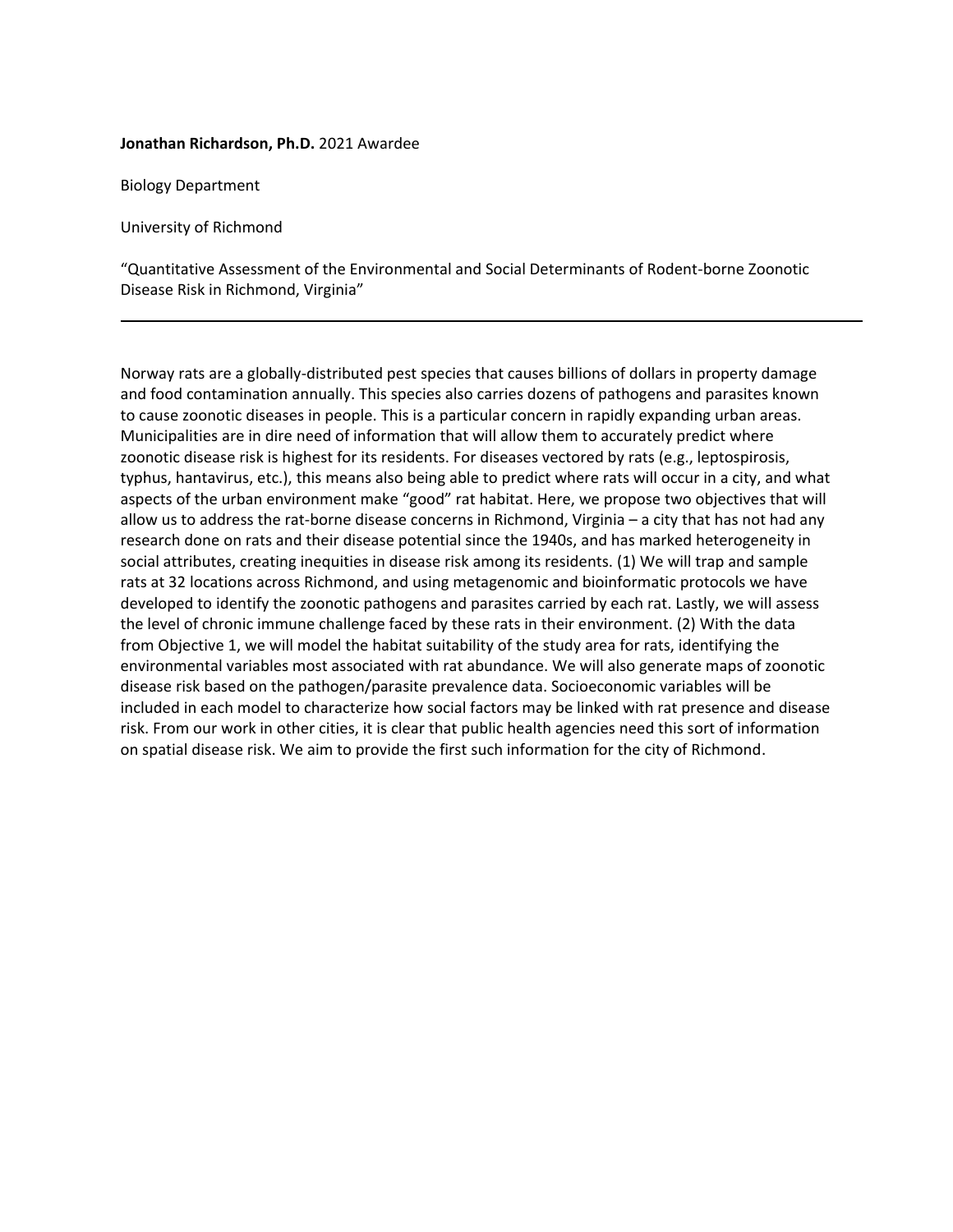**Jonathan Richardson, Ph.D.** 2021 Awardee

Biology Department

University of Richmond

"Quantitative Assessment of the Environmental and Social Determinants of Rodent-borne Zoonotic Disease Risk in Richmond, Virginia"

---

Norway rats are a globally-distributed pest species that causes billions of dollars in property damage and food contamination annually. This species also carries dozens of pathogens and parasites known to cause zoonotic diseases in people. This is a particular concern in rapidly expanding urban areas. Municipalities are in dire need of information that will allow them to accurately predict where zoonotic disease risk is highest for its residents. For diseases vectored by rats (e.g., leptospirosis, typhus, hantavirus, etc.), this means also being able to predict where rats will occur in a city, and what aspects of the urban environment make "good" rat habitat. Here, we propose two objectives that will allow us to address the rat-borne disease concerns in Richmond, Virginia – a city that has not had any research done on rats and their disease potential since the 1940s, and has marked heterogeneity in social attributes, creating inequities in disease risk among its residents. (1) We will trap and sample rats at 32 locations across Richmond, and using metagenomic and bioinformatic protocols we have developed to identify the zoonotic pathogens and parasites carried by each rat. Lastly, we will assess the level of chronic immune challenge faced by these rats in their environment. (2) With the data from Objective 1, we will model the habitat suitability of the study area for rats, identifying the environmental variables most associated with rat abundance. We will also generate maps of zoonotic disease risk based on the pathogen/parasite prevalence data. Socioeconomic variables will be included in each model to characterize how social factors may be linked with rat presence and disease risk. From our work in other cities, it is clear that public health agencies need this sort of information on spatial disease risk. We aim to provide the first such information for the city of Richmond.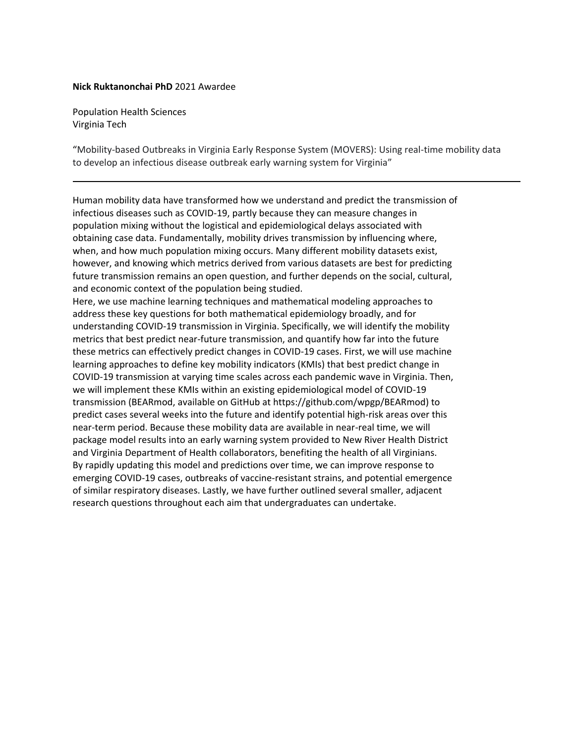**Nick Ruktanonchai PhD** 2021 Awardee

Population Health Sciences
Virginia Tech

"Mobility-based Outbreaks in Virginia Early Response System (MOVERS): Using real-time mobility data to develop an infectious disease outbreak early warning system for Virginia"

---

Human mobility data have transformed how we understand and predict the transmission of infectious diseases such as COVID-19, partly because they can measure changes in population mixing without the logistical and epidemiological delays associated with obtaining case data. Fundamentally, mobility drives transmission by influencing where, when, and how much population mixing occurs. Many different mobility datasets exist, however, and knowing which metrics derived from various datasets are best for predicting future transmission remains an open question, and further depends on the social, cultural, and economic context of the population being studied.

Here, we use machine learning techniques and mathematical modeling approaches to address these key questions for both mathematical epidemiology broadly, and for understanding COVID-19 transmission in Virginia. Specifically, we will identify the mobility metrics that best predict near-future transmission, and quantify how far into the future these metrics can effectively predict changes in COVID-19 cases. First, we will use machine learning approaches to define key mobility indicators (KMIs) that best predict change in COVID-19 transmission at varying time scales across each pandemic wave in Virginia. Then, we will implement these KMIs within an existing epidemiological model of COVID-19 transmission (BEARmod, available on GitHub at https://github.com/wpgp/BEARmod) to predict cases several weeks into the future and identify potential high-risk areas over this near-term period. Because these mobility data are available in near-real time, we will package model results into an early warning system provided to New River Health District and Virginia Department of Health collaborators, benefiting the health of all Virginians. By rapidly updating this model and predictions over time, we can improve response to emerging COVID-19 cases, outbreaks of vaccine-resistant strains, and potential emergence of similar respiratory diseases. Lastly, we have further outlined several smaller, adjacent research questions throughout each aim that undergraduates can undertake.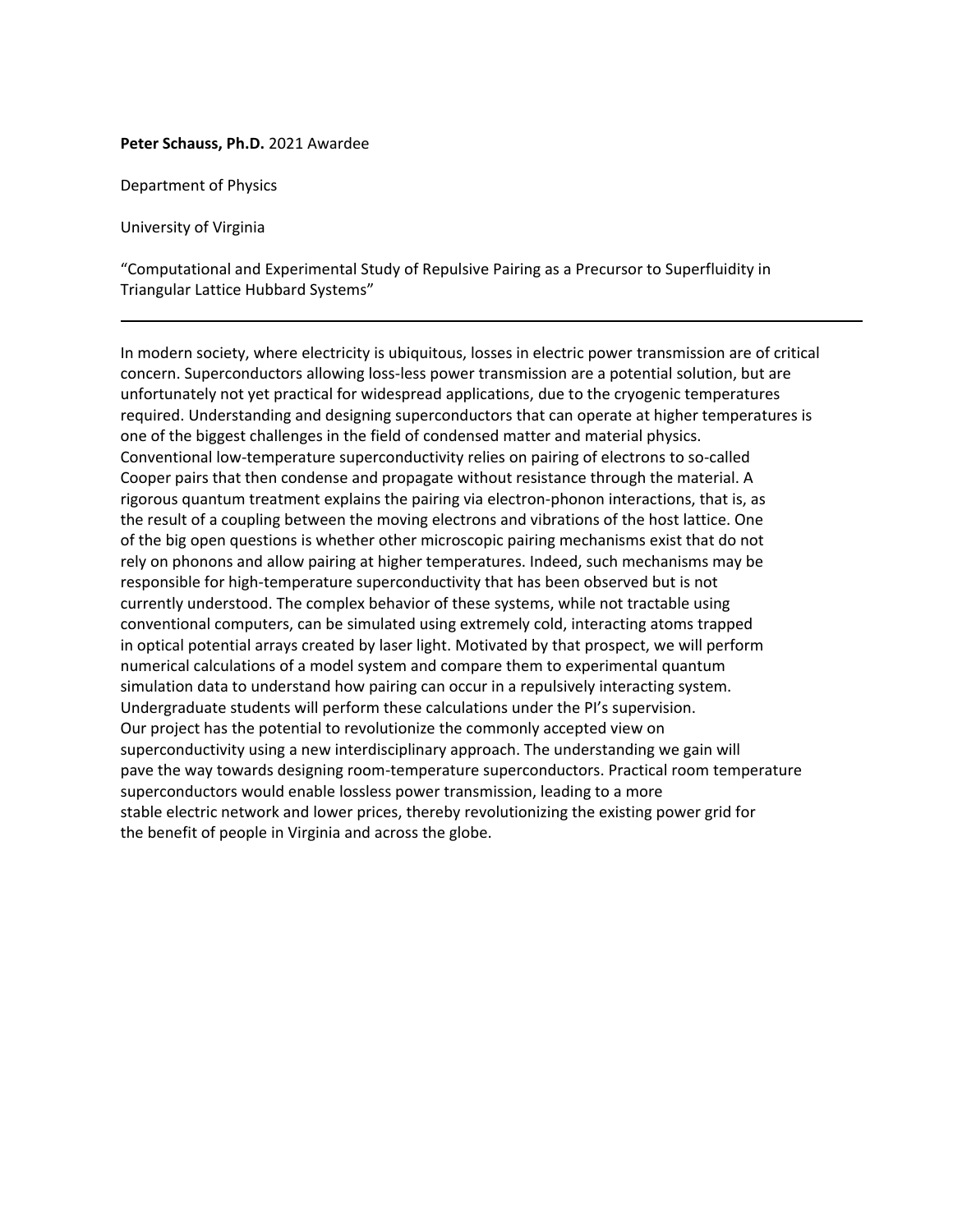**Peter Schauss, Ph.D.** 2021 Awardee

Department of Physics

University of Virginia

“Computational and Experimental Study of Repulsive Pairing as a Precursor to Superfluidity in Triangular Lattice Hubbard Systems”

---

In modern society, where electricity is ubiquitous, losses in electric power transmission are of critical concern. Superconductors allowing loss-less power transmission are a potential solution, but are unfortunately not yet practical for widespread applications, due to the cryogenic temperatures required. Understanding and designing superconductors that can operate at higher temperatures is one of the biggest challenges in the field of condensed matter and material physics. Conventional low-temperature superconductivity relies on pairing of electrons to so-called Cooper pairs that then condense and propagate without resistance through the material. A rigorous quantum treatment explains the pairing via electron-phonon interactions, that is, as the result of a coupling between the moving electrons and vibrations of the host lattice. One of the big open questions is whether other microscopic pairing mechanisms exist that do not rely on phonons and allow pairing at higher temperatures. Indeed, such mechanisms may be responsible for high-temperature superconductivity that has been observed but is not currently understood. The complex behavior of these systems, while not tractable using conventional computers, can be simulated using extremely cold, interacting atoms trapped in optical potential arrays created by laser light. Motivated by that prospect, we will perform numerical calculations of a model system and compare them to experimental quantum simulation data to understand how pairing can occur in a repulsively interacting system. Undergraduate students will perform these calculations under the PI’s supervision. Our project has the potential to revolutionize the commonly accepted view on superconductivity using a new interdisciplinary approach. The understanding we gain will pave the way towards designing room-temperature superconductors. Practical room temperature superconductors would enable lossless power transmission, leading to a more stable electric network and lower prices, thereby revolutionizing the existing power grid for the benefit of people in Virginia and across the globe.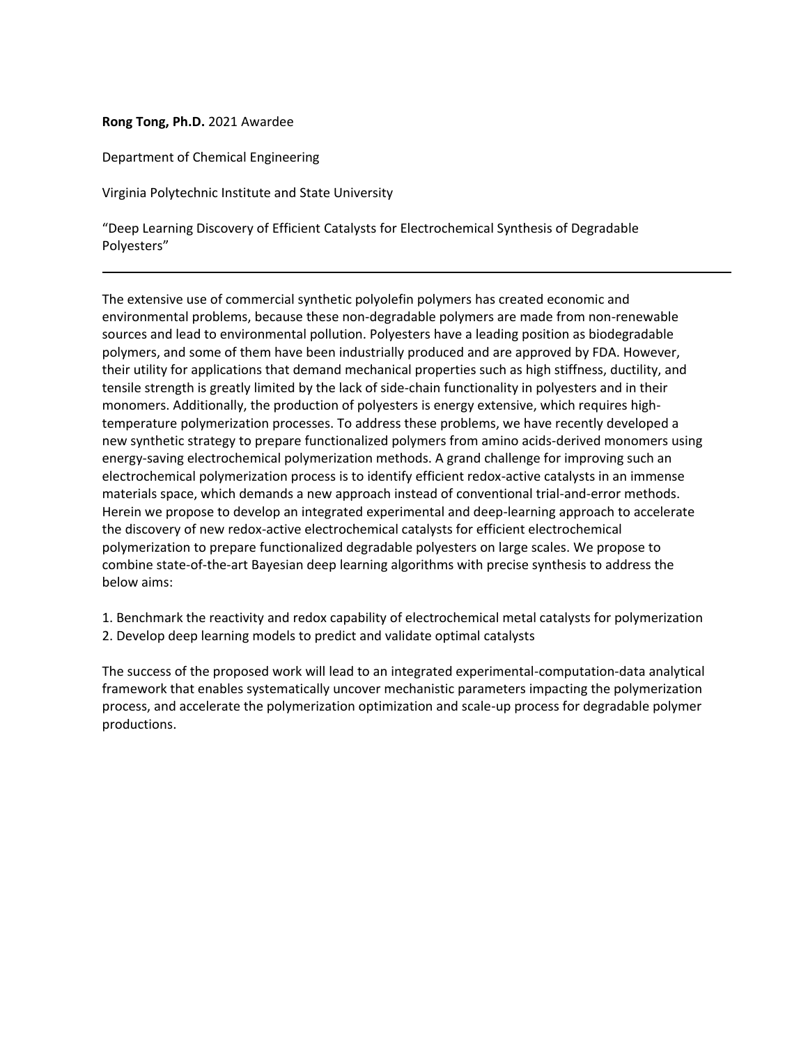**Rong Tong, Ph.D.** 2021 Awardee

Department of Chemical Engineering

Virginia Polytechnic Institute and State University

"Deep Learning Discovery of Efficient Catalysts for Electrochemical Synthesis of Degradable Polyesters"

---

The extensive use of commercial synthetic polyolefin polymers has created economic and environmental problems, because these non-degradable polymers are made from non-renewable sources and lead to environmental pollution. Polyesters have a leading position as biodegradable polymers, and some of them have been industrially produced and are approved by FDA. However, their utility for applications that demand mechanical properties such as high stiffness, ductility, and tensile strength is greatly limited by the lack of side-chain functionality in polyesters and in their monomers. Additionally, the production of polyesters is energy extensive, which requires high-temperature polymerization processes. To address these problems, we have recently developed a new synthetic strategy to prepare functionalized polymers from amino acids-derived monomers using energy-saving electrochemical polymerization methods. A grand challenge for improving such an electrochemical polymerization process is to identify efficient redox-active catalysts in an immense materials space, which demands a new approach instead of conventional trial-and-error methods. Herein we propose to develop an integrated experimental and deep-learning approach to accelerate the discovery of new redox-active electrochemical catalysts for efficient electrochemical polymerization to prepare functionalized degradable polyesters on large scales. We propose to combine state-of-the-art Bayesian deep learning algorithms with precise synthesis to address the below aims:

1. Benchmark the reactivity and redox capability of electrochemical metal catalysts for polymerization
2. Develop deep learning models to predict and validate optimal catalysts

The success of the proposed work will lead to an integrated experimental-computation-data analytical framework that enables systematically uncover mechanistic parameters impacting the polymerization process, and accelerate the polymerization optimization and scale-up process for degradable polymer productions.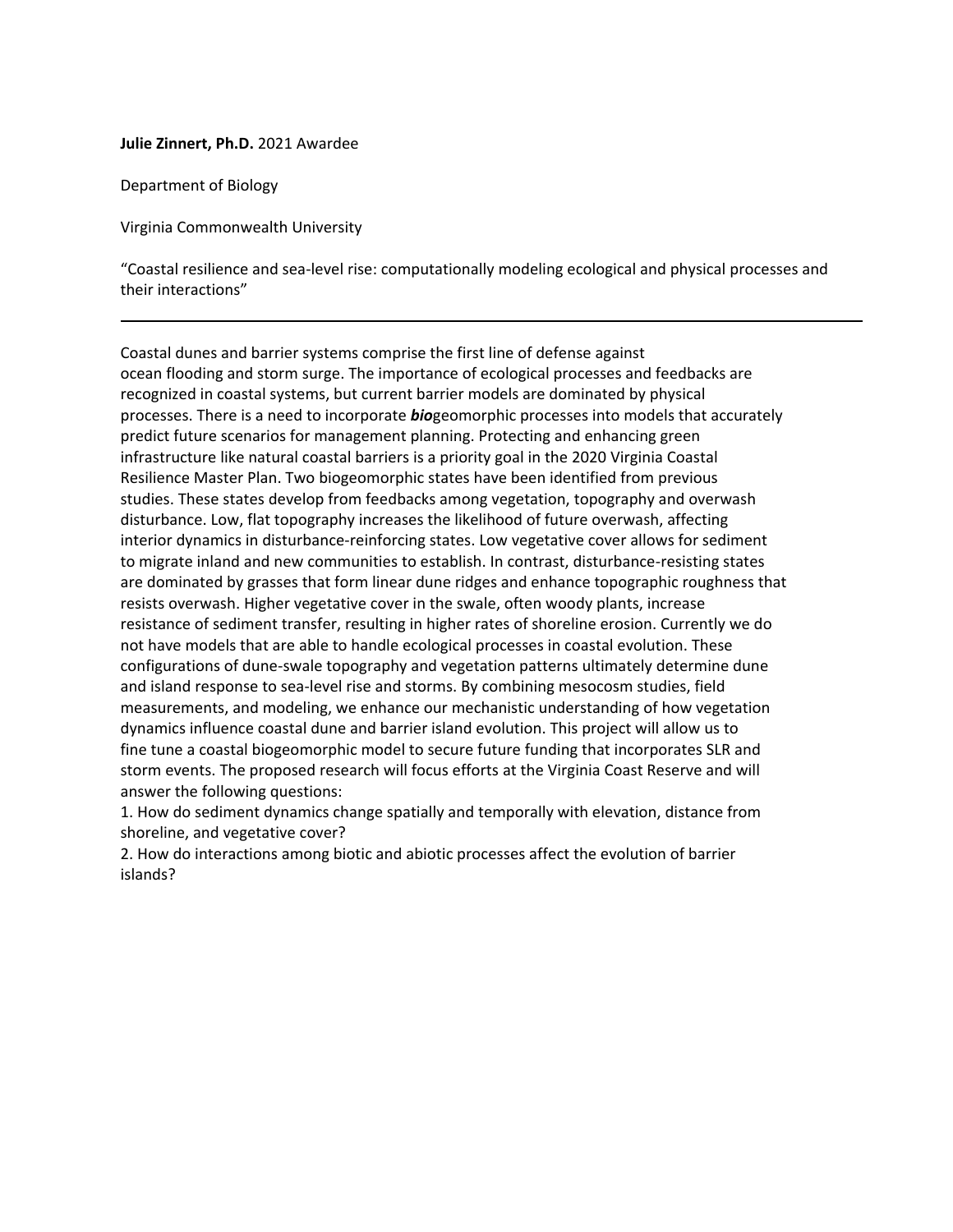**Julie Zinnert, Ph.D.** 2021 Awardee

Department of Biology

Virginia Commonwealth University

"Coastal resilience and sea-level rise: computationally modeling ecological and physical processes and their interactions"

---

Coastal dunes and barrier systems comprise the first line of defense against ocean flooding and storm surge. The importance of ecological processes and feedbacks are recognized in coastal systems, but current barrier models are dominated by physical processes. There is a need to incorporate ***bio***geomorphic processes into models that accurately predict future scenarios for management planning. Protecting and enhancing green infrastructure like natural coastal barriers is a priority goal in the 2020 Virginia Coastal Resilience Master Plan. Two biogeomorphic states have been identified from previous studies. These states develop from feedbacks among vegetation, topography and overwash disturbance. Low, flat topography increases the likelihood of future overwash, affecting interior dynamics in disturbance-reinforcing states. Low vegetative cover allows for sediment to migrate inland and new communities to establish. In contrast, disturbance-resisting states are dominated by grasses that form linear dune ridges and enhance topographic roughness that resists overwash. Higher vegetative cover in the swale, often woody plants, increase resistance of sediment transfer, resulting in higher rates of shoreline erosion. Currently we do not have models that are able to handle ecological processes in coastal evolution. These configurations of dune-swale topography and vegetation patterns ultimately determine dune and island response to sea-level rise and storms. By combining mesocosm studies, field measurements, and modeling, we enhance our mechanistic understanding of how vegetation dynamics influence coastal dune and barrier island evolution. This project will allow us to fine tune a coastal biogeomorphic model to secure future funding that incorporates SLR and storm events. The proposed research will focus efforts at the Virginia Coast Reserve and will answer the following questions:

1. How do sediment dynamics change spatially and temporally with elevation, distance from shoreline, and vegetative cover?
2. How do interactions among biotic and abiotic processes affect the evolution of barrier islands?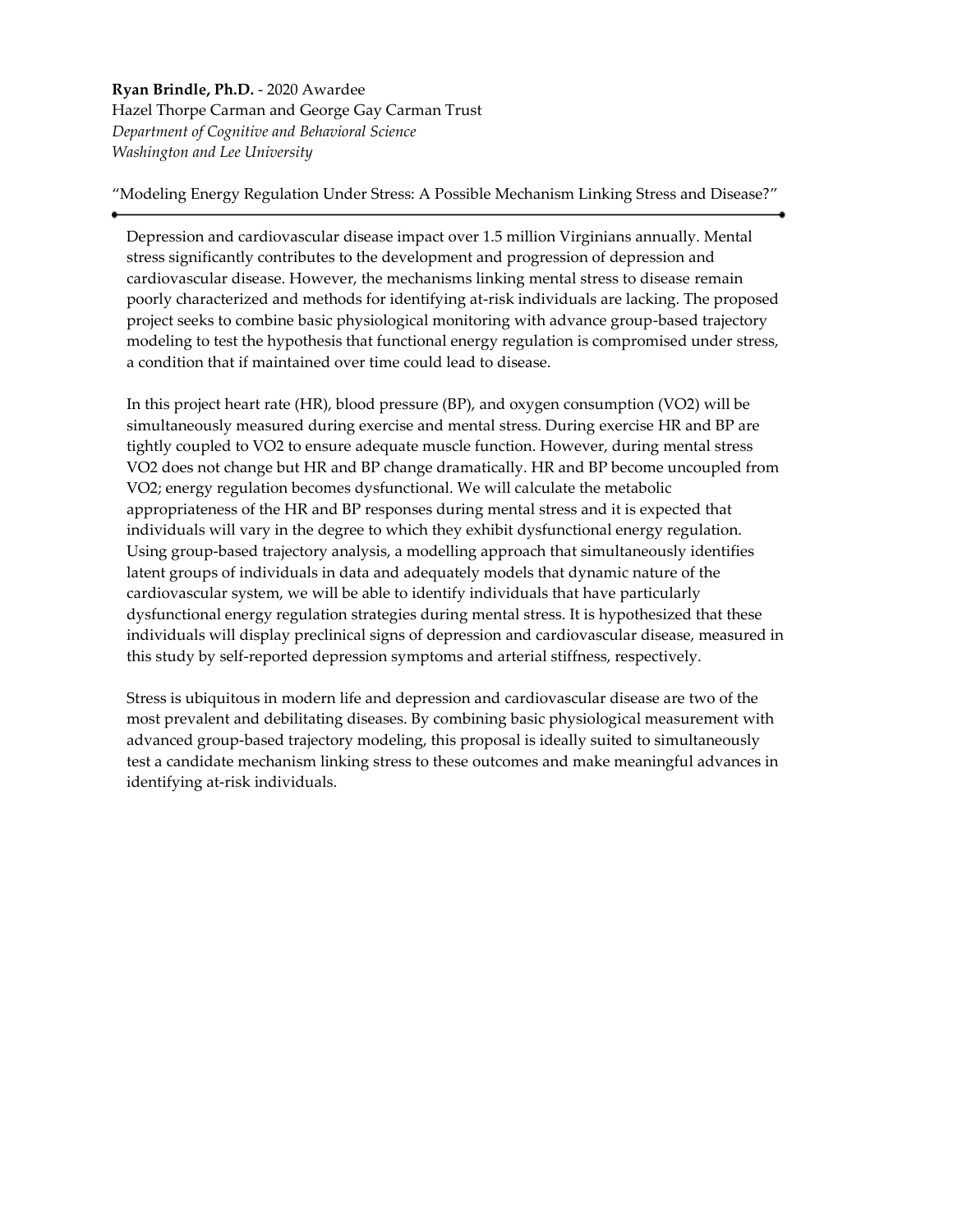**Ryan Brindle, Ph.D.** - 2020 Awardee
Hazel Thorpe Carman and George Gay Carman Trust
*Department of Cognitive and Behavioral Science*
*Washington and Lee University*

"Modeling Energy Regulation Under Stress: A Possible Mechanism Linking Stress and Disease?"

---

Depression and cardiovascular disease impact over 1.5 million Virginians annually. Mental stress significantly contributes to the development and progression of depression and cardiovascular disease. However, the mechanisms linking mental stress to disease remain poorly characterized and methods for identifying at-risk individuals are lacking. The proposed project seeks to combine basic physiological monitoring with advance group-based trajectory modeling to test the hypothesis that functional energy regulation is compromised under stress, a condition that if maintained over time could lead to disease.

In this project heart rate (HR), blood pressure (BP), and oxygen consumption (VO2) will be simultaneously measured during exercise and mental stress. During exercise HR and BP are tightly coupled to VO2 to ensure adequate muscle function. However, during mental stress VO2 does not change but HR and BP change dramatically. HR and BP become uncoupled from VO2; energy regulation becomes dysfunctional. We will calculate the metabolic appropriateness of the HR and BP responses during mental stress and it is expected that individuals will vary in the degree to which they exhibit dysfunctional energy regulation. Using group-based trajectory analysis, a modelling approach that simultaneously identifies latent groups of individuals in data and adequately models that dynamic nature of the cardiovascular system, we will be able to identify individuals that have particularly dysfunctional energy regulation strategies during mental stress. It is hypothesized that these individuals will display preclinical signs of depression and cardiovascular disease, measured in this study by self-reported depression symptoms and arterial stiffness, respectively.

Stress is ubiquitous in modern life and depression and cardiovascular disease are two of the most prevalent and debilitating diseases. By combining basic physiological measurement with advanced group-based trajectory modeling, this proposal is ideally suited to simultaneously test a candidate mechanism linking stress to these outcomes and make meaningful advances in identifying at-risk individuals.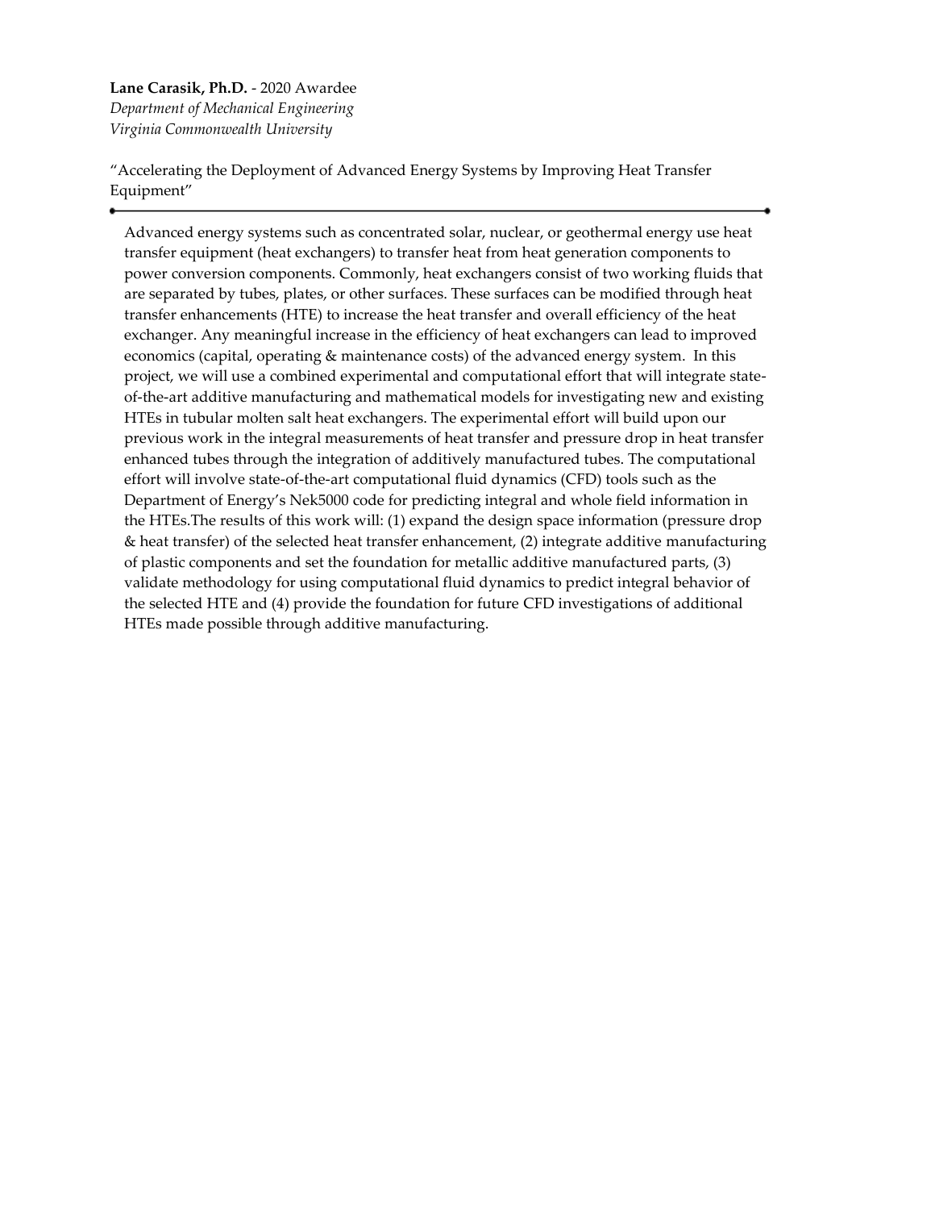**Lane Carasik, Ph.D.** - 2020 Awardee
*Department of Mechanical Engineering*
*Virginia Commonwealth University*

"Accelerating the Deployment of Advanced Energy Systems by Improving Heat Transfer Equipment"

---

Advanced energy systems such as concentrated solar, nuclear, or geothermal energy use heat transfer equipment (heat exchangers) to transfer heat from heat generation components to power conversion components. Commonly, heat exchangers consist of two working fluids that are separated by tubes, plates, or other surfaces. These surfaces can be modified through heat transfer enhancements (HTE) to increase the heat transfer and overall efficiency of the heat exchanger. Any meaningful increase in the efficiency of heat exchangers can lead to improved economics (capital, operating & maintenance costs) of the advanced energy system. In this project, we will use a combined experimental and computational effort that will integrate state-of-the-art additive manufacturing and mathematical models for investigating new and existing HTEs in tubular molten salt heat exchangers. The experimental effort will build upon our previous work in the integral measurements of heat transfer and pressure drop in heat transfer enhanced tubes through the integration of additively manufactured tubes. The computational effort will involve state-of-the-art computational fluid dynamics (CFD) tools such as the Department of Energy's Nek5000 code for predicting integral and whole field information in the HTEs.The results of this work will: (1) expand the design space information (pressure drop & heat transfer) of the selected heat transfer enhancement, (2) integrate additive manufacturing of plastic components and set the foundation for metallic additive manufactured parts, (3) validate methodology for using computational fluid dynamics to predict integral behavior of the selected HTE and (4) provide the foundation for future CFD investigations of additional HTEs made possible through additive manufacturing.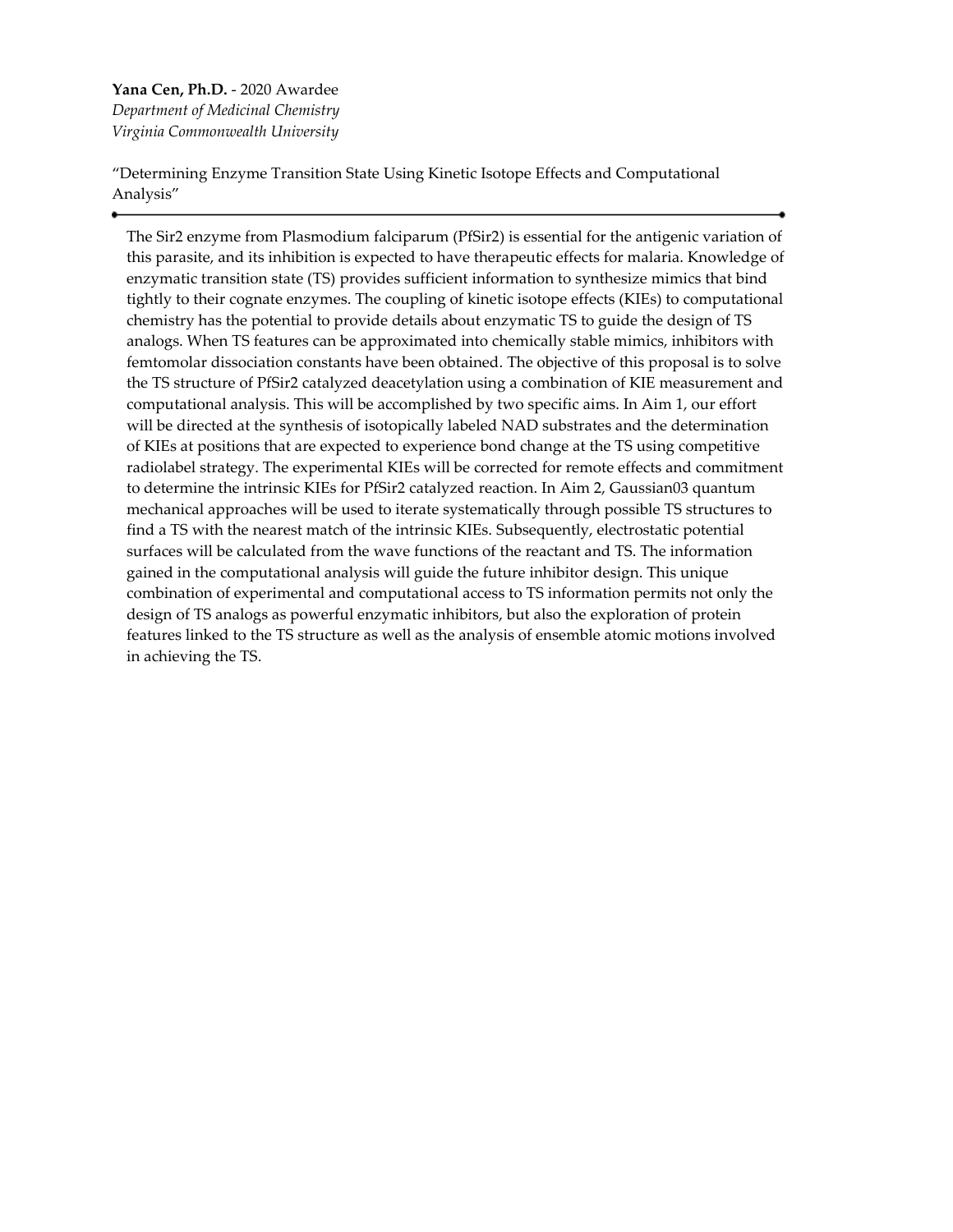**Yana Cen, Ph.D.** - 2020 Awardee
*Department of Medicinal Chemistry*
*Virginia Commonwealth University*

"Determining Enzyme Transition State Using Kinetic Isotope Effects and Computational Analysis"

---

The Sir2 enzyme from Plasmodium falciparum (PfSir2) is essential for the antigenic variation of this parasite, and its inhibition is expected to have therapeutic effects for malaria. Knowledge of enzymatic transition state (TS) provides sufficient information to synthesize mimics that bind tightly to their cognate enzymes. The coupling of kinetic isotope effects (KIEs) to computational chemistry has the potential to provide details about enzymatic TS to guide the design of TS analogs. When TS features can be approximated into chemically stable mimics, inhibitors with femtomolar dissociation constants have been obtained. The objective of this proposal is to solve the TS structure of PfSir2 catalyzed deacetylation using a combination of KIE measurement and computational analysis. This will be accomplished by two specific aims. In Aim 1, our effort will be directed at the synthesis of isotopically labeled NAD substrates and the determination of KIEs at positions that are expected to experience bond change at the TS using competitive radiolabel strategy. The experimental KIEs will be corrected for remote effects and commitment to determine the intrinsic KIEs for PfSir2 catalyzed reaction. In Aim 2, Gaussian03 quantum mechanical approaches will be used to iterate systematically through possible TS structures to find a TS with the nearest match of the intrinsic KIEs. Subsequently, electrostatic potential surfaces will be calculated from the wave functions of the reactant and TS. The information gained in the computational analysis will guide the future inhibitor design. This unique combination of experimental and computational access to TS information permits not only the design of TS analogs as powerful enzymatic inhibitors, but also the exploration of protein features linked to the TS structure as well as the analysis of ensemble atomic motions involved in achieving the TS.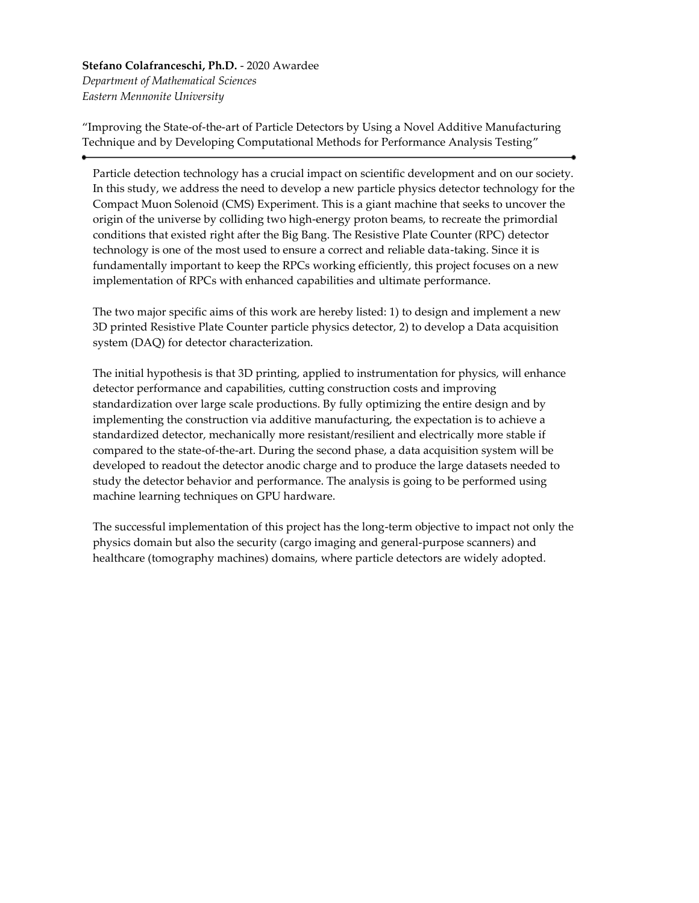**Stefano Colafranceschi, Ph.D.** - 2020 Awardee
*Department of Mathematical Sciences*
*Eastern Mennonite University*

"Improving the State-of-the-art of Particle Detectors by Using a Novel Additive Manufacturing Technique and by Developing Computational Methods for Performance Analysis Testing"

---

Particle detection technology has a crucial impact on scientific development and on our society. In this study, we address the need to develop a new particle physics detector technology for the Compact Muon Solenoid (CMS) Experiment. This is a giant machine that seeks to uncover the origin of the universe by colliding two high-energy proton beams, to recreate the primordial conditions that existed right after the Big Bang. The Resistive Plate Counter (RPC) detector technology is one of the most used to ensure a correct and reliable data-taking. Since it is fundamentally important to keep the RPCs working efficiently, this project focuses on a new implementation of RPCs with enhanced capabilities and ultimate performance.

The two major specific aims of this work are hereby listed: 1) to design and implement a new 3D printed Resistive Plate Counter particle physics detector, 2) to develop a Data acquisition system (DAQ) for detector characterization.

The initial hypothesis is that 3D printing, applied to instrumentation for physics, will enhance detector performance and capabilities, cutting construction costs and improving standardization over large scale productions. By fully optimizing the entire design and by implementing the construction via additive manufacturing, the expectation is to achieve a standardized detector, mechanically more resistant/resilient and electrically more stable if compared to the state-of-the-art. During the second phase, a data acquisition system will be developed to readout the detector anodic charge and to produce the large datasets needed to study the detector behavior and performance. The analysis is going to be performed using machine learning techniques on GPU hardware.

The successful implementation of this project has the long-term objective to impact not only the physics domain but also the security (cargo imaging and general-purpose scanners) and healthcare (tomography machines) domains, where particle detectors are widely adopted.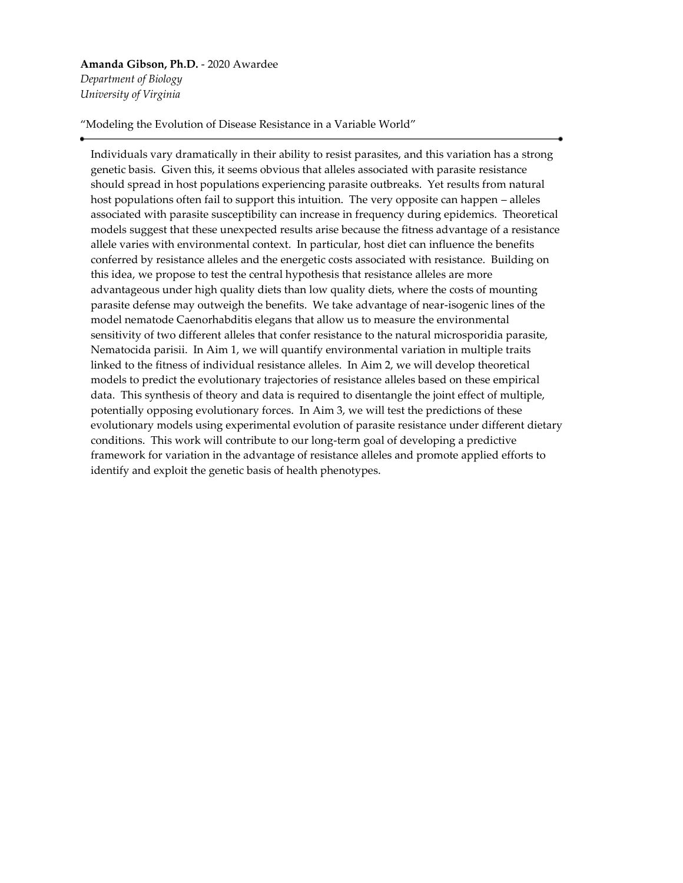**Amanda Gibson, Ph.D.** - 2020 Awardee
*Department of Biology*
*University of Virginia*

"Modeling the Evolution of Disease Resistance in a Variable World"

---

Individuals vary dramatically in their ability to resist parasites, and this variation has a strong genetic basis. Given this, it seems obvious that alleles associated with parasite resistance should spread in host populations experiencing parasite outbreaks. Yet results from natural host populations often fail to support this intuition. The very opposite can happen – alleles associated with parasite susceptibility can increase in frequency during epidemics. Theoretical models suggest that these unexpected results arise because the fitness advantage of a resistance allele varies with environmental context. In particular, host diet can influence the benefits conferred by resistance alleles and the energetic costs associated with resistance. Building on this idea, we propose to test the central hypothesis that resistance alleles are more advantageous under high quality diets than low quality diets, where the costs of mounting parasite defense may outweigh the benefits. We take advantage of near-isogenic lines of the model nematode Caenorhabditis elegans that allow us to measure the environmental sensitivity of two different alleles that confer resistance to the natural microsporidia parasite, Nematocida parisii. In Aim 1, we will quantify environmental variation in multiple traits linked to the fitness of individual resistance alleles. In Aim 2, we will develop theoretical models to predict the evolutionary trajectories of resistance alleles based on these empirical data. This synthesis of theory and data is required to disentangle the joint effect of multiple, potentially opposing evolutionary forces. In Aim 3, we will test the predictions of these evolutionary models using experimental evolution of parasite resistance under different dietary conditions. This work will contribute to our long-term goal of developing a predictive framework for variation in the advantage of resistance alleles and promote applied efforts to identify and exploit the genetic basis of health phenotypes.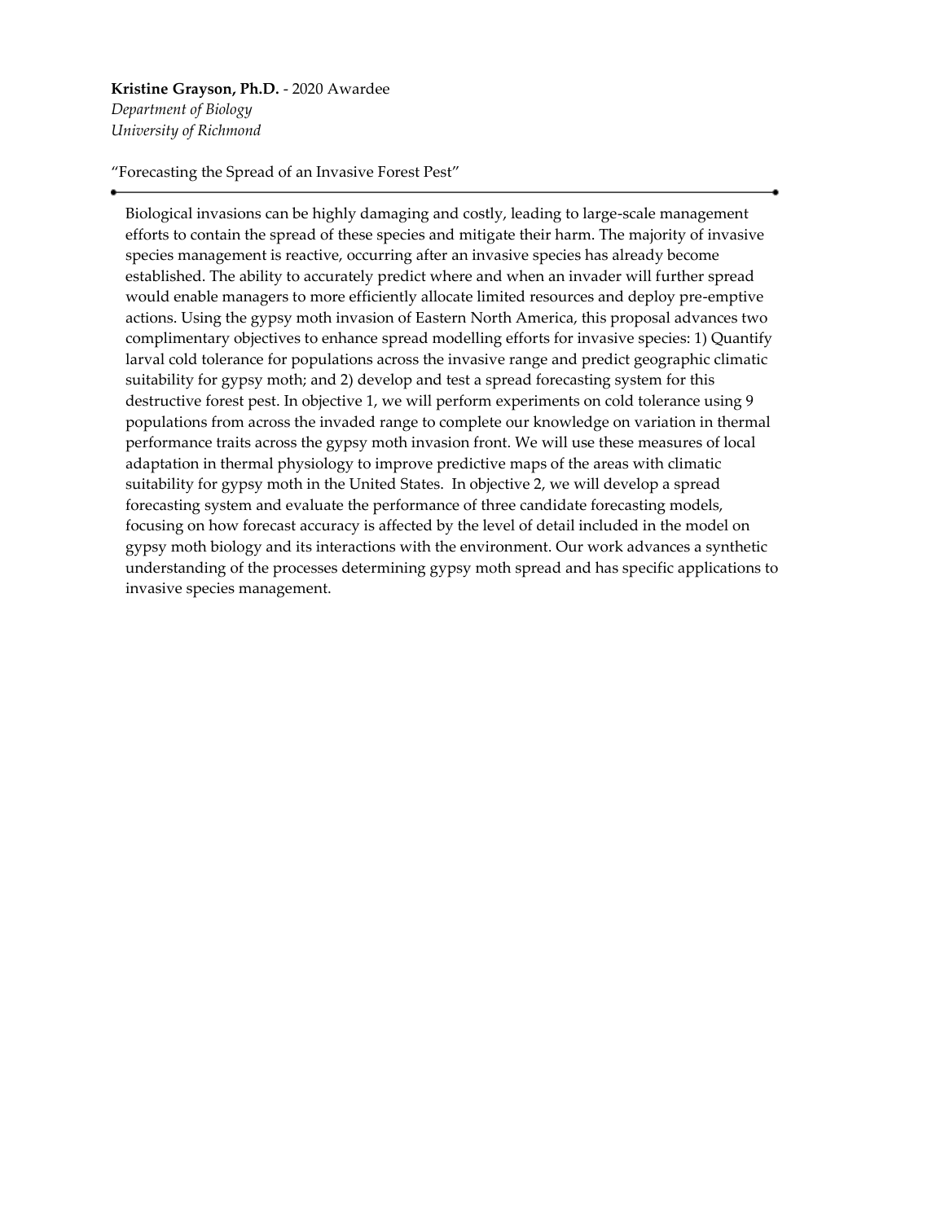**Kristine Grayson, Ph.D.** - 2020 Awardee
*Department of Biology*
*University of Richmond*

"Forecasting the Spread of an Invasive Forest Pest"

---

Biological invasions can be highly damaging and costly, leading to large-scale management efforts to contain the spread of these species and mitigate their harm. The majority of invasive species management is reactive, occurring after an invasive species has already become established. The ability to accurately predict where and when an invader will further spread would enable managers to more efficiently allocate limited resources and deploy pre-emptive actions. Using the gypsy moth invasion of Eastern North America, this proposal advances two complimentary objectives to enhance spread modelling efforts for invasive species: 1) Quantify larval cold tolerance for populations across the invasive range and predict geographic climatic suitability for gypsy moth; and 2) develop and test a spread forecasting system for this destructive forest pest. In objective 1, we will perform experiments on cold tolerance using 9 populations from across the invaded range to complete our knowledge on variation in thermal performance traits across the gypsy moth invasion front. We will use these measures of local adaptation in thermal physiology to improve predictive maps of the areas with climatic suitability for gypsy moth in the United States. In objective 2, we will develop a spread forecasting system and evaluate the performance of three candidate forecasting models, focusing on how forecast accuracy is affected by the level of detail included in the model on gypsy moth biology and its interactions with the environment. Our work advances a synthetic understanding of the processes determining gypsy moth spread and has specific applications to invasive species management.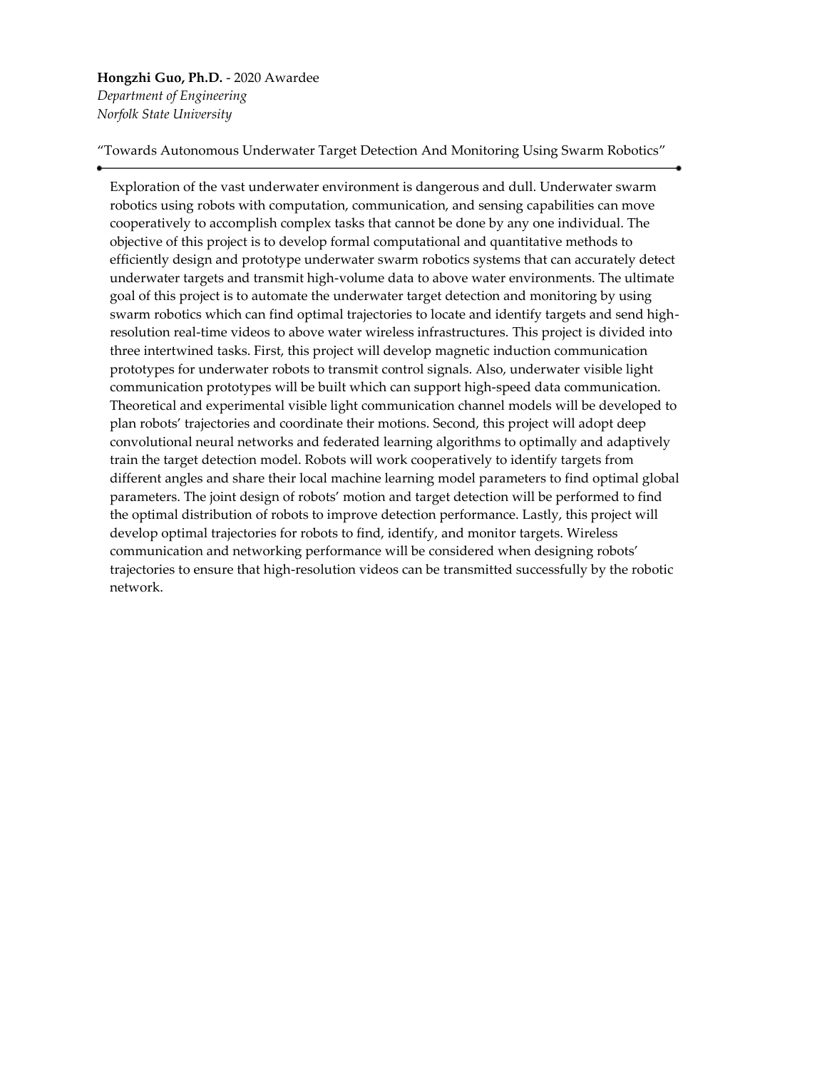**Hongzhi Guo, Ph.D.** - 2020 Awardee
*Department of Engineering*
*Norfolk State University*

"Towards Autonomous Underwater Target Detection And Monitoring Using Swarm Robotics"

---

Exploration of the vast underwater environment is dangerous and dull. Underwater swarm robotics using robots with computation, communication, and sensing capabilities can move cooperatively to accomplish complex tasks that cannot be done by any one individual. The objective of this project is to develop formal computational and quantitative methods to efficiently design and prototype underwater swarm robotics systems that can accurately detect underwater targets and transmit high-volume data to above water environments. The ultimate goal of this project is to automate the underwater target detection and monitoring by using swarm robotics which can find optimal trajectories to locate and identify targets and send high-resolution real-time videos to above water wireless infrastructures. This project is divided into three intertwined tasks. First, this project will develop magnetic induction communication prototypes for underwater robots to transmit control signals. Also, underwater visible light communication prototypes will be built which can support high-speed data communication. Theoretical and experimental visible light communication channel models will be developed to plan robots' trajectories and coordinate their motions. Second, this project will adopt deep convolutional neural networks and federated learning algorithms to optimally and adaptively train the target detection model. Robots will work cooperatively to identify targets from different angles and share their local machine learning model parameters to find optimal global parameters. The joint design of robots' motion and target detection will be performed to find the optimal distribution of robots to improve detection performance. Lastly, this project will develop optimal trajectories for robots to find, identify, and monitor targets. Wireless communication and networking performance will be considered when designing robots' trajectories to ensure that high-resolution videos can be transmitted successfully by the robotic network.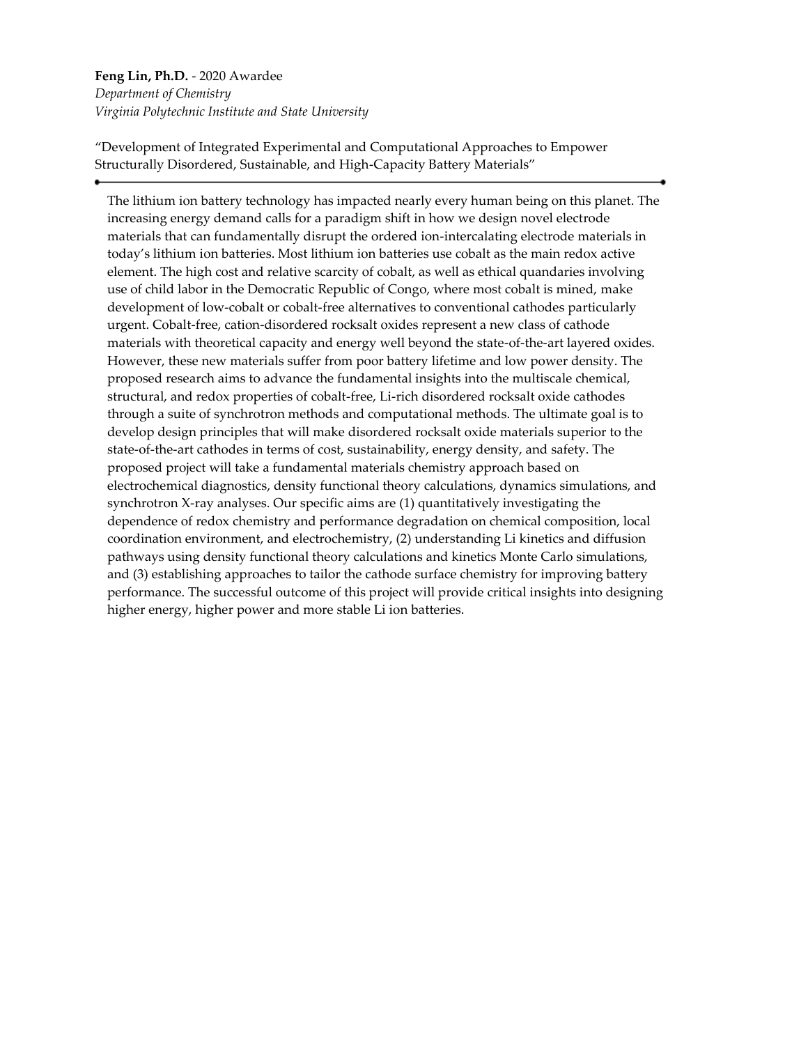**Feng Lin, Ph.D.** - 2020 Awardee
*Department of Chemistry*
*Virginia Polytechnic Institute and State University*

"Development of Integrated Experimental and Computational Approaches to Empower Structurally Disordered, Sustainable, and High-Capacity Battery Materials"

---

The lithium ion battery technology has impacted nearly every human being on this planet. The increasing energy demand calls for a paradigm shift in how we design novel electrode materials that can fundamentally disrupt the ordered ion-intercalating electrode materials in today's lithium ion batteries. Most lithium ion batteries use cobalt as the main redox active element. The high cost and relative scarcity of cobalt, as well as ethical quandaries involving use of child labor in the Democratic Republic of Congo, where most cobalt is mined, make development of low-cobalt or cobalt-free alternatives to conventional cathodes particularly urgent. Cobalt-free, cation-disordered rocksalt oxides represent a new class of cathode materials with theoretical capacity and energy well beyond the state-of-the-art layered oxides. However, these new materials suffer from poor battery lifetime and low power density. The proposed research aims to advance the fundamental insights into the multiscale chemical, structural, and redox properties of cobalt-free, Li-rich disordered rocksalt oxide cathodes through a suite of synchrotron methods and computational methods. The ultimate goal is to develop design principles that will make disordered rocksalt oxide materials superior to the state-of-the-art cathodes in terms of cost, sustainability, energy density, and safety. The proposed project will take a fundamental materials chemistry approach based on electrochemical diagnostics, density functional theory calculations, dynamics simulations, and synchrotron X-ray analyses. Our specific aims are (1) quantitatively investigating the dependence of redox chemistry and performance degradation on chemical composition, local coordination environment, and electrochemistry, (2) understanding Li kinetics and diffusion pathways using density functional theory calculations and kinetics Monte Carlo simulations, and (3) establishing approaches to tailor the cathode surface chemistry for improving battery performance. The successful outcome of this project will provide critical insights into designing higher energy, higher power and more stable Li ion batteries.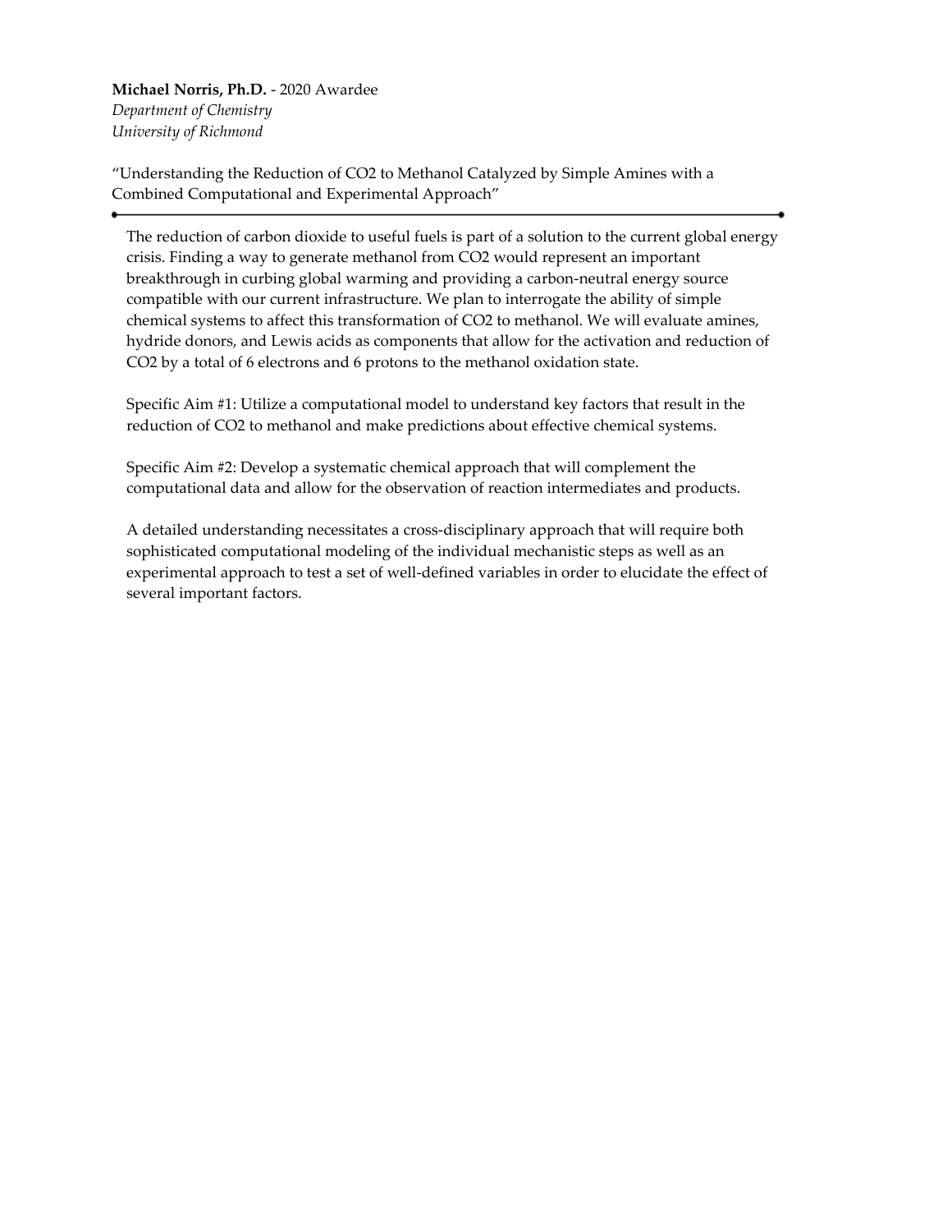**Michael Norris, Ph.D.** - 2020 Awardee
*Department of Chemistry*
*University of Richmond*

"Understanding the Reduction of $CO_2$ to Methanol Catalyzed by Simple Amines with a Combined Computational and Experimental Approach"

---

The reduction of carbon dioxide to useful fuels is part of a solution to the current global energy crisis. Finding a way to generate methanol from $CO_2$ would represent an important breakthrough in curbing global warming and providing a carbon-neutral energy source compatible with our current infrastructure. We plan to interrogate the ability of simple chemical systems to affect this transformation of $CO_2$ to methanol. We will evaluate amines, hydride donors, and Lewis acids as components that allow for the activation and reduction of $CO_2$ by a total of 6 electrons and 6 protons to the methanol oxidation state.

Specific Aim #1: Utilize a computational model to understand key factors that result in the reduction of $CO_2$ to methanol and make predictions about effective chemical systems.

Specific Aim #2: Develop a systematic chemical approach that will complement the computational data and allow for the observation of reaction intermediates and products.

A detailed understanding necessitates a cross-disciplinary approach that will require both sophisticated computational modeling of the individual mechanistic steps as well as an experimental approach to test a set of well-defined variables in order to elucidate the effect of several important factors.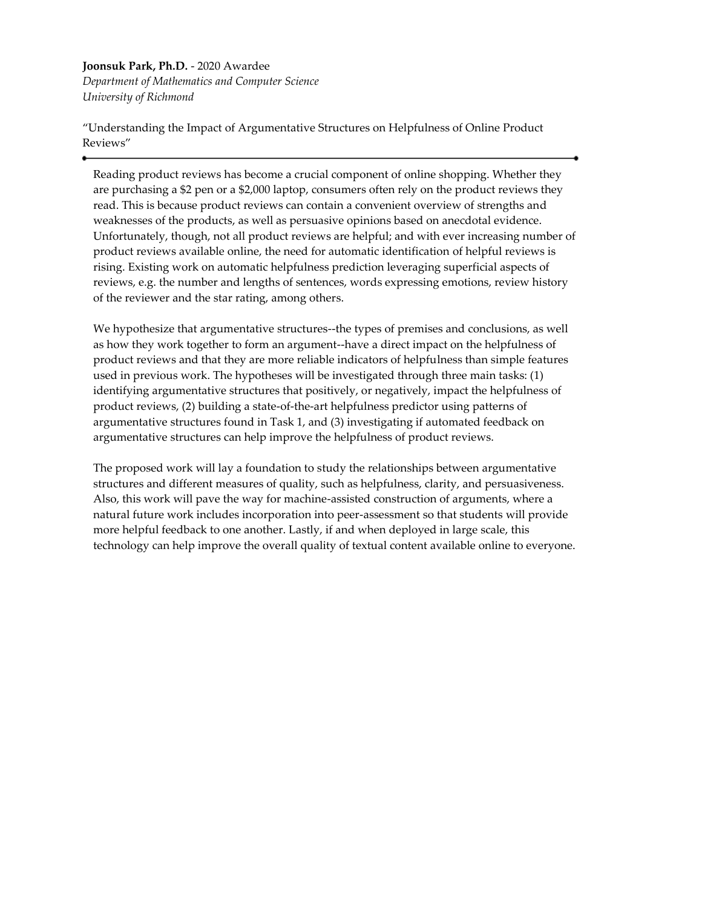**Joonsuk Park, Ph.D.** - 2020 Awardee
*Department of Mathematics and Computer Science*
*University of Richmond*

"Understanding the Impact of Argumentative Structures on Helpfulness of Online Product Reviews"

---

Reading product reviews has become a crucial component of online shopping. Whether they are purchasing a $2 pen or a $2,000 laptop, consumers often rely on the product reviews they read. This is because product reviews can contain a convenient overview of strengths and weaknesses of the products, as well as persuasive opinions based on anecdotal evidence. Unfortunately, though, not all product reviews are helpful; and with ever increasing number of product reviews available online, the need for automatic identification of helpful reviews is rising. Existing work on automatic helpfulness prediction leveraging superficial aspects of reviews, e.g. the number and lengths of sentences, words expressing emotions, review history of the reviewer and the star rating, among others.

We hypothesize that argumentative structures--the types of premises and conclusions, as well as how they work together to form an argument--have a direct impact on the helpfulness of product reviews and that they are more reliable indicators of helpfulness than simple features used in previous work. The hypotheses will be investigated through three main tasks: (1) identifying argumentative structures that positively, or negatively, impact the helpfulness of product reviews, (2) building a state-of-the-art helpfulness predictor using patterns of argumentative structures found in Task 1, and (3) investigating if automated feedback on argumentative structures can help improve the helpfulness of product reviews.

The proposed work will lay a foundation to study the relationships between argumentative structures and different measures of quality, such as helpfulness, clarity, and persuasiveness. Also, this work will pave the way for machine-assisted construction of arguments, where a natural future work includes incorporation into peer-assessment so that students will provide more helpful feedback to one another. Lastly, if and when deployed in large scale, this technology can help improve the overall quality of textual content available online to everyone.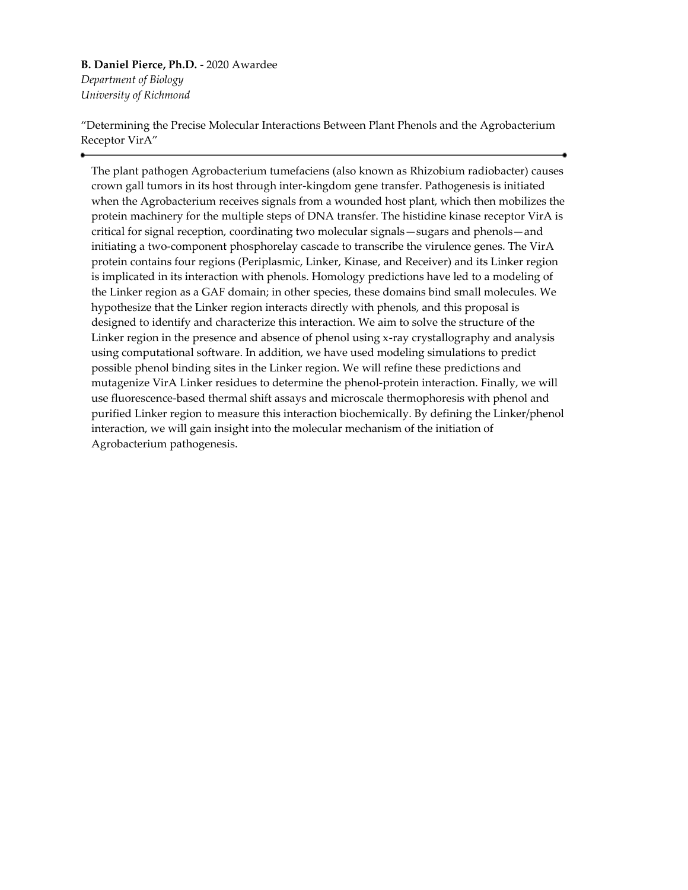**B. Daniel Pierce, Ph.D.** - 2020 Awardee
*Department of Biology*
*University of Richmond*

"Determining the Precise Molecular Interactions Between Plant Phenols and the Agrobacterium Receptor VirA"

---

The plant pathogen Agrobacterium tumefaciens (also known as Rhizobium radiobacter) causes crown gall tumors in its host through inter-kingdom gene transfer. Pathogenesis is initiated when the Agrobacterium receives signals from a wounded host plant, which then mobilizes the protein machinery for the multiple steps of DNA transfer. The histidine kinase receptor VirA is critical for signal reception, coordinating two molecular signals—sugars and phenols—and initiating a two-component phosphorelay cascade to transcribe the virulence genes. The VirA protein contains four regions (Periplasmic, Linker, Kinase, and Receiver) and its Linker region is implicated in its interaction with phenols. Homology predictions have led to a modeling of the Linker region as a GAF domain; in other species, these domains bind small molecules. We hypothesize that the Linker region interacts directly with phenols, and this proposal is designed to identify and characterize this interaction. We aim to solve the structure of the Linker region in the presence and absence of phenol using x-ray crystallography and analysis using computational software. In addition, we have used modeling simulations to predict possible phenol binding sites in the Linker region. We will refine these predictions and mutagenize VirA Linker residues to determine the phenol-protein interaction. Finally, we will use fluorescence-based thermal shift assays and microscale thermophoresis with phenol and purified Linker region to measure this interaction biochemically. By defining the Linker/phenol interaction, we will gain insight into the molecular mechanism of the initiation of Agrobacterium pathogenesis.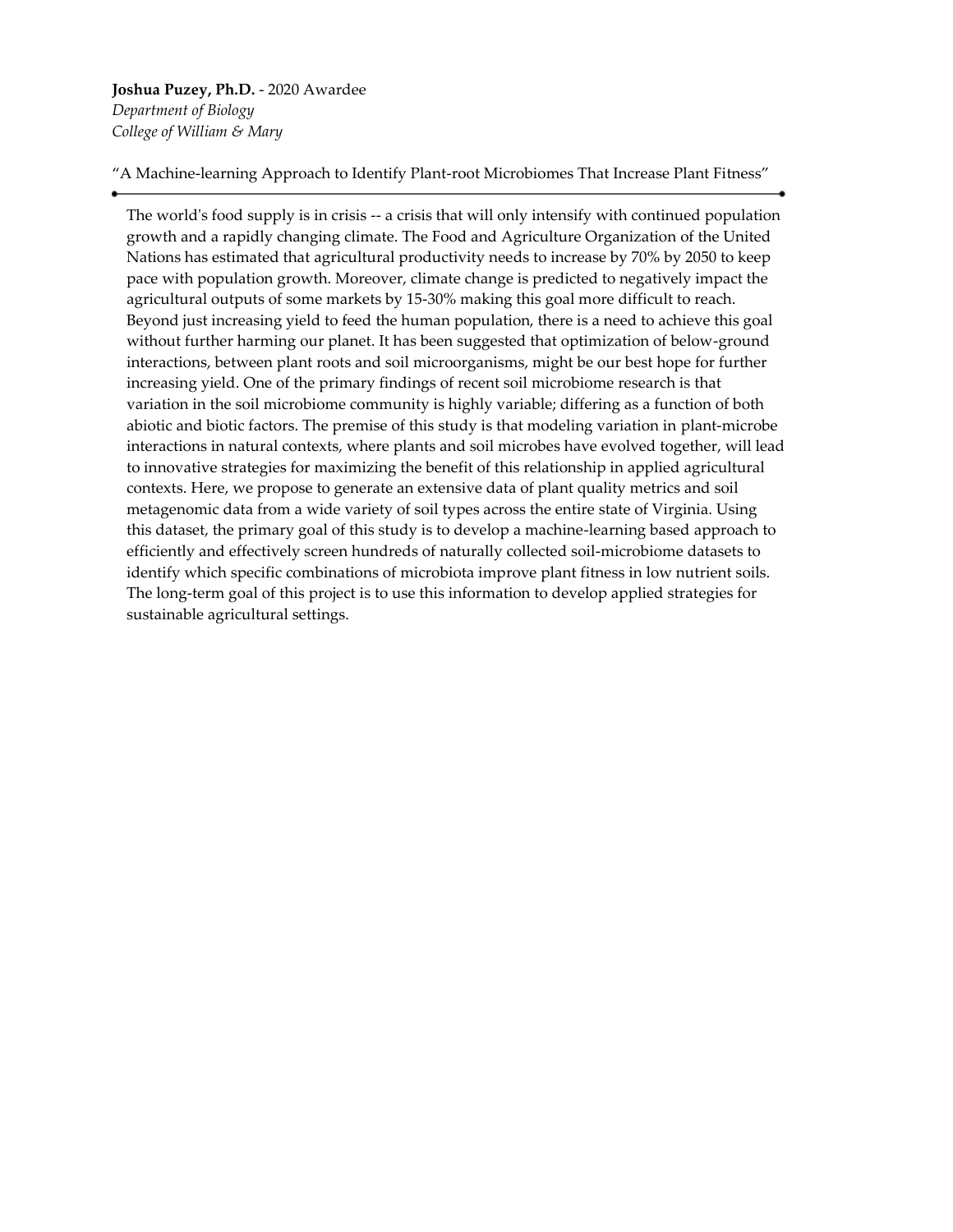**Joshua Puzey, Ph.D.** - 2020 Awardee
*Department of Biology*
*College of William & Mary*

"A Machine-learning Approach to Identify Plant-root Microbiomes That Increase Plant Fitness"

---

The world's food supply is in crisis -- a crisis that will only intensify with continued population growth and a rapidly changing climate. The Food and Agriculture Organization of the United Nations has estimated that agricultural productivity needs to increase by 70% by 2050 to keep pace with population growth. Moreover, climate change is predicted to negatively impact the agricultural outputs of some markets by 15-30% making this goal more difficult to reach. Beyond just increasing yield to feed the human population, there is a need to achieve this goal without further harming our planet. It has been suggested that optimization of below-ground interactions, between plant roots and soil microorganisms, might be our best hope for further increasing yield. One of the primary findings of recent soil microbiome research is that variation in the soil microbiome community is highly variable; differing as a function of both abiotic and biotic factors. The premise of this study is that modeling variation in plant-microbe interactions in natural contexts, where plants and soil microbes have evolved together, will lead to innovative strategies for maximizing the benefit of this relationship in applied agricultural contexts. Here, we propose to generate an extensive data of plant quality metrics and soil metagenomic data from a wide variety of soil types across the entire state of Virginia. Using this dataset, the primary goal of this study is to develop a machine-learning based approach to efficiently and effectively screen hundreds of naturally collected soil-microbiome datasets to identify which specific combinations of microbiota improve plant fitness in low nutrient soils. The long-term goal of this project is to use this information to develop applied strategies for sustainable agricultural settings.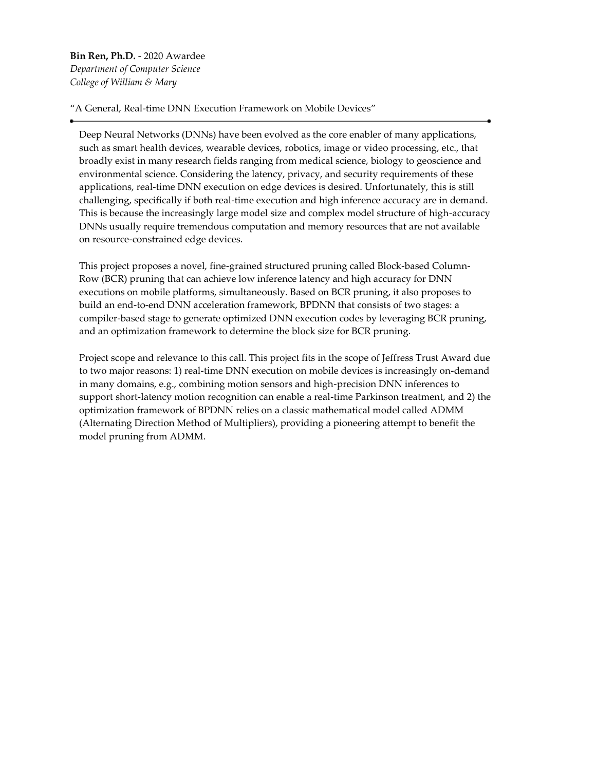**Bin Ren, Ph.D.** - 2020 Awardee
*Department of Computer Science*
*College of William & Mary*

"A General, Real-time DNN Execution Framework on Mobile Devices"

---

Deep Neural Networks (DNNs) have been evolved as the core enabler of many applications, such as smart health devices, wearable devices, robotics, image or video processing, etc., that broadly exist in many research fields ranging from medical science, biology to geoscience and environmental science. Considering the latency, privacy, and security requirements of these applications, real-time DNN execution on edge devices is desired. Unfortunately, this is still challenging, specifically if both real-time execution and high inference accuracy are in demand. This is because the increasingly large model size and complex model structure of high-accuracy DNNs usually require tremendous computation and memory resources that are not available on resource-constrained edge devices.

This project proposes a novel, fine-grained structured pruning called Block-based Column-Row (BCR) pruning that can achieve low inference latency and high accuracy for DNN executions on mobile platforms, simultaneously. Based on BCR pruning, it also proposes to build an end-to-end DNN acceleration framework, BPDNN that consists of two stages: a compiler-based stage to generate optimized DNN execution codes by leveraging BCR pruning, and an optimization framework to determine the block size for BCR pruning.

Project scope and relevance to this call. This project fits in the scope of Jeffress Trust Award due to two major reasons: 1) real-time DNN execution on mobile devices is increasingly on-demand in many domains, e.g., combining motion sensors and high-precision DNN inferences to support short-latency motion recognition can enable a real-time Parkinson treatment, and 2) the optimization framework of BPDNN relies on a classic mathematical model called ADMM (Alternating Direction Method of Multipliers), providing a pioneering attempt to benefit the model pruning from ADMM.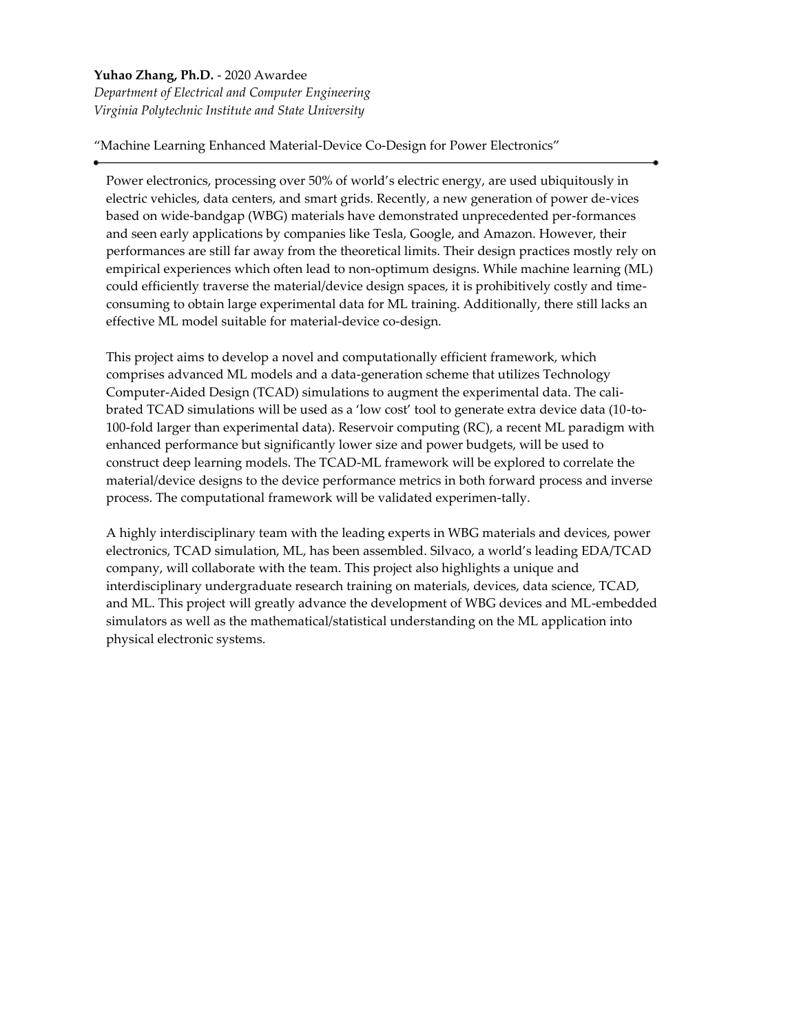**Yuhao Zhang, Ph.D.** - 2020 Awardee
*Department of Electrical and Computer Engineering*
*Virginia Polytechnic Institute and State University*

"Machine Learning Enhanced Material-Device Co-Design for Power Electronics"

---

Power electronics, processing over 50% of world's electric energy, are used ubiquitously in electric vehicles, data centers, and smart grids. Recently, a new generation of power de-vices based on wide-bandgap (WBG) materials have demonstrated unprecedented per-formances and seen early applications by companies like Tesla, Google, and Amazon. However, their performances are still far away from the theoretical limits. Their design practices mostly rely on empirical experiences which often lead to non-optimum designs. While machine learning (ML) could efficiently traverse the material/device design spaces, it is prohibitively costly and time-consuming to obtain large experimental data for ML training. Additionally, there still lacks an effective ML model suitable for material-device co-design.

This project aims to develop a novel and computationally efficient framework, which comprises advanced ML models and a data-generation scheme that utilizes Technology Computer-Aided Design (TCAD) simulations to augment the experimental data. The cali-brated TCAD simulations will be used as a 'low cost' tool to generate extra device data (10-to-100-fold larger than experimental data). Reservoir computing (RC), a recent ML paradigm with enhanced performance but significantly lower size and power budgets, will be used to construct deep learning models. The TCAD-ML framework will be explored to correlate the material/device designs to the device performance metrics in both forward process and inverse process. The computational framework will be validated experimen-tally.

A highly interdisciplinary team with the leading experts in WBG materials and devices, power electronics, TCAD simulation, ML, has been assembled. Silvaco, a world's leading EDA/TCAD company, will collaborate with the team. This project also highlights a unique and interdisciplinary undergraduate research training on materials, devices, data science, TCAD, and ML. This project will greatly advance the development of WBG devices and ML-embedded simulators as well as the mathematical/statistical understanding on the ML application into physical electronic systems.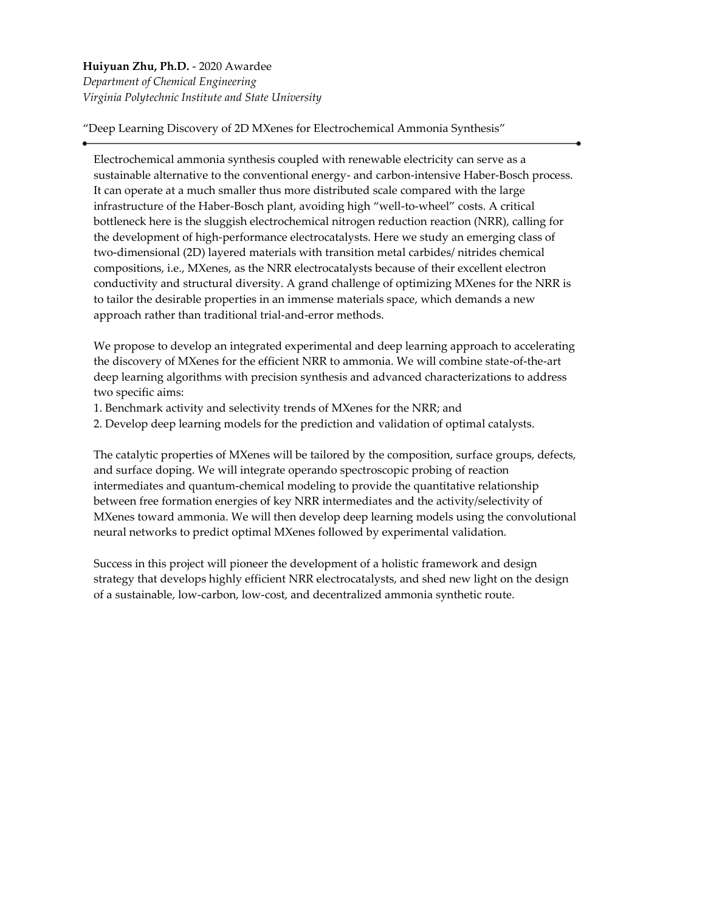**Huiyuan Zhu, Ph.D.** - 2020 Awardee
*Department of Chemical Engineering*
*Virginia Polytechnic Institute and State University*

"Deep Learning Discovery of 2D MXenes for Electrochemical Ammonia Synthesis"

---

Electrochemical ammonia synthesis coupled with renewable electricity can serve as a sustainable alternative to the conventional energy- and carbon-intensive Haber-Bosch process. It can operate at a much smaller thus more distributed scale compared with the large infrastructure of the Haber-Bosch plant, avoiding high "well-to-wheel" costs. A critical bottleneck here is the sluggish electrochemical nitrogen reduction reaction (NRR), calling for the development of high-performance electrocatalysts. Here we study an emerging class of two-dimensional (2D) layered materials with transition metal carbides/ nitrides chemical compositions, i.e., MXenes, as the NRR electrocatalysts because of their excellent electron conductivity and structural diversity. A grand challenge of optimizing MXenes for the NRR is to tailor the desirable properties in an immense materials space, which demands a new approach rather than traditional trial-and-error methods.

We propose to develop an integrated experimental and deep learning approach to accelerating the discovery of MXenes for the efficient NRR to ammonia. We will combine state-of-the-art deep learning algorithms with precision synthesis and advanced characterizations to address two specific aims:

1. Benchmark activity and selectivity trends of MXenes for the NRR; and
2. Develop deep learning models for the prediction and validation of optimal catalysts.

The catalytic properties of MXenes will be tailored by the composition, surface groups, defects, and surface doping. We will integrate operando spectroscopic probing of reaction intermediates and quantum-chemical modeling to provide the quantitative relationship between free formation energies of key NRR intermediates and the activity/selectivity of MXenes toward ammonia. We will then develop deep learning models using the convolutional neural networks to predict optimal MXenes followed by experimental validation.

Success in this project will pioneer the development of a holistic framework and design strategy that develops highly efficient NRR electrocatalysts, and shed new light on the design of a sustainable, low-carbon, low-cost, and decentralized ammonia synthetic route.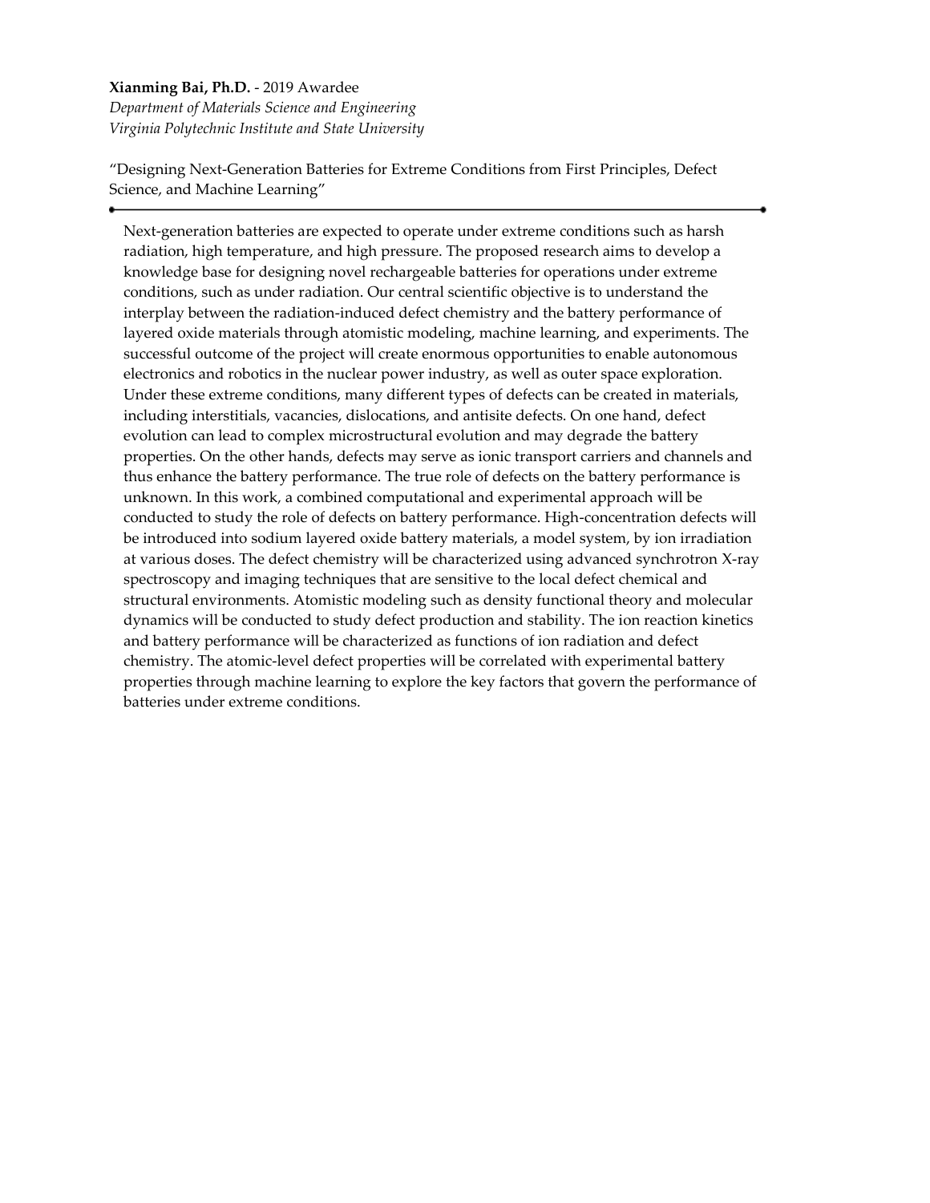**Xianming Bai, Ph.D.** - 2019 Awardee
*Department of Materials Science and Engineering*
*Virginia Polytechnic Institute and State University*

"Designing Next-Generation Batteries for Extreme Conditions from First Principles, Defect Science, and Machine Learning"

---

Next-generation batteries are expected to operate under extreme conditions such as harsh radiation, high temperature, and high pressure. The proposed research aims to develop a knowledge base for designing novel rechargeable batteries for operations under extreme conditions, such as under radiation. Our central scientific objective is to understand the interplay between the radiation-induced defect chemistry and the battery performance of layered oxide materials through atomistic modeling, machine learning, and experiments. The successful outcome of the project will create enormous opportunities to enable autonomous electronics and robotics in the nuclear power industry, as well as outer space exploration. Under these extreme conditions, many different types of defects can be created in materials, including interstitials, vacancies, dislocations, and antisite defects. On one hand, defect evolution can lead to complex microstructural evolution and may degrade the battery properties. On the other hands, defects may serve as ionic transport carriers and channels and thus enhance the battery performance. The true role of defects on the battery performance is unknown. In this work, a combined computational and experimental approach will be conducted to study the role of defects on battery performance. High-concentration defects will be introduced into sodium layered oxide battery materials, a model system, by ion irradiation at various doses. The defect chemistry will be characterized using advanced synchrotron X-ray spectroscopy and imaging techniques that are sensitive to the local defect chemical and structural environments. Atomistic modeling such as density functional theory and molecular dynamics will be conducted to study defect production and stability. The ion reaction kinetics and battery performance will be characterized as functions of ion radiation and defect chemistry. The atomic-level defect properties will be correlated with experimental battery properties through machine learning to explore the key factors that govern the performance of batteries under extreme conditions.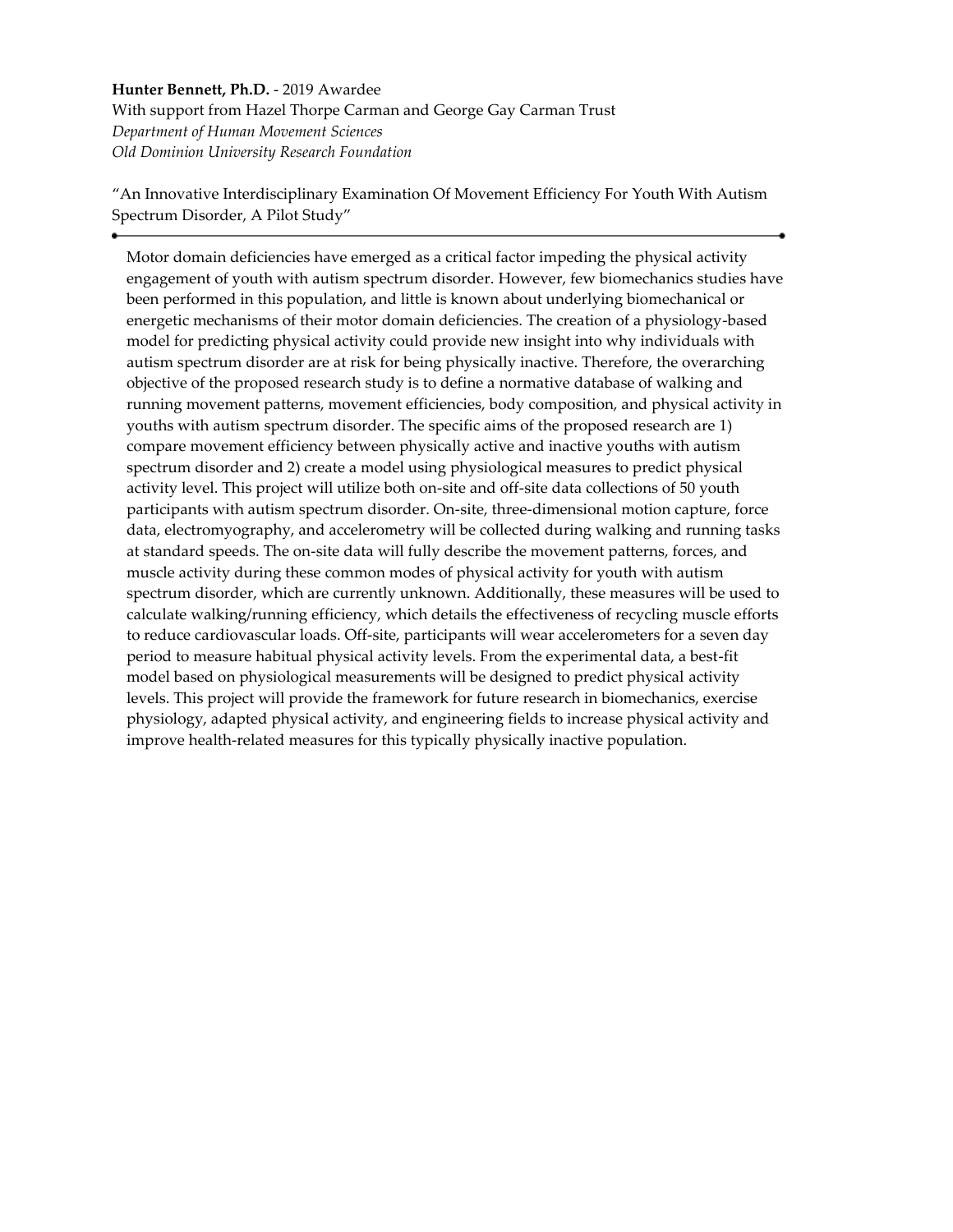**Hunter Bennett, Ph.D.** - 2019 Awardee
With support from Hazel Thorpe Carman and George Gay Carman Trust
*Department of Human Movement Sciences*
*Old Dominion University Research Foundation*

"An Innovative Interdisciplinary Examination Of Movement Efficiency For Youth With Autism Spectrum Disorder, A Pilot Study"

---

Motor domain deficiencies have emerged as a critical factor impeding the physical activity engagement of youth with autism spectrum disorder. However, few biomechanics studies have been performed in this population, and little is known about underlying biomechanical or energetic mechanisms of their motor domain deficiencies. The creation of a physiology-based model for predicting physical activity could provide new insight into why individuals with autism spectrum disorder are at risk for being physically inactive. Therefore, the overarching objective of the proposed research study is to define a normative database of walking and running movement patterns, movement efficiencies, body composition, and physical activity in youths with autism spectrum disorder. The specific aims of the proposed research are 1) compare movement efficiency between physically active and inactive youths with autism spectrum disorder and 2) create a model using physiological measures to predict physical activity level. This project will utilize both on-site and off-site data collections of 50 youth participants with autism spectrum disorder. On-site, three-dimensional motion capture, force data, electromyography, and accelerometry will be collected during walking and running tasks at standard speeds. The on-site data will fully describe the movement patterns, forces, and muscle activity during these common modes of physical activity for youth with autism spectrum disorder, which are currently unknown. Additionally, these measures will be used to calculate walking/running efficiency, which details the effectiveness of recycling muscle efforts to reduce cardiovascular loads. Off-site, participants will wear accelerometers for a seven day period to measure habitual physical activity levels. From the experimental data, a best-fit model based on physiological measurements will be designed to predict physical activity levels. This project will provide the framework for future research in biomechanics, exercise physiology, adapted physical activity, and engineering fields to increase physical activity and improve health-related measures for this typically physically inactive population.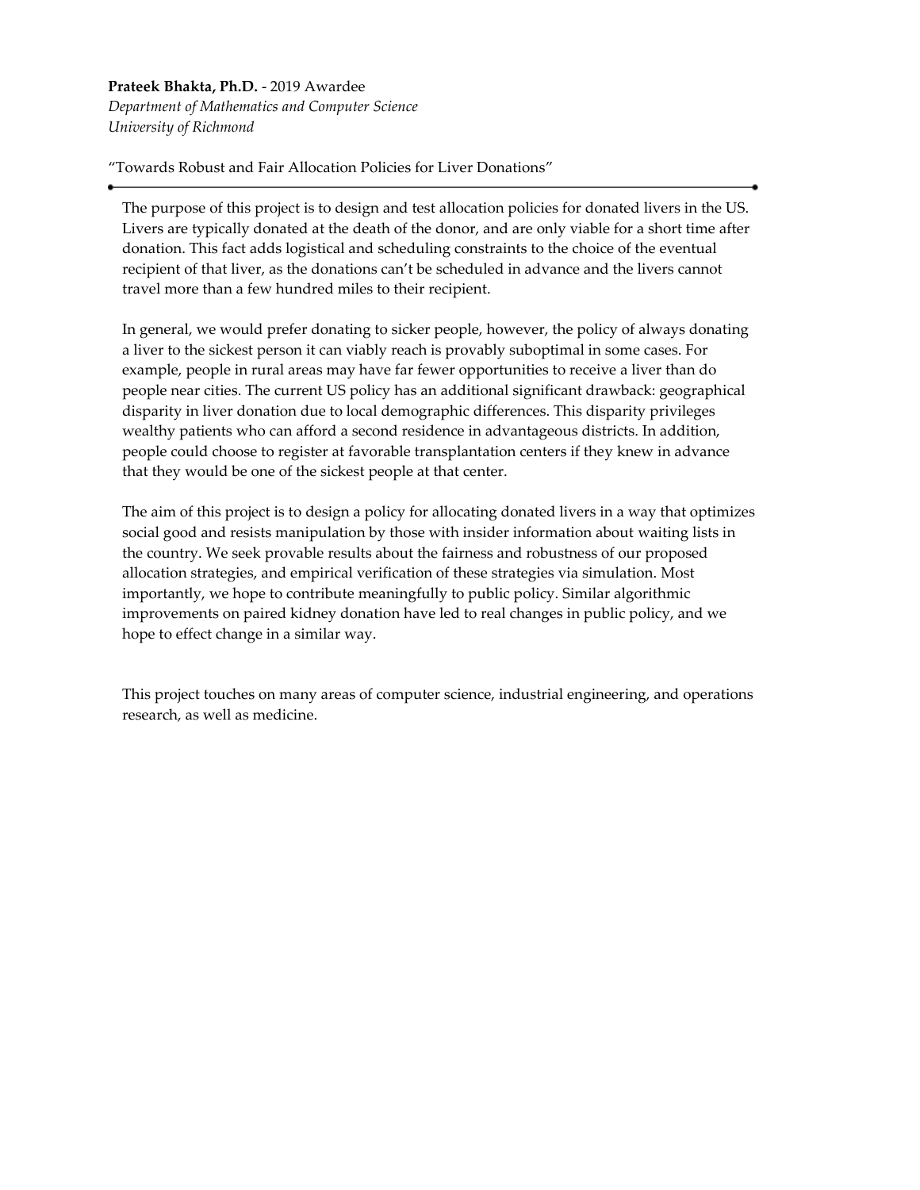**Prateek Bhakta, Ph.D.** - 2019 Awardee
*Department of Mathematics and Computer Science*
*University of Richmond*

"Towards Robust and Fair Allocation Policies for Liver Donations"

---

The purpose of this project is to design and test allocation policies for donated livers in the US. Livers are typically donated at the death of the donor, and are only viable for a short time after donation. This fact adds logistical and scheduling constraints to the choice of the eventual recipient of that liver, as the donations can't be scheduled in advance and the livers cannot travel more than a few hundred miles to their recipient.

In general, we would prefer donating to sicker people, however, the policy of always donating a liver to the sickest person it can viably reach is provably suboptimal in some cases. For example, people in rural areas may have far fewer opportunities to receive a liver than do people near cities. The current US policy has an additional significant drawback: geographical disparity in liver donation due to local demographic differences. This disparity privileges wealthy patients who can afford a second residence in advantageous districts. In addition, people could choose to register at favorable transplantation centers if they knew in advance that they would be one of the sickest people at that center.

The aim of this project is to design a policy for allocating donated livers in a way that optimizes social good and resists manipulation by those with insider information about waiting lists in the country. We seek provable results about the fairness and robustness of our proposed allocation strategies, and empirical verification of these strategies via simulation. Most importantly, we hope to contribute meaningfully to public policy. Similar algorithmic improvements on paired kidney donation have led to real changes in public policy, and we hope to effect change in a similar way.

This project touches on many areas of computer science, industrial engineering, and operations research, as well as medicine.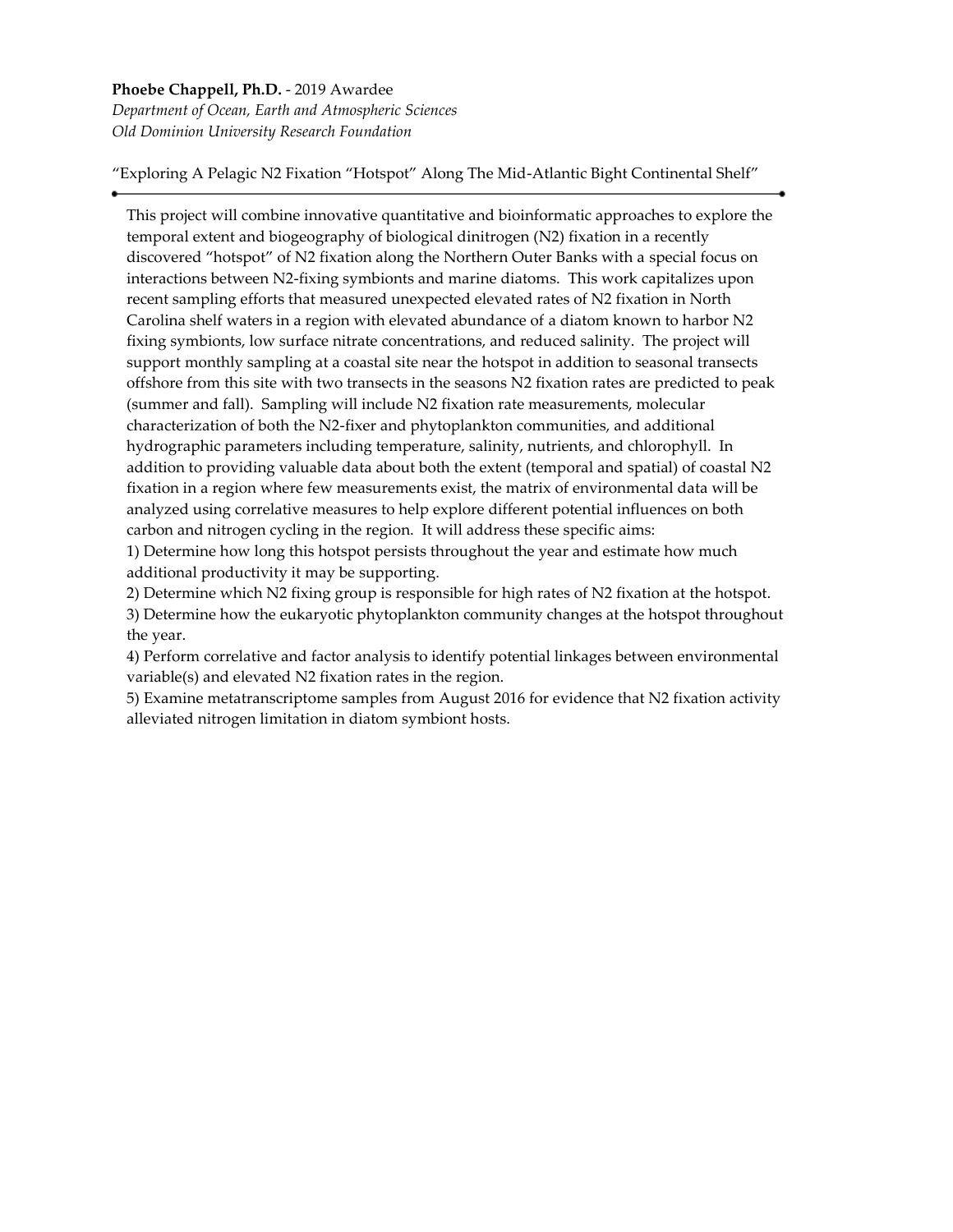**Phoebe Chappell, Ph.D.** - 2019 Awardee
*Department of Ocean, Earth and Atmospheric Sciences*
*Old Dominion University Research Foundation*

"Exploring A Pelagic N2 Fixation "Hotspot" Along The Mid-Atlantic Bight Continental Shelf"

---

This project will combine innovative quantitative and bioinformatic approaches to explore the temporal extent and biogeography of biological dinitrogen (N2) fixation in a recently discovered "hotspot" of N2 fixation along the Northern Outer Banks with a special focus on interactions between N2-fixing symbionts and marine diatoms. This work capitalizes upon recent sampling efforts that measured unexpected elevated rates of N2 fixation in North Carolina shelf waters in a region with elevated abundance of a diatom known to harbor N2 fixing symbionts, low surface nitrate concentrations, and reduced salinity. The project will support monthly sampling at a coastal site near the hotspot in addition to seasonal transects offshore from this site with two transects in the seasons N2 fixation rates are predicted to peak (summer and fall). Sampling will include N2 fixation rate measurements, molecular characterization of both the N2-fixer and phytoplankton communities, and additional hydrographic parameters including temperature, salinity, nutrients, and chlorophyll. In addition to providing valuable data about both the extent (temporal and spatial) of coastal N2 fixation in a region where few measurements exist, the matrix of environmental data will be analyzed using correlative measures to help explore different potential influences on both carbon and nitrogen cycling in the region. It will address these specific aims:

1) Determine how long this hotspot persists throughout the year and estimate how much additional productivity it may be supporting.
2) Determine which N2 fixing group is responsible for high rates of N2 fixation at the hotspot.
3) Determine how the eukaryotic phytoplankton community changes at the hotspot throughout the year.
4) Perform correlative and factor analysis to identify potential linkages between environmental variable(s) and elevated N2 fixation rates in the region.
5) Examine metatranscriptome samples from August 2016 for evidence that N2 fixation activity alleviated nitrogen limitation in diatom symbiont hosts.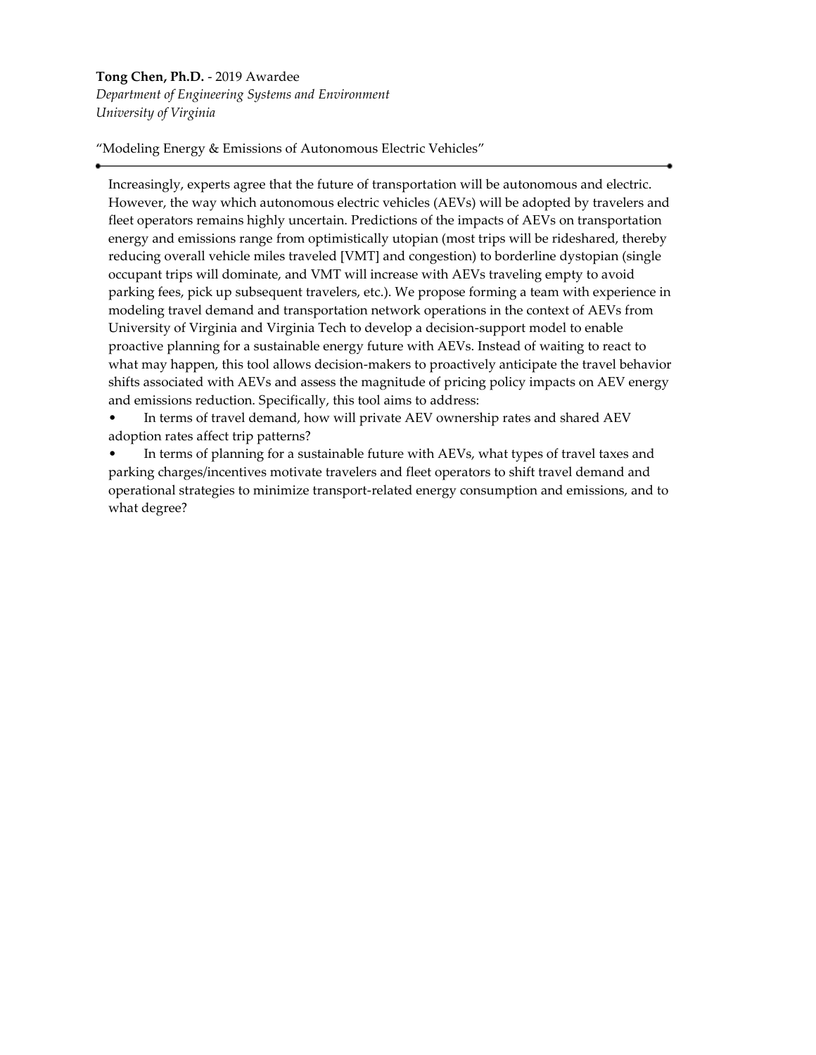**Tong Chen, Ph.D.** - 2019 Awardee
*Department of Engineering Systems and Environment*
*University of Virginia*

"Modeling Energy & Emissions of Autonomous Electric Vehicles"

---

Increasingly, experts agree that the future of transportation will be autonomous and electric. However, the way which autonomous electric vehicles (AEVs) will be adopted by travelers and fleet operators remains highly uncertain. Predictions of the impacts of AEVs on transportation energy and emissions range from optimistically utopian (most trips will be rideshared, thereby reducing overall vehicle miles traveled [VMT] and congestion) to borderline dystopian (single occupant trips will dominate, and VMT will increase with AEVs traveling empty to avoid parking fees, pick up subsequent travelers, etc.). We propose forming a team with experience in modeling travel demand and transportation network operations in the context of AEVs from University of Virginia and Virginia Tech to develop a decision-support model to enable proactive planning for a sustainable energy future with AEVs. Instead of waiting to react to what may happen, this tool allows decision-makers to proactively anticipate the travel behavior shifts associated with AEVs and assess the magnitude of pricing policy impacts on AEV energy and emissions reduction. Specifically, this tool aims to address:

- In terms of travel demand, how will private AEV ownership rates and shared AEV adoption rates affect trip patterns?
- In terms of planning for a sustainable future with AEVs, what types of travel taxes and parking charges/incentives motivate travelers and fleet operators to shift travel demand and operational strategies to minimize transport-related energy consumption and emissions, and to what degree?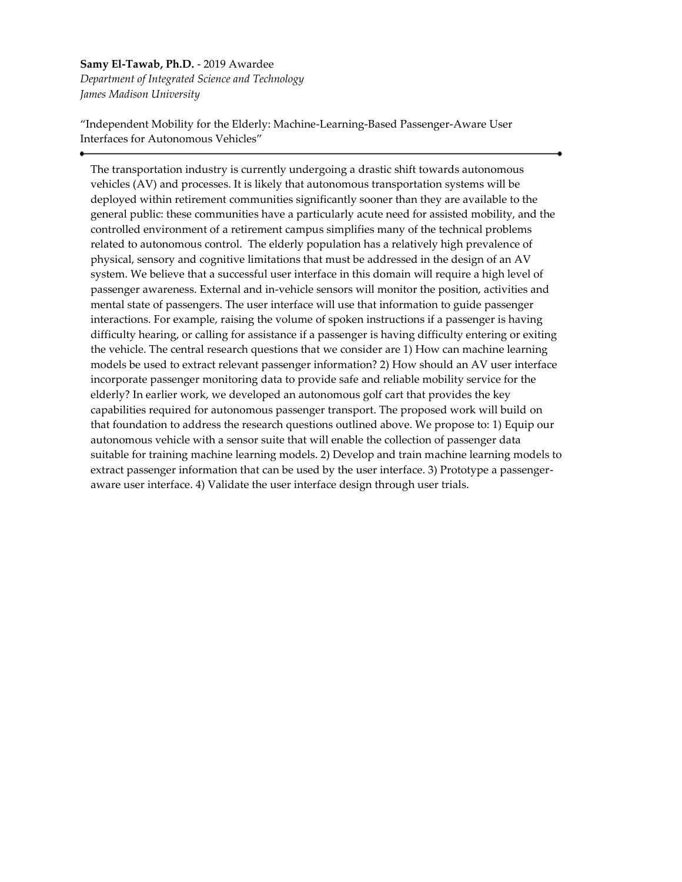**Samy El-Tawab, Ph.D.** - 2019 Awardee
*Department of Integrated Science and Technology*
*James Madison University*

"Independent Mobility for the Elderly: Machine-Learning-Based Passenger-Aware User Interfaces for Autonomous Vehicles"

---

The transportation industry is currently undergoing a drastic shift towards autonomous vehicles (AV) and processes. It is likely that autonomous transportation systems will be deployed within retirement communities significantly sooner than they are available to the general public: these communities have a particularly acute need for assisted mobility, and the controlled environment of a retirement campus simplifies many of the technical problems related to autonomous control. The elderly population has a relatively high prevalence of physical, sensory and cognitive limitations that must be addressed in the design of an AV system. We believe that a successful user interface in this domain will require a high level of passenger awareness. External and in-vehicle sensors will monitor the position, activities and mental state of passengers. The user interface will use that information to guide passenger interactions. For example, raising the volume of spoken instructions if a passenger is having difficulty hearing, or calling for assistance if a passenger is having difficulty entering or exiting the vehicle. The central research questions that we consider are 1) How can machine learning models be used to extract relevant passenger information? 2) How should an AV user interface incorporate passenger monitoring data to provide safe and reliable mobility service for the elderly? In earlier work, we developed an autonomous golf cart that provides the key capabilities required for autonomous passenger transport. The proposed work will build on that foundation to address the research questions outlined above. We propose to: 1) Equip our autonomous vehicle with a sensor suite that will enable the collection of passenger data suitable for training machine learning models. 2) Develop and train machine learning models to extract passenger information that can be used by the user interface. 3) Prototype a passenger-aware user interface. 4) Validate the user interface design through user trials.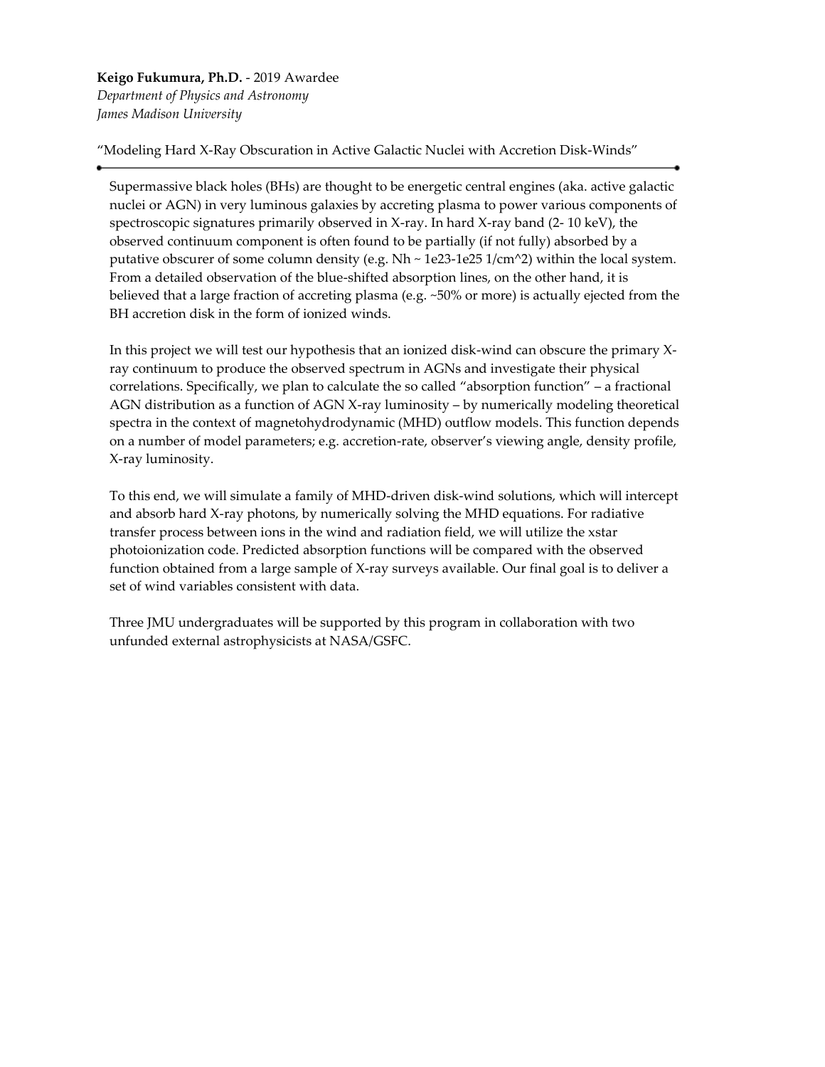**Keigo Fukumura, Ph.D.** - 2019 Awardee
*Department of Physics and Astronomy*
*James Madison University*

"Modeling Hard X-Ray Obscuration in Active Galactic Nuclei with Accretion Disk-Winds"

---

Supermassive black holes (BHs) are thought to be energetic central engines (aka. active galactic nuclei or AGN) in very luminous galaxies by accreting plasma to power various components of spectroscopic signatures primarily observed in X-ray. In hard X-ray band (2- 10 keV), the observed continuum component is often found to be partially (if not fully) absorbed by a putative obscurer of some column density (e.g. Nh ~ 1e23-1e25 1/cm^2) within the local system. From a detailed observation of the blue-shifted absorption lines, on the other hand, it is believed that a large fraction of accreting plasma (e.g. ~50% or more) is actually ejected from the BH accretion disk in the form of ionized winds.

In this project we will test our hypothesis that an ionized disk-wind can obscure the primary X-ray continuum to produce the observed spectrum in AGNs and investigate their physical correlations. Specifically, we plan to calculate the so called "absorption function" – a fractional AGN distribution as a function of AGN X-ray luminosity – by numerically modeling theoretical spectra in the context of magnetohydrodynamic (MHD) outflow models. This function depends on a number of model parameters; e.g. accretion-rate, observer's viewing angle, density profile, X-ray luminosity.

To this end, we will simulate a family of MHD-driven disk-wind solutions, which will intercept and absorb hard X-ray photons, by numerically solving the MHD equations. For radiative transfer process between ions in the wind and radiation field, we will utilize the xstar photoionization code. Predicted absorption functions will be compared with the observed function obtained from a large sample of X-ray surveys available. Our final goal is to deliver a set of wind variables consistent with data.

Three JMU undergraduates will be supported by this program in collaboration with two unfunded external astrophysicists at NASA/GSFC.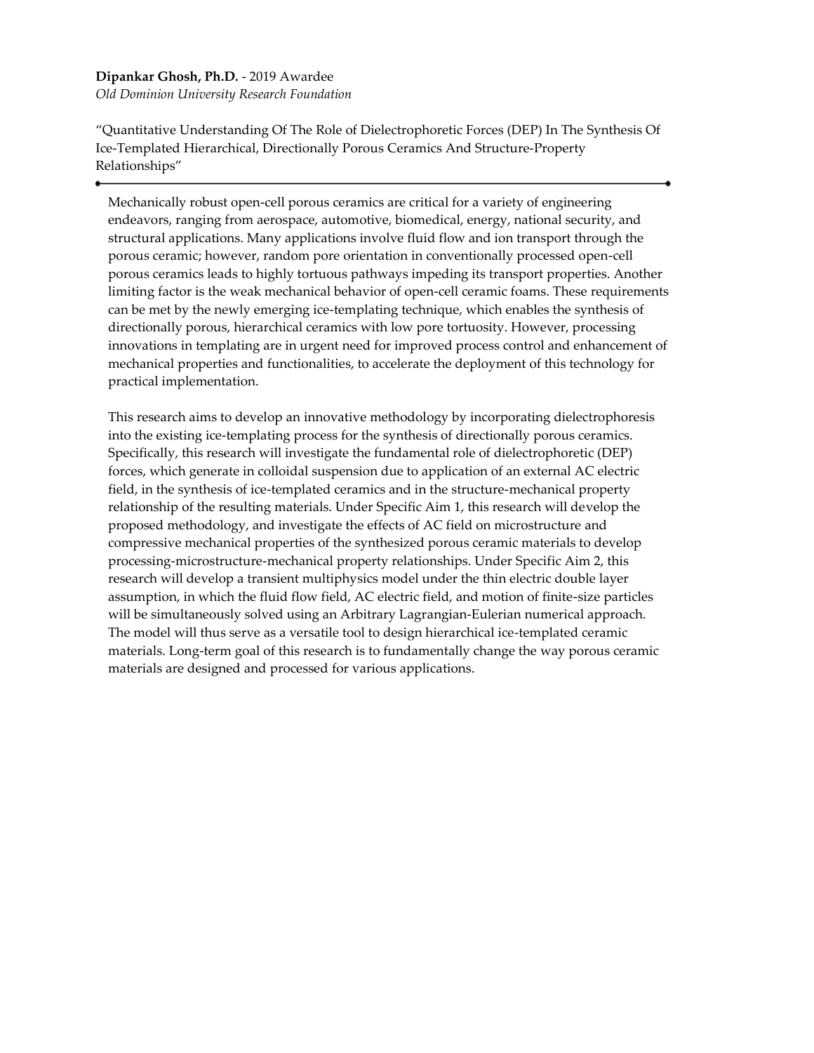**Dipankar Ghosh, Ph.D.** - 2019 Awardee
*Old Dominion University Research Foundation*

"Quantitative Understanding Of The Role of Dielectrophoretic Forces (DEP) In The Synthesis Of Ice-Templated Hierarchical, Directionally Porous Ceramics And Structure-Property Relationships"

---

Mechanically robust open-cell porous ceramics are critical for a variety of engineering endeavors, ranging from aerospace, automotive, biomedical, energy, national security, and structural applications. Many applications involve fluid flow and ion transport through the porous ceramic; however, random pore orientation in conventionally processed open-cell porous ceramics leads to highly tortuous pathways impeding its transport properties. Another limiting factor is the weak mechanical behavior of open-cell ceramic foams. These requirements can be met by the newly emerging ice-templating technique, which enables the synthesis of directionally porous, hierarchical ceramics with low pore tortuosity. However, processing innovations in templating are in urgent need for improved process control and enhancement of mechanical properties and functionalities, to accelerate the deployment of this technology for practical implementation.

This research aims to develop an innovative methodology by incorporating dielectrophoresis into the existing ice-templating process for the synthesis of directionally porous ceramics. Specifically, this research will investigate the fundamental role of dielectrophoretic (DEP) forces, which generate in colloidal suspension due to application of an external AC electric field, in the synthesis of ice-templated ceramics and in the structure-mechanical property relationship of the resulting materials. Under Specific Aim 1, this research will develop the proposed methodology, and investigate the effects of AC field on microstructure and compressive mechanical properties of the synthesized porous ceramic materials to develop processing-microstructure-mechanical property relationships. Under Specific Aim 2, this research will develop a transient multiphysics model under the thin electric double layer assumption, in which the fluid flow field, AC electric field, and motion of finite-size particles will be simultaneously solved using an Arbitrary Lagrangian-Eulerian numerical approach. The model will thus serve as a versatile tool to design hierarchical ice-templated ceramic materials. Long-term goal of this research is to fundamentally change the way porous ceramic materials are designed and processed for various applications.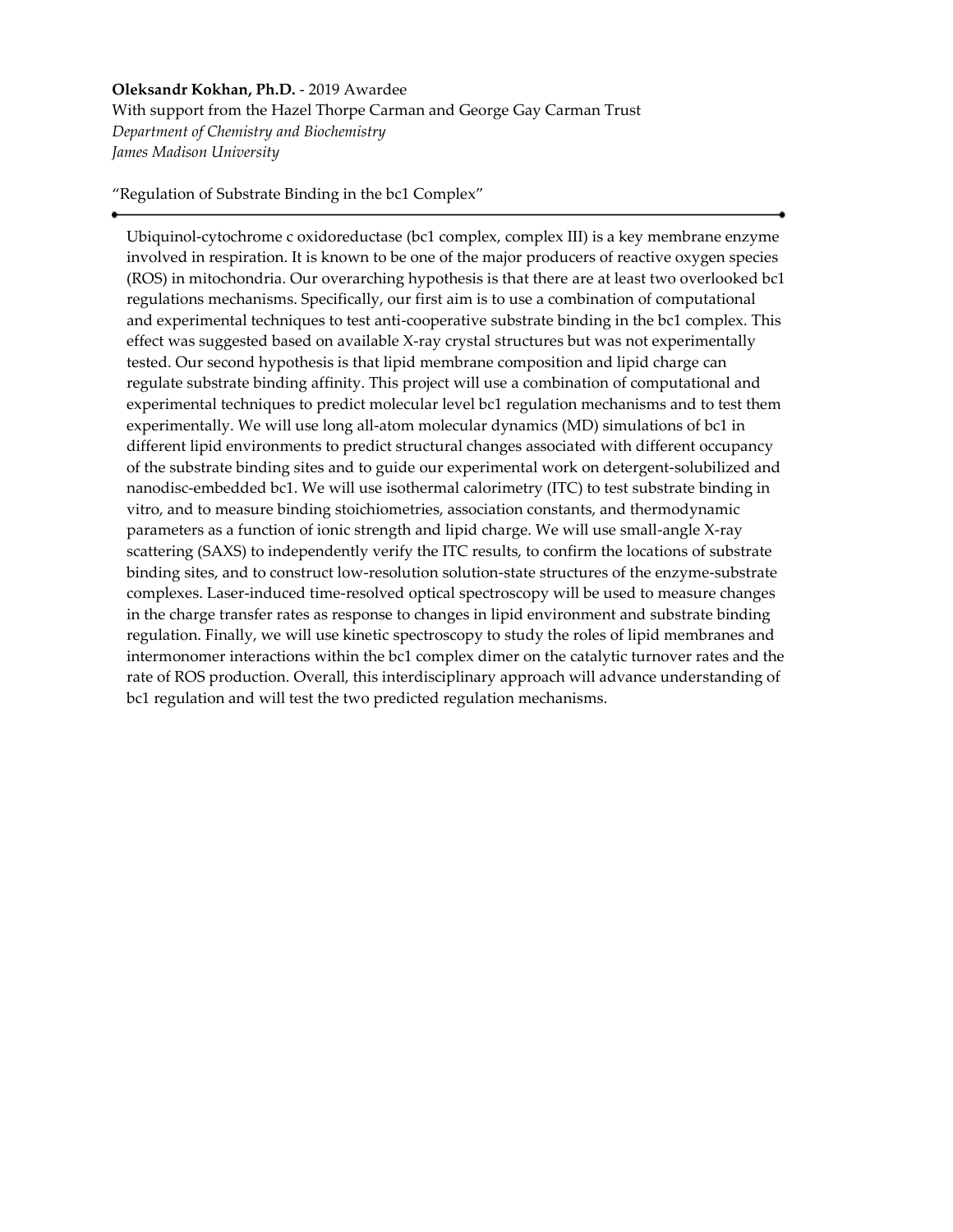**Oleksandr Kokhan, Ph.D.** - 2019 Awardee
With support from the Hazel Thorpe Carman and George Gay Carman Trust
*Department of Chemistry and Biochemistry*
*James Madison University*

"Regulation of Substrate Binding in the bc1 Complex"

---

Ubiquinol-cytochrome c oxidoreductase (bc1 complex, complex III) is a key membrane enzyme involved in respiration. It is known to be one of the major producers of reactive oxygen species (ROS) in mitochondria. Our overarching hypothesis is that there are at least two overlooked bc1 regulations mechanisms. Specifically, our first aim is to use a combination of computational and experimental techniques to test anti-cooperative substrate binding in the bc1 complex. This effect was suggested based on available X-ray crystal structures but was not experimentally tested. Our second hypothesis is that lipid membrane composition and lipid charge can regulate substrate binding affinity. This project will use a combination of computational and experimental techniques to predict molecular level bc1 regulation mechanisms and to test them experimentally. We will use long all-atom molecular dynamics (MD) simulations of bc1 in different lipid environments to predict structural changes associated with different occupancy of the substrate binding sites and to guide our experimental work on detergent-solubilized and nanodisc-embedded bc1. We will use isothermal calorimetry (ITC) to test substrate binding in vitro, and to measure binding stoichiometries, association constants, and thermodynamic parameters as a function of ionic strength and lipid charge. We will use small-angle X-ray scattering (SAXS) to independently verify the ITC results, to confirm the locations of substrate binding sites, and to construct low-resolution solution-state structures of the enzyme-substrate complexes. Laser-induced time-resolved optical spectroscopy will be used to measure changes in the charge transfer rates as response to changes in lipid environment and substrate binding regulation. Finally, we will use kinetic spectroscopy to study the roles of lipid membranes and intermonomer interactions within the bc1 complex dimer on the catalytic turnover rates and the rate of ROS production. Overall, this interdisciplinary approach will advance understanding of bc1 regulation and will test the two predicted regulation mechanisms.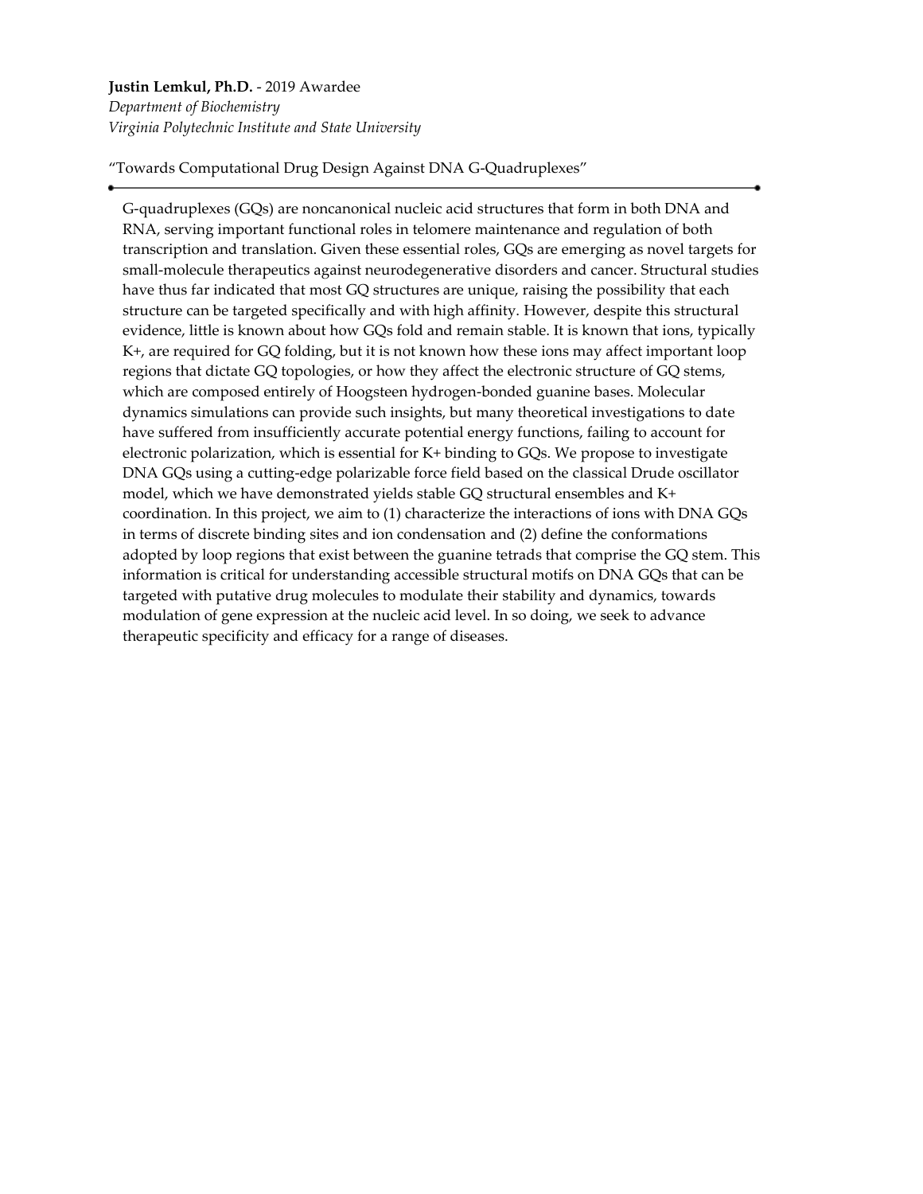**Justin Lemkul, Ph.D.** - 2019 Awardee
*Department of Biochemistry*
*Virginia Polytechnic Institute and State University*

"Towards Computational Drug Design Against DNA G-Quadruplexes"

---

G-quadruplexes (GQs) are noncanonical nucleic acid structures that form in both DNA and RNA, serving important functional roles in telomere maintenance and regulation of both transcription and translation. Given these essential roles, GQs are emerging as novel targets for small-molecule therapeutics against neurodegenerative disorders and cancer. Structural studies have thus far indicated that most GQ structures are unique, raising the possibility that each structure can be targeted specifically and with high affinity. However, despite this structural evidence, little is known about how GQs fold and remain stable. It is known that ions, typically $K^+$, are required for GQ folding, but it is not known how these ions may affect important loop regions that dictate GQ topologies, or how they affect the electronic structure of GQ stems, which are composed entirely of Hoogsteen hydrogen-bonded guanine bases. Molecular dynamics simulations can provide such insights, but many theoretical investigations to date have suffered from insufficiently accurate potential energy functions, failing to account for electronic polarization, which is essential for $K^+$ binding to GQs. We propose to investigate DNA GQs using a cutting-edge polarizable force field based on the classical Drude oscillator model, which we have demonstrated yields stable GQ structural ensembles and $K^+$ coordination. In this project, we aim to (1) characterize the interactions of ions with DNA GQs in terms of discrete binding sites and ion condensation and (2) define the conformations adopted by loop regions that exist between the guanine tetrads that comprise the GQ stem. This information is critical for understanding accessible structural motifs on DNA GQs that can be targeted with putative drug molecules to modulate their stability and dynamics, towards modulation of gene expression at the nucleic acid level. In so doing, we seek to advance therapeutic specificity and efficacy for a range of diseases.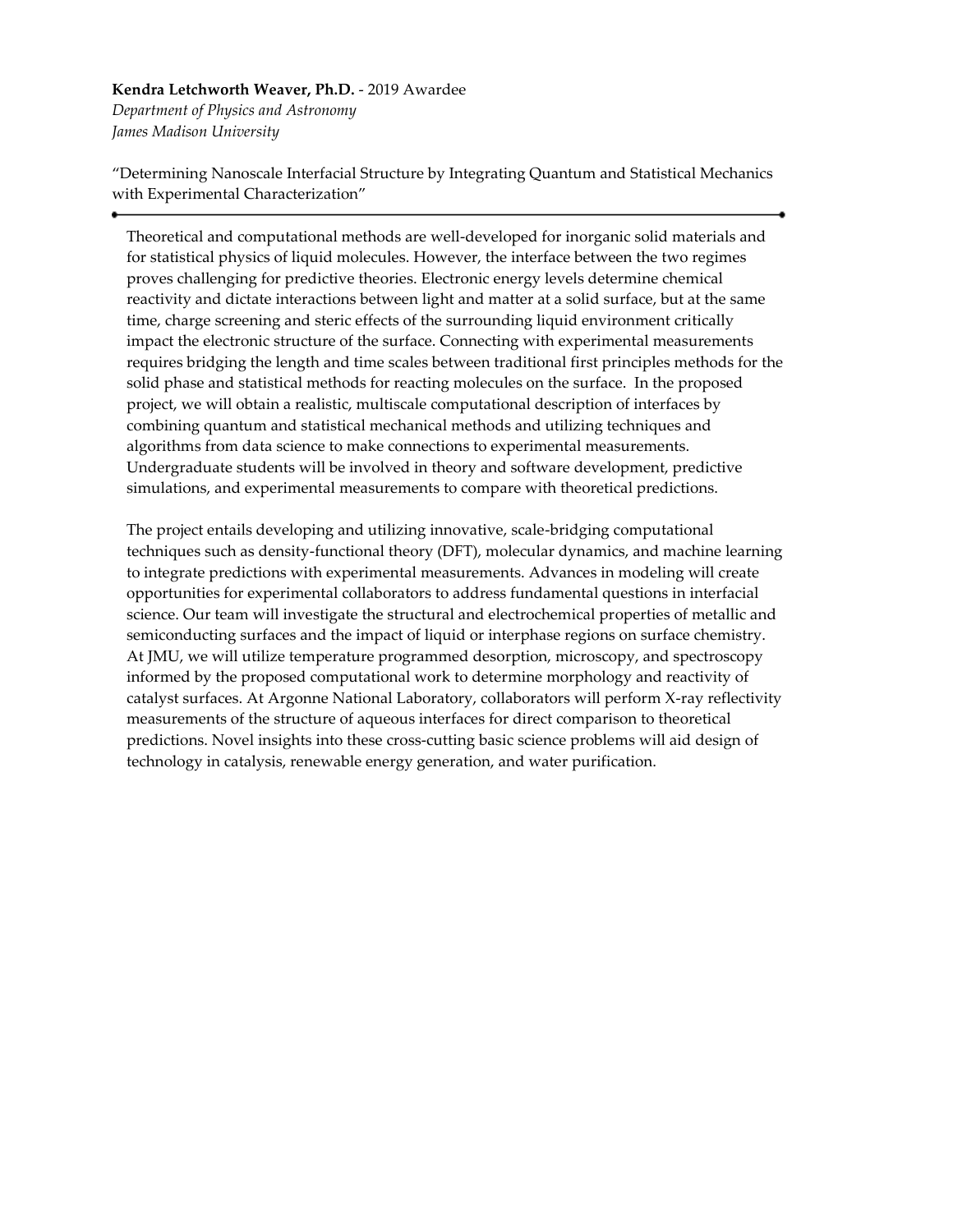**Kendra Letchworth Weaver, Ph.D.** - 2019 Awardee
*Department of Physics and Astronomy*
*James Madison University*

"Determining Nanoscale Interfacial Structure by Integrating Quantum and Statistical Mechanics with Experimental Characterization"

---

Theoretical and computational methods are well-developed for inorganic solid materials and for statistical physics of liquid molecules. However, the interface between the two regimes proves challenging for predictive theories. Electronic energy levels determine chemical reactivity and dictate interactions between light and matter at a solid surface, but at the same time, charge screening and steric effects of the surrounding liquid environment critically impact the electronic structure of the surface. Connecting with experimental measurements requires bridging the length and time scales between traditional first principles methods for the solid phase and statistical methods for reacting molecules on the surface. In the proposed project, we will obtain a realistic, multiscale computational description of interfaces by combining quantum and statistical mechanical methods and utilizing techniques and algorithms from data science to make connections to experimental measurements. Undergraduate students will be involved in theory and software development, predictive simulations, and experimental measurements to compare with theoretical predictions.

The project entails developing and utilizing innovative, scale-bridging computational techniques such as density-functional theory (DFT), molecular dynamics, and machine learning to integrate predictions with experimental measurements. Advances in modeling will create opportunities for experimental collaborators to address fundamental questions in interfacial science. Our team will investigate the structural and electrochemical properties of metallic and semiconducting surfaces and the impact of liquid or interphase regions on surface chemistry. At JMU, we will utilize temperature programmed desorption, microscopy, and spectroscopy informed by the proposed computational work to determine morphology and reactivity of catalyst surfaces. At Argonne National Laboratory, collaborators will perform X-ray reflectivity measurements of the structure of aqueous interfaces for direct comparison to theoretical predictions. Novel insights into these cross-cutting basic science problems will aid design of technology in catalysis, renewable energy generation, and water purification.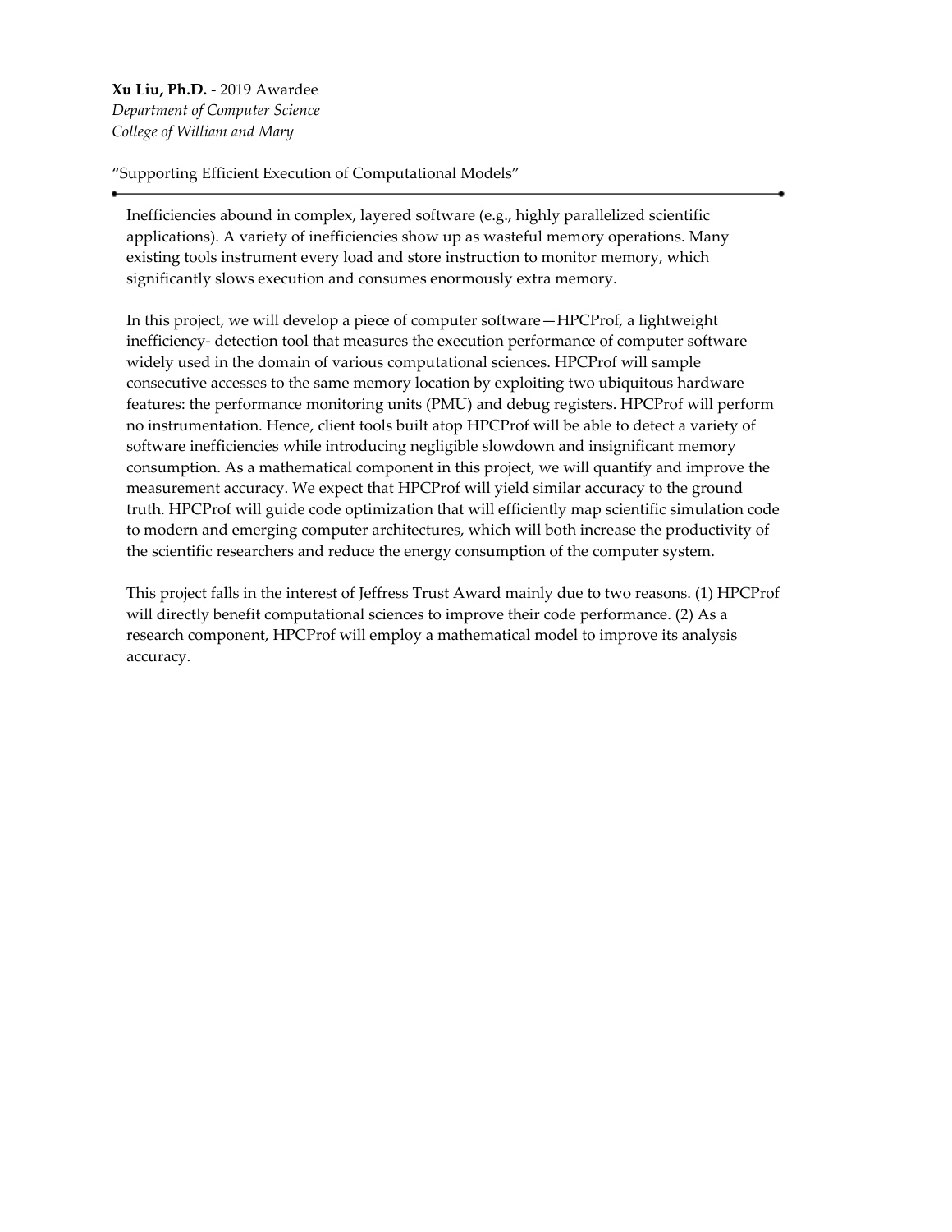**Xu Liu, Ph.D.** - 2019 Awardee
*Department of Computer Science*
*College of William and Mary*

"Supporting Efficient Execution of Computational Models"

---

Inefficiencies abound in complex, layered software (e.g., highly parallelized scientific applications). A variety of inefficiencies show up as wasteful memory operations. Many existing tools instrument every load and store instruction to monitor memory, which significantly slows execution and consumes enormously extra memory.

In this project, we will develop a piece of computer software—HPCProf, a lightweight inefficiency- detection tool that measures the execution performance of computer software widely used in the domain of various computational sciences. HPCProf will sample consecutive accesses to the same memory location by exploiting two ubiquitous hardware features: the performance monitoring units (PMU) and debug registers. HPCProf will perform no instrumentation. Hence, client tools built atop HPCProf will be able to detect a variety of software inefficiencies while introducing negligible slowdown and insignificant memory consumption. As a mathematical component in this project, we will quantify and improve the measurement accuracy. We expect that HPCProf will yield similar accuracy to the ground truth. HPCProf will guide code optimization that will efficiently map scientific simulation code to modern and emerging computer architectures, which will both increase the productivity of the scientific researchers and reduce the energy consumption of the computer system.

This project falls in the interest of Jeffress Trust Award mainly due to two reasons. (1) HPCProf will directly benefit computational sciences to improve their code performance. (2) As a research component, HPCProf will employ a mathematical model to improve its analysis accuracy.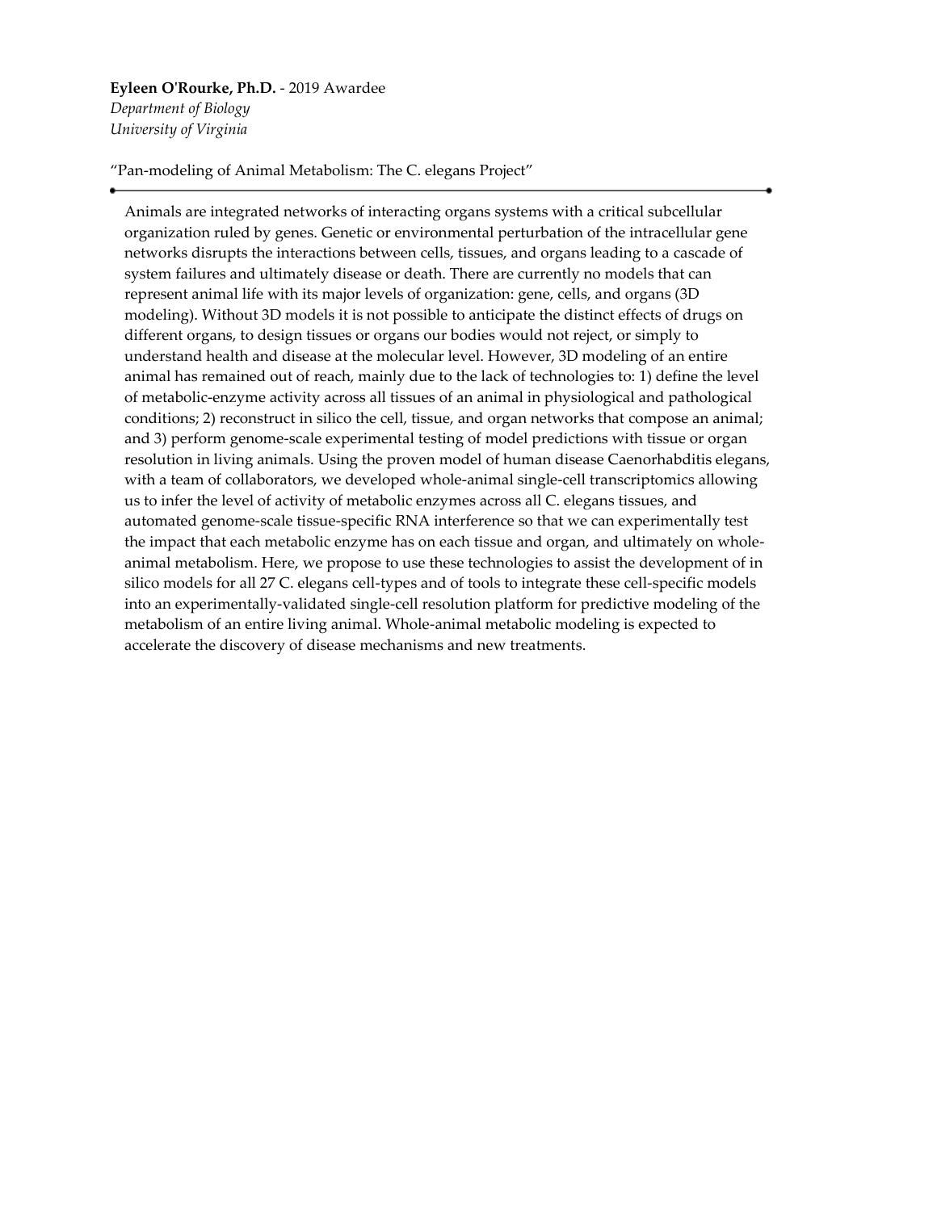**Eyleen O'Rourke, Ph.D.** - 2019 Awardee
*Department of Biology*
*University of Virginia*

"Pan-modeling of Animal Metabolism: The C. elegans Project"

---

Animals are integrated networks of interacting organs systems with a critical subcellular organization ruled by genes. Genetic or environmental perturbation of the intracellular gene networks disrupts the interactions between cells, tissues, and organs leading to a cascade of system failures and ultimately disease or death. There are currently no models that can represent animal life with its major levels of organization: gene, cells, and organs (3D modeling). Without 3D models it is not possible to anticipate the distinct effects of drugs on different organs, to design tissues or organs our bodies would not reject, or simply to understand health and disease at the molecular level. However, 3D modeling of an entire animal has remained out of reach, mainly due to the lack of technologies to: 1) define the level of metabolic-enzyme activity across all tissues of an animal in physiological and pathological conditions; 2) reconstruct in silico the cell, tissue, and organ networks that compose an animal; and 3) perform genome-scale experimental testing of model predictions with tissue or organ resolution in living animals. Using the proven model of human disease Caenorhabditis elegans, with a team of collaborators, we developed whole-animal single-cell transcriptomics allowing us to infer the level of activity of metabolic enzymes across all C. elegans tissues, and automated genome-scale tissue-specific RNA interference so that we can experimentally test the impact that each metabolic enzyme has on each tissue and organ, and ultimately on whole-animal metabolism. Here, we propose to use these technologies to assist the development of in silico models for all 27 C. elegans cell-types and of tools to integrate these cell-specific models into an experimentally-validated single-cell resolution platform for predictive modeling of the metabolism of an entire living animal. Whole-animal metabolic modeling is expected to accelerate the discovery of disease mechanisms and new treatments.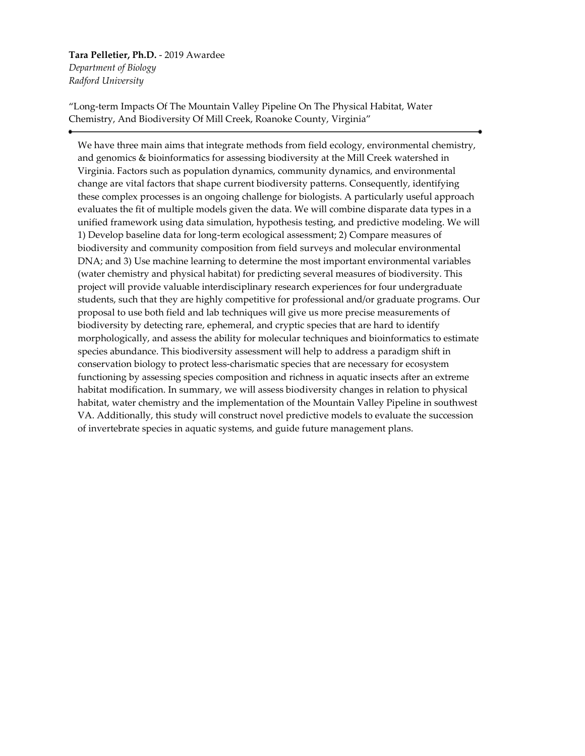**Tara Pelletier, Ph.D.** - 2019 Awardee
*Department of Biology*
*Radford University*

"Long-term Impacts Of The Mountain Valley Pipeline On The Physical Habitat, Water Chemistry, And Biodiversity Of Mill Creek, Roanoke County, Virginia"

---

We have three main aims that integrate methods from field ecology, environmental chemistry, and genomics & bioinformatics for assessing biodiversity at the Mill Creek watershed in Virginia. Factors such as population dynamics, community dynamics, and environmental change are vital factors that shape current biodiversity patterns. Consequently, identifying these complex processes is an ongoing challenge for biologists. A particularly useful approach evaluates the fit of multiple models given the data. We will combine disparate data types in a unified framework using data simulation, hypothesis testing, and predictive modeling. We will 1) Develop baseline data for long-term ecological assessment; 2) Compare measures of biodiversity and community composition from field surveys and molecular environmental DNA; and 3) Use machine learning to determine the most important environmental variables (water chemistry and physical habitat) for predicting several measures of biodiversity. This project will provide valuable interdisciplinary research experiences for four undergraduate students, such that they are highly competitive for professional and/or graduate programs. Our proposal to use both field and lab techniques will give us more precise measurements of biodiversity by detecting rare, ephemeral, and cryptic species that are hard to identify morphologically, and assess the ability for molecular techniques and bioinformatics to estimate species abundance. This biodiversity assessment will help to address a paradigm shift in conservation biology to protect less-charismatic species that are necessary for ecosystem functioning by assessing species composition and richness in aquatic insects after an extreme habitat modification. In summary, we will assess biodiversity changes in relation to physical habitat, water chemistry and the implementation of the Mountain Valley Pipeline in southwest VA. Additionally, this study will construct novel predictive models to evaluate the succession of invertebrate species in aquatic systems, and guide future management plans.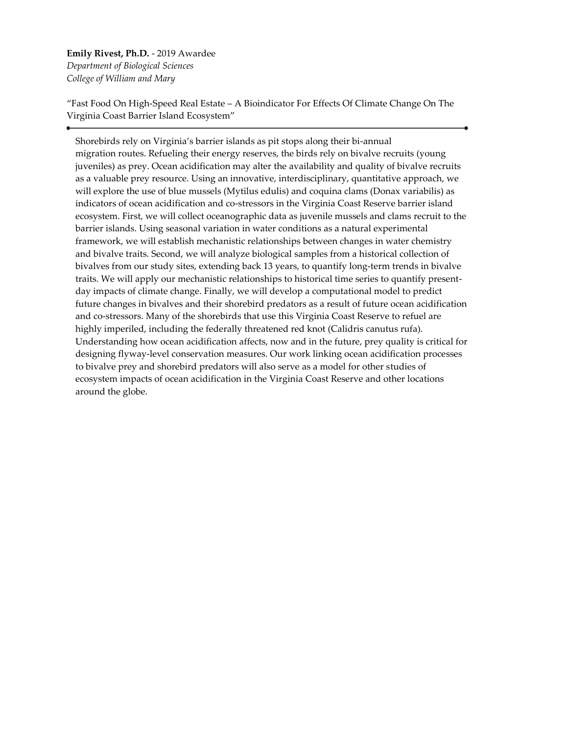**Emily Rivest, Ph.D.** - 2019 Awardee
*Department of Biological Sciences*
*College of William and Mary*

"Fast Food On High-Speed Real Estate – A Bioindicator For Effects Of Climate Change On The Virginia Coast Barrier Island Ecosystem"

---

Shorebirds rely on Virginia's barrier islands as pit stops along their bi-annual migration routes. Refueling their energy reserves, the birds rely on bivalve recruits (young juveniles) as prey. Ocean acidification may alter the availability and quality of bivalve recruits as a valuable prey resource. Using an innovative, interdisciplinary, quantitative approach, we will explore the use of blue mussels (Mytilus edulis) and coquina clams (Donax variabilis) as indicators of ocean acidification and co-stressors in the Virginia Coast Reserve barrier island ecosystem. First, we will collect oceanographic data as juvenile mussels and clams recruit to the barrier islands. Using seasonal variation in water conditions as a natural experimental framework, we will establish mechanistic relationships between changes in water chemistry and bivalve traits. Second, we will analyze biological samples from a historical collection of bivalves from our study sites, extending back 13 years, to quantify long-term trends in bivalve traits. We will apply our mechanistic relationships to historical time series to quantify present-day impacts of climate change. Finally, we will develop a computational model to predict future changes in bivalves and their shorebird predators as a result of future ocean acidification and co-stressors. Many of the shorebirds that use this Virginia Coast Reserve to refuel are highly imperiled, including the federally threatened red knot (Calidris canutus rufa). Understanding how ocean acidification affects, now and in the future, prey quality is critical for designing flyway-level conservation measures. Our work linking ocean acidification processes to bivalve prey and shorebird predators will also serve as a model for other studies of ecosystem impacts of ocean acidification in the Virginia Coast Reserve and other locations around the globe.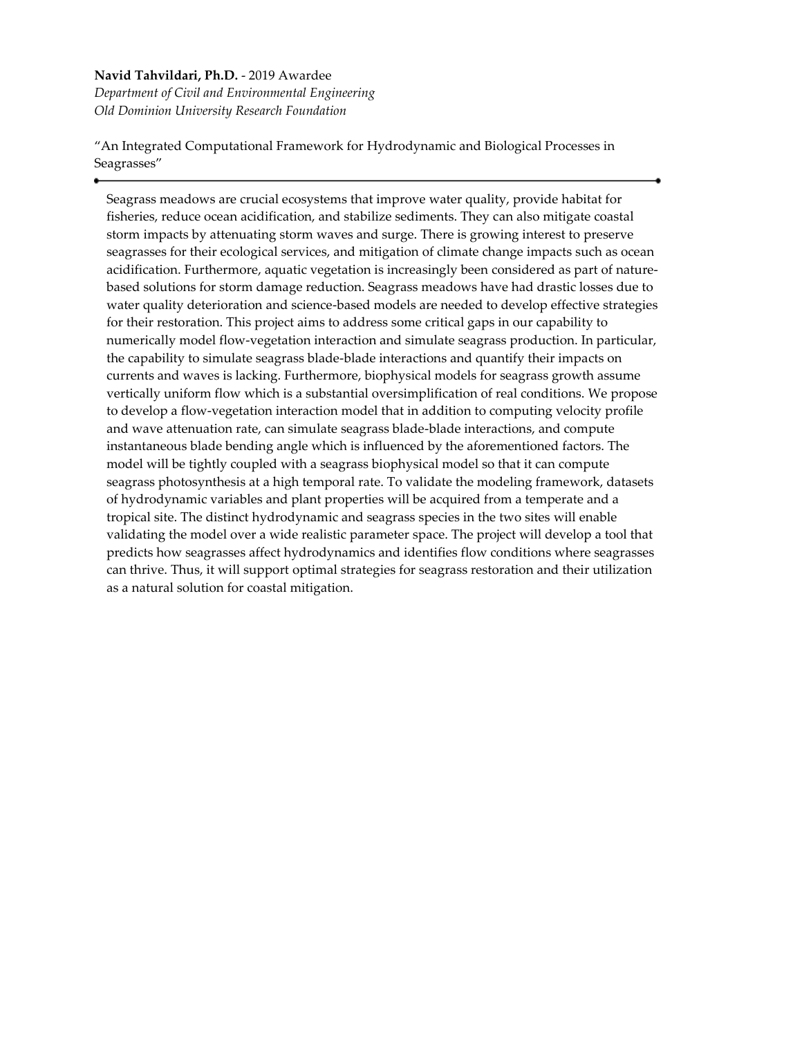**Navid Tahvildari, Ph.D.** - 2019 Awardee  
*Department of Civil and Environmental Engineering*  
*Old Dominion University Research Foundation*

"An Integrated Computational Framework for Hydrodynamic and Biological Processes in Seagrasses"

---

Seagrass meadows are crucial ecosystems that improve water quality, provide habitat for fisheries, reduce ocean acidification, and stabilize sediments. They can also mitigate coastal storm impacts by attenuating storm waves and surge. There is growing interest to preserve seagrasses for their ecological services, and mitigation of climate change impacts such as ocean acidification. Furthermore, aquatic vegetation is increasingly been considered as part of nature-based solutions for storm damage reduction. Seagrass meadows have had drastic losses due to water quality deterioration and science-based models are needed to develop effective strategies for their restoration. This project aims to address some critical gaps in our capability to numerically model flow-vegetation interaction and simulate seagrass production. In particular, the capability to simulate seagrass blade-blade interactions and quantify their impacts on currents and waves is lacking. Furthermore, biophysical models for seagrass growth assume vertically uniform flow which is a substantial oversimplification of real conditions. We propose to develop a flow-vegetation interaction model that in addition to computing velocity profile and wave attenuation rate, can simulate seagrass blade-blade interactions, and compute instantaneous blade bending angle which is influenced by the aforementioned factors. The model will be tightly coupled with a seagrass biophysical model so that it can compute seagrass photosynthesis at a high temporal rate. To validate the modeling framework, datasets of hydrodynamic variables and plant properties will be acquired from a temperate and a tropical site. The distinct hydrodynamic and seagrass species in the two sites will enable validating the model over a wide realistic parameter space. The project will develop a tool that predicts how seagrasses affect hydrodynamics and identifies flow conditions where seagrasses can thrive. Thus, it will support optimal strategies for seagrass restoration and their utilization as a natural solution for coastal mitigation.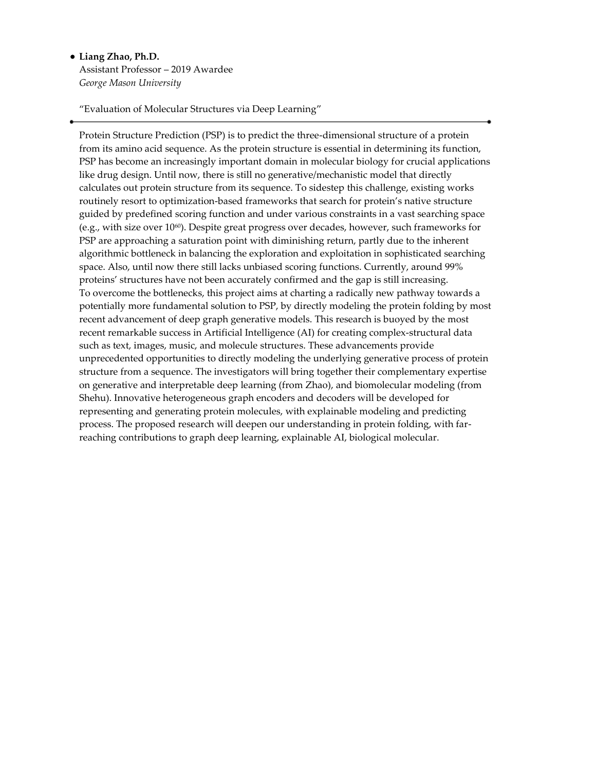- **Liang Zhao, Ph.D.**
  Assistant Professor – 2019 Awardee
  *George Mason University*

  "Evaluation of Molecular Structures via Deep Learning"

---

Protein Structure Prediction (PSP) is to predict the three-dimensional structure of a protein from its amino acid sequence. As the protein structure is essential in determining its function, PSP has become an increasingly important domain in molecular biology for crucial applications like drug design. Until now, there is still no generative/mechanistic model that directly calculates out protein structure from its sequence. To sidestep this challenge, existing works routinely resort to optimization-based frameworks that search for protein's native structure guided by predefined scoring function and under various constraints in a vast searching space (e.g., with size over $10^{60}$). Despite great progress over decades, however, such frameworks for PSP are approaching a saturation point with diminishing return, partly due to the inherent algorithmic bottleneck in balancing the exploration and exploitation in sophisticated searching space. Also, until now there still lacks unbiased scoring functions. Currently, around 99% proteins' structures have not been accurately confirmed and the gap is still increasing.
To overcome the bottlenecks, this project aims at charting a radically new pathway towards a potentially more fundamental solution to PSP, by directly modeling the protein folding by most recent advancement of deep graph generative models. This research is buoyed by the most recent remarkable success in Artificial Intelligence (AI) for creating complex-structural data such as text, images, music, and molecule structures. These advancements provide unprecedented opportunities to directly modeling the underlying generative process of protein structure from a sequence. The investigators will bring together their complementary expertise on generative and interpretable deep learning (from Zhao), and biomolecular modeling (from Shehu). Innovative heterogeneous graph encoders and decoders will be developed for representing and generating protein molecules, with explainable modeling and predicting process. The proposed research will deepen our understanding in protein folding, with far-reaching contributions to graph deep learning, explainable AI, biological molecular.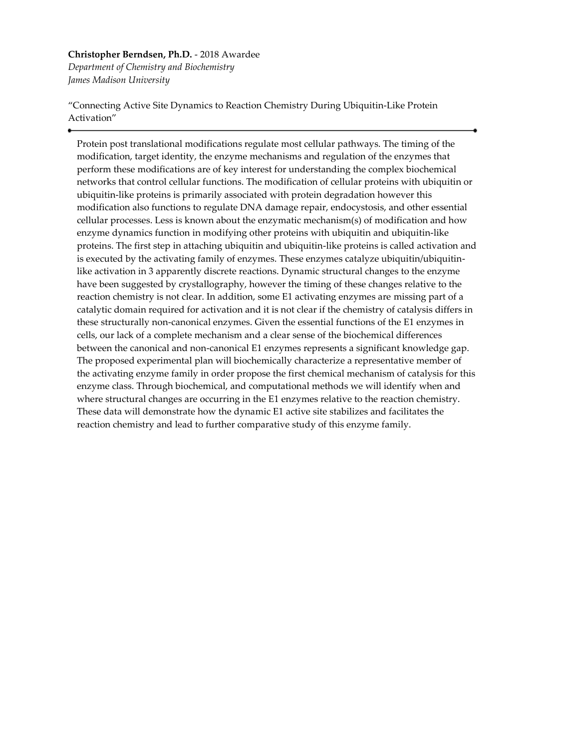**Christopher Berndsen, Ph.D.** - 2018 Awardee
*Department of Chemistry and Biochemistry*
*James Madison University*

"Connecting Active Site Dynamics to Reaction Chemistry During Ubiquitin-Like Protein Activation"

---

Protein post translational modifications regulate most cellular pathways. The timing of the modification, target identity, the enzyme mechanisms and regulation of the enzymes that perform these modifications are of key interest for understanding the complex biochemical networks that control cellular functions. The modification of cellular proteins with ubiquitin or ubiquitin-like proteins is primarily associated with protein degradation however this modification also functions to regulate DNA damage repair, endocystosis, and other essential cellular processes. Less is known about the enzymatic mechanism(s) of modification and how enzyme dynamics function in modifying other proteins with ubiquitin and ubiquitin-like proteins. The first step in attaching ubiquitin and ubiquitin-like proteins is called activation and is executed by the activating family of enzymes. These enzymes catalyze ubiquitin/ubiquitin-like activation in 3 apparently discrete reactions. Dynamic structural changes to the enzyme have been suggested by crystallography, however the timing of these changes relative to the reaction chemistry is not clear. In addition, some E1 activating enzymes are missing part of a catalytic domain required for activation and it is not clear if the chemistry of catalysis differs in these structurally non-canonical enzymes. Given the essential functions of the E1 enzymes in cells, our lack of a complete mechanism and a clear sense of the biochemical differences between the canonical and non-canonical E1 enzymes represents a significant knowledge gap. The proposed experimental plan will biochemically characterize a representative member of the activating enzyme family in order propose the first chemical mechanism of catalysis for this enzyme class. Through biochemical, and computational methods we will identify when and where structural changes are occurring in the E1 enzymes relative to the reaction chemistry. These data will demonstrate how the dynamic E1 active site stabilizes and facilitates the reaction chemistry and lead to further comparative study of this enzyme family.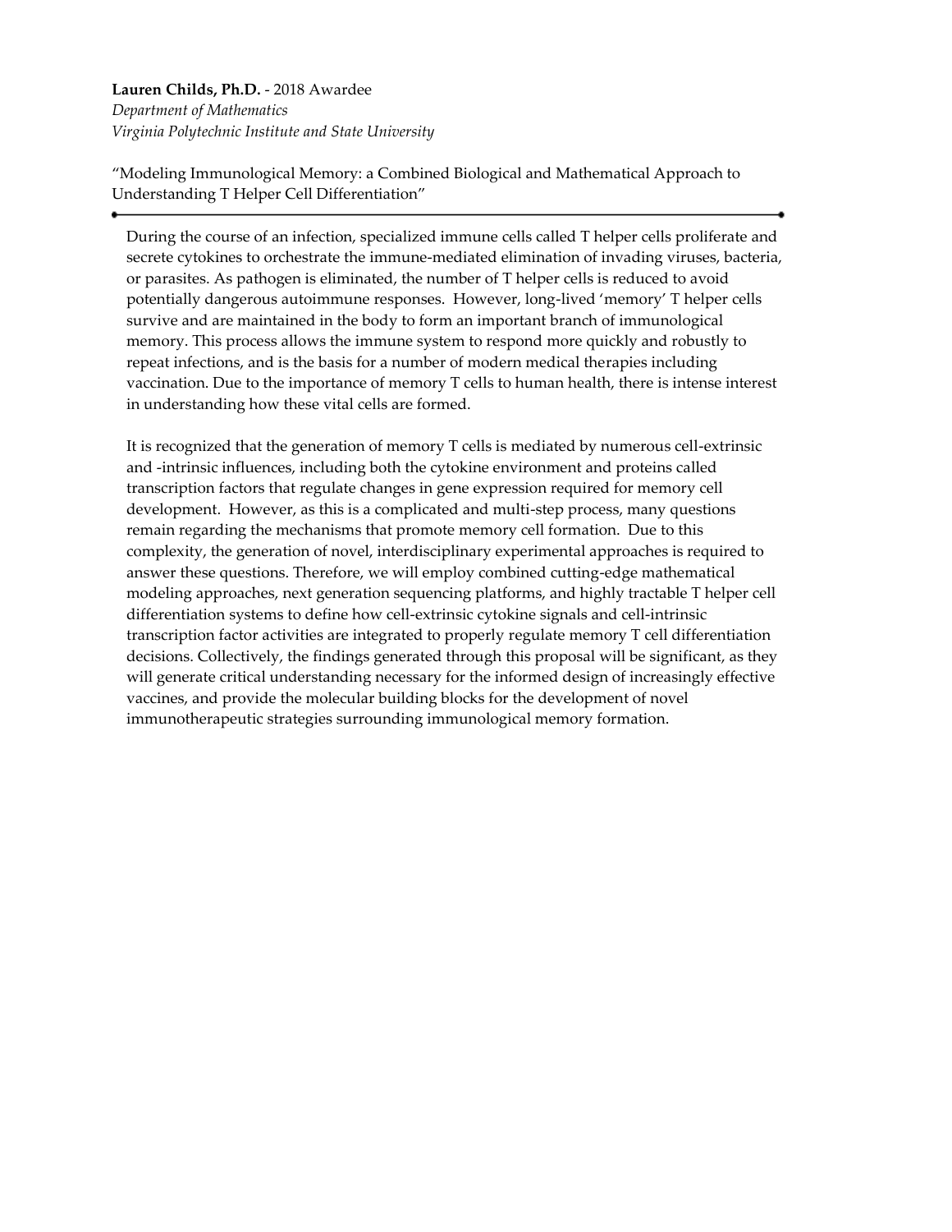**Lauren Childs, Ph.D.** - 2018 Awardee
*Department of Mathematics*
*Virginia Polytechnic Institute and State University*

"Modeling Immunological Memory: a Combined Biological and Mathematical Approach to Understanding T Helper Cell Differentiation"

---

During the course of an infection, specialized immune cells called T helper cells proliferate and secrete cytokines to orchestrate the immune-mediated elimination of invading viruses, bacteria, or parasites. As pathogen is eliminated, the number of T helper cells is reduced to avoid potentially dangerous autoimmune responses. However, long-lived 'memory' T helper cells survive and are maintained in the body to form an important branch of immunological memory. This process allows the immune system to respond more quickly and robustly to repeat infections, and is the basis for a number of modern medical therapies including vaccination. Due to the importance of memory T cells to human health, there is intense interest in understanding how these vital cells are formed.

It is recognized that the generation of memory T cells is mediated by numerous cell-extrinsic and -intrinsic influences, including both the cytokine environment and proteins called transcription factors that regulate changes in gene expression required for memory cell development. However, as this is a complicated and multi-step process, many questions remain regarding the mechanisms that promote memory cell formation. Due to this complexity, the generation of novel, interdisciplinary experimental approaches is required to answer these questions. Therefore, we will employ combined cutting-edge mathematical modeling approaches, next generation sequencing platforms, and highly tractable T helper cell differentiation systems to define how cell-extrinsic cytokine signals and cell-intrinsic transcription factor activities are integrated to properly regulate memory T cell differentiation decisions. Collectively, the findings generated through this proposal will be significant, as they will generate critical understanding necessary for the informed design of increasingly effective vaccines, and provide the molecular building blocks for the development of novel immunotherapeutic strategies surrounding immunological memory formation.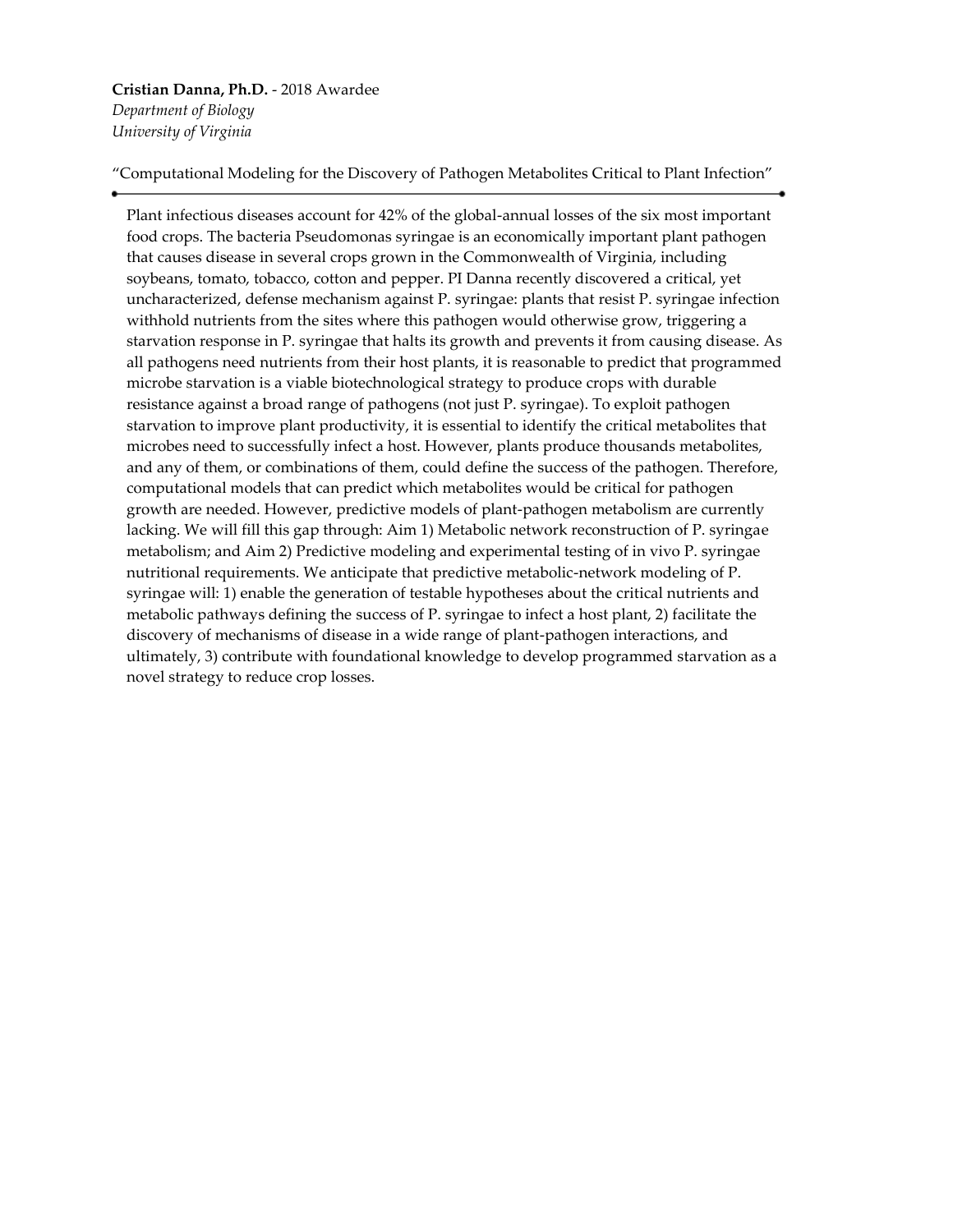**Cristian Danna, Ph.D.** - 2018 Awardee
*Department of Biology*
*University of Virginia*

"Computational Modeling for the Discovery of Pathogen Metabolites Critical to Plant Infection"

---

Plant infectious diseases account for 42% of the global-annual losses of the six most important food crops. The bacteria Pseudomonas syringae is an economically important plant pathogen that causes disease in several crops grown in the Commonwealth of Virginia, including soybeans, tomato, tobacco, cotton and pepper. PI Danna recently discovered a critical, yet uncharacterized, defense mechanism against P. syringae: plants that resist P. syringae infection withhold nutrients from the sites where this pathogen would otherwise grow, triggering a starvation response in P. syringae that halts its growth and prevents it from causing disease. As all pathogens need nutrients from their host plants, it is reasonable to predict that programmed microbe starvation is a viable biotechnological strategy to produce crops with durable resistance against a broad range of pathogens (not just P. syringae). To exploit pathogen starvation to improve plant productivity, it is essential to identify the critical metabolites that microbes need to successfully infect a host. However, plants produce thousands metabolites, and any of them, or combinations of them, could define the success of the pathogen. Therefore, computational models that can predict which metabolites would be critical for pathogen growth are needed. However, predictive models of plant-pathogen metabolism are currently lacking. We will fill this gap through: Aim 1) Metabolic network reconstruction of P. syringae metabolism; and Aim 2) Predictive modeling and experimental testing of in vivo P. syringae nutritional requirements. We anticipate that predictive metabolic-network modeling of P. syringae will: 1) enable the generation of testable hypotheses about the critical nutrients and metabolic pathways defining the success of P. syringae to infect a host plant, 2) facilitate the discovery of mechanisms of disease in a wide range of plant-pathogen interactions, and ultimately, 3) contribute with foundational knowledge to develop programmed starvation as a novel strategy to reduce crop losses.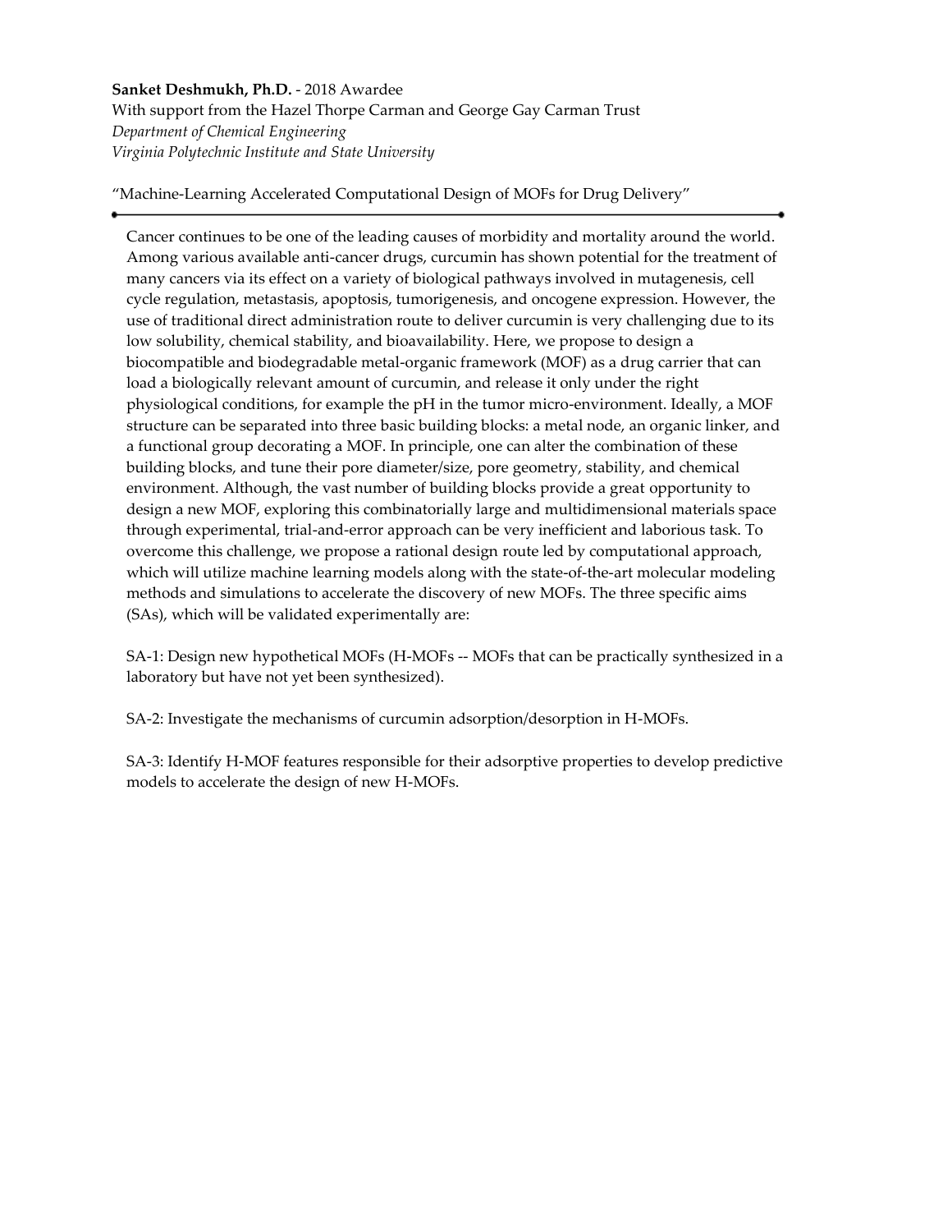**Sanket Deshmukh, Ph.D.** - 2018 Awardee
With support from the Hazel Thorpe Carman and George Gay Carman Trust
*Department of Chemical Engineering*
*Virginia Polytechnic Institute and State University*

"Machine-Learning Accelerated Computational Design of MOFs for Drug Delivery"

---

Cancer continues to be one of the leading causes of morbidity and mortality around the world. Among various available anti-cancer drugs, curcumin has shown potential for the treatment of many cancers via its effect on a variety of biological pathways involved in mutagenesis, cell cycle regulation, metastasis, apoptosis, tumorigenesis, and oncogene expression. However, the use of traditional direct administration route to deliver curcumin is very challenging due to its low solubility, chemical stability, and bioavailability. Here, we propose to design a biocompatible and biodegradable metal-organic framework (MOF) as a drug carrier that can load a biologically relevant amount of curcumin, and release it only under the right physiological conditions, for example the pH in the tumor micro-environment. Ideally, a MOF structure can be separated into three basic building blocks: a metal node, an organic linker, and a functional group decorating a MOF. In principle, one can alter the combination of these building blocks, and tune their pore diameter/size, pore geometry, stability, and chemical environment. Although, the vast number of building blocks provide a great opportunity to design a new MOF, exploring this combinatorially large and multidimensional materials space through experimental, trial-and-error approach can be very inefficient and laborious task. To overcome this challenge, we propose a rational design route led by computational approach, which will utilize machine learning models along with the state-of-the-art molecular modeling methods and simulations to accelerate the discovery of new MOFs. The three specific aims (SAs), which will be validated experimentally are:

SA-1: Design new hypothetical MOFs (H-MOFs -- MOFs that can be practically synthesized in a laboratory but have not yet been synthesized).

SA-2: Investigate the mechanisms of curcumin adsorption/desorption in H-MOFs.

SA-3: Identify H-MOF features responsible for their adsorptive properties to develop predictive models to accelerate the design of new H-MOFs.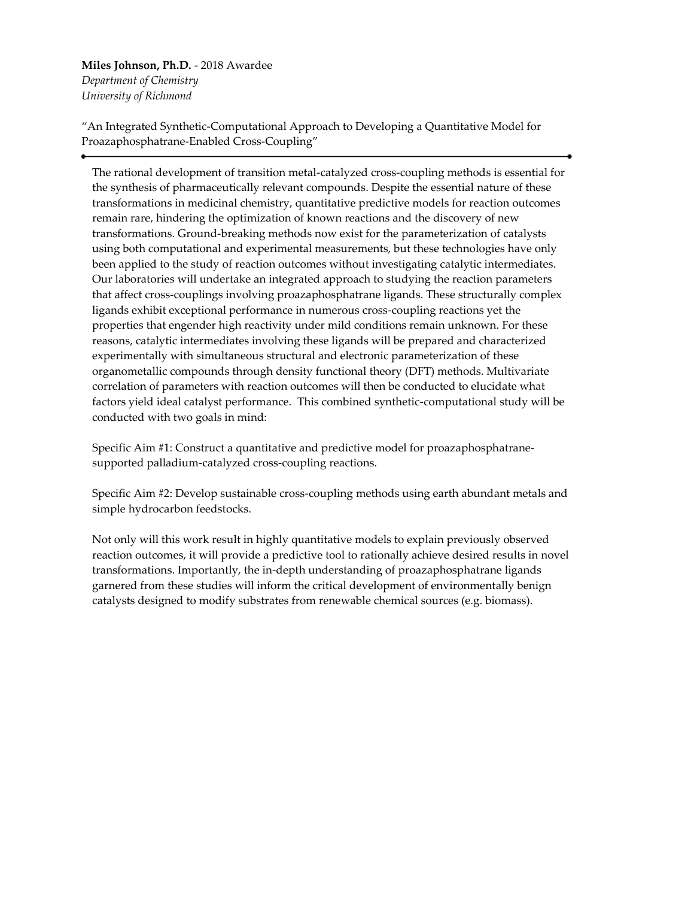**Miles Johnson, Ph.D.** - 2018 Awardee
*Department of Chemistry*
*University of Richmond*

"An Integrated Synthetic-Computational Approach to Developing a Quantitative Model for Proazaphosphatrane-Enabled Cross-Coupling"

---

The rational development of transition metal-catalyzed cross-coupling methods is essential for the synthesis of pharmaceutically relevant compounds. Despite the essential nature of these transformations in medicinal chemistry, quantitative predictive models for reaction outcomes remain rare, hindering the optimization of known reactions and the discovery of new transformations. Ground-breaking methods now exist for the parameterization of catalysts using both computational and experimental measurements, but these technologies have only been applied to the study of reaction outcomes without investigating catalytic intermediates. Our laboratories will undertake an integrated approach to studying the reaction parameters that affect cross-couplings involving proazaphosphatrane ligands. These structurally complex ligands exhibit exceptional performance in numerous cross-coupling reactions yet the properties that engender high reactivity under mild conditions remain unknown. For these reasons, catalytic intermediates involving these ligands will be prepared and characterized experimentally with simultaneous structural and electronic parameterization of these organometallic compounds through density functional theory (DFT) methods. Multivariate correlation of parameters with reaction outcomes will then be conducted to elucidate what factors yield ideal catalyst performance. This combined synthetic-computational study will be conducted with two goals in mind:

Specific Aim #1: Construct a quantitative and predictive model for proazaphosphatrane-supported palladium-catalyzed cross-coupling reactions.

Specific Aim #2: Develop sustainable cross-coupling methods using earth abundant metals and simple hydrocarbon feedstocks.

Not only will this work result in highly quantitative models to explain previously observed reaction outcomes, it will provide a predictive tool to rationally achieve desired results in novel transformations. Importantly, the in-depth understanding of proazaphosphatrane ligands garnered from these studies will inform the critical development of environmentally benign catalysts designed to modify substrates from renewable chemical sources (e.g. biomass).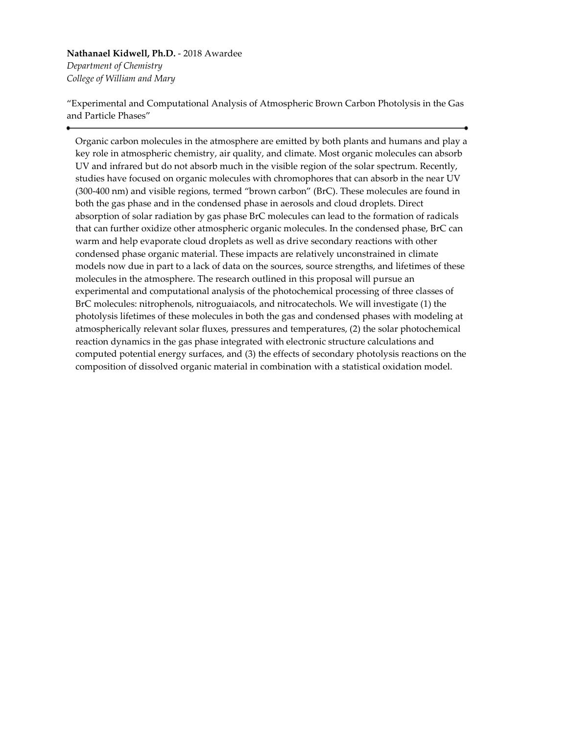**Nathanael Kidwell, Ph.D.** - 2018 Awardee
*Department of Chemistry*
*College of William and Mary*

"Experimental and Computational Analysis of Atmospheric Brown Carbon Photolysis in the Gas and Particle Phases"

---

Organic carbon molecules in the atmosphere are emitted by both plants and humans and play a key role in atmospheric chemistry, air quality, and climate. Most organic molecules can absorb UV and infrared but do not absorb much in the visible region of the solar spectrum. Recently, studies have focused on organic molecules with chromophores that can absorb in the near UV (300-400 nm) and visible regions, termed "brown carbon" (BrC). These molecules are found in both the gas phase and in the condensed phase in aerosols and cloud droplets. Direct absorption of solar radiation by gas phase BrC molecules can lead to the formation of radicals that can further oxidize other atmospheric organic molecules. In the condensed phase, BrC can warm and help evaporate cloud droplets as well as drive secondary reactions with other condensed phase organic material. These impacts are relatively unconstrained in climate models now due in part to a lack of data on the sources, source strengths, and lifetimes of these molecules in the atmosphere. The research outlined in this proposal will pursue an experimental and computational analysis of the photochemical processing of three classes of BrC molecules: nitrophenols, nitroguaiacols, and nitrocatechols. We will investigate (1) the photolysis lifetimes of these molecules in both the gas and condensed phases with modeling at atmospherically relevant solar fluxes, pressures and temperatures, (2) the solar photochemical reaction dynamics in the gas phase integrated with electronic structure calculations and computed potential energy surfaces, and (3) the effects of secondary photolysis reactions on the composition of dissolved organic material in combination with a statistical oxidation model.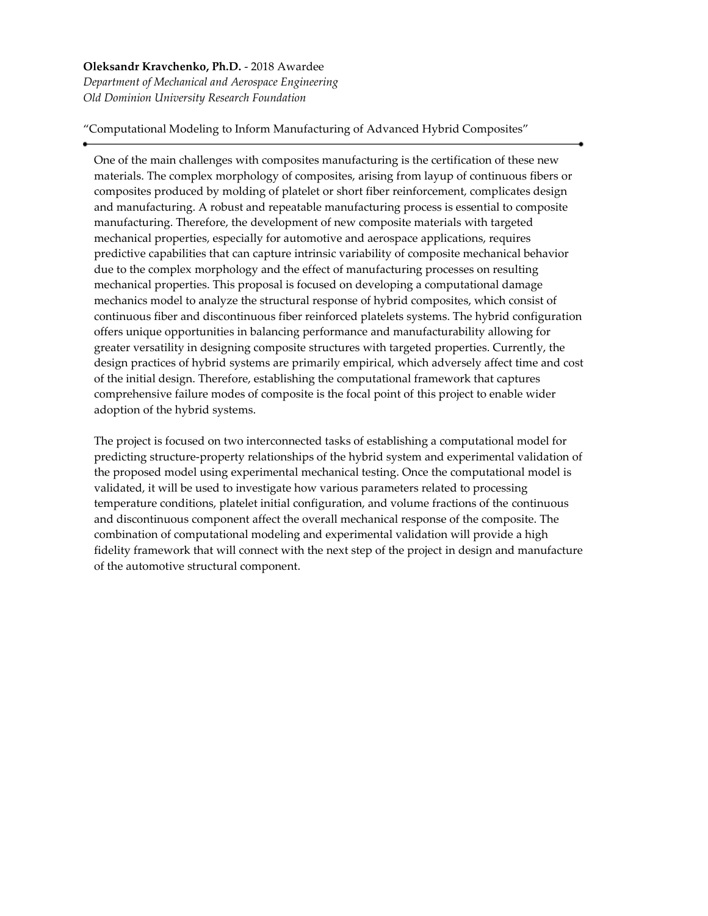**Oleksandr Kravchenko, Ph.D.** - 2018 Awardee
*Department of Mechanical and Aerospace Engineering*
*Old Dominion University Research Foundation*

"Computational Modeling to Inform Manufacturing of Advanced Hybrid Composites"

---

One of the main challenges with composites manufacturing is the certification of these new materials. The complex morphology of composites, arising from layup of continuous fibers or composites produced by molding of platelet or short fiber reinforcement, complicates design and manufacturing. A robust and repeatable manufacturing process is essential to composite manufacturing. Therefore, the development of new composite materials with targeted mechanical properties, especially for automotive and aerospace applications, requires predictive capabilities that can capture intrinsic variability of composite mechanical behavior due to the complex morphology and the effect of manufacturing processes on resulting mechanical properties. This proposal is focused on developing a computational damage mechanics model to analyze the structural response of hybrid composites, which consist of continuous fiber and discontinuous fiber reinforced platelets systems. The hybrid configuration offers unique opportunities in balancing performance and manufacturability allowing for greater versatility in designing composite structures with targeted properties. Currently, the design practices of hybrid systems are primarily empirical, which adversely affect time and cost of the initial design. Therefore, establishing the computational framework that captures comprehensive failure modes of composite is the focal point of this project to enable wider adoption of the hybrid systems.

The project is focused on two interconnected tasks of establishing a computational model for predicting structure-property relationships of the hybrid system and experimental validation of the proposed model using experimental mechanical testing. Once the computational model is validated, it will be used to investigate how various parameters related to processing temperature conditions, platelet initial configuration, and volume fractions of the continuous and discontinuous component affect the overall mechanical response of the composite. The combination of computational modeling and experimental validation will provide a high fidelity framework that will connect with the next step of the project in design and manufacture of the automotive structural component.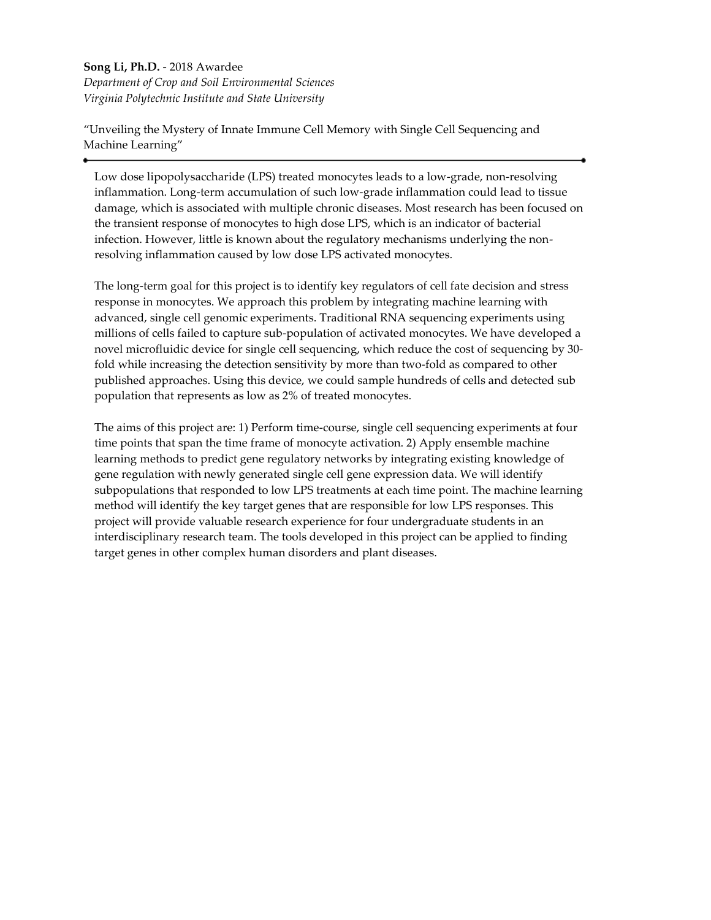**Song Li, Ph.D.** - 2018 Awardee
*Department of Crop and Soil Environmental Sciences*
*Virginia Polytechnic Institute and State University*

"Unveiling the Mystery of Innate Immune Cell Memory with Single Cell Sequencing and Machine Learning"

---

Low dose lipopolysaccharide (LPS) treated monocytes leads to a low-grade, non-resolving inflammation. Long-term accumulation of such low-grade inflammation could lead to tissue damage, which is associated with multiple chronic diseases. Most research has been focused on the transient response of monocytes to high dose LPS, which is an indicator of bacterial infection. However, little is known about the regulatory mechanisms underlying the non-resolving inflammation caused by low dose LPS activated monocytes.

The long-term goal for this project is to identify key regulators of cell fate decision and stress response in monocytes. We approach this problem by integrating machine learning with advanced, single cell genomic experiments. Traditional RNA sequencing experiments using millions of cells failed to capture sub-population of activated monocytes. We have developed a novel microfluidic device for single cell sequencing, which reduce the cost of sequencing by 30-fold while increasing the detection sensitivity by more than two-fold as compared to other published approaches. Using this device, we could sample hundreds of cells and detected sub population that represents as low as 2% of treated monocytes.

The aims of this project are: 1) Perform time-course, single cell sequencing experiments at four time points that span the time frame of monocyte activation. 2) Apply ensemble machine learning methods to predict gene regulatory networks by integrating existing knowledge of gene regulation with newly generated single cell gene expression data. We will identify subpopulations that responded to low LPS treatments at each time point. The machine learning method will identify the key target genes that are responsible for low LPS responses. This project will provide valuable research experience for four undergraduate students in an interdisciplinary research team. The tools developed in this project can be applied to finding target genes in other complex human disorders and plant diseases.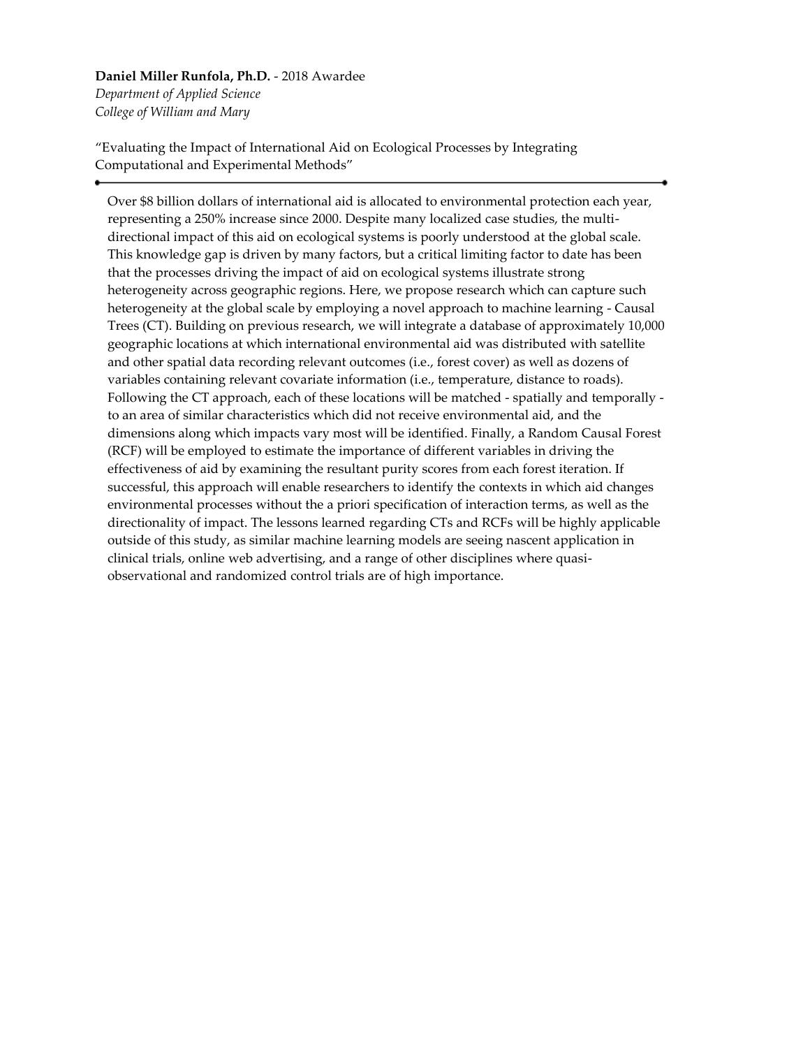**Daniel Miller Runfola, Ph.D.** - 2018 Awardee
*Department of Applied Science*
*College of William and Mary*

"Evaluating the Impact of International Aid on Ecological Processes by Integrating Computational and Experimental Methods"

---

Over $8 billion dollars of international aid is allocated to environmental protection each year, representing a 250% increase since 2000. Despite many localized case studies, the multi-directional impact of this aid on ecological systems is poorly understood at the global scale. This knowledge gap is driven by many factors, but a critical limiting factor to date has been that the processes driving the impact of aid on ecological systems illustrate strong heterogeneity across geographic regions. Here, we propose research which can capture such heterogeneity at the global scale by employing a novel approach to machine learning - Causal Trees (CT). Building on previous research, we will integrate a database of approximately 10,000 geographic locations at which international environmental aid was distributed with satellite and other spatial data recording relevant outcomes (i.e., forest cover) as well as dozens of variables containing relevant covariate information (i.e., temperature, distance to roads). Following the CT approach, each of these locations will be matched - spatially and temporally - to an area of similar characteristics which did not receive environmental aid, and the dimensions along which impacts vary most will be identified. Finally, a Random Causal Forest (RCF) will be employed to estimate the importance of different variables in driving the effectiveness of aid by examining the resultant purity scores from each forest iteration. If successful, this approach will enable researchers to identify the contexts in which aid changes environmental processes without the a priori specification of interaction terms, as well as the directionality of impact. The lessons learned regarding CTs and RCFs will be highly applicable outside of this study, as similar machine learning models are seeing nascent application in clinical trials, online web advertising, and a range of other disciplines where quasi-observational and randomized control trials are of high importance.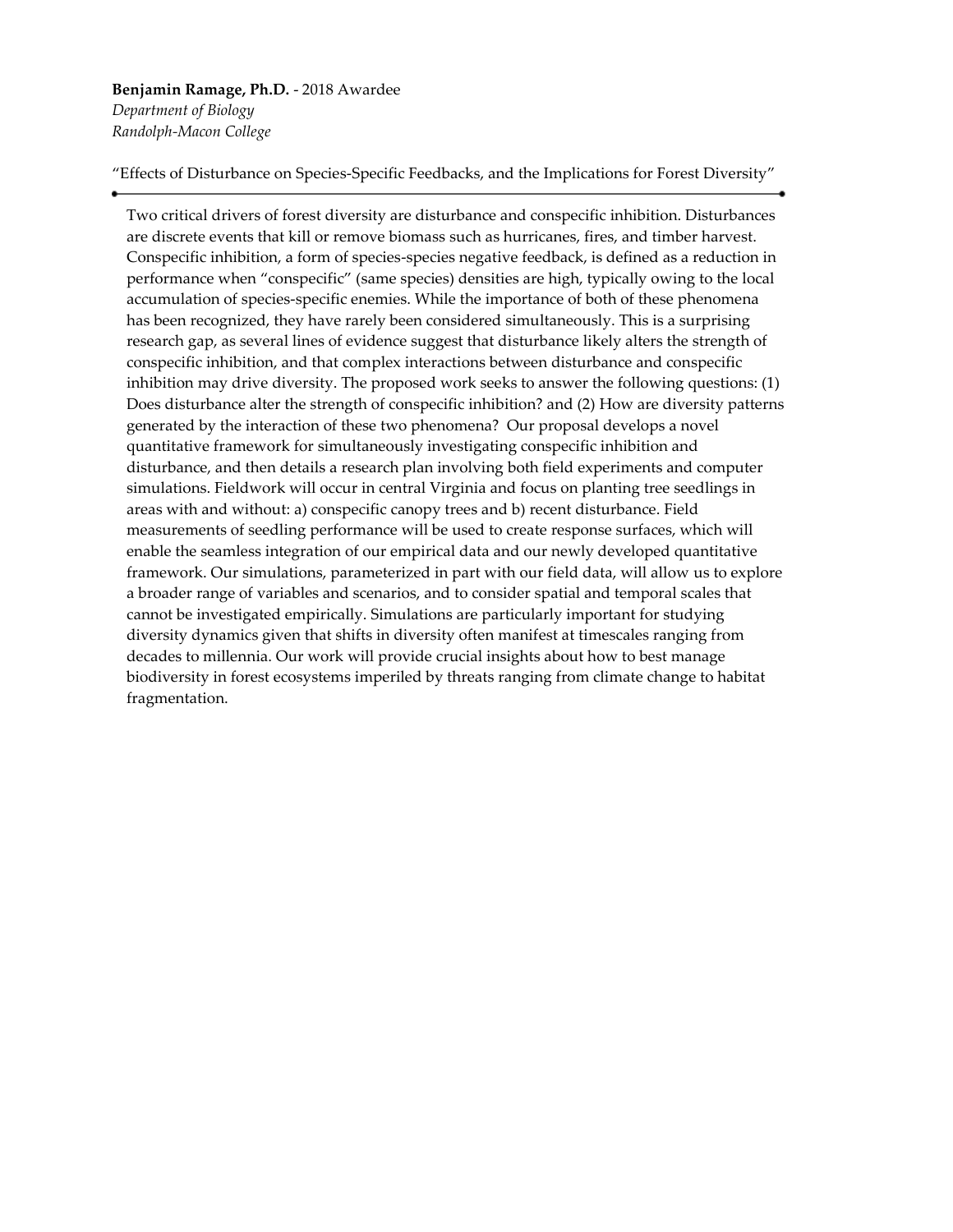**Benjamin Ramage, Ph.D.** - 2018 Awardee
*Department of Biology*
*Randolph-Macon College*

"Effects of Disturbance on Species-Specific Feedbacks, and the Implications for Forest Diversity"

---

Two critical drivers of forest diversity are disturbance and conspecific inhibition. Disturbances are discrete events that kill or remove biomass such as hurricanes, fires, and timber harvest. Conspecific inhibition, a form of species-species negative feedback, is defined as a reduction in performance when "conspecific" (same species) densities are high, typically owing to the local accumulation of species-specific enemies. While the importance of both of these phenomena has been recognized, they have rarely been considered simultaneously. This is a surprising research gap, as several lines of evidence suggest that disturbance likely alters the strength of conspecific inhibition, and that complex interactions between disturbance and conspecific inhibition may drive diversity. The proposed work seeks to answer the following questions: (1) Does disturbance alter the strength of conspecific inhibition? and (2) How are diversity patterns generated by the interaction of these two phenomena? Our proposal develops a novel quantitative framework for simultaneously investigating conspecific inhibition and disturbance, and then details a research plan involving both field experiments and computer simulations. Fieldwork will occur in central Virginia and focus on planting tree seedlings in areas with and without: a) conspecific canopy trees and b) recent disturbance. Field measurements of seedling performance will be used to create response surfaces, which will enable the seamless integration of our empirical data and our newly developed quantitative framework. Our simulations, parameterized in part with our field data, will allow us to explore a broader range of variables and scenarios, and to consider spatial and temporal scales that cannot be investigated empirically. Simulations are particularly important for studying diversity dynamics given that shifts in diversity often manifest at timescales ranging from decades to millennia. Our work will provide crucial insights about how to best manage biodiversity in forest ecosystems imperiled by threats ranging from climate change to habitat fragmentation.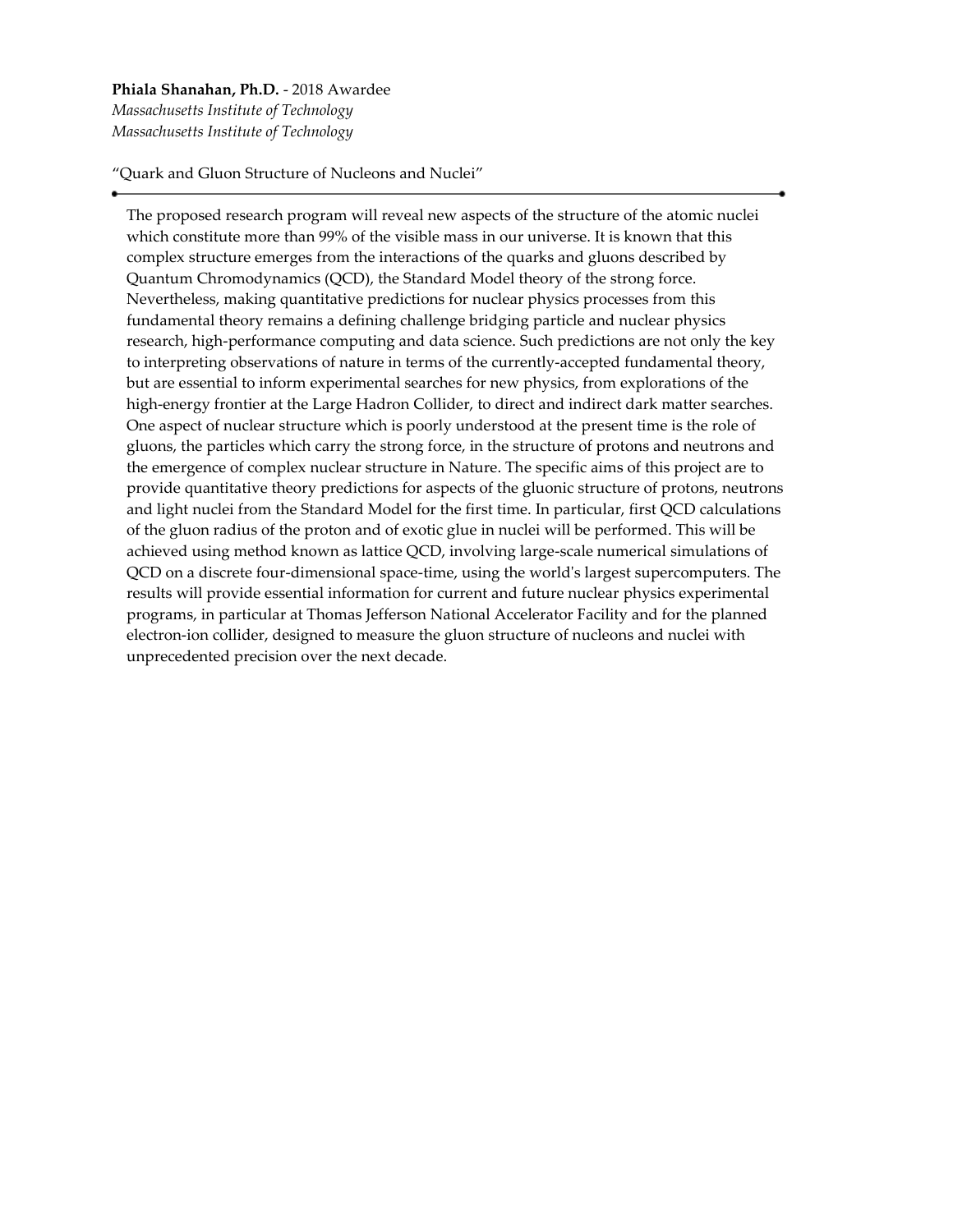**Phiala Shanahan, Ph.D.** - 2018 Awardee
*Massachusetts Institute of Technology*
*Massachusetts Institute of Technology*

"Quark and Gluon Structure of Nucleons and Nuclei"

---

The proposed research program will reveal new aspects of the structure of the atomic nuclei which constitute more than 99% of the visible mass in our universe. It is known that this complex structure emerges from the interactions of the quarks and gluons described by Quantum Chromodynamics (QCD), the Standard Model theory of the strong force. Nevertheless, making quantitative predictions for nuclear physics processes from this fundamental theory remains a defining challenge bridging particle and nuclear physics research, high-performance computing and data science. Such predictions are not only the key to interpreting observations of nature in terms of the currently-accepted fundamental theory, but are essential to inform experimental searches for new physics, from explorations of the high-energy frontier at the Large Hadron Collider, to direct and indirect dark matter searches. One aspect of nuclear structure which is poorly understood at the present time is the role of gluons, the particles which carry the strong force, in the structure of protons and neutrons and the emergence of complex nuclear structure in Nature. The specific aims of this project are to provide quantitative theory predictions for aspects of the gluonic structure of protons, neutrons and light nuclei from the Standard Model for the first time. In particular, first QCD calculations of the gluon radius of the proton and of exotic glue in nuclei will be performed. This will be achieved using method known as lattice QCD, involving large-scale numerical simulations of QCD on a discrete four-dimensional space-time, using the world's largest supercomputers. The results will provide essential information for current and future nuclear physics experimental programs, in particular at Thomas Jefferson National Accelerator Facility and for the planned electron-ion collider, designed to measure the gluon structure of nucleons and nuclei with unprecedented precision over the next decade.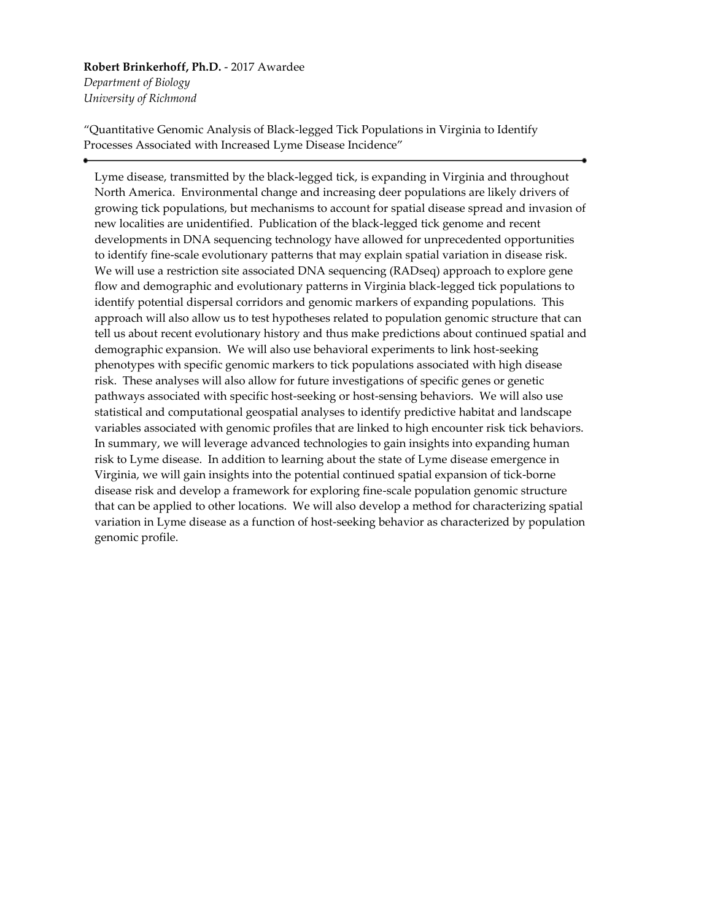**Robert Brinkerhoff, Ph.D.** - 2017 Awardee
*Department of Biology*
*University of Richmond*

"Quantitative Genomic Analysis of Black-legged Tick Populations in Virginia to Identify Processes Associated with Increased Lyme Disease Incidence"

---

Lyme disease, transmitted by the black-legged tick, is expanding in Virginia and throughout North America. Environmental change and increasing deer populations are likely drivers of growing tick populations, but mechanisms to account for spatial disease spread and invasion of new localities are unidentified. Publication of the black-legged tick genome and recent developments in DNA sequencing technology have allowed for unprecedented opportunities to identify fine-scale evolutionary patterns that may explain spatial variation in disease risk. We will use a restriction site associated DNA sequencing (RADseq) approach to explore gene flow and demographic and evolutionary patterns in Virginia black-legged tick populations to identify potential dispersal corridors and genomic markers of expanding populations. This approach will also allow us to test hypotheses related to population genomic structure that can tell us about recent evolutionary history and thus make predictions about continued spatial and demographic expansion. We will also use behavioral experiments to link host-seeking phenotypes with specific genomic markers to tick populations associated with high disease risk. These analyses will also allow for future investigations of specific genes or genetic pathways associated with specific host-seeking or host-sensing behaviors. We will also use statistical and computational geospatial analyses to identify predictive habitat and landscape variables associated with genomic profiles that are linked to high encounter risk tick behaviors. In summary, we will leverage advanced technologies to gain insights into expanding human risk to Lyme disease. In addition to learning about the state of Lyme disease emergence in Virginia, we will gain insights into the potential continued spatial expansion of tick-borne disease risk and develop a framework for exploring fine-scale population genomic structure that can be applied to other locations. We will also develop a method for characterizing spatial variation in Lyme disease as a function of host-seeking behavior as characterized by population genomic profile.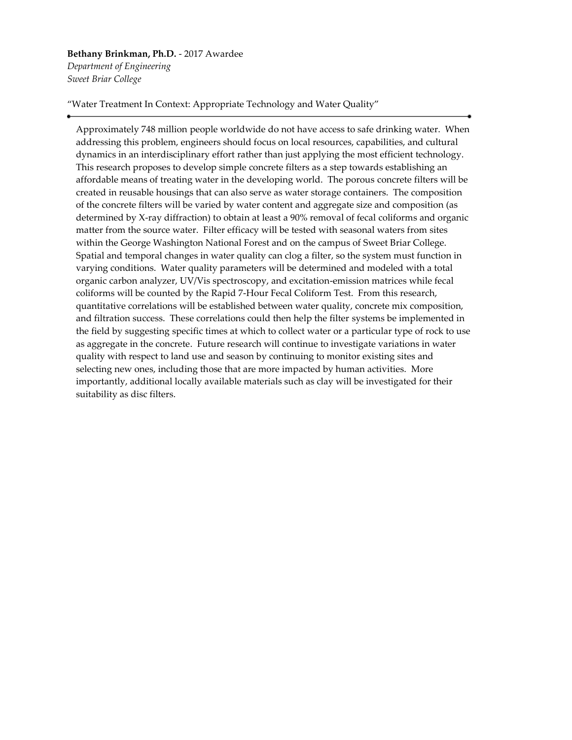**Bethany Brinkman, Ph.D.** - 2017 Awardee
*Department of Engineering*
*Sweet Briar College*

"Water Treatment In Context: Appropriate Technology and Water Quality"

---

Approximately 748 million people worldwide do not have access to safe drinking water. When addressing this problem, engineers should focus on local resources, capabilities, and cultural dynamics in an interdisciplinary effort rather than just applying the most efficient technology. This research proposes to develop simple concrete filters as a step towards establishing an affordable means of treating water in the developing world. The porous concrete filters will be created in reusable housings that can also serve as water storage containers. The composition of the concrete filters will be varied by water content and aggregate size and composition (as determined by X-ray diffraction) to obtain at least a 90% removal of fecal coliforms and organic matter from the source water. Filter efficacy will be tested with seasonal waters from sites within the George Washington National Forest and on the campus of Sweet Briar College. Spatial and temporal changes in water quality can clog a filter, so the system must function in varying conditions. Water quality parameters will be determined and modeled with a total organic carbon analyzer, UV/Vis spectroscopy, and excitation-emission matrices while fecal coliforms will be counted by the Rapid 7-Hour Fecal Coliform Test. From this research, quantitative correlations will be established between water quality, concrete mix composition, and filtration success. These correlations could then help the filter systems be implemented in the field by suggesting specific times at which to collect water or a particular type of rock to use as aggregate in the concrete. Future research will continue to investigate variations in water quality with respect to land use and season by continuing to monitor existing sites and selecting new ones, including those that are more impacted by human activities. More importantly, additional locally available materials such as clay will be investigated for their suitability as disc filters.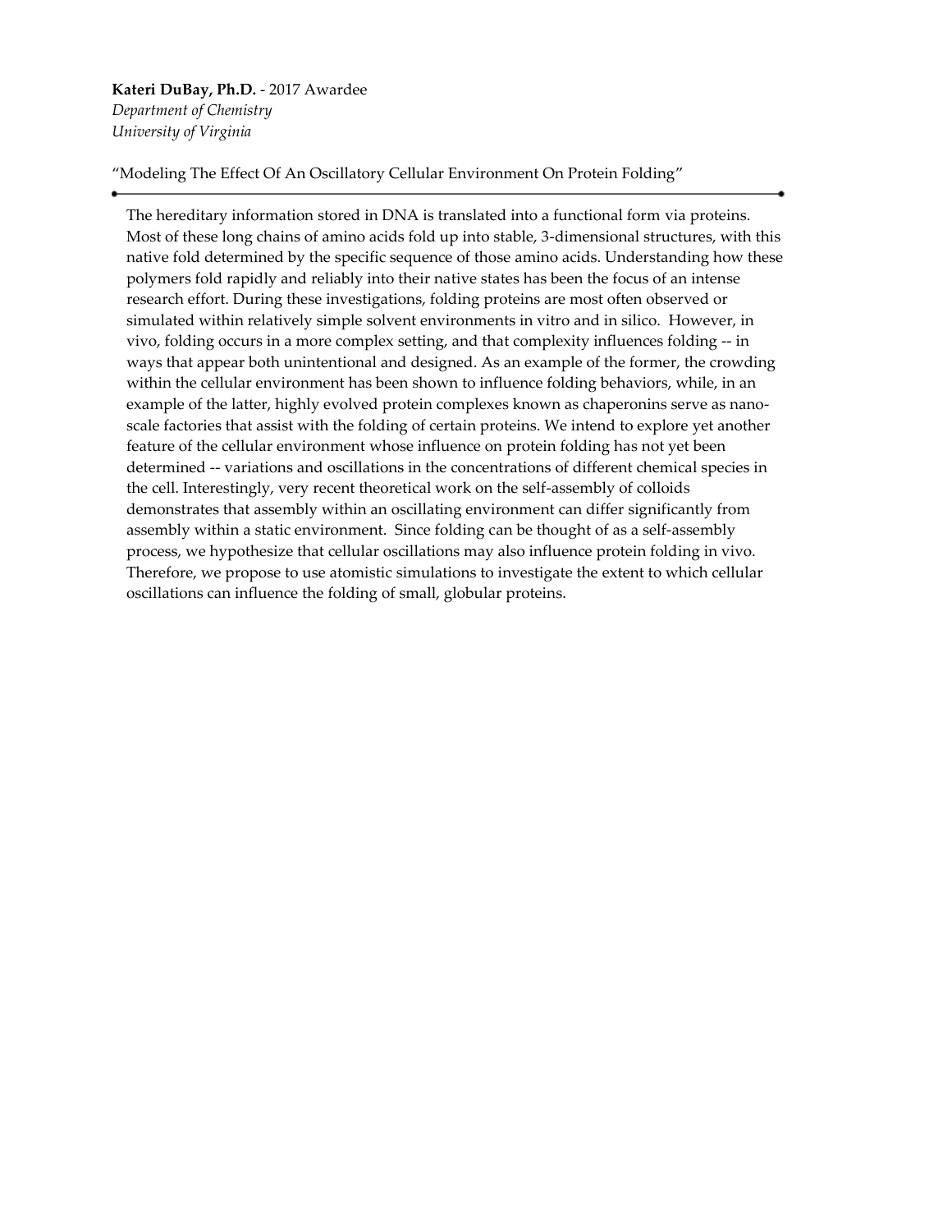**Kateri DuBay, Ph.D.** - 2017 Awardee
*Department of Chemistry*
*University of Virginia*

"Modeling The Effect Of An Oscillatory Cellular Environment On Protein Folding"

---

The hereditary information stored in DNA is translated into a functional form via proteins. Most of these long chains of amino acids fold up into stable, 3-dimensional structures, with this native fold determined by the specific sequence of those amino acids. Understanding how these polymers fold rapidly and reliably into their native states has been the focus of an intense research effort. During these investigations, folding proteins are most often observed or simulated within relatively simple solvent environments in vitro and in silico. However, in vivo, folding occurs in a more complex setting, and that complexity influences folding -- in ways that appear both unintentional and designed. As an example of the former, the crowding within the cellular environment has been shown to influence folding behaviors, while, in an example of the latter, highly evolved protein complexes known as chaperonins serve as nano-scale factories that assist with the folding of certain proteins. We intend to explore yet another feature of the cellular environment whose influence on protein folding has not yet been determined -- variations and oscillations in the concentrations of different chemical species in the cell. Interestingly, very recent theoretical work on the self-assembly of colloids demonstrates that assembly within an oscillating environment can differ significantly from assembly within a static environment. Since folding can be thought of as a self-assembly process, we hypothesize that cellular oscillations may also influence protein folding in vivo. Therefore, we propose to use atomistic simulations to investigate the extent to which cellular oscillations can influence the folding of small, globular proteins.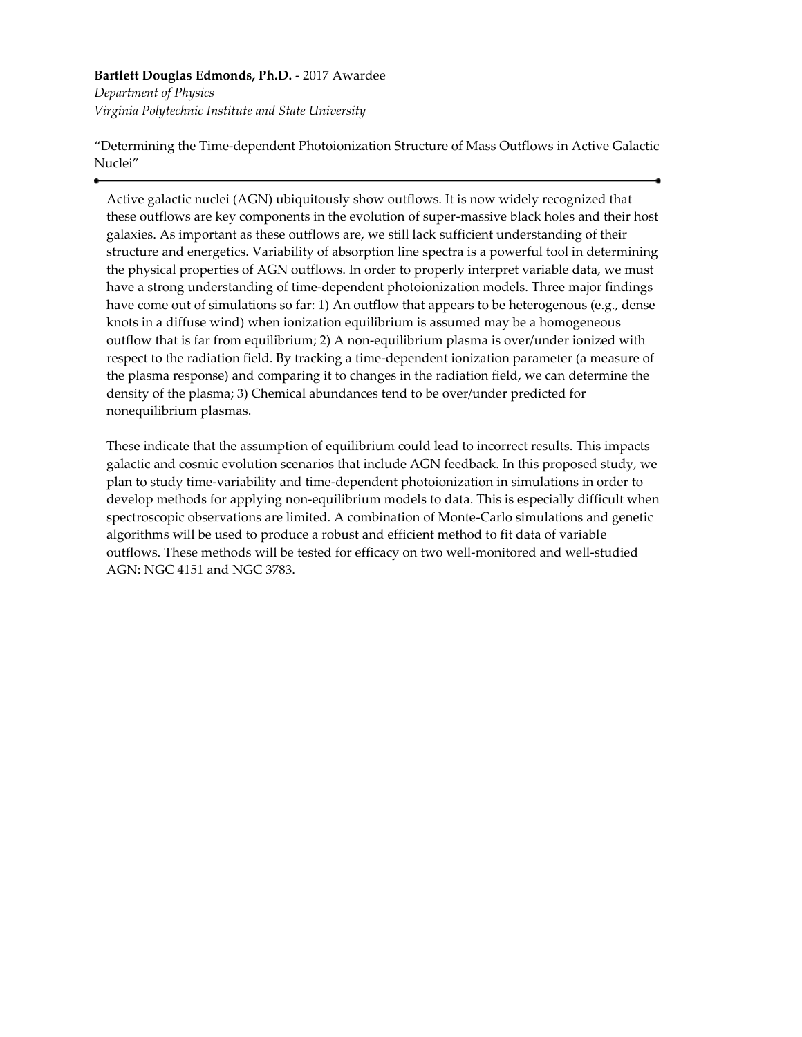**Bartlett Douglas Edmonds, Ph.D.** - 2017 Awardee
*Department of Physics*
*Virginia Polytechnic Institute and State University*

"Determining the Time-dependent Photoionization Structure of Mass Outflows in Active Galactic Nuclei"

---

Active galactic nuclei (AGN) ubiquitously show outflows. It is now widely recognized that these outflows are key components in the evolution of super-massive black holes and their host galaxies. As important as these outflows are, we still lack sufficient understanding of their structure and energetics. Variability of absorption line spectra is a powerful tool in determining the physical properties of AGN outflows. In order to properly interpret variable data, we must have a strong understanding of time-dependent photoionization models. Three major findings have come out of simulations so far: 1) An outflow that appears to be heterogenous (e.g., dense knots in a diffuse wind) when ionization equilibrium is assumed may be a homogeneous outflow that is far from equilibrium; 2) A non-equilibrium plasma is over/under ionized with respect to the radiation field. By tracking a time-dependent ionization parameter (a measure of the plasma response) and comparing it to changes in the radiation field, we can determine the density of the plasma; 3) Chemical abundances tend to be over/under predicted for nonequilibrium plasmas.

These indicate that the assumption of equilibrium could lead to incorrect results. This impacts galactic and cosmic evolution scenarios that include AGN feedback. In this proposed study, we plan to study time-variability and time-dependent photoionization in simulations in order to develop methods for applying non-equilibrium models to data. This is especially difficult when spectroscopic observations are limited. A combination of Monte-Carlo simulations and genetic algorithms will be used to produce a robust and efficient method to fit data of variable outflows. These methods will be tested for efficacy on two well-monitored and well-studied AGN: NGC 4151 and NGC 3783.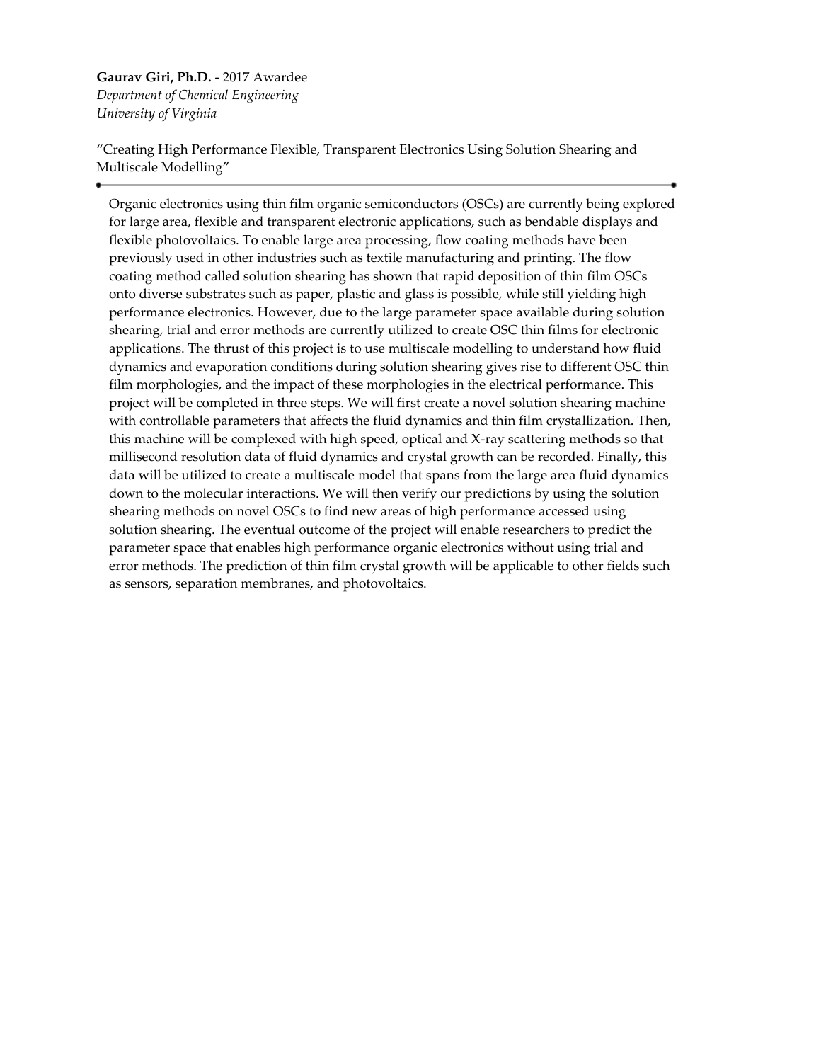**Gaurav Giri, Ph.D.** - 2017 Awardee
*Department of Chemical Engineering*
*University of Virginia*

"Creating High Performance Flexible, Transparent Electronics Using Solution Shearing and Multiscale Modelling"

---

Organic electronics using thin film organic semiconductors (OSCs) are currently being explored for large area, flexible and transparent electronic applications, such as bendable displays and flexible photovoltaics. To enable large area processing, flow coating methods have been previously used in other industries such as textile manufacturing and printing. The flow coating method called solution shearing has shown that rapid deposition of thin film OSCs onto diverse substrates such as paper, plastic and glass is possible, while still yielding high performance electronics. However, due to the large parameter space available during solution shearing, trial and error methods are currently utilized to create OSC thin films for electronic applications. The thrust of this project is to use multiscale modelling to understand how fluid dynamics and evaporation conditions during solution shearing gives rise to different OSC thin film morphologies, and the impact of these morphologies in the electrical performance. This project will be completed in three steps. We will first create a novel solution shearing machine with controllable parameters that affects the fluid dynamics and thin film crystallization. Then, this machine will be complexed with high speed, optical and X-ray scattering methods so that millisecond resolution data of fluid dynamics and crystal growth can be recorded. Finally, this data will be utilized to create a multiscale model that spans from the large area fluid dynamics down to the molecular interactions. We will then verify our predictions by using the solution shearing methods on novel OSCs to find new areas of high performance accessed using solution shearing. The eventual outcome of the project will enable researchers to predict the parameter space that enables high performance organic electronics without using trial and error methods. The prediction of thin film crystal growth will be applicable to other fields such as sensors, separation membranes, and photovoltaics.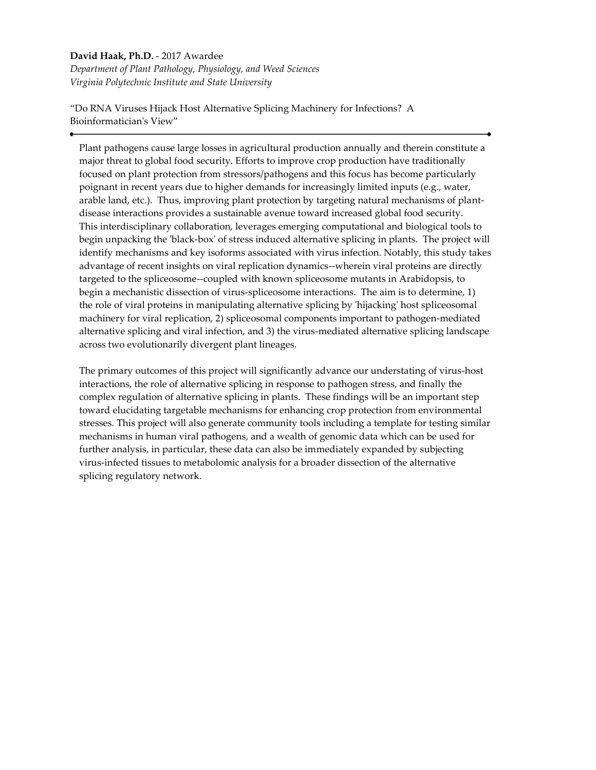**David Haak, Ph.D.** - 2017 Awardee

*Department of Plant Pathology, Physiology, and Weed Sciences*

*Virginia Polytechnic Institute and State University*

"Do RNA Viruses Hijack Host Alternative Splicing Machinery for Infections? A Bioinformatician's View"

---

Plant pathogens cause large losses in agricultural production annually and therein constitute a major threat to global food security. Efforts to improve crop production have traditionally focused on plant protection from stressors/pathogens and this focus has become particularly poignant in recent years due to higher demands for increasingly limited inputs (e.g., water, arable land, etc.). Thus, improving plant protection by targeting natural mechanisms of plant-disease interactions provides a sustainable avenue toward increased global food security. This interdisciplinary collaboration, leverages emerging computational and biological tools to begin unpacking the 'black-box' of stress induced alternative splicing in plants. The project will identify mechanisms and key isoforms associated with virus infection. Notably, this study takes advantage of recent insights on viral replication dynamics--wherein viral proteins are directly targeted to the spliceosome--coupled with known spliceosome mutants in Arabidopsis, to begin a mechanistic dissection of virus-spliceosome interactions. The aim is to determine, 1) the role of viral proteins in manipulating alternative splicing by 'hijacking' host spliceosomal machinery for viral replication, 2) spliceosomal components important to pathogen-mediated alternative splicing and viral infection, and 3) the virus-mediated alternative splicing landscape across two evolutionarily divergent plant lineages.

The primary outcomes of this project will significantly advance our understating of virus-host interactions, the role of alternative splicing in response to pathogen stress, and finally the complex regulation of alternative splicing in plants. These findings will be an important step toward elucidating targetable mechanisms for enhancing crop protection from environmental stresses. This project will also generate community tools including a template for testing similar mechanisms in human viral pathogens, and a wealth of genomic data which can be used for further analysis, in particular, these data can also be immediately expanded by subjecting virus-infected tissues to metabolomic analysis for a broader dissection of the alternative splicing regulatory network.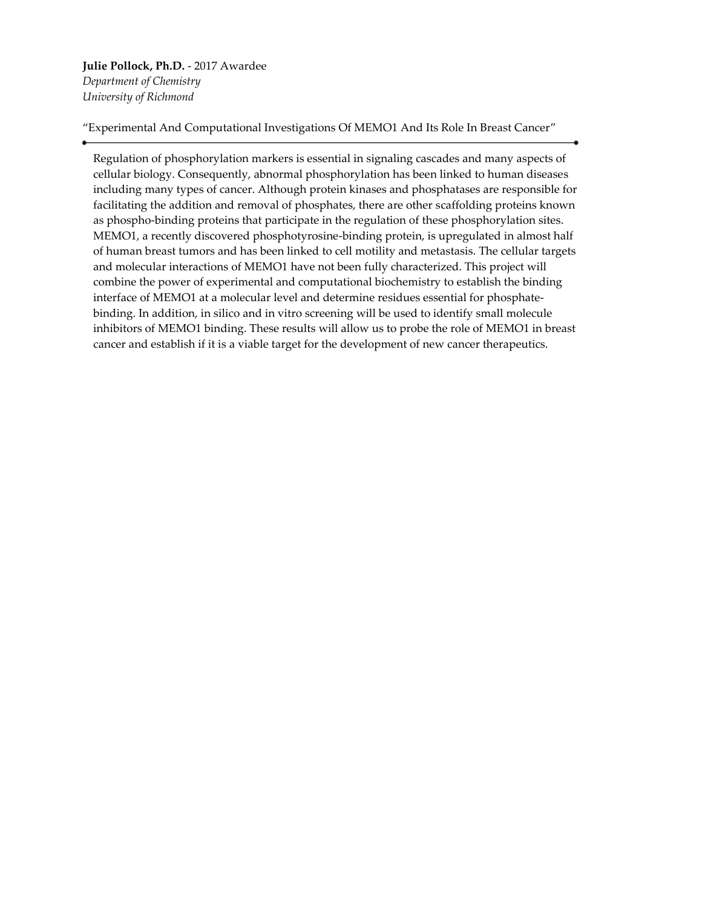**Julie Pollock, Ph.D.** - 2017 Awardee
*Department of Chemistry*
*University of Richmond*

"Experimental And Computational Investigations Of MEMO1 And Its Role In Breast Cancer"

---

Regulation of phosphorylation markers is essential in signaling cascades and many aspects of cellular biology. Consequently, abnormal phosphorylation has been linked to human diseases including many types of cancer. Although protein kinases and phosphatases are responsible for facilitating the addition and removal of phosphates, there are other scaffolding proteins known as phospho-binding proteins that participate in the regulation of these phosphorylation sites. MEMO1, a recently discovered phosphotyrosine-binding protein, is upregulated in almost half of human breast tumors and has been linked to cell motility and metastasis. The cellular targets and molecular interactions of MEMO1 have not been fully characterized. This project will combine the power of experimental and computational biochemistry to establish the binding interface of MEMO1 at a molecular level and determine residues essential for phosphate-binding. In addition, in silico and in vitro screening will be used to identify small molecule inhibitors of MEMO1 binding. These results will allow us to probe the role of MEMO1 in breast cancer and establish if it is a viable target for the development of new cancer therapeutics.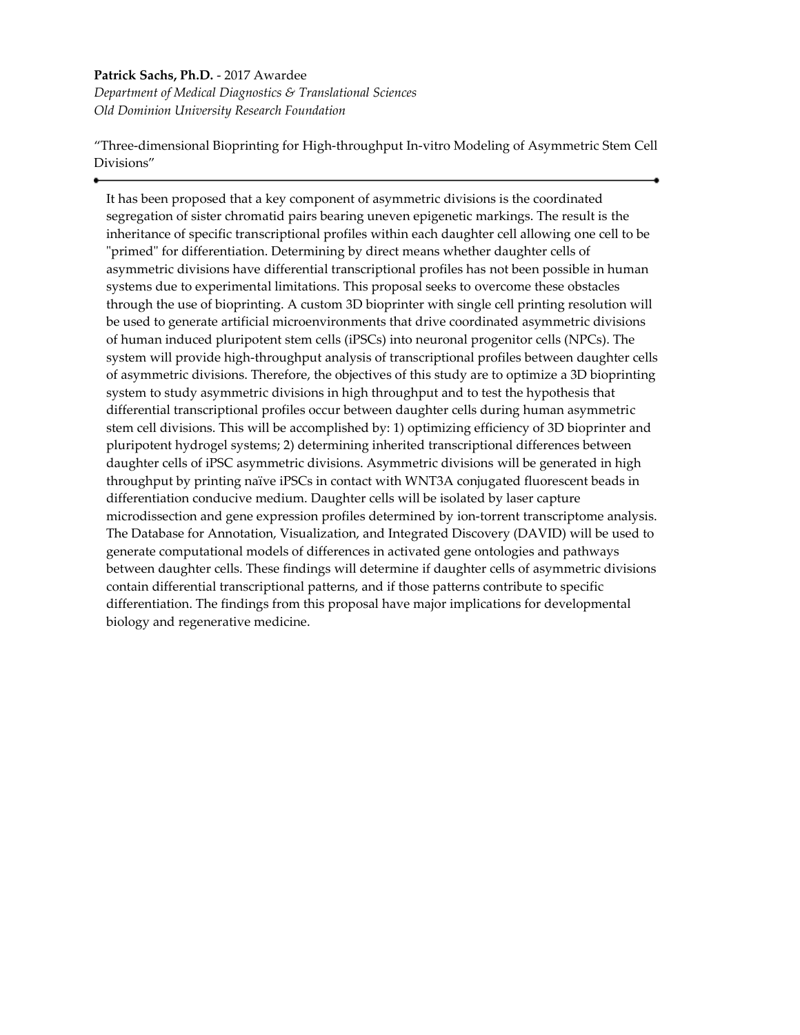**Patrick Sachs, Ph.D.** - 2017 Awardee
*Department of Medical Diagnostics & Translational Sciences*
*Old Dominion University Research Foundation*

"Three-dimensional Bioprinting for High-throughput In-vitro Modeling of Asymmetric Stem Cell Divisions"

---

It has been proposed that a key component of asymmetric divisions is the coordinated segregation of sister chromatid pairs bearing uneven epigenetic markings. The result is the inheritance of specific transcriptional profiles within each daughter cell allowing one cell to be "primed" for differentiation. Determining by direct means whether daughter cells of asymmetric divisions have differential transcriptional profiles has not been possible in human systems due to experimental limitations. This proposal seeks to overcome these obstacles through the use of bioprinting. A custom 3D bioprinter with single cell printing resolution will be used to generate artificial microenvironments that drive coordinated asymmetric divisions of human induced pluripotent stem cells (iPSCs) into neuronal progenitor cells (NPCs). The system will provide high-throughput analysis of transcriptional profiles between daughter cells of asymmetric divisions. Therefore, the objectives of this study are to optimize a 3D bioprinting system to study asymmetric divisions in high throughput and to test the hypothesis that differential transcriptional profiles occur between daughter cells during human asymmetric stem cell divisions. This will be accomplished by: 1) optimizing efficiency of 3D bioprinter and pluripotent hydrogel systems; 2) determining inherited transcriptional differences between daughter cells of iPSC asymmetric divisions. Asymmetric divisions will be generated in high throughput by printing naïve iPSCs in contact with WNT3A conjugated fluorescent beads in differentiation conducive medium. Daughter cells will be isolated by laser capture microdissection and gene expression profiles determined by ion-torrent transcriptome analysis. The Database for Annotation, Visualization, and Integrated Discovery (DAVID) will be used to generate computational models of differences in activated gene ontologies and pathways between daughter cells. These findings will determine if daughter cells of asymmetric divisions contain differential transcriptional patterns, and if those patterns contribute to specific differentiation. The findings from this proposal have major implications for developmental biology and regenerative medicine.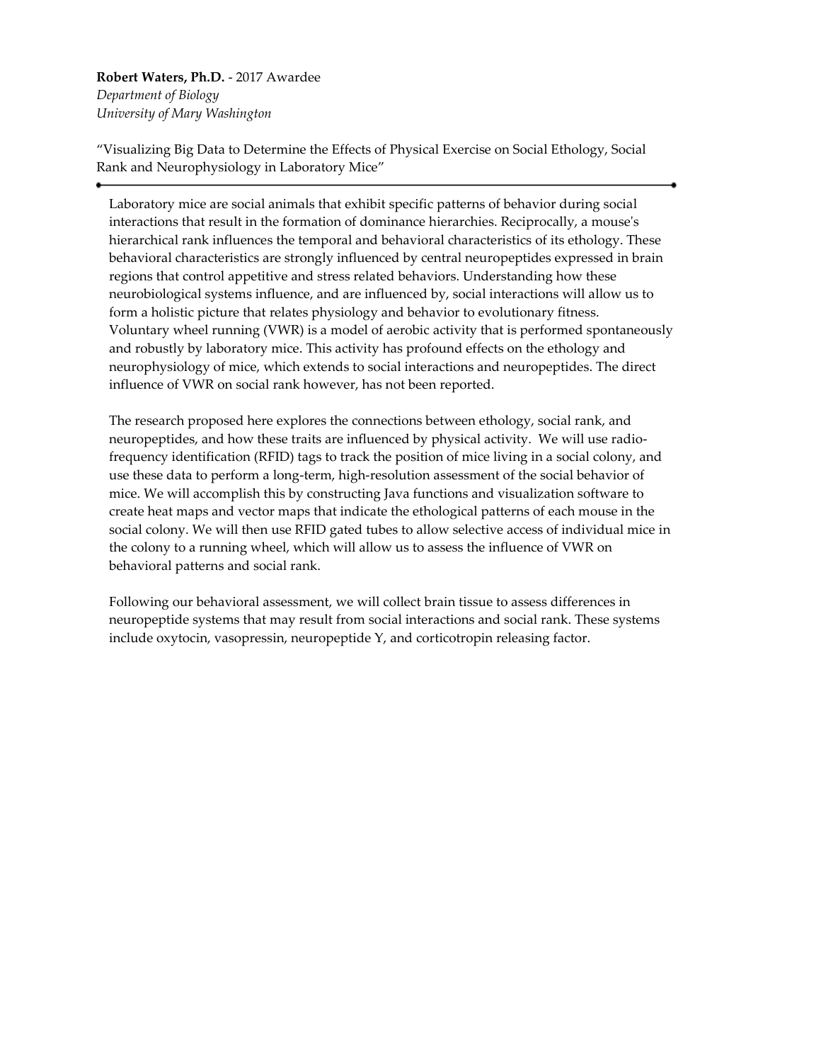**Robert Waters, Ph.D.** - 2017 Awardee
*Department of Biology*
*University of Mary Washington*

"Visualizing Big Data to Determine the Effects of Physical Exercise on Social Ethology, Social Rank and Neurophysiology in Laboratory Mice"

---

Laboratory mice are social animals that exhibit specific patterns of behavior during social interactions that result in the formation of dominance hierarchies. Reciprocally, a mouse's hierarchical rank influences the temporal and behavioral characteristics of its ethology. These behavioral characteristics are strongly influenced by central neuropeptides expressed in brain regions that control appetitive and stress related behaviors. Understanding how these neurobiological systems influence, and are influenced by, social interactions will allow us to form a holistic picture that relates physiology and behavior to evolutionary fitness. Voluntary wheel running (VWR) is a model of aerobic activity that is performed spontaneously and robustly by laboratory mice. This activity has profound effects on the ethology and neurophysiology of mice, which extends to social interactions and neuropeptides. The direct influence of VWR on social rank however, has not been reported.

The research proposed here explores the connections between ethology, social rank, and neuropeptides, and how these traits are influenced by physical activity. We will use radio-frequency identification (RFID) tags to track the position of mice living in a social colony, and use these data to perform a long-term, high-resolution assessment of the social behavior of mice. We will accomplish this by constructing Java functions and visualization software to create heat maps and vector maps that indicate the ethological patterns of each mouse in the social colony. We will then use RFID gated tubes to allow selective access of individual mice in the colony to a running wheel, which will allow us to assess the influence of VWR on behavioral patterns and social rank.

Following our behavioral assessment, we will collect brain tissue to assess differences in neuropeptide systems that may result from social interactions and social rank. These systems include oxytocin, vasopressin, neuropeptide Y, and corticotropin releasing factor.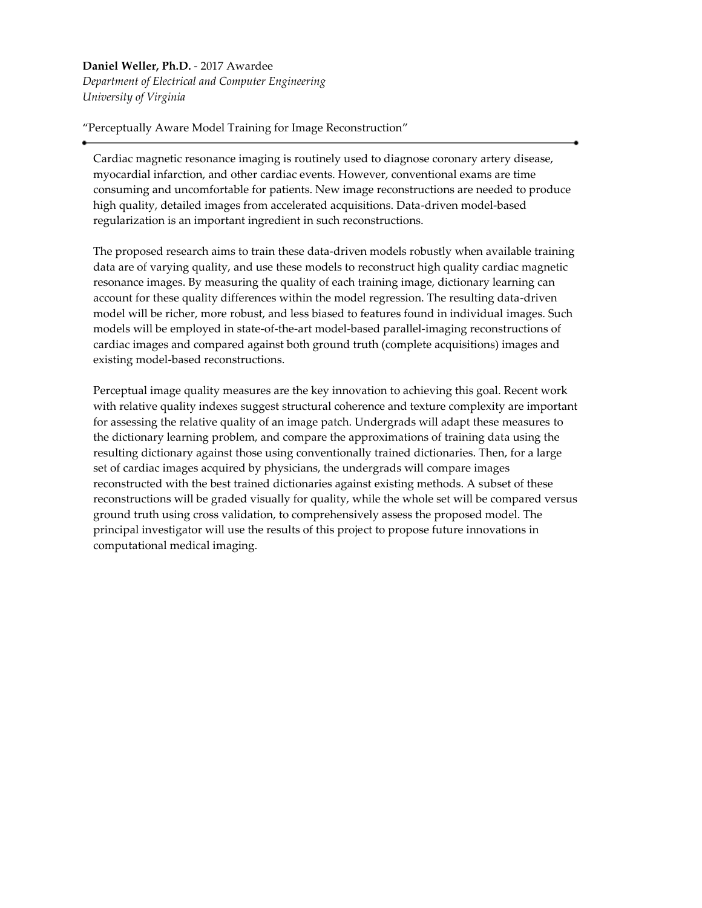**Daniel Weller, Ph.D.** - 2017 Awardee
*Department of Electrical and Computer Engineering*
*University of Virginia*

"Perceptually Aware Model Training for Image Reconstruction"

---

Cardiac magnetic resonance imaging is routinely used to diagnose coronary artery disease, myocardial infarction, and other cardiac events. However, conventional exams are time consuming and uncomfortable for patients. New image reconstructions are needed to produce high quality, detailed images from accelerated acquisitions. Data-driven model-based regularization is an important ingredient in such reconstructions.

The proposed research aims to train these data-driven models robustly when available training data are of varying quality, and use these models to reconstruct high quality cardiac magnetic resonance images. By measuring the quality of each training image, dictionary learning can account for these quality differences within the model regression. The resulting data-driven model will be richer, more robust, and less biased to features found in individual images. Such models will be employed in state-of-the-art model-based parallel-imaging reconstructions of cardiac images and compared against both ground truth (complete acquisitions) images and existing model-based reconstructions.

Perceptual image quality measures are the key innovation to achieving this goal. Recent work with relative quality indexes suggest structural coherence and texture complexity are important for assessing the relative quality of an image patch. Undergrads will adapt these measures to the dictionary learning problem, and compare the approximations of training data using the resulting dictionary against those using conventionally trained dictionaries. Then, for a large set of cardiac images acquired by physicians, the undergrads will compare images reconstructed with the best trained dictionaries against existing methods. A subset of these reconstructions will be graded visually for quality, while the whole set will be compared versus ground truth using cross validation, to comprehensively assess the proposed model. The principal investigator will use the results of this project to propose future innovations in computational medical imaging.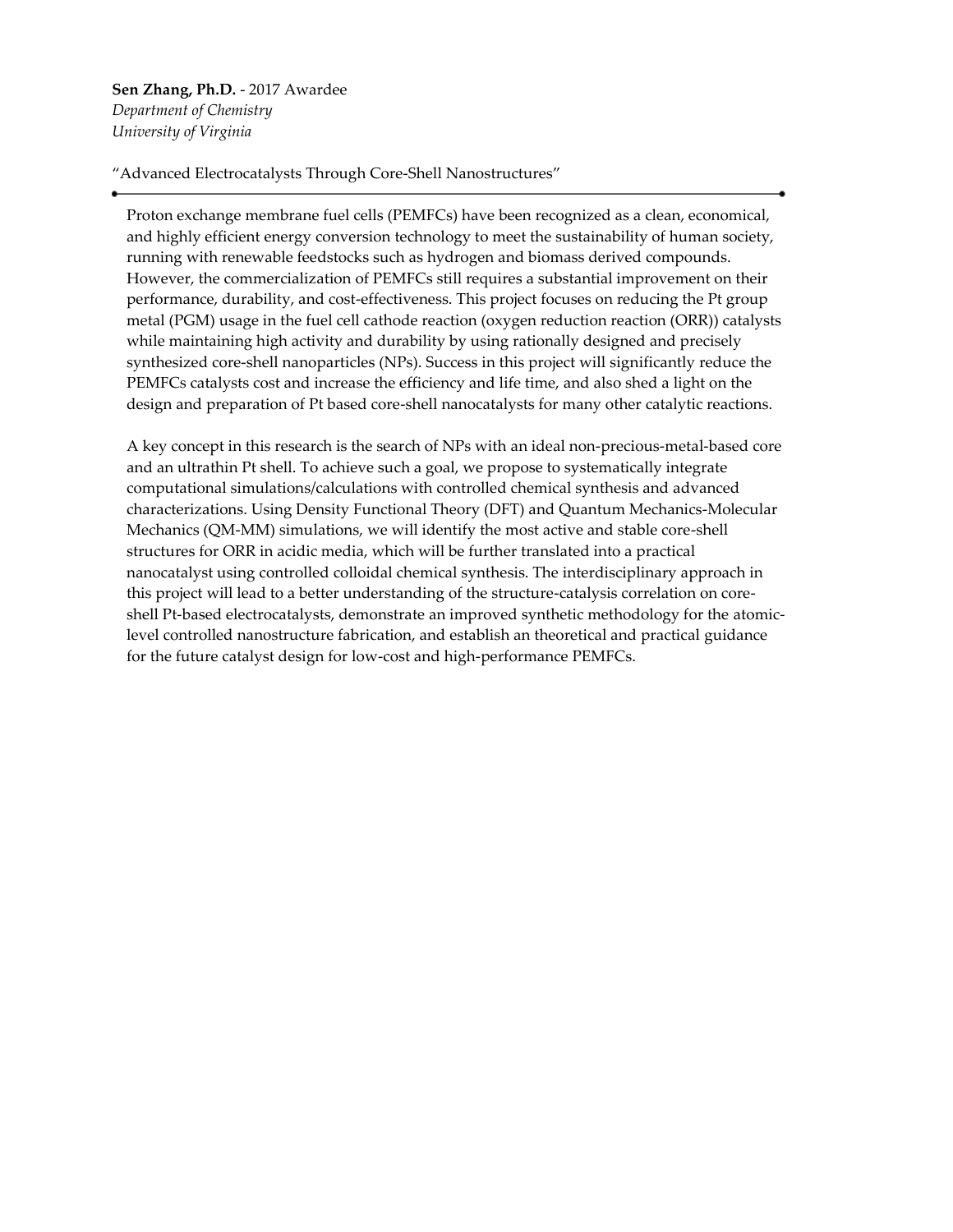**Sen Zhang, Ph.D.** - 2017 Awardee
*Department of Chemistry*
*University of Virginia*

"Advanced Electrocatalysts Through Core-Shell Nanostructures"

---

Proton exchange membrane fuel cells (PEMFCs) have been recognized as a clean, economical, and highly efficient energy conversion technology to meet the sustainability of human society, running with renewable feedstocks such as hydrogen and biomass derived compounds. However, the commercialization of PEMFCs still requires a substantial improvement on their performance, durability, and cost-effectiveness. This project focuses on reducing the Pt group metal (PGM) usage in the fuel cell cathode reaction (oxygen reduction reaction (ORR)) catalysts while maintaining high activity and durability by using rationally designed and precisely synthesized core-shell nanoparticles (NPs). Success in this project will significantly reduce the PEMFCs catalysts cost and increase the efficiency and life time, and also shed a light on the design and preparation of Pt based core-shell nanocatalysts for many other catalytic reactions.

A key concept in this research is the search of NPs with an ideal non-precious-metal-based core and an ultrathin Pt shell. To achieve such a goal, we propose to systematically integrate computational simulations/calculations with controlled chemical synthesis and advanced characterizations. Using Density Functional Theory (DFT) and Quantum Mechanics-Molecular Mechanics (QM-MM) simulations, we will identify the most active and stable core-shell structures for ORR in acidic media, which will be further translated into a practical nanocatalyst using controlled colloidal chemical synthesis. The interdisciplinary approach in this project will lead to a better understanding of the structure-catalysis correlation on core-shell Pt-based electrocatalysts, demonstrate an improved synthetic methodology for the atomic-level controlled nanostructure fabrication, and establish an theoretical and practical guidance for the future catalyst design for low-cost and high-performance PEMFCs.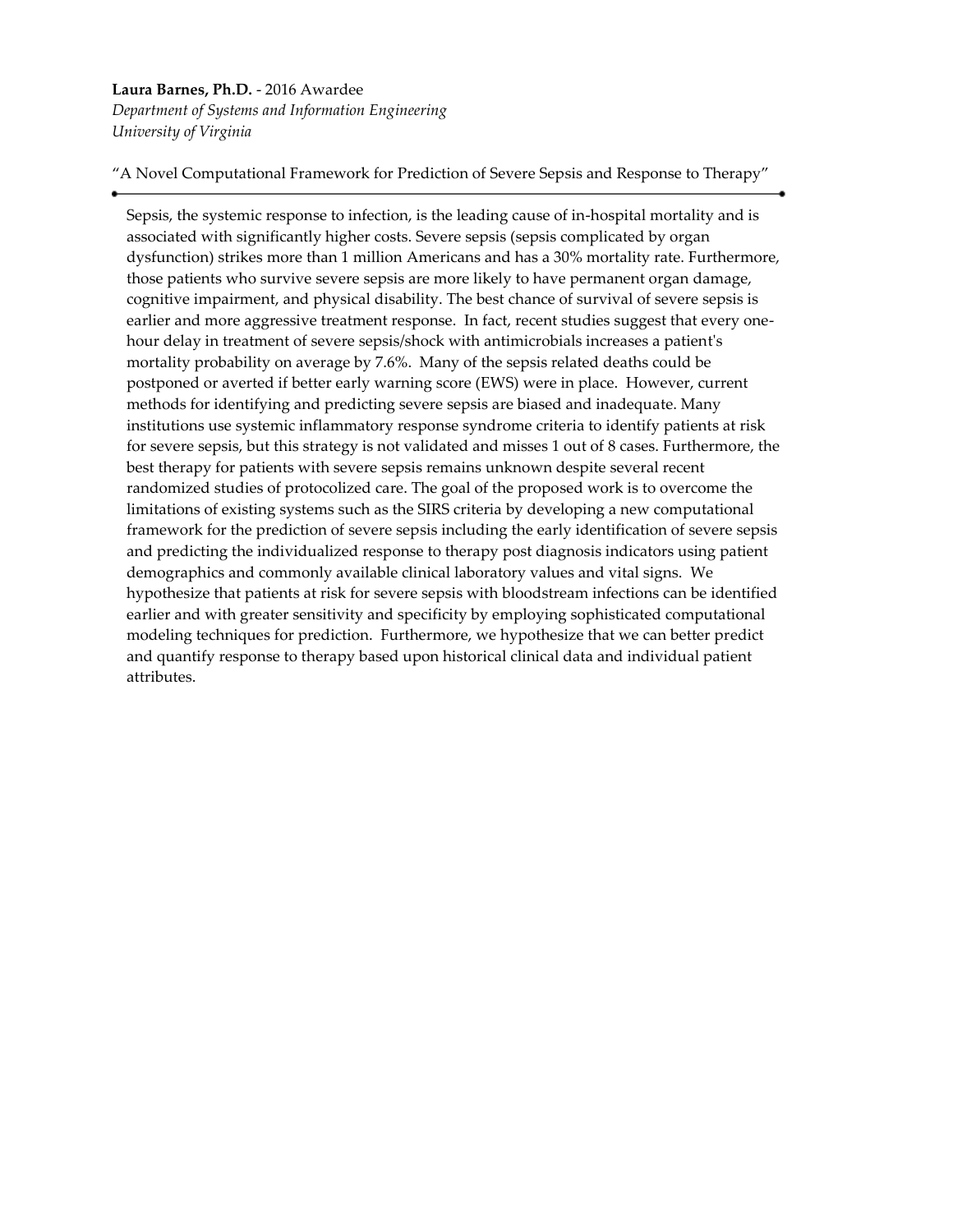**Laura Barnes, Ph.D.** - 2016 Awardee
*Department of Systems and Information Engineering*
*University of Virginia*

"A Novel Computational Framework for Prediction of Severe Sepsis and Response to Therapy"

---

Sepsis, the systemic response to infection, is the leading cause of in-hospital mortality and is associated with significantly higher costs. Severe sepsis (sepsis complicated by organ dysfunction) strikes more than 1 million Americans and has a 30% mortality rate. Furthermore, those patients who survive severe sepsis are more likely to have permanent organ damage, cognitive impairment, and physical disability. The best chance of survival of severe sepsis is earlier and more aggressive treatment response. In fact, recent studies suggest that every one-hour delay in treatment of severe sepsis/shock with antimicrobials increases a patient's mortality probability on average by 7.6%. Many of the sepsis related deaths could be postponed or averted if better early warning score (EWS) were in place. However, current methods for identifying and predicting severe sepsis are biased and inadequate. Many institutions use systemic inflammatory response syndrome criteria to identify patients at risk for severe sepsis, but this strategy is not validated and misses 1 out of 8 cases. Furthermore, the best therapy for patients with severe sepsis remains unknown despite several recent randomized studies of protocolized care. The goal of the proposed work is to overcome the limitations of existing systems such as the SIRS criteria by developing a new computational framework for the prediction of severe sepsis including the early identification of severe sepsis and predicting the individualized response to therapy post diagnosis indicators using patient demographics and commonly available clinical laboratory values and vital signs. We hypothesize that patients at risk for severe sepsis with bloodstream infections can be identified earlier and with greater sensitivity and specificity by employing sophisticated computational modeling techniques for prediction. Furthermore, we hypothesize that we can better predict and quantify response to therapy based upon historical clinical data and individual patient attributes.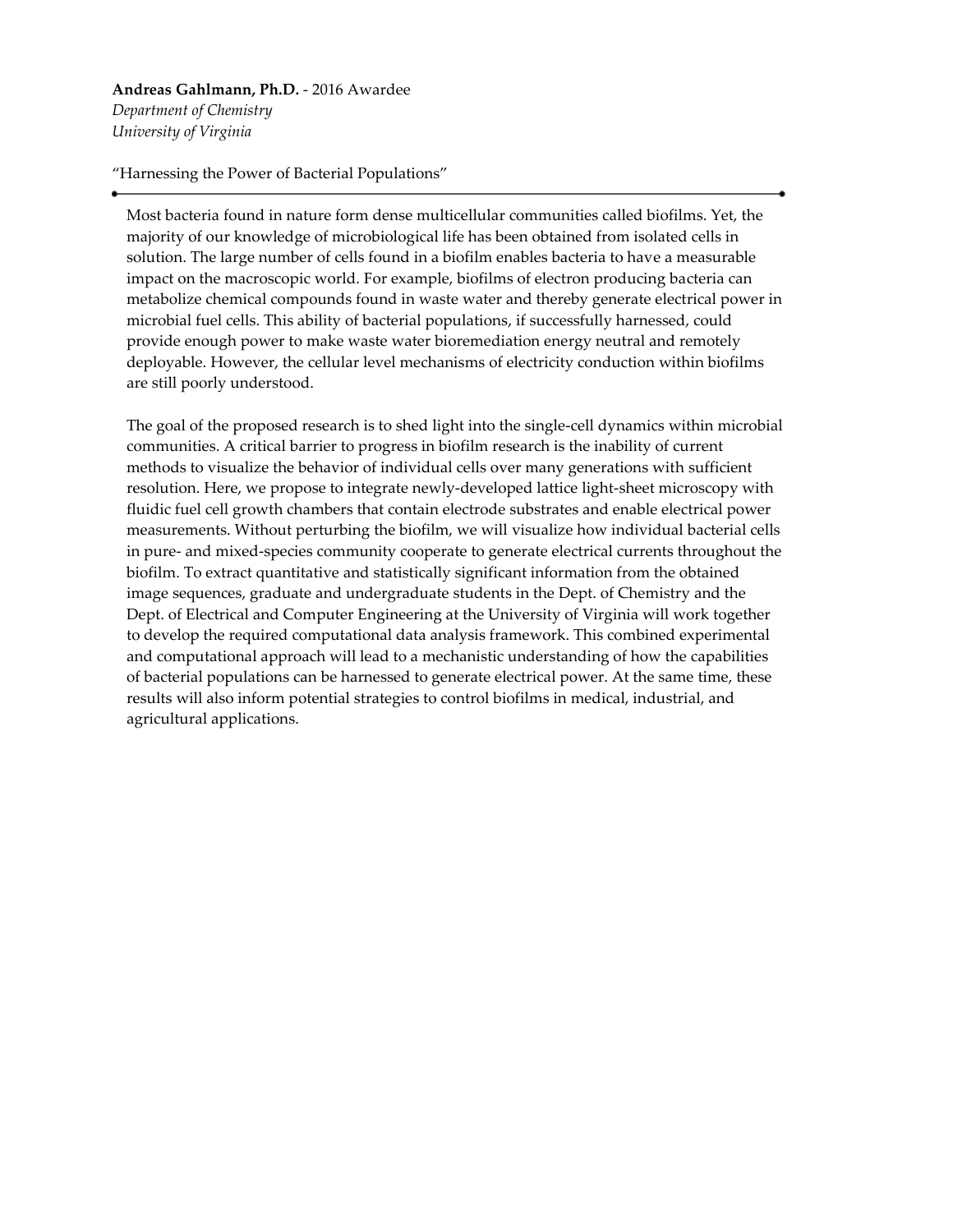**Andreas Gahlmann, Ph.D.** - 2016 Awardee
*Department of Chemistry*
*University of Virginia*

"Harnessing the Power of Bacterial Populations"

---

Most bacteria found in nature form dense multicellular communities called biofilms. Yet, the majority of our knowledge of microbiological life has been obtained from isolated cells in solution. The large number of cells found in a biofilm enables bacteria to have a measurable impact on the macroscopic world. For example, biofilms of electron producing bacteria can metabolize chemical compounds found in waste water and thereby generate electrical power in microbial fuel cells. This ability of bacterial populations, if successfully harnessed, could provide enough power to make waste water bioremediation energy neutral and remotely deployable. However, the cellular level mechanisms of electricity conduction within biofilms are still poorly understood.

The goal of the proposed research is to shed light into the single-cell dynamics within microbial communities. A critical barrier to progress in biofilm research is the inability of current methods to visualize the behavior of individual cells over many generations with sufficient resolution. Here, we propose to integrate newly-developed lattice light-sheet microscopy with fluidic fuel cell growth chambers that contain electrode substrates and enable electrical power measurements. Without perturbing the biofilm, we will visualize how individual bacterial cells in pure- and mixed-species community cooperate to generate electrical currents throughout the biofilm. To extract quantitative and statistically significant information from the obtained image sequences, graduate and undergraduate students in the Dept. of Chemistry and the Dept. of Electrical and Computer Engineering at the University of Virginia will work together to develop the required computational data analysis framework. This combined experimental and computational approach will lead to a mechanistic understanding of how the capabilities of bacterial populations can be harnessed to generate electrical power. At the same time, these results will also inform potential strategies to control biofilms in medical, industrial, and agricultural applications.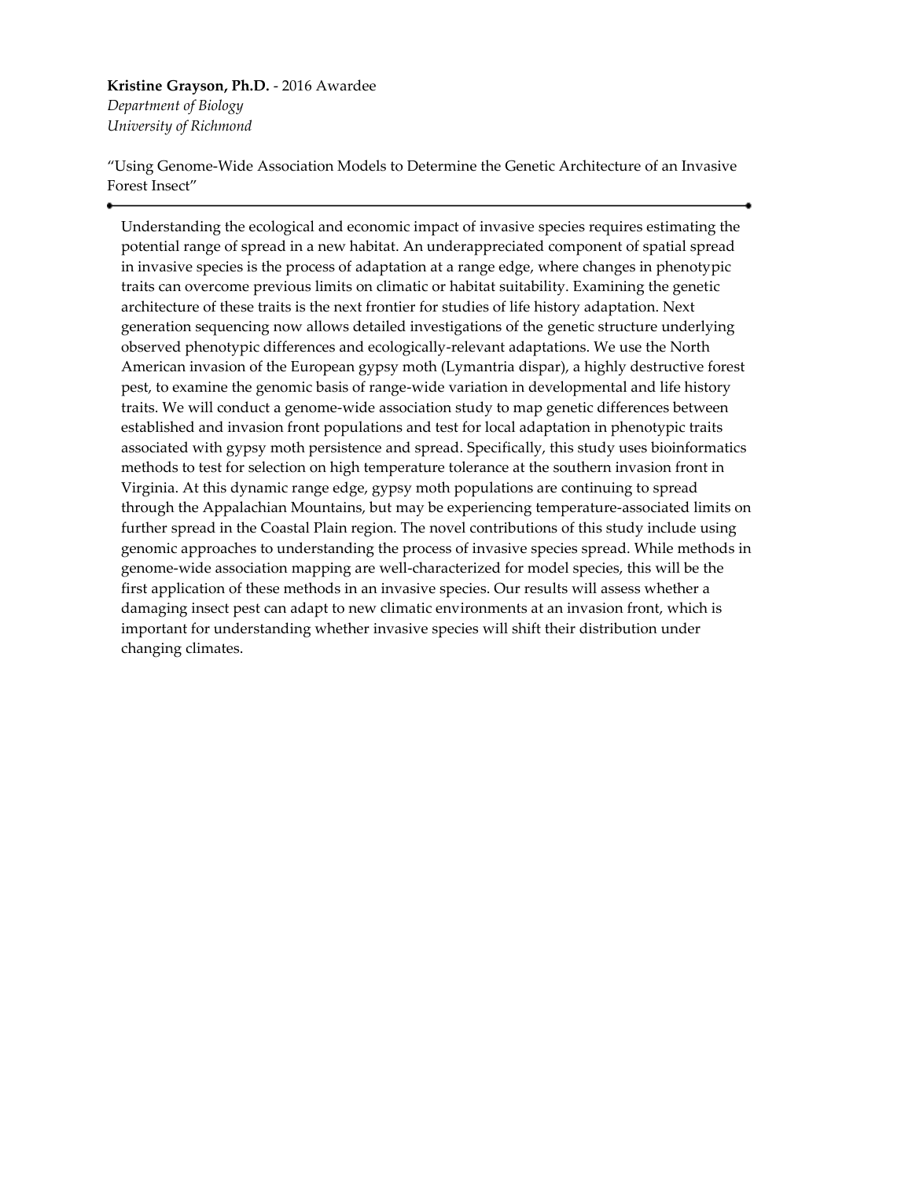**Kristine Grayson, Ph.D.** - 2016 Awardee
*Department of Biology*
*University of Richmond*

"Using Genome-Wide Association Models to Determine the Genetic Architecture of an Invasive Forest Insect"

---

Understanding the ecological and economic impact of invasive species requires estimating the potential range of spread in a new habitat. An underappreciated component of spatial spread in invasive species is the process of adaptation at a range edge, where changes in phenotypic traits can overcome previous limits on climatic or habitat suitability. Examining the genetic architecture of these traits is the next frontier for studies of life history adaptation. Next generation sequencing now allows detailed investigations of the genetic structure underlying observed phenotypic differences and ecologically-relevant adaptations. We use the North American invasion of the European gypsy moth (Lymantria dispar), a highly destructive forest pest, to examine the genomic basis of range-wide variation in developmental and life history traits. We will conduct a genome-wide association study to map genetic differences between established and invasion front populations and test for local adaptation in phenotypic traits associated with gypsy moth persistence and spread. Specifically, this study uses bioinformatics methods to test for selection on high temperature tolerance at the southern invasion front in Virginia. At this dynamic range edge, gypsy moth populations are continuing to spread through the Appalachian Mountains, but may be experiencing temperature-associated limits on further spread in the Coastal Plain region. The novel contributions of this study include using genomic approaches to understanding the process of invasive species spread. While methods in genome-wide association mapping are well-characterized for model species, this will be the first application of these methods in an invasive species. Our results will assess whether a damaging insect pest can adapt to new climatic environments at an invasion front, which is important for understanding whether invasive species will shift their distribution under changing climates.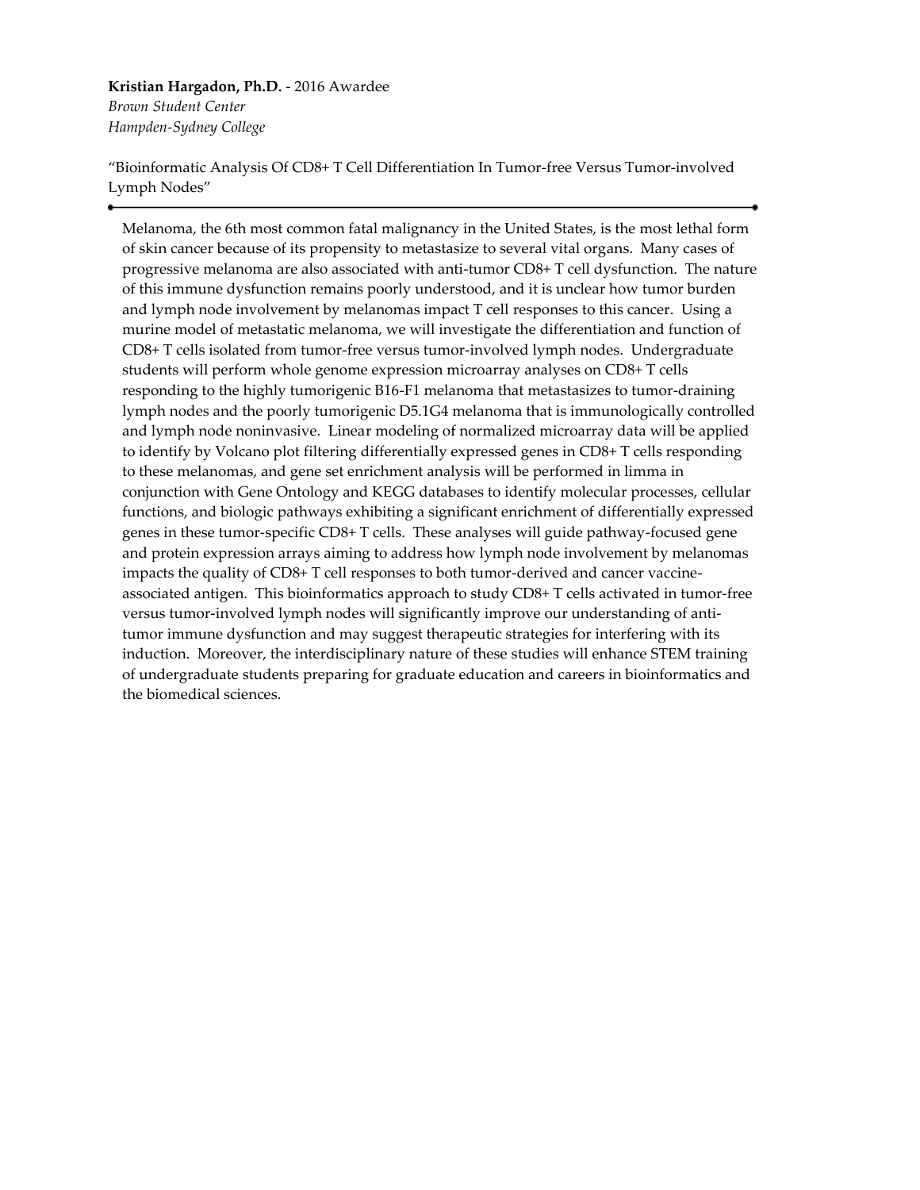**Kristian Hargadon, Ph.D.** - 2016 Awardee
*Brown Student Center*
*Hampden-Sydney College*

"Bioinformatic Analysis Of CD8+ T Cell Differentiation In Tumor-free Versus Tumor-involved Lymph Nodes"

---

Melanoma, the 6th most common fatal malignancy in the United States, is the most lethal form of skin cancer because of its propensity to metastasize to several vital organs. Many cases of progressive melanoma are also associated with anti-tumor CD8+ T cell dysfunction. The nature of this immune dysfunction remains poorly understood, and it is unclear how tumor burden and lymph node involvement by melanomas impact T cell responses to this cancer. Using a murine model of metastatic melanoma, we will investigate the differentiation and function of CD8+ T cells isolated from tumor-free versus tumor-involved lymph nodes. Undergraduate students will perform whole genome expression microarray analyses on CD8+ T cells responding to the highly tumorigenic B16-F1 melanoma that metastasizes to tumor-draining lymph nodes and the poorly tumorigenic D5.1G4 melanoma that is immunologically controlled and lymph node noninvasive. Linear modeling of normalized microarray data will be applied to identify by Volcano plot filtering differentially expressed genes in CD8+ T cells responding to these melanomas, and gene set enrichment analysis will be performed in limma in conjunction with Gene Ontology and KEGG databases to identify molecular processes, cellular functions, and biologic pathways exhibiting a significant enrichment of differentially expressed genes in these tumor-specific CD8+ T cells. These analyses will guide pathway-focused gene and protein expression arrays aiming to address how lymph node involvement by melanomas impacts the quality of CD8+ T cell responses to both tumor-derived and cancer vaccine-associated antigen. This bioinformatics approach to study CD8+ T cells activated in tumor-free versus tumor-involved lymph nodes will significantly improve our understanding of anti-tumor immune dysfunction and may suggest therapeutic strategies for interfering with its induction. Moreover, the interdisciplinary nature of these studies will enhance STEM training of undergraduate students preparing for graduate education and careers in bioinformatics and the biomedical sciences.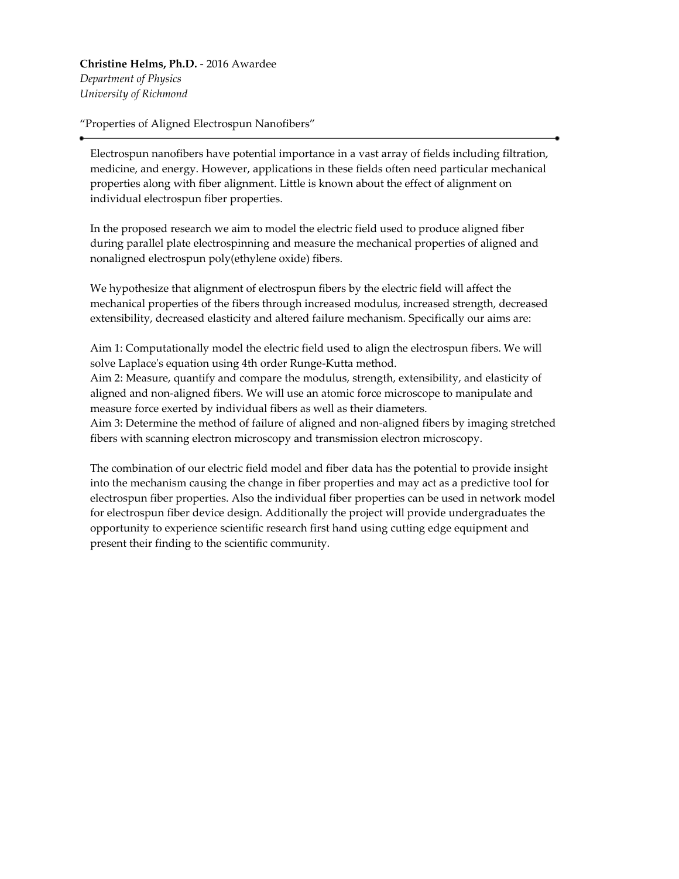**Christine Helms, Ph.D.** - 2016 Awardee
*Department of Physics*
*University of Richmond*

“Properties of Aligned Electrospun Nanofibers”

---

Electrospun nanofibers have potential importance in a vast array of fields including filtration, medicine, and energy. However, applications in these fields often need particular mechanical properties along with fiber alignment. Little is known about the effect of alignment on individual electrospun fiber properties.

In the proposed research we aim to model the electric field used to produce aligned fiber during parallel plate electrospinning and measure the mechanical properties of aligned and nonaligned electrospun poly(ethylene oxide) fibers.

We hypothesize that alignment of electrospun fibers by the electric field will affect the mechanical properties of the fibers through increased modulus, increased strength, decreased extensibility, decreased elasticity and altered failure mechanism. Specifically our aims are:

Aim 1: Computationally model the electric field used to align the electrospun fibers. We will solve Laplace's equation using 4th order Runge-Kutta method.
Aim 2: Measure, quantify and compare the modulus, strength, extensibility, and elasticity of aligned and non-aligned fibers. We will use an atomic force microscope to manipulate and measure force exerted by individual fibers as well as their diameters.
Aim 3: Determine the method of failure of aligned and non-aligned fibers by imaging stretched fibers with scanning electron microscopy and transmission electron microscopy.

The combination of our electric field model and fiber data has the potential to provide insight into the mechanism causing the change in fiber properties and may act as a predictive tool for electrospun fiber properties. Also the individual fiber properties can be used in network model for electrospun fiber device design. Additionally the project will provide undergraduates the opportunity to experience scientific research first hand using cutting edge equipment and present their finding to the scientific community.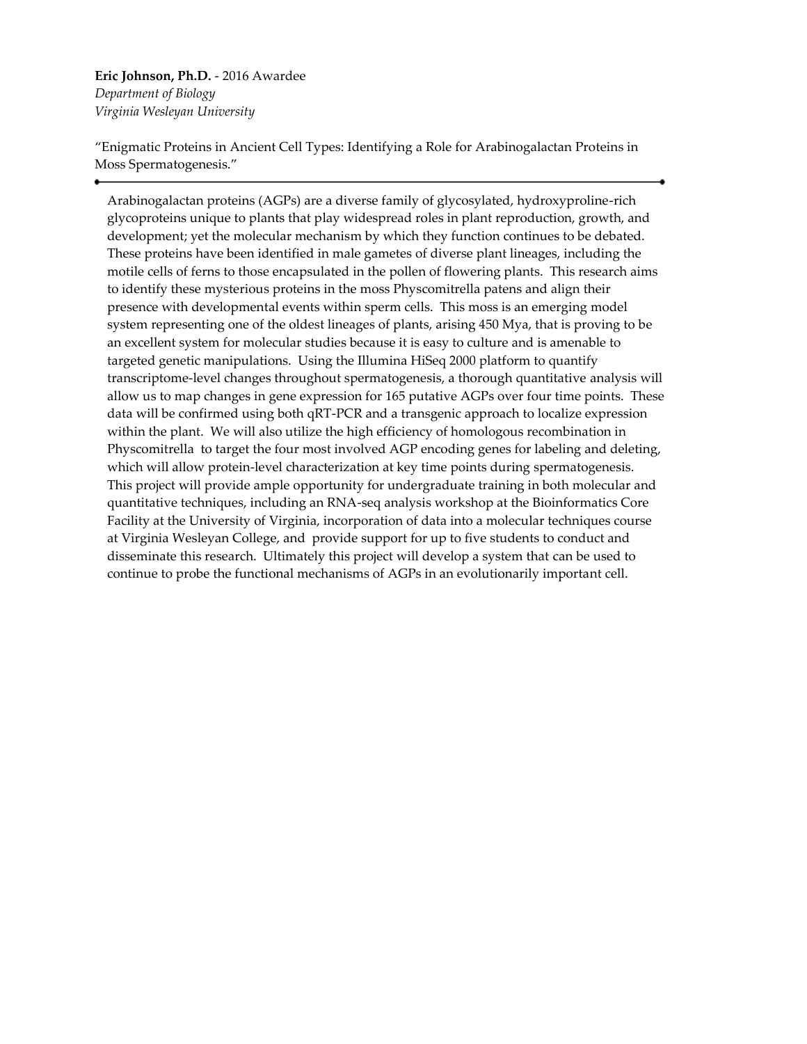**Eric Johnson, Ph.D.** - 2016 Awardee
*Department of Biology*
*Virginia Wesleyan University*

"Enigmatic Proteins in Ancient Cell Types: Identifying a Role for Arabinogalactan Proteins in Moss Spermatogenesis."

---

Arabinogalactan proteins (AGPs) are a diverse family of glycosylated, hydroxyproline-rich glycoproteins unique to plants that play widespread roles in plant reproduction, growth, and development; yet the molecular mechanism by which they function continues to be debated. These proteins have been identified in male gametes of diverse plant lineages, including the motile cells of ferns to those encapsulated in the pollen of flowering plants. This research aims to identify these mysterious proteins in the moss Physcomitrella patens and align their presence with developmental events within sperm cells. This moss is an emerging model system representing one of the oldest lineages of plants, arising 450 Mya, that is proving to be an excellent system for molecular studies because it is easy to culture and is amenable to targeted genetic manipulations. Using the Illumina HiSeq 2000 platform to quantify transcriptome-level changes throughout spermatogenesis, a thorough quantitative analysis will allow us to map changes in gene expression for 165 putative AGPs over four time points. These data will be confirmed using both qRT-PCR and a transgenic approach to localize expression within the plant. We will also utilize the high efficiency of homologous recombination in Physcomitrella to target the four most involved AGP encoding genes for labeling and deleting, which will allow protein-level characterization at key time points during spermatogenesis. This project will provide ample opportunity for undergraduate training in both molecular and quantitative techniques, including an RNA-seq analysis workshop at the Bioinformatics Core Facility at the University of Virginia, incorporation of data into a molecular techniques course at Virginia Wesleyan College, and provide support for up to five students to conduct and disseminate this research. Ultimately this project will develop a system that can be used to continue to probe the functional mechanisms of AGPs in an evolutionarily important cell.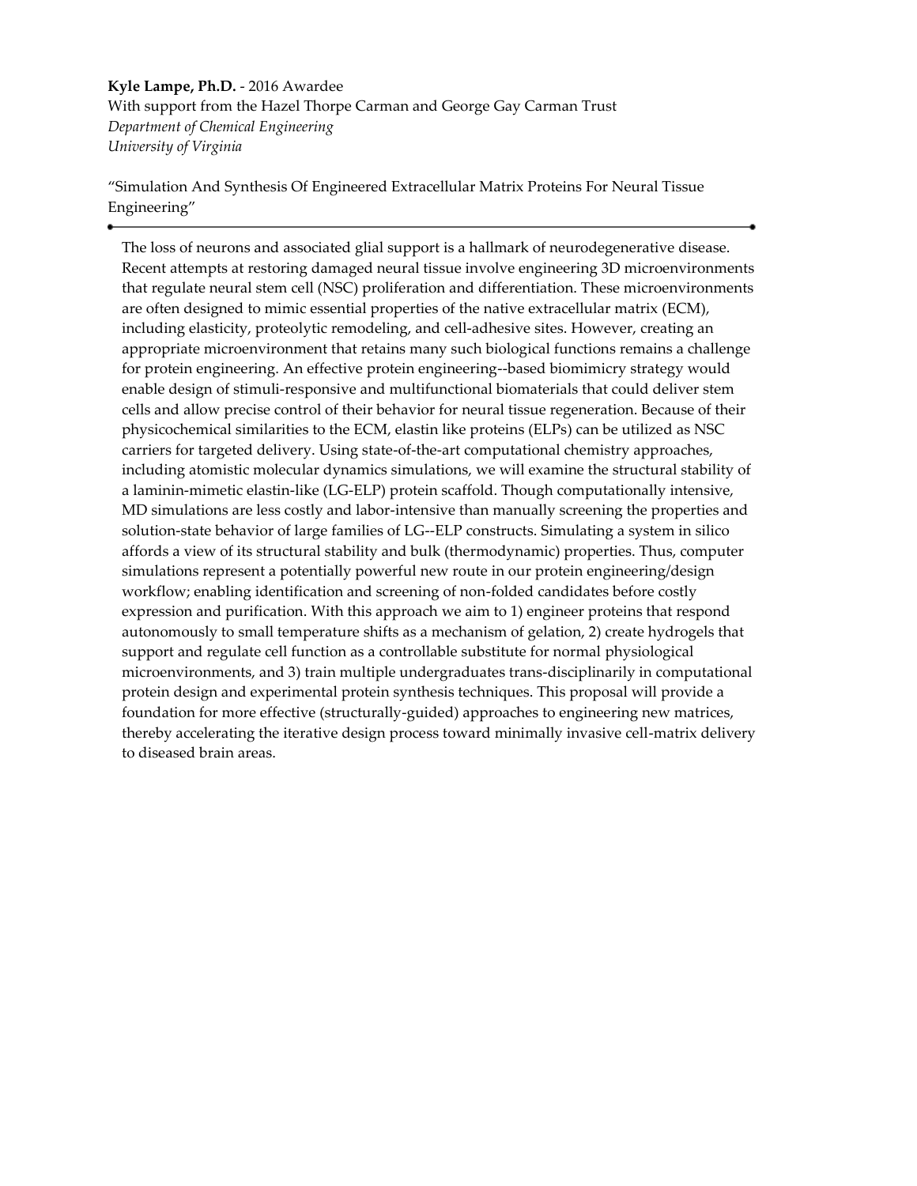**Kyle Lampe, Ph.D.** - 2016 Awardee
With support from the Hazel Thorpe Carman and George Gay Carman Trust
*Department of Chemical Engineering*
*University of Virginia*

"Simulation And Synthesis Of Engineered Extracellular Matrix Proteins For Neural Tissue Engineering"

---

The loss of neurons and associated glial support is a hallmark of neurodegenerative disease. Recent attempts at restoring damaged neural tissue involve engineering 3D microenvironments that regulate neural stem cell (NSC) proliferation and differentiation. These microenvironments are often designed to mimic essential properties of the native extracellular matrix (ECM), including elasticity, proteolytic remodeling, and cell-adhesive sites. However, creating an appropriate microenvironment that retains many such biological functions remains a challenge for protein engineering. An effective protein engineering--based biomimicry strategy would enable design of stimuli-responsive and multifunctional biomaterials that could deliver stem cells and allow precise control of their behavior for neural tissue regeneration. Because of their physicochemical similarities to the ECM, elastin like proteins (ELPs) can be utilized as NSC carriers for targeted delivery. Using state-of-the-art computational chemistry approaches, including atomistic molecular dynamics simulations, we will examine the structural stability of a laminin-mimetic elastin-like (LG-ELP) protein scaffold. Though computationally intensive, MD simulations are less costly and labor-intensive than manually screening the properties and solution-state behavior of large families of LG--ELP constructs. Simulating a system in silico affords a view of its structural stability and bulk (thermodynamic) properties. Thus, computer simulations represent a potentially powerful new route in our protein engineering/design workflow; enabling identification and screening of non-folded candidates before costly expression and purification. With this approach we aim to 1) engineer proteins that respond autonomously to small temperature shifts as a mechanism of gelation, 2) create hydrogels that support and regulate cell function as a controllable substitute for normal physiological microenvironments, and 3) train multiple undergraduates trans-disciplinarily in computational protein design and experimental protein synthesis techniques. This proposal will provide a foundation for more effective (structurally-guided) approaches to engineering new matrices, thereby accelerating the iterative design process toward minimally invasive cell-matrix delivery to diseased brain areas.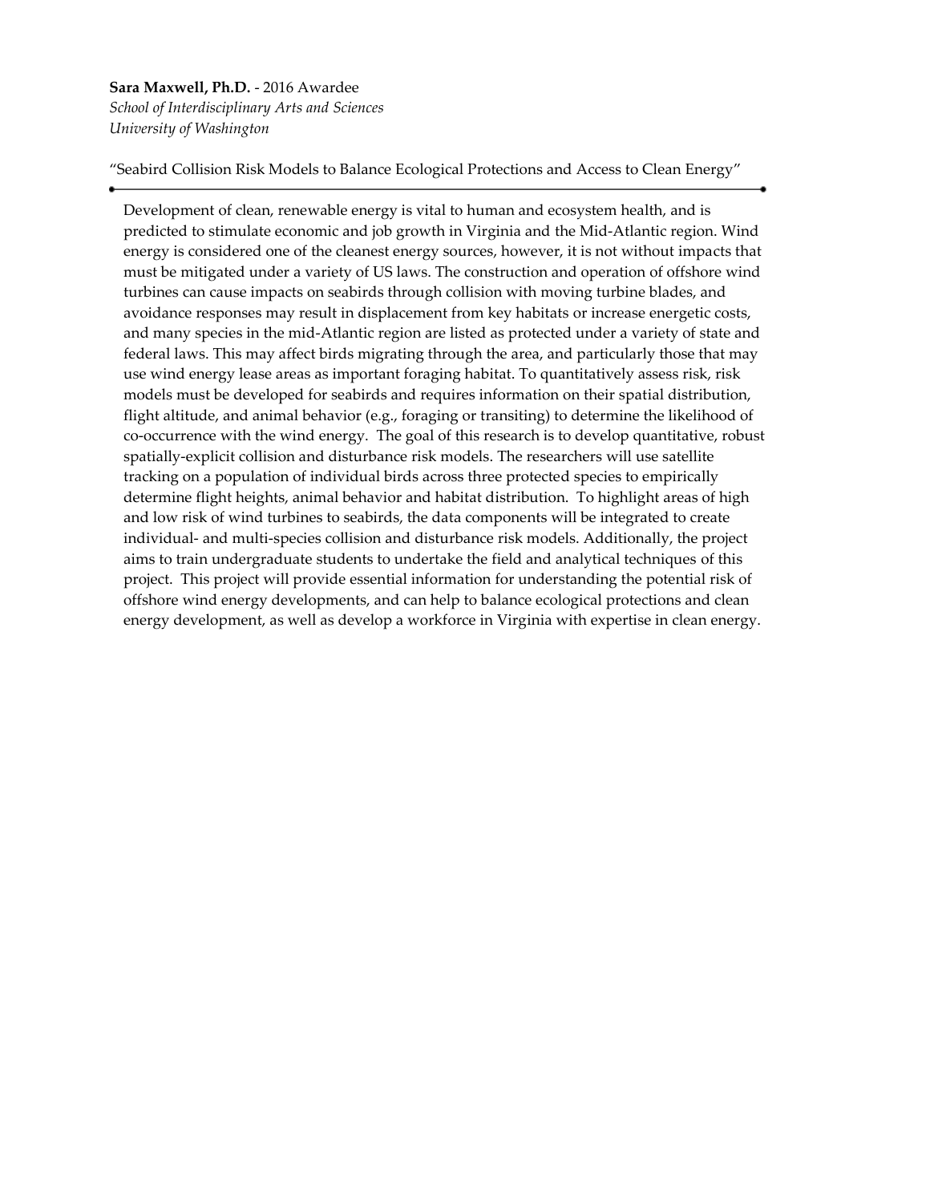**Sara Maxwell, Ph.D.** - 2016 Awardee
*School of Interdisciplinary Arts and Sciences*
*University of Washington*

"Seabird Collision Risk Models to Balance Ecological Protections and Access to Clean Energy"

---

Development of clean, renewable energy is vital to human and ecosystem health, and is predicted to stimulate economic and job growth in Virginia and the Mid-Atlantic region. Wind energy is considered one of the cleanest energy sources, however, it is not without impacts that must be mitigated under a variety of US laws. The construction and operation of offshore wind turbines can cause impacts on seabirds through collision with moving turbine blades, and avoidance responses may result in displacement from key habitats or increase energetic costs, and many species in the mid-Atlantic region are listed as protected under a variety of state and federal laws. This may affect birds migrating through the area, and particularly those that may use wind energy lease areas as important foraging habitat. To quantitatively assess risk, risk models must be developed for seabirds and requires information on their spatial distribution, flight altitude, and animal behavior (e.g., foraging or transiting) to determine the likelihood of co-occurrence with the wind energy. The goal of this research is to develop quantitative, robust spatially-explicit collision and disturbance risk models. The researchers will use satellite tracking on a population of individual birds across three protected species to empirically determine flight heights, animal behavior and habitat distribution. To highlight areas of high and low risk of wind turbines to seabirds, the data components will be integrated to create individual- and multi-species collision and disturbance risk models. Additionally, the project aims to train undergraduate students to undertake the field and analytical techniques of this project. This project will provide essential information for understanding the potential risk of offshore wind energy developments, and can help to balance ecological protections and clean energy development, as well as develop a workforce in Virginia with expertise in clean energy.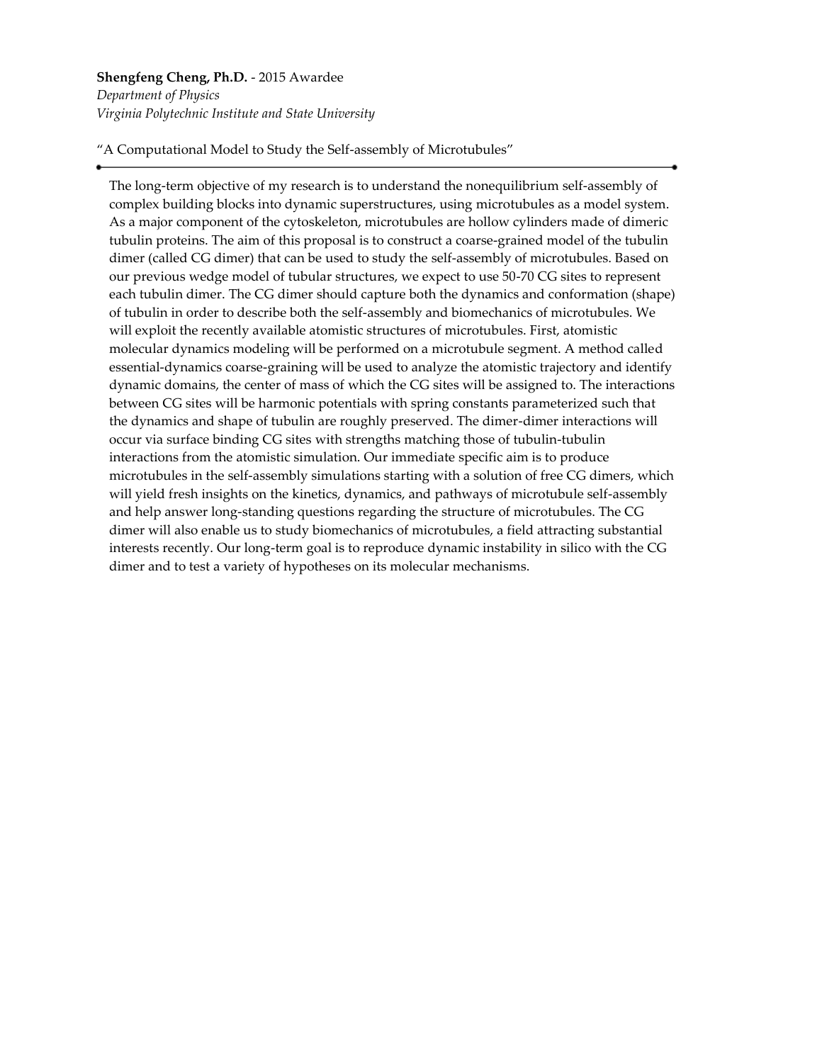**Shengfeng Cheng, Ph.D.** - 2015 Awardee
*Department of Physics*
*Virginia Polytechnic Institute and State University*

"A Computational Model to Study the Self-assembly of Microtubules"

---

The long-term objective of my research is to understand the nonequilibrium self-assembly of complex building blocks into dynamic superstructures, using microtubules as a model system. As a major component of the cytoskeleton, microtubules are hollow cylinders made of dimeric tubulin proteins. The aim of this proposal is to construct a coarse-grained model of the tubulin dimer (called CG dimer) that can be used to study the self-assembly of microtubules. Based on our previous wedge model of tubular structures, we expect to use 50-70 CG sites to represent each tubulin dimer. The CG dimer should capture both the dynamics and conformation (shape) of tubulin in order to describe both the self-assembly and biomechanics of microtubules. We will exploit the recently available atomistic structures of microtubules. First, atomistic molecular dynamics modeling will be performed on a microtubule segment. A method called essential-dynamics coarse-graining will be used to analyze the atomistic trajectory and identify dynamic domains, the center of mass of which the CG sites will be assigned to. The interactions between CG sites will be harmonic potentials with spring constants parameterized such that the dynamics and shape of tubulin are roughly preserved. The dimer-dimer interactions will occur via surface binding CG sites with strengths matching those of tubulin-tubulin interactions from the atomistic simulation. Our immediate specific aim is to produce microtubules in the self-assembly simulations starting with a solution of free CG dimers, which will yield fresh insights on the kinetics, dynamics, and pathways of microtubule self-assembly and help answer long-standing questions regarding the structure of microtubules. The CG dimer will also enable us to study biomechanics of microtubules, a field attracting substantial interests recently. Our long-term goal is to reproduce dynamic instability in silico with the CG dimer and to test a variety of hypotheses on its molecular mechanisms.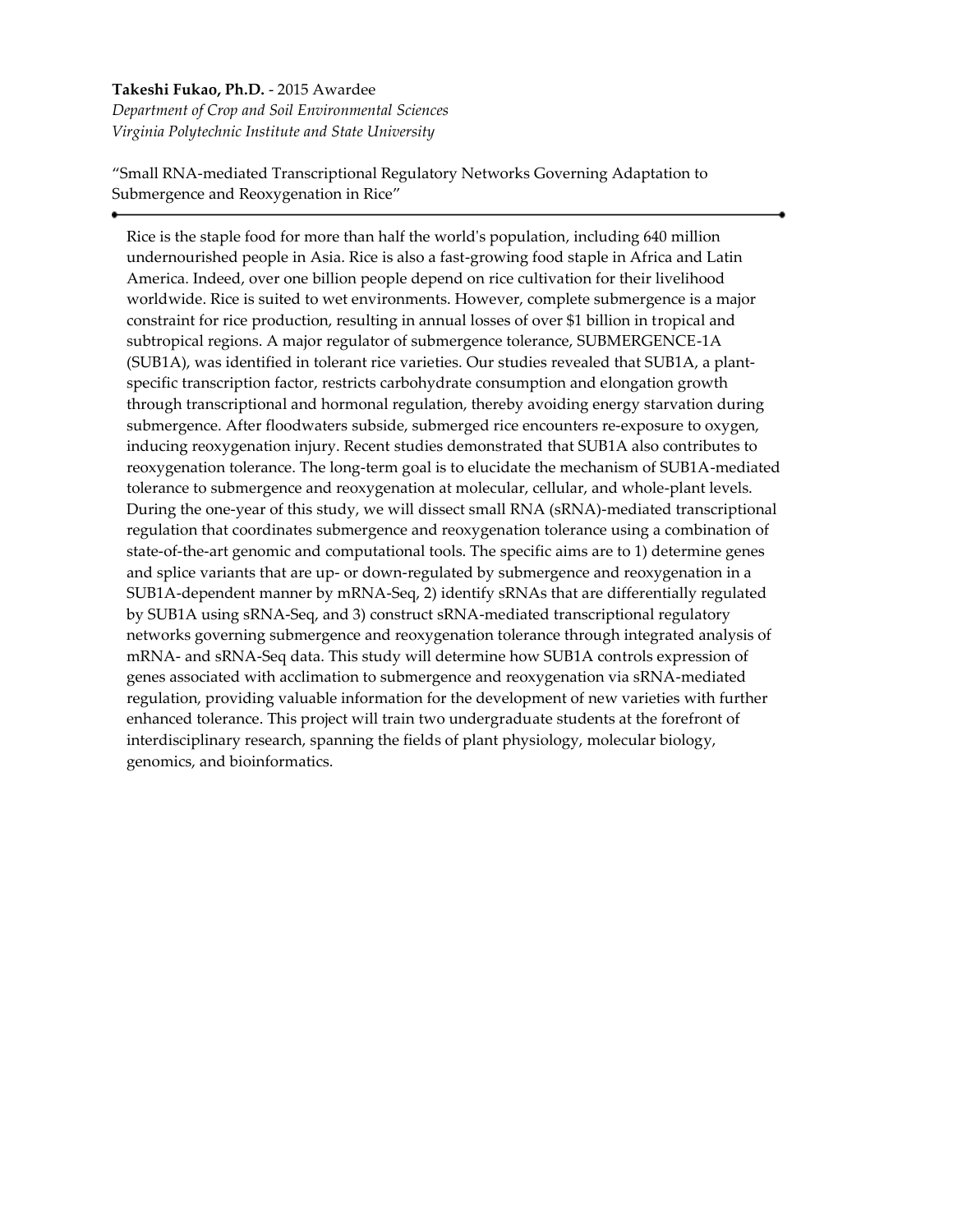**Takeshi Fukao, Ph.D.** - 2015 Awardee
*Department of Crop and Soil Environmental Sciences*
*Virginia Polytechnic Institute and State University*

"Small RNA-mediated Transcriptional Regulatory Networks Governing Adaptation to Submergence and Reoxygenation in Rice"

---

Rice is the staple food for more than half the world's population, including 640 million undernourished people in Asia. Rice is also a fast-growing food staple in Africa and Latin America. Indeed, over one billion people depend on rice cultivation for their livelihood worldwide. Rice is suited to wet environments. However, complete submergence is a major constraint for rice production, resulting in annual losses of over $1 billion in tropical and subtropical regions. A major regulator of submergence tolerance, SUBMERGENCE-1A (SUB1A), was identified in tolerant rice varieties. Our studies revealed that SUB1A, a plant-specific transcription factor, restricts carbohydrate consumption and elongation growth through transcriptional and hormonal regulation, thereby avoiding energy starvation during submergence. After floodwaters subside, submerged rice encounters re-exposure to oxygen, inducing reoxygenation injury. Recent studies demonstrated that SUB1A also contributes to reoxygenation tolerance. The long-term goal is to elucidate the mechanism of SUB1A-mediated tolerance to submergence and reoxygenation at molecular, cellular, and whole-plant levels. During the one-year of this study, we will dissect small RNA (sRNA)-mediated transcriptional regulation that coordinates submergence and reoxygenation tolerance using a combination of state-of-the-art genomic and computational tools. The specific aims are to 1) determine genes and splice variants that are up- or down-regulated by submergence and reoxygenation in a SUB1A-dependent manner by mRNA-Seq, 2) identify sRNAs that are differentially regulated by SUB1A using sRNA-Seq, and 3) construct sRNA-mediated transcriptional regulatory networks governing submergence and reoxygenation tolerance through integrated analysis of mRNA- and sRNA-Seq data. This study will determine how SUB1A controls expression of genes associated with acclimation to submergence and reoxygenation via sRNA-mediated regulation, providing valuable information for the development of new varieties with further enhanced tolerance. This project will train two undergraduate students at the forefront of interdisciplinary research, spanning the fields of plant physiology, molecular biology, genomics, and bioinformatics.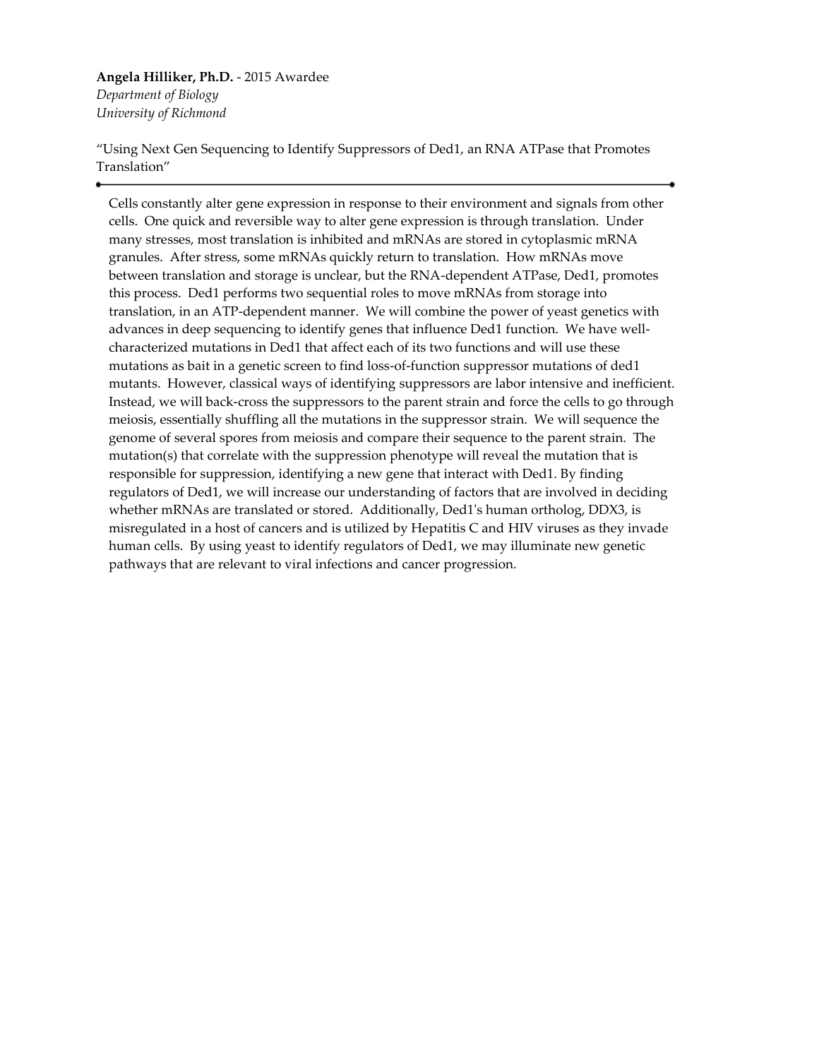**Angela Hilliker, Ph.D.** - 2015 Awardee
*Department of Biology*
*University of Richmond*

"Using Next Gen Sequencing to Identify Suppressors of Ded1, an RNA ATPase that Promotes Translation"

---

Cells constantly alter gene expression in response to their environment and signals from other cells. One quick and reversible way to alter gene expression is through translation. Under many stresses, most translation is inhibited and mRNAs are stored in cytoplasmic mRNA granules. After stress, some mRNAs quickly return to translation. How mRNAs move between translation and storage is unclear, but the RNA-dependent ATPase, Ded1, promotes this process. Ded1 performs two sequential roles to move mRNAs from storage into translation, in an ATP-dependent manner. We will combine the power of yeast genetics with advances in deep sequencing to identify genes that influence Ded1 function. We have well-characterized mutations in Ded1 that affect each of its two functions and will use these mutations as bait in a genetic screen to find loss-of-function suppressor mutations of ded1 mutants. However, classical ways of identifying suppressors are labor intensive and inefficient. Instead, we will back-cross the suppressors to the parent strain and force the cells to go through meiosis, essentially shuffling all the mutations in the suppressor strain. We will sequence the genome of several spores from meiosis and compare their sequence to the parent strain. The mutation(s) that correlate with the suppression phenotype will reveal the mutation that is responsible for suppression, identifying a new gene that interact with Ded1. By finding regulators of Ded1, we will increase our understanding of factors that are involved in deciding whether mRNAs are translated or stored. Additionally, Ded1's human ortholog, DDX3, is misregulated in a host of cancers and is utilized by Hepatitis C and HIV viruses as they invade human cells. By using yeast to identify regulators of Ded1, we may illuminate new genetic pathways that are relevant to viral infections and cancer progression.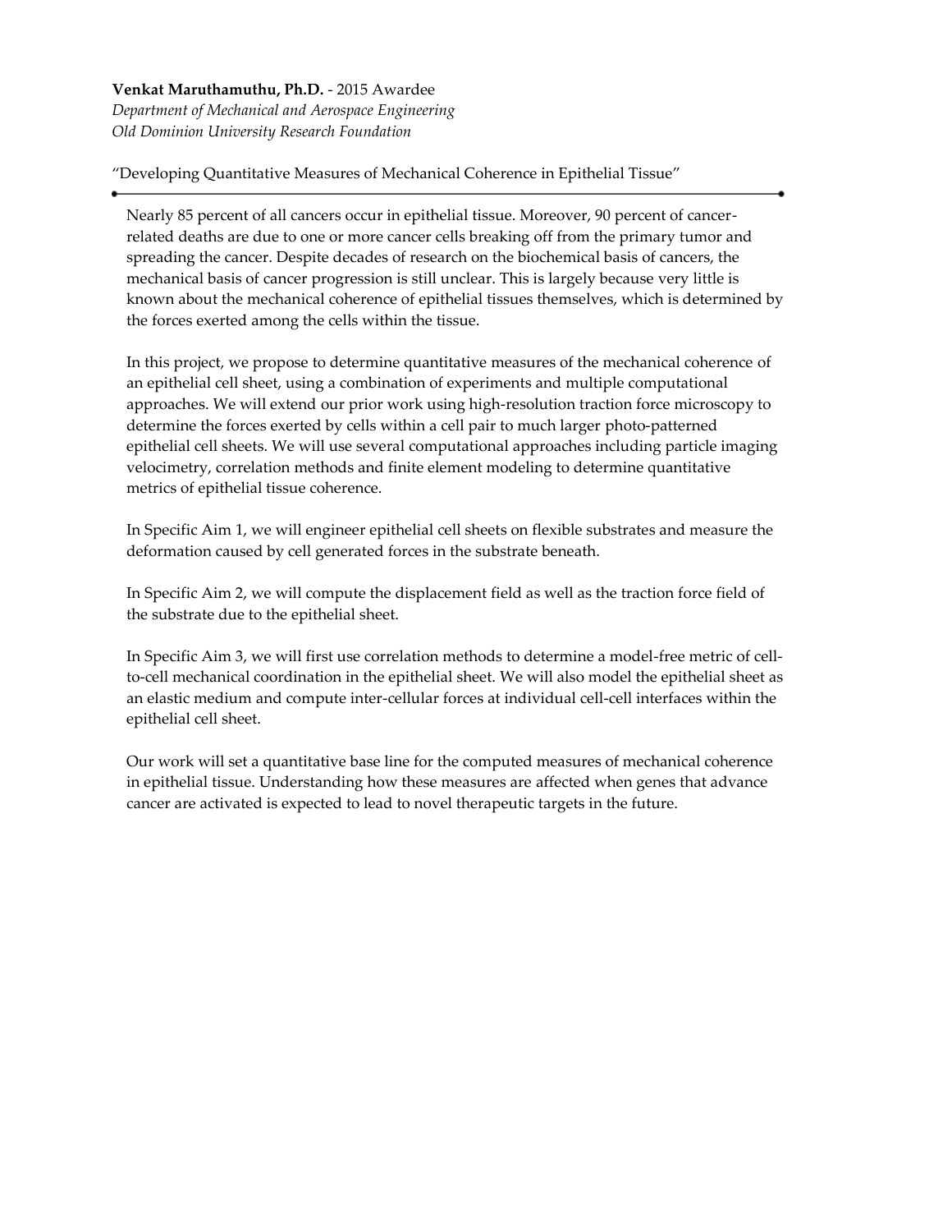**Venkat Maruthamuthu, Ph.D.** - 2015 Awardee
*Department of Mechanical and Aerospace Engineering*
*Old Dominion University Research Foundation*

"Developing Quantitative Measures of Mechanical Coherence in Epithelial Tissue"

---

Nearly 85 percent of all cancers occur in epithelial tissue. Moreover, 90 percent of cancer-related deaths are due to one or more cancer cells breaking off from the primary tumor and spreading the cancer. Despite decades of research on the biochemical basis of cancers, the mechanical basis of cancer progression is still unclear. This is largely because very little is known about the mechanical coherence of epithelial tissues themselves, which is determined by the forces exerted among the cells within the tissue.

In this project, we propose to determine quantitative measures of the mechanical coherence of an epithelial cell sheet, using a combination of experiments and multiple computational approaches. We will extend our prior work using high-resolution traction force microscopy to determine the forces exerted by cells within a cell pair to much larger photo-patterned epithelial cell sheets. We will use several computational approaches including particle imaging velocimetry, correlation methods and finite element modeling to determine quantitative metrics of epithelial tissue coherence.

In Specific Aim 1, we will engineer epithelial cell sheets on flexible substrates and measure the deformation caused by cell generated forces in the substrate beneath.

In Specific Aim 2, we will compute the displacement field as well as the traction force field of the substrate due to the epithelial sheet.

In Specific Aim 3, we will first use correlation methods to determine a model-free metric of cell-to-cell mechanical coordination in the epithelial sheet. We will also model the epithelial sheet as an elastic medium and compute inter-cellular forces at individual cell-cell interfaces within the epithelial cell sheet.

Our work will set a quantitative base line for the computed measures of mechanical coherence in epithelial tissue. Understanding how these measures are affected when genes that advance cancer are activated is expected to lead to novel therapeutic targets in the future.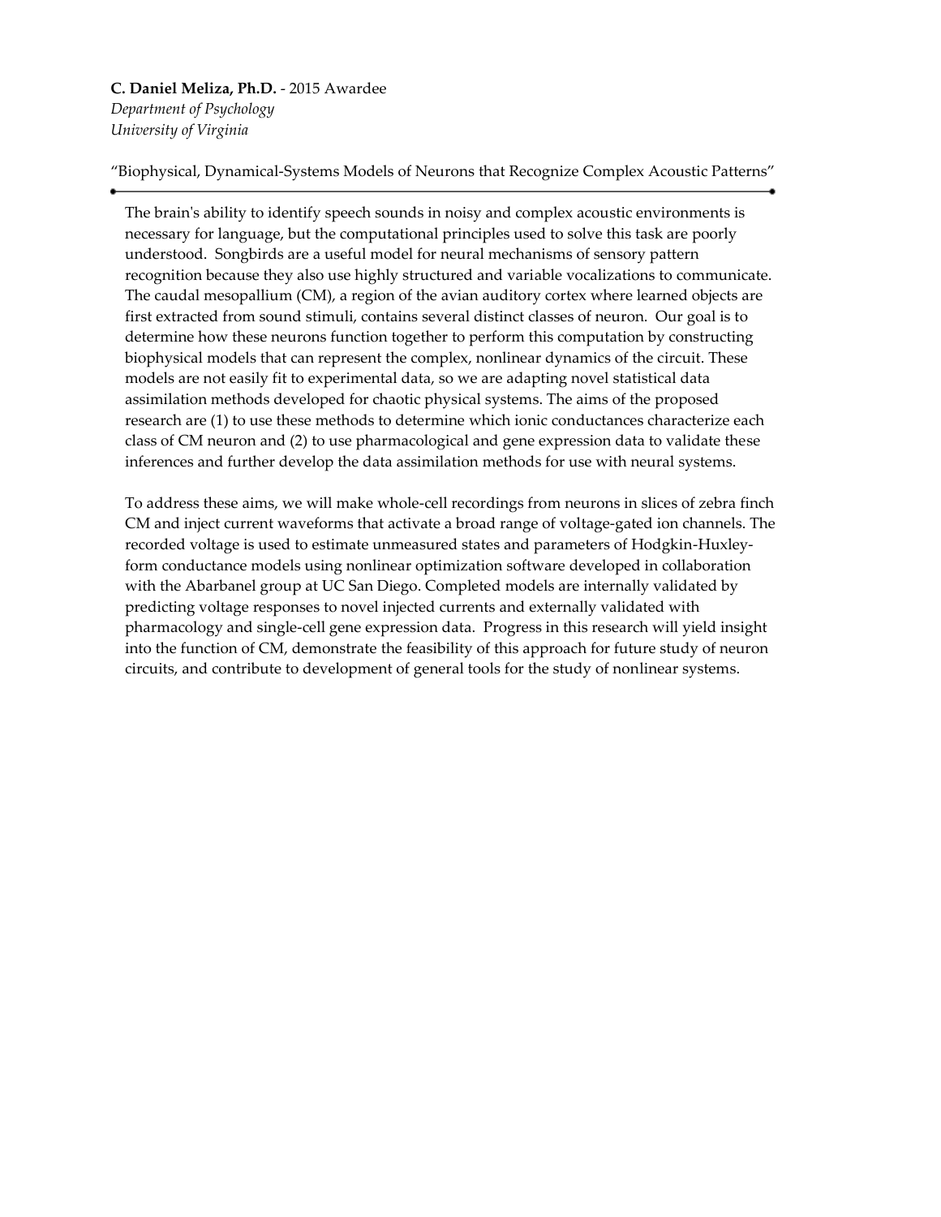**C. Daniel Meliza, Ph.D.** - 2015 Awardee
*Department of Psychology*
*University of Virginia*

"Biophysical, Dynamical-Systems Models of Neurons that Recognize Complex Acoustic Patterns"

---

The brain's ability to identify speech sounds in noisy and complex acoustic environments is necessary for language, but the computational principles used to solve this task are poorly understood. Songbirds are a useful model for neural mechanisms of sensory pattern recognition because they also use highly structured and variable vocalizations to communicate. The caudal mesopallium (CM), a region of the avian auditory cortex where learned objects are first extracted from sound stimuli, contains several distinct classes of neuron. Our goal is to determine how these neurons function together to perform this computation by constructing biophysical models that can represent the complex, nonlinear dynamics of the circuit. These models are not easily fit to experimental data, so we are adapting novel statistical data assimilation methods developed for chaotic physical systems. The aims of the proposed research are (1) to use these methods to determine which ionic conductances characterize each class of CM neuron and (2) to use pharmacological and gene expression data to validate these inferences and further develop the data assimilation methods for use with neural systems.

To address these aims, we will make whole-cell recordings from neurons in slices of zebra finch CM and inject current waveforms that activate a broad range of voltage-gated ion channels. The recorded voltage is used to estimate unmeasured states and parameters of Hodgkin-Huxley-form conductance models using nonlinear optimization software developed in collaboration with the Abarbanel group at UC San Diego. Completed models are internally validated by predicting voltage responses to novel injected currents and externally validated with pharmacology and single-cell gene expression data. Progress in this research will yield insight into the function of CM, demonstrate the feasibility of this approach for future study of neuron circuits, and contribute to development of general tools for the study of nonlinear systems.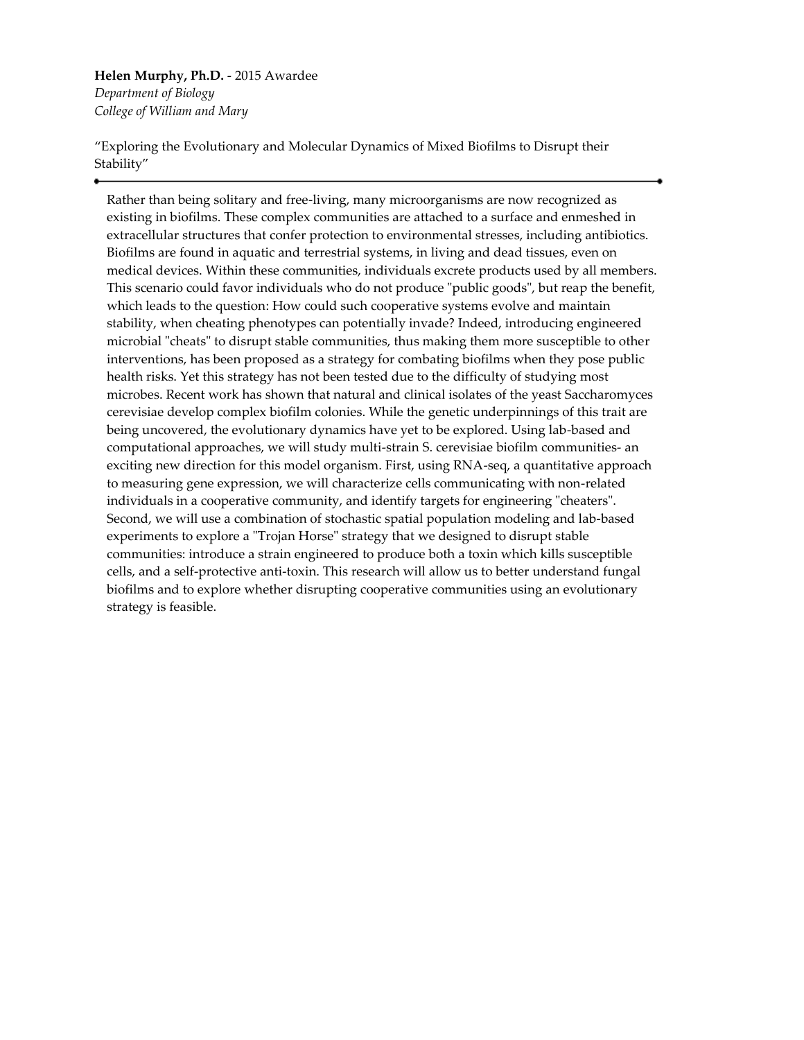**Helen Murphy, Ph.D.** - 2015 Awardee
*Department of Biology*
*College of William and Mary*

"Exploring the Evolutionary and Molecular Dynamics of Mixed Biofilms to Disrupt their Stability"

---

Rather than being solitary and free-living, many microorganisms are now recognized as existing in biofilms. These complex communities are attached to a surface and enmeshed in extracellular structures that confer protection to environmental stresses, including antibiotics. Biofilms are found in aquatic and terrestrial systems, in living and dead tissues, even on medical devices. Within these communities, individuals excrete products used by all members. This scenario could favor individuals who do not produce "public goods", but reap the benefit, which leads to the question: How could such cooperative systems evolve and maintain stability, when cheating phenotypes can potentially invade? Indeed, introducing engineered microbial "cheats" to disrupt stable communities, thus making them more susceptible to other interventions, has been proposed as a strategy for combating biofilms when they pose public health risks. Yet this strategy has not been tested due to the difficulty of studying most microbes. Recent work has shown that natural and clinical isolates of the yeast Saccharomyces cerevisiae develop complex biofilm colonies. While the genetic underpinnings of this trait are being uncovered, the evolutionary dynamics have yet to be explored. Using lab-based and computational approaches, we will study multi-strain S. cerevisiae biofilm communities- an exciting new direction for this model organism. First, using RNA-seq, a quantitative approach to measuring gene expression, we will characterize cells communicating with non-related individuals in a cooperative community, and identify targets for engineering "cheaters". Second, we will use a combination of stochastic spatial population modeling and lab-based experiments to explore a "Trojan Horse" strategy that we designed to disrupt stable communities: introduce a strain engineered to produce both a toxin which kills susceptible cells, and a self-protective anti-toxin. This research will allow us to better understand fungal biofilms and to explore whether disrupting cooperative communities using an evolutionary strategy is feasible.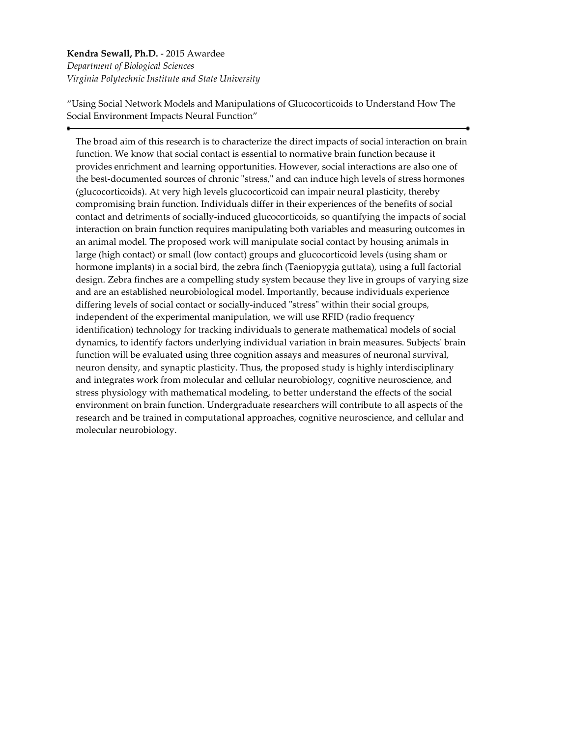**Kendra Sewall, Ph.D.** - 2015 Awardee
*Department of Biological Sciences*
*Virginia Polytechnic Institute and State University*

"Using Social Network Models and Manipulations of Glucocorticoids to Understand How The Social Environment Impacts Neural Function"

---

The broad aim of this research is to characterize the direct impacts of social interaction on brain function. We know that social contact is essential to normative brain function because it provides enrichment and learning opportunities. However, social interactions are also one of the best-documented sources of chronic "stress," and can induce high levels of stress hormones (glucocorticoids). At very high levels glucocorticoid can impair neural plasticity, thereby compromising brain function. Individuals differ in their experiences of the benefits of social contact and detriments of socially-induced glucocorticoids, so quantifying the impacts of social interaction on brain function requires manipulating both variables and measuring outcomes in an animal model. The proposed work will manipulate social contact by housing animals in large (high contact) or small (low contact) groups and glucocorticoid levels (using sham or hormone implants) in a social bird, the zebra finch (Taeniopygia guttata), using a full factorial design. Zebra finches are a compelling study system because they live in groups of varying size and are an established neurobiological model. Importantly, because individuals experience differing levels of social contact or socially-induced "stress" within their social groups, independent of the experimental manipulation, we will use RFID (radio frequency identification) technology for tracking individuals to generate mathematical models of social dynamics, to identify factors underlying individual variation in brain measures. Subjects' brain function will be evaluated using three cognition assays and measures of neuronal survival, neuron density, and synaptic plasticity. Thus, the proposed study is highly interdisciplinary and integrates work from molecular and cellular neurobiology, cognitive neuroscience, and stress physiology with mathematical modeling, to better understand the effects of the social environment on brain function. Undergraduate researchers will contribute to all aspects of the research and be trained in computational approaches, cognitive neuroscience, and cellular and molecular neurobiology.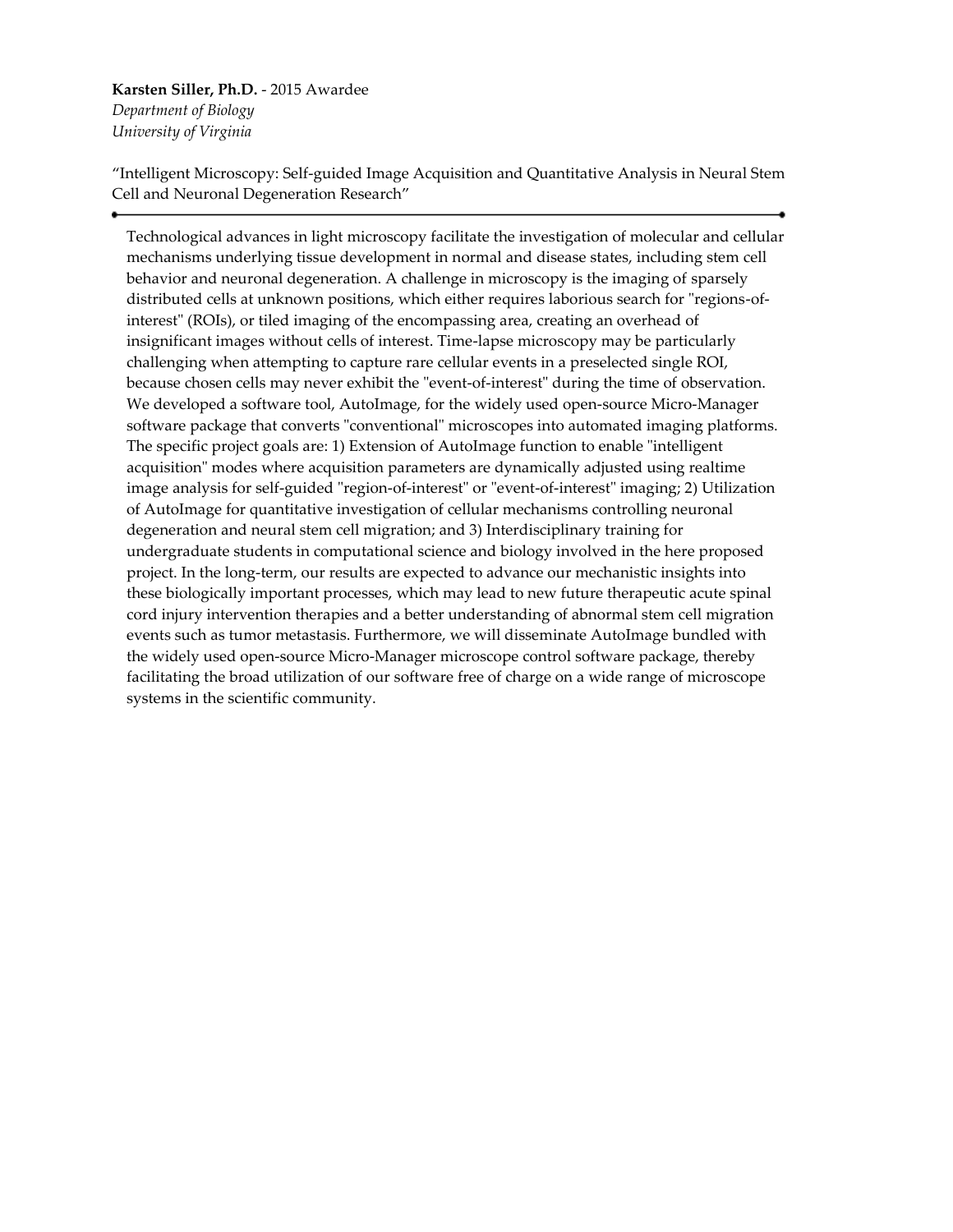**Karsten Siller, Ph.D.** - 2015 Awardee
*Department of Biology*
*University of Virginia*

"Intelligent Microscopy: Self-guided Image Acquisition and Quantitative Analysis in Neural Stem Cell and Neuronal Degeneration Research"

---

Technological advances in light microscopy facilitate the investigation of molecular and cellular mechanisms underlying tissue development in normal and disease states, including stem cell behavior and neuronal degeneration. A challenge in microscopy is the imaging of sparsely distributed cells at unknown positions, which either requires laborious search for "regions-of-interest" (ROIs), or tiled imaging of the encompassing area, creating an overhead of insignificant images without cells of interest. Time-lapse microscopy may be particularly challenging when attempting to capture rare cellular events in a preselected single ROI, because chosen cells may never exhibit the "event-of-interest" during the time of observation. We developed a software tool, AutoImage, for the widely used open-source Micro-Manager software package that converts "conventional" microscopes into automated imaging platforms. The specific project goals are: 1) Extension of AutoImage function to enable "intelligent acquisition" modes where acquisition parameters are dynamically adjusted using realtime image analysis for self-guided "region-of-interest" or "event-of-interest" imaging; 2) Utilization of AutoImage for quantitative investigation of cellular mechanisms controlling neuronal degeneration and neural stem cell migration; and 3) Interdisciplinary training for undergraduate students in computational science and biology involved in the here proposed project. In the long-term, our results are expected to advance our mechanistic insights into these biologically important processes, which may lead to new future therapeutic acute spinal cord injury intervention therapies and a better understanding of abnormal stem cell migration events such as tumor metastasis. Furthermore, we will disseminate AutoImage bundled with the widely used open-source Micro-Manager microscope control software package, thereby facilitating the broad utilization of our software free of charge on a wide range of microscope systems in the scientific community.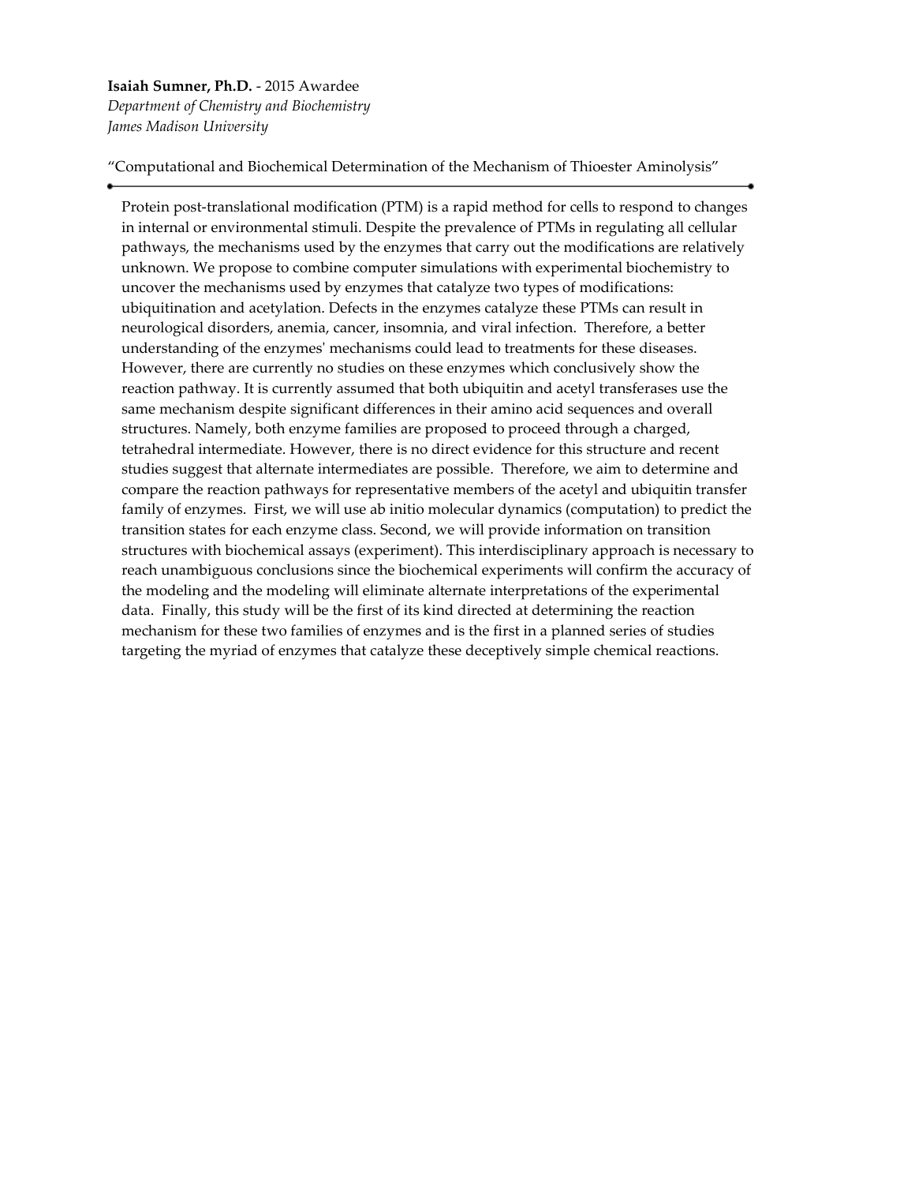**Isaiah Sumner, Ph.D.** - 2015 Awardee
*Department of Chemistry and Biochemistry*
*James Madison University*

"Computational and Biochemical Determination of the Mechanism of Thioester Aminolysis"

---

Protein post-translational modification (PTM) is a rapid method for cells to respond to changes in internal or environmental stimuli. Despite the prevalence of PTMs in regulating all cellular pathways, the mechanisms used by the enzymes that carry out the modifications are relatively unknown. We propose to combine computer simulations with experimental biochemistry to uncover the mechanisms used by enzymes that catalyze two types of modifications: ubiquitination and acetylation. Defects in the enzymes catalyze these PTMs can result in neurological disorders, anemia, cancer, insomnia, and viral infection. Therefore, a better understanding of the enzymes' mechanisms could lead to treatments for these diseases. However, there are currently no studies on these enzymes which conclusively show the reaction pathway. It is currently assumed that both ubiquitin and acetyl transferases use the same mechanism despite significant differences in their amino acid sequences and overall structures. Namely, both enzyme families are proposed to proceed through a charged, tetrahedral intermediate. However, there is no direct evidence for this structure and recent studies suggest that alternate intermediates are possible. Therefore, we aim to determine and compare the reaction pathways for representative members of the acetyl and ubiquitin transfer family of enzymes. First, we will use ab initio molecular dynamics (computation) to predict the transition states for each enzyme class. Second, we will provide information on transition structures with biochemical assays (experiment). This interdisciplinary approach is necessary to reach unambiguous conclusions since the biochemical experiments will confirm the accuracy of the modeling and the modeling will eliminate alternate interpretations of the experimental data. Finally, this study will be the first of its kind directed at determining the reaction mechanism for these two families of enzymes and is the first in a planned series of studies targeting the myriad of enzymes that catalyze these deceptively simple chemical reactions.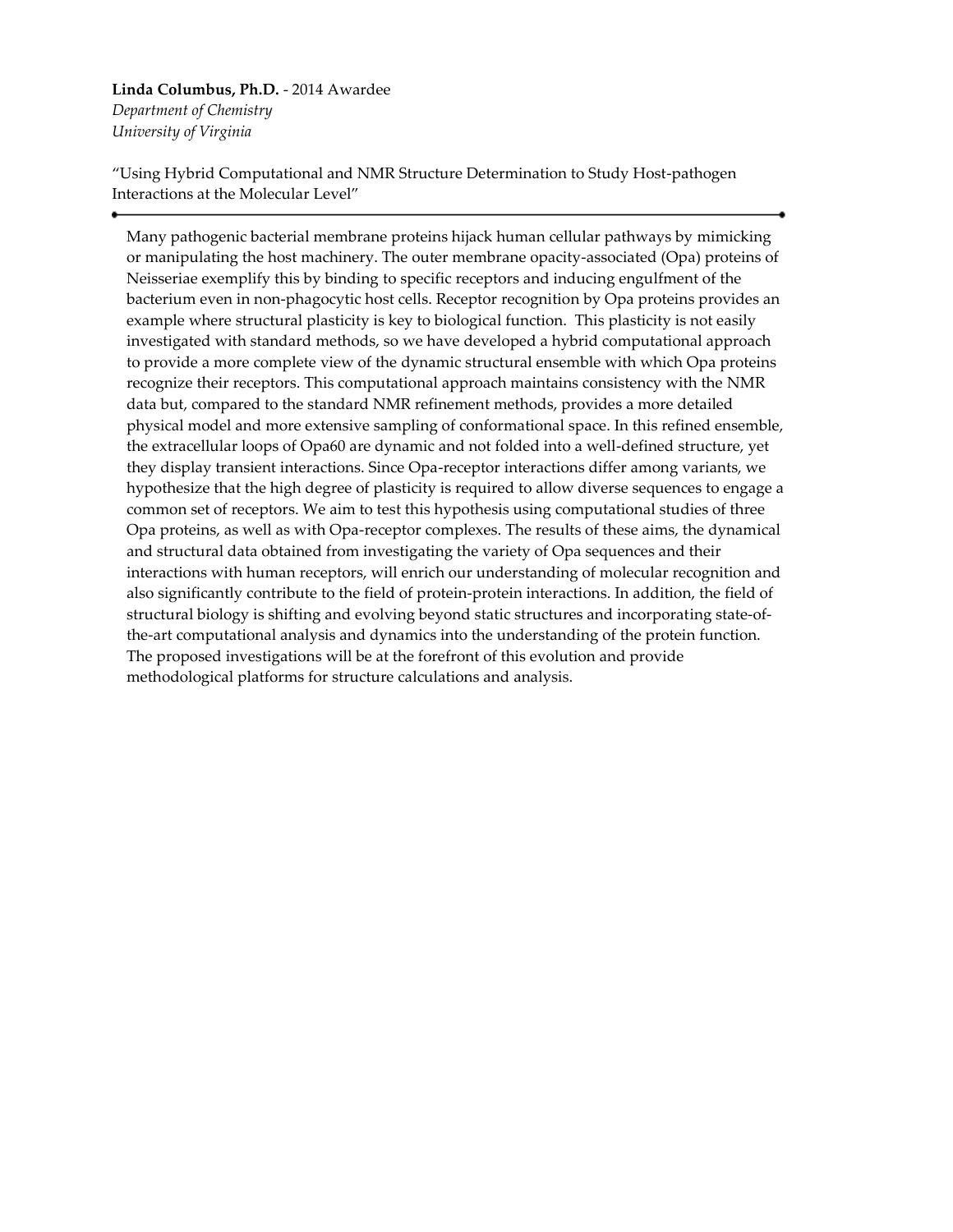**Linda Columbus, Ph.D.** - 2014 Awardee
*Department of Chemistry*
*University of Virginia*

"Using Hybrid Computational and NMR Structure Determination to Study Host-pathogen Interactions at the Molecular Level"

---

Many pathogenic bacterial membrane proteins hijack human cellular pathways by mimicking or manipulating the host machinery. The outer membrane opacity-associated (Opa) proteins of Neisseriae exemplify this by binding to specific receptors and inducing engulfment of the bacterium even in non-phagocytic host cells. Receptor recognition by Opa proteins provides an example where structural plasticity is key to biological function. This plasticity is not easily investigated with standard methods, so we have developed a hybrid computational approach to provide a more complete view of the dynamic structural ensemble with which Opa proteins recognize their receptors. This computational approach maintains consistency with the NMR data but, compared to the standard NMR refinement methods, provides a more detailed physical model and more extensive sampling of conformational space. In this refined ensemble, the extracellular loops of Opa60 are dynamic and not folded into a well-defined structure, yet they display transient interactions. Since Opa-receptor interactions differ among variants, we hypothesize that the high degree of plasticity is required to allow diverse sequences to engage a common set of receptors. We aim to test this hypothesis using computational studies of three Opa proteins, as well as with Opa-receptor complexes. The results of these aims, the dynamical and structural data obtained from investigating the variety of Opa sequences and their interactions with human receptors, will enrich our understanding of molecular recognition and also significantly contribute to the field of protein-protein interactions. In addition, the field of structural biology is shifting and evolving beyond static structures and incorporating state-of-the-art computational analysis and dynamics into the understanding of the protein function. The proposed investigations will be at the forefront of this evolution and provide methodological platforms for structure calculations and analysis.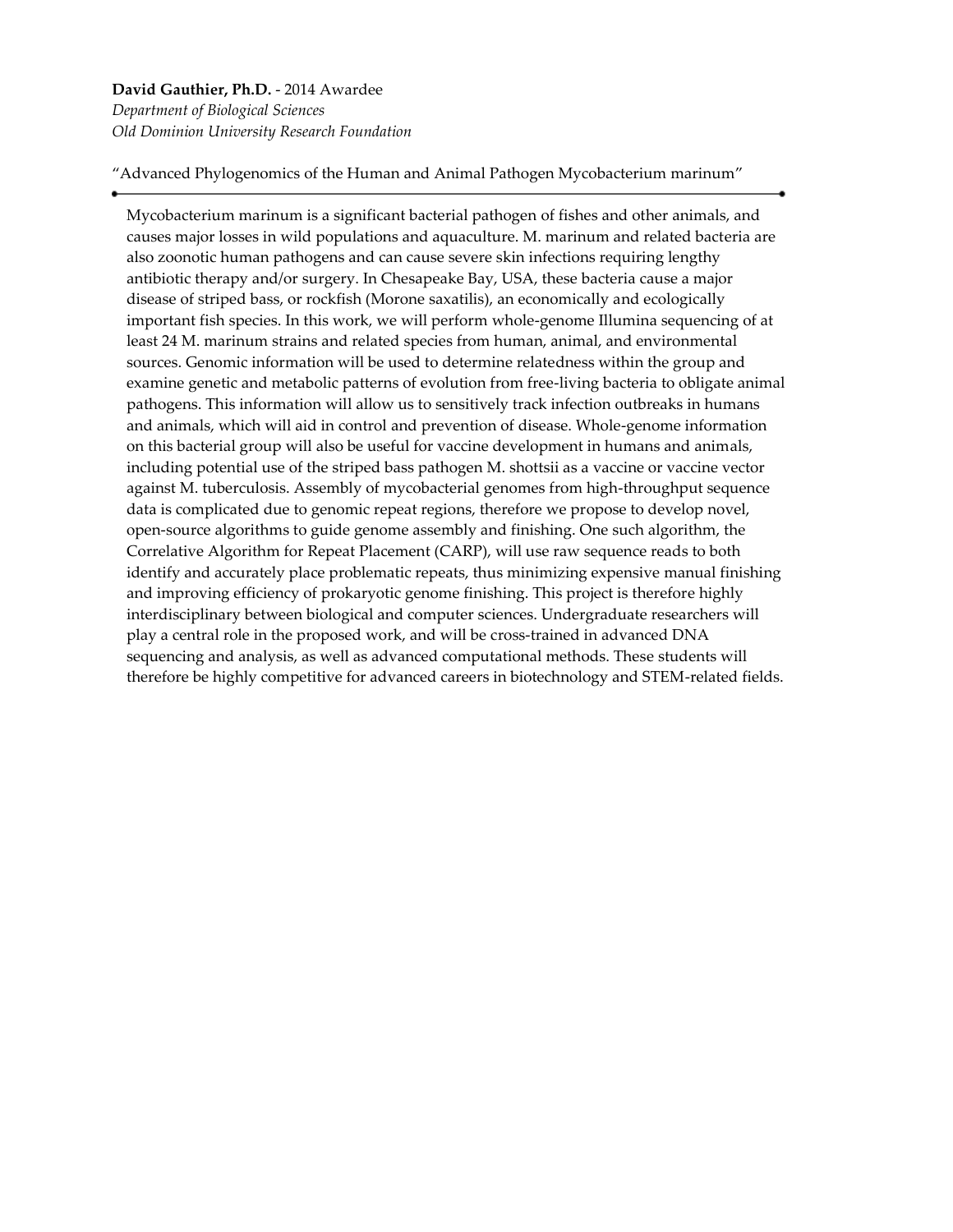**David Gauthier, Ph.D.** - 2014 Awardee
*Department of Biological Sciences*
*Old Dominion University Research Foundation*

"Advanced Phylogenomics of the Human and Animal Pathogen Mycobacterium marinum"

---

Mycobacterium marinum is a significant bacterial pathogen of fishes and other animals, and causes major losses in wild populations and aquaculture. M. marinum and related bacteria are also zoonotic human pathogens and can cause severe skin infections requiring lengthy antibiotic therapy and/or surgery. In Chesapeake Bay, USA, these bacteria cause a major disease of striped bass, or rockfish (Morone saxatilis), an economically and ecologically important fish species. In this work, we will perform whole-genome Illumina sequencing of at least 24 M. marinum strains and related species from human, animal, and environmental sources. Genomic information will be used to determine relatedness within the group and examine genetic and metabolic patterns of evolution from free-living bacteria to obligate animal pathogens. This information will allow us to sensitively track infection outbreaks in humans and animals, which will aid in control and prevention of disease. Whole-genome information on this bacterial group will also be useful for vaccine development in humans and animals, including potential use of the striped bass pathogen M. shottsii as a vaccine or vaccine vector against M. tuberculosis. Assembly of mycobacterial genomes from high-throughput sequence data is complicated due to genomic repeat regions, therefore we propose to develop novel, open-source algorithms to guide genome assembly and finishing. One such algorithm, the Correlative Algorithm for Repeat Placement (CARP), will use raw sequence reads to both identify and accurately place problematic repeats, thus minimizing expensive manual finishing and improving efficiency of prokaryotic genome finishing. This project is therefore highly interdisciplinary between biological and computer sciences. Undergraduate researchers will play a central role in the proposed work, and will be cross-trained in advanced DNA sequencing and analysis, as well as advanced computational methods. These students will therefore be highly competitive for advanced careers in biotechnology and STEM-related fields.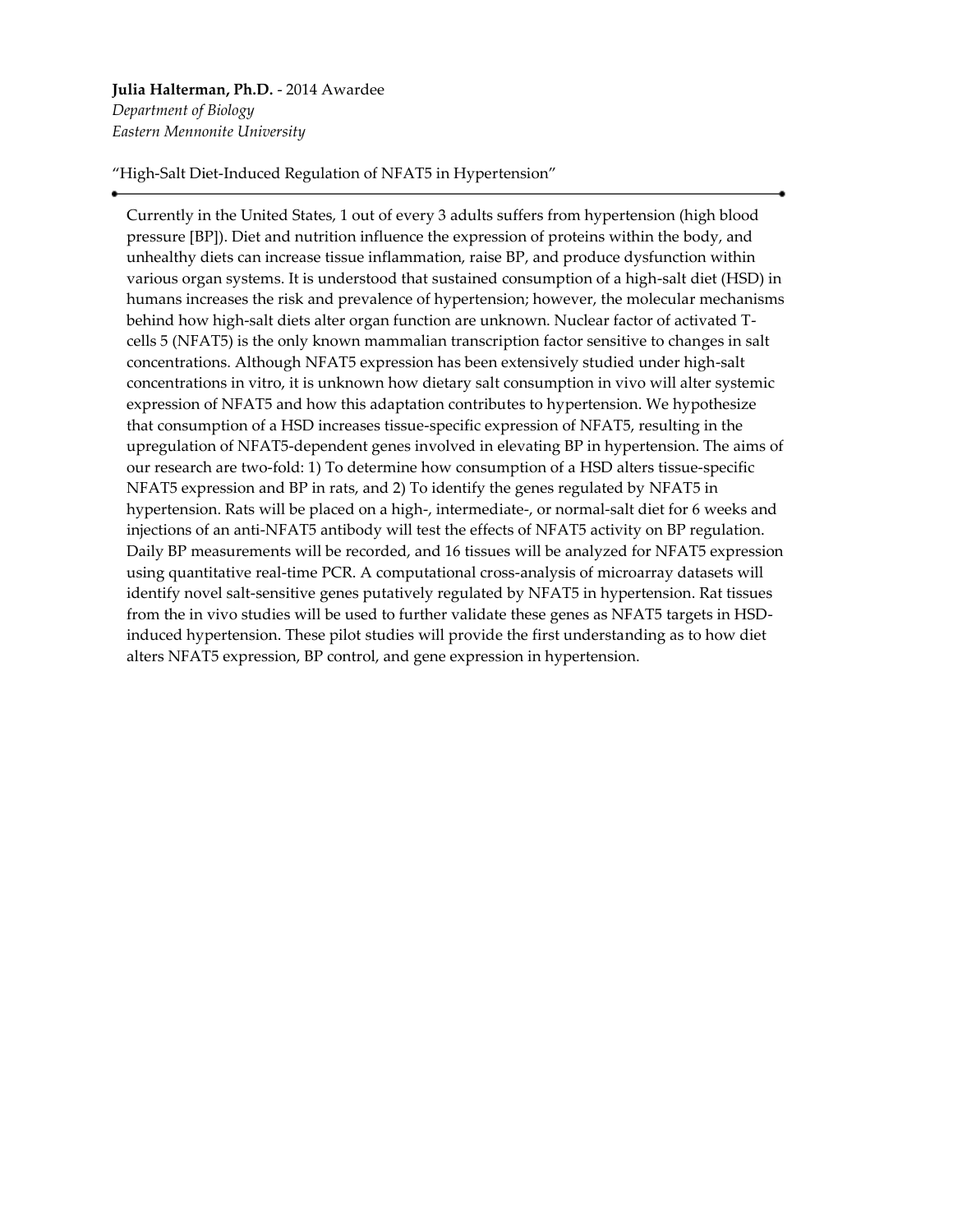**Julia Halterman, Ph.D.** - 2014 Awardee
*Department of Biology*
*Eastern Mennonite University*

"High-Salt Diet-Induced Regulation of NFAT5 in Hypertension"

---

Currently in the United States, 1 out of every 3 adults suffers from hypertension (high blood pressure [BP]). Diet and nutrition influence the expression of proteins within the body, and unhealthy diets can increase tissue inflammation, raise BP, and produce dysfunction within various organ systems. It is understood that sustained consumption of a high-salt diet (HSD) in humans increases the risk and prevalence of hypertension; however, the molecular mechanisms behind how high-salt diets alter organ function are unknown. Nuclear factor of activated T-cells 5 (NFAT5) is the only known mammalian transcription factor sensitive to changes in salt concentrations. Although NFAT5 expression has been extensively studied under high-salt concentrations in vitro, it is unknown how dietary salt consumption in vivo will alter systemic expression of NFAT5 and how this adaptation contributes to hypertension. We hypothesize that consumption of a HSD increases tissue-specific expression of NFAT5, resulting in the upregulation of NFAT5-dependent genes involved in elevating BP in hypertension. The aims of our research are two-fold: 1) To determine how consumption of a HSD alters tissue-specific NFAT5 expression and BP in rats, and 2) To identify the genes regulated by NFAT5 in hypertension. Rats will be placed on a high-, intermediate-, or normal-salt diet for 6 weeks and injections of an anti-NFAT5 antibody will test the effects of NFAT5 activity on BP regulation. Daily BP measurements will be recorded, and 16 tissues will be analyzed for NFAT5 expression using quantitative real-time PCR. A computational cross-analysis of microarray datasets will identify novel salt-sensitive genes putatively regulated by NFAT5 in hypertension. Rat tissues from the in vivo studies will be used to further validate these genes as NFAT5 targets in HSD-induced hypertension. These pilot studies will provide the first understanding as to how diet alters NFAT5 expression, BP control, and gene expression in hypertension.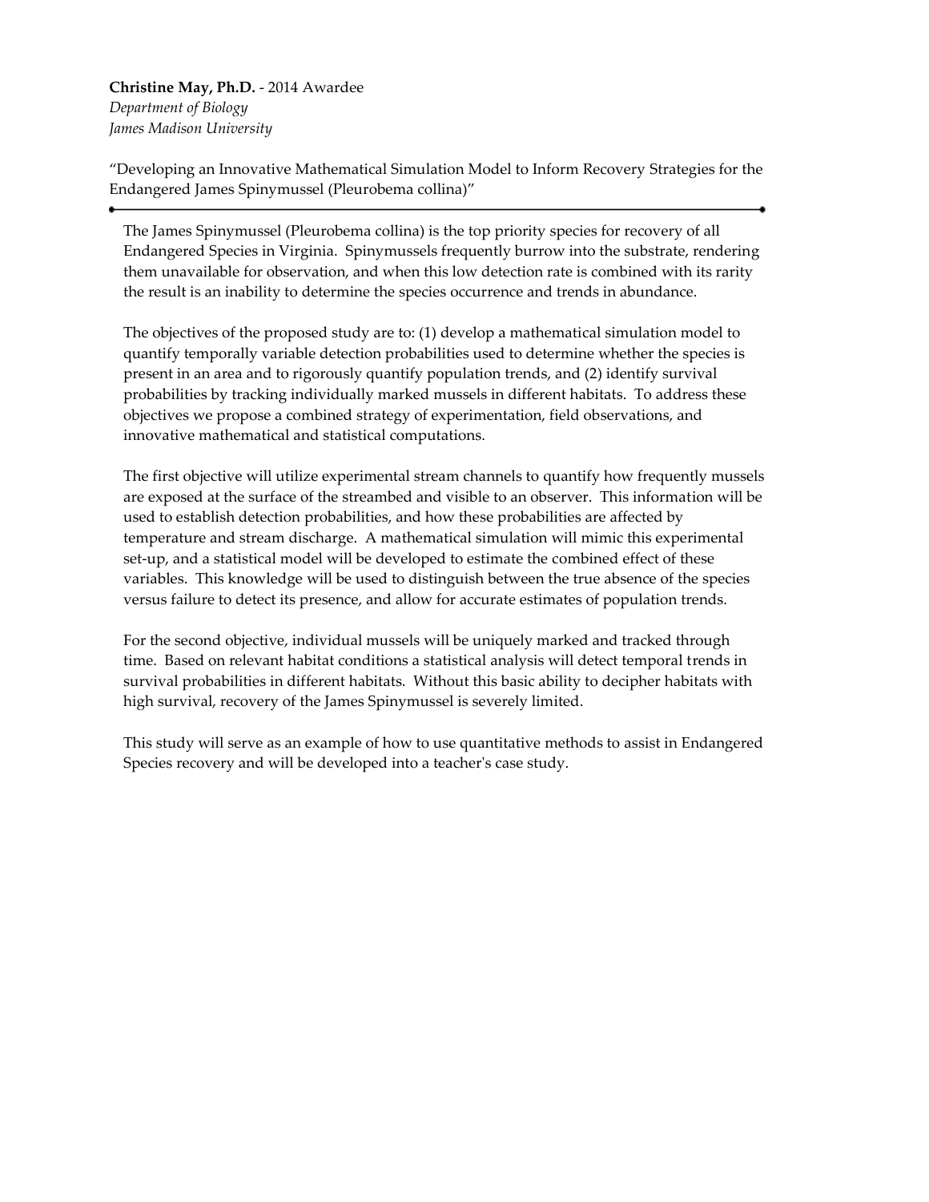**Christine May, Ph.D.** - 2014 Awardee
*Department of Biology*
*James Madison University*

"Developing an Innovative Mathematical Simulation Model to Inform Recovery Strategies for the Endangered James Spinymussel (Pleurobema collina)"

---

The James Spinymussel (Pleurobema collina) is the top priority species for recovery of all Endangered Species in Virginia. Spinymussels frequently burrow into the substrate, rendering them unavailable for observation, and when this low detection rate is combined with its rarity the result is an inability to determine the species occurrence and trends in abundance.

The objectives of the proposed study are to: (1) develop a mathematical simulation model to quantify temporally variable detection probabilities used to determine whether the species is present in an area and to rigorously quantify population trends, and (2) identify survival probabilities by tracking individually marked mussels in different habitats. To address these objectives we propose a combined strategy of experimentation, field observations, and innovative mathematical and statistical computations.

The first objective will utilize experimental stream channels to quantify how frequently mussels are exposed at the surface of the streambed and visible to an observer. This information will be used to establish detection probabilities, and how these probabilities are affected by temperature and stream discharge. A mathematical simulation will mimic this experimental set-up, and a statistical model will be developed to estimate the combined effect of these variables. This knowledge will be used to distinguish between the true absence of the species versus failure to detect its presence, and allow for accurate estimates of population trends.

For the second objective, individual mussels will be uniquely marked and tracked through time. Based on relevant habitat conditions a statistical analysis will detect temporal trends in survival probabilities in different habitats. Without this basic ability to decipher habitats with high survival, recovery of the James Spinymussel is severely limited.

This study will serve as an example of how to use quantitative methods to assist in Endangered Species recovery and will be developed into a teacher's case study.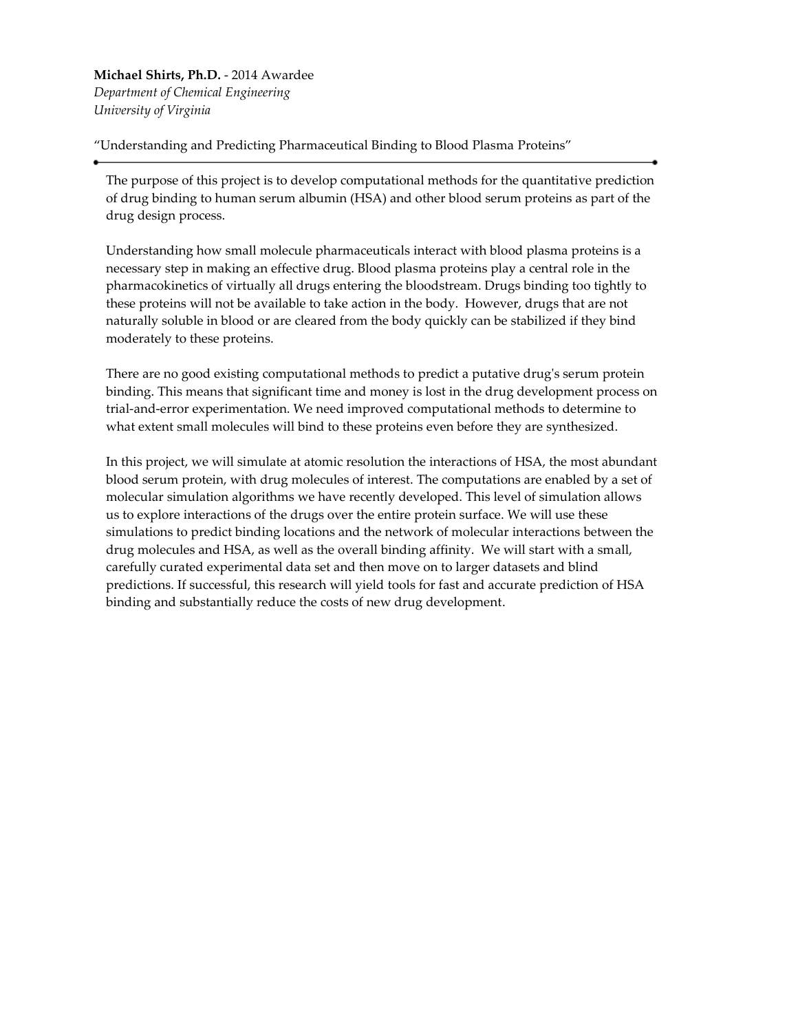**Michael Shirts, Ph.D.** - 2014 Awardee
*Department of Chemical Engineering*
*University of Virginia*

"Understanding and Predicting Pharmaceutical Binding to Blood Plasma Proteins"

---

The purpose of this project is to develop computational methods for the quantitative prediction of drug binding to human serum albumin (HSA) and other blood serum proteins as part of the drug design process.

Understanding how small molecule pharmaceuticals interact with blood plasma proteins is a necessary step in making an effective drug. Blood plasma proteins play a central role in the pharmacokinetics of virtually all drugs entering the bloodstream. Drugs binding too tightly to these proteins will not be available to take action in the body. However, drugs that are not naturally soluble in blood or are cleared from the body quickly can be stabilized if they bind moderately to these proteins.

There are no good existing computational methods to predict a putative drug's serum protein binding. This means that significant time and money is lost in the drug development process on trial-and-error experimentation. We need improved computational methods to determine to what extent small molecules will bind to these proteins even before they are synthesized.

In this project, we will simulate at atomic resolution the interactions of HSA, the most abundant blood serum protein, with drug molecules of interest. The computations are enabled by a set of molecular simulation algorithms we have recently developed. This level of simulation allows us to explore interactions of the drugs over the entire protein surface. We will use these simulations to predict binding locations and the network of molecular interactions between the drug molecules and HSA, as well as the overall binding affinity. We will start with a small, carefully curated experimental data set and then move on to larger datasets and blind predictions. If successful, this research will yield tools for fast and accurate prediction of HSA binding and substantially reduce the costs of new drug development.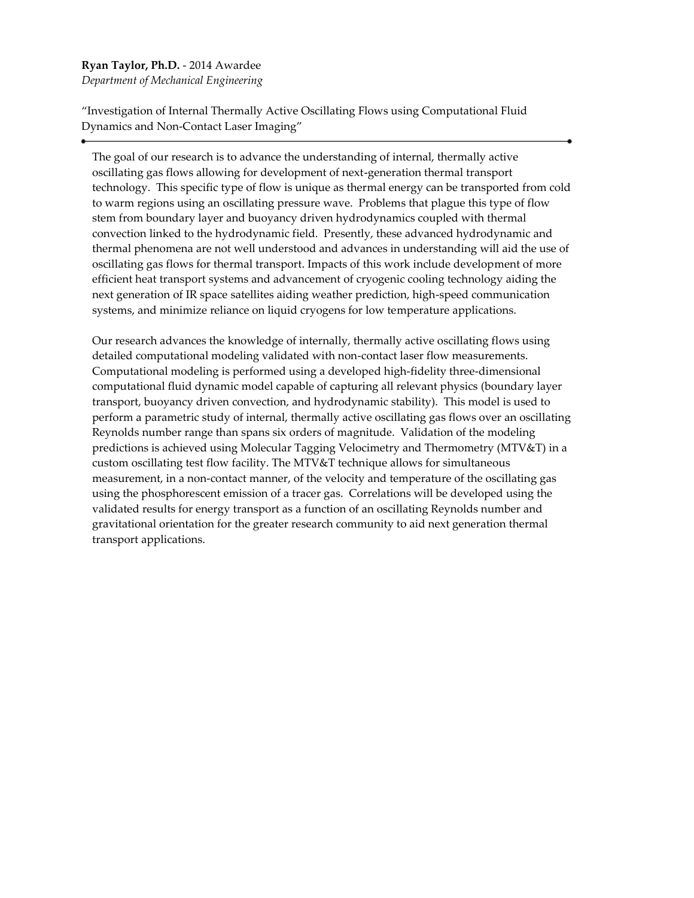**Ryan Taylor, Ph.D.** - 2014 Awardee
*Department of Mechanical Engineering*

"Investigation of Internal Thermally Active Oscillating Flows using Computational Fluid Dynamics and Non-Contact Laser Imaging"

---

The goal of our research is to advance the understanding of internal, thermally active oscillating gas flows allowing for development of next-generation thermal transport technology. This specific type of flow is unique as thermal energy can be transported from cold to warm regions using an oscillating pressure wave. Problems that plague this type of flow stem from boundary layer and buoyancy driven hydrodynamics coupled with thermal convection linked to the hydrodynamic field. Presently, these advanced hydrodynamic and thermal phenomena are not well understood and advances in understanding will aid the use of oscillating gas flows for thermal transport. Impacts of this work include development of more efficient heat transport systems and advancement of cryogenic cooling technology aiding the next generation of IR space satellites aiding weather prediction, high-speed communication systems, and minimize reliance on liquid cryogens for low temperature applications.

Our research advances the knowledge of internally, thermally active oscillating flows using detailed computational modeling validated with non-contact laser flow measurements. Computational modeling is performed using a developed high-fidelity three-dimensional computational fluid dynamic model capable of capturing all relevant physics (boundary layer transport, buoyancy driven convection, and hydrodynamic stability). This model is used to perform a parametric study of internal, thermally active oscillating gas flows over an oscillating Reynolds number range than spans six orders of magnitude. Validation of the modeling predictions is achieved using Molecular Tagging Velocimetry and Thermometry (MTV&T) in a custom oscillating test flow facility. The MTV&T technique allows for simultaneous measurement, in a non-contact manner, of the velocity and temperature of the oscillating gas using the phosphorescent emission of a tracer gas. Correlations will be developed using the validated results for energy transport as a function of an oscillating Reynolds number and gravitational orientation for the greater research community to aid next generation thermal transport applications.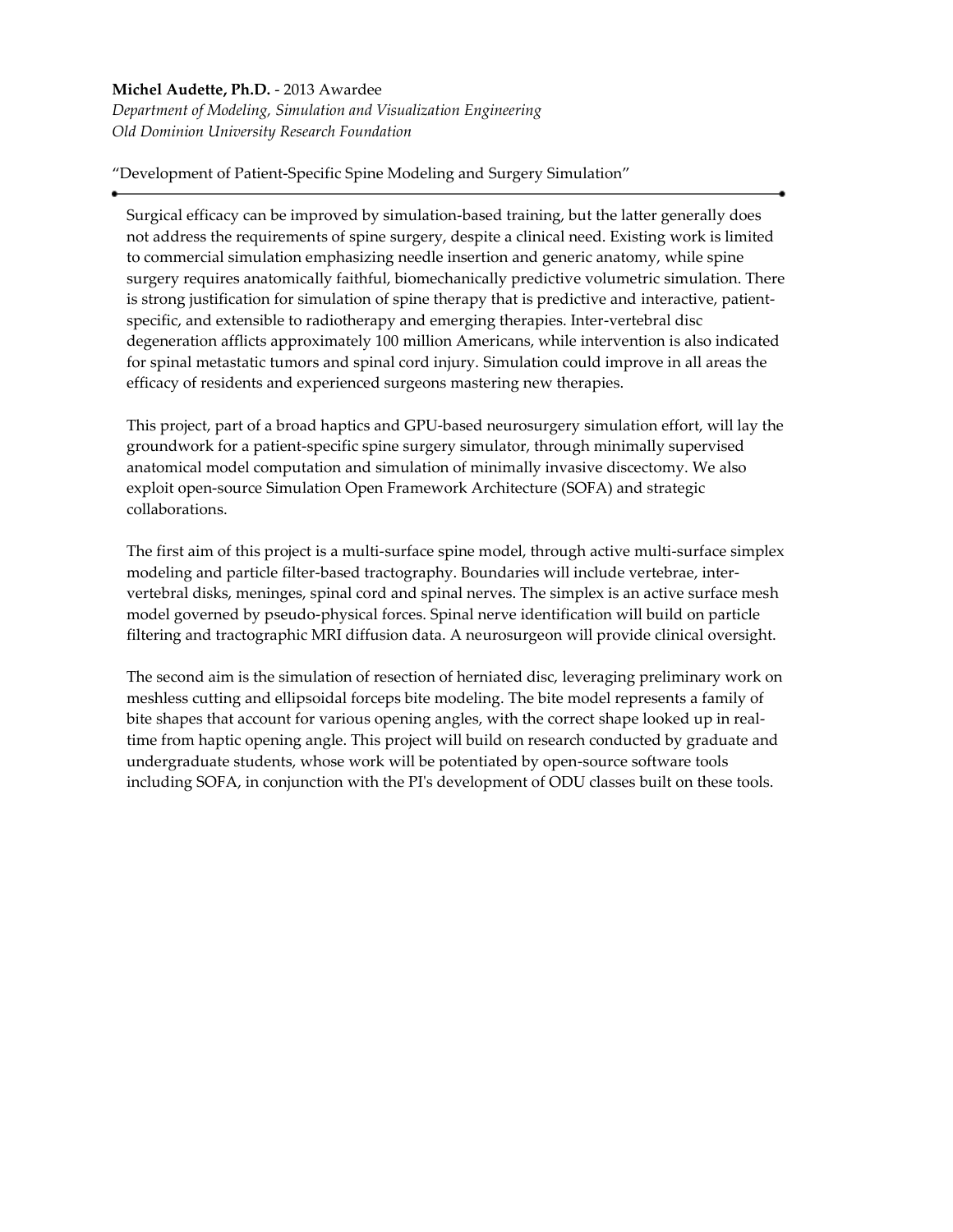**Michel Audette, Ph.D.** - 2013 Awardee

*Department of Modeling, Simulation and Visualization Engineering*

*Old Dominion University Research Foundation*

"Development of Patient-Specific Spine Modeling and Surgery Simulation"

---

Surgical efficacy can be improved by simulation-based training, but the latter generally does not address the requirements of spine surgery, despite a clinical need. Existing work is limited to commercial simulation emphasizing needle insertion and generic anatomy, while spine surgery requires anatomically faithful, biomechanically predictive volumetric simulation. There is strong justification for simulation of spine therapy that is predictive and interactive, patient-specific, and extensible to radiotherapy and emerging therapies. Inter-vertebral disc degeneration afflicts approximately 100 million Americans, while intervention is also indicated for spinal metastatic tumors and spinal cord injury. Simulation could improve in all areas the efficacy of residents and experienced surgeons mastering new therapies.

This project, part of a broad haptics and GPU-based neurosurgery simulation effort, will lay the groundwork for a patient-specific spine surgery simulator, through minimally supervised anatomical model computation and simulation of minimally invasive discectomy. We also exploit open-source Simulation Open Framework Architecture (SOFA) and strategic collaborations.

The first aim of this project is a multi-surface spine model, through active multi-surface simplex modeling and particle filter-based tractography. Boundaries will include vertebrae, inter-vertebral disks, meninges, spinal cord and spinal nerves. The simplex is an active surface mesh model governed by pseudo-physical forces. Spinal nerve identification will build on particle filtering and tractographic MRI diffusion data. A neurosurgeon will provide clinical oversight.

The second aim is the simulation of resection of herniated disc, leveraging preliminary work on meshless cutting and ellipsoidal forceps bite modeling. The bite model represents a family of bite shapes that account for various opening angles, with the correct shape looked up in real-time from haptic opening angle. This project will build on research conducted by graduate and undergraduate students, whose work will be potentiated by open-source software tools including SOFA, in conjunction with the PI's development of ODU classes built on these tools.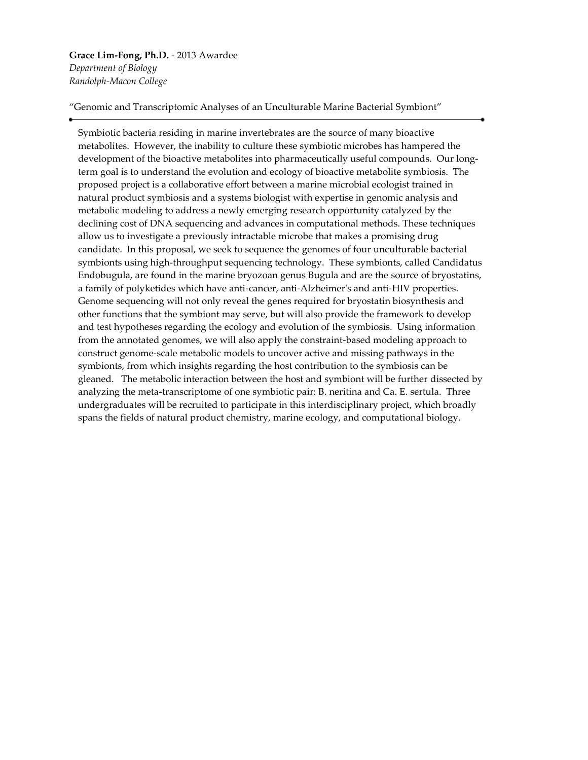**Grace Lim-Fong, Ph.D.** - 2013 Awardee
*Department of Biology*
*Randolph-Macon College*

"Genomic and Transcriptomic Analyses of an Unculturable Marine Bacterial Symbiont"

---

Symbiotic bacteria residing in marine invertebrates are the source of many bioactive metabolites. However, the inability to culture these symbiotic microbes has hampered the development of the bioactive metabolites into pharmaceutically useful compounds. Our long-term goal is to understand the evolution and ecology of bioactive metabolite symbiosis. The proposed project is a collaborative effort between a marine microbial ecologist trained in natural product symbiosis and a systems biologist with expertise in genomic analysis and metabolic modeling to address a newly emerging research opportunity catalyzed by the declining cost of DNA sequencing and advances in computational methods. These techniques allow us to investigate a previously intractable microbe that makes a promising drug candidate. In this proposal, we seek to sequence the genomes of four unculturable bacterial symbionts using high-throughput sequencing technology. These symbionts, called Candidatus Endobugula, are found in the marine bryozoan genus Bugula and are the source of bryostatins, a family of polyketides which have anti-cancer, anti-Alzheimer's and anti-HIV properties. Genome sequencing will not only reveal the genes required for bryostatin biosynthesis and other functions that the symbiont may serve, but will also provide the framework to develop and test hypotheses regarding the ecology and evolution of the symbiosis. Using information from the annotated genomes, we will also apply the constraint-based modeling approach to construct genome-scale metabolic models to uncover active and missing pathways in the symbionts, from which insights regarding the host contribution to the symbiosis can be gleaned. The metabolic interaction between the host and symbiont will be further dissected by analyzing the meta-transcriptome of one symbiotic pair: B. neritina and Ca. E. sertula. Three undergraduates will be recruited to participate in this interdisciplinary project, which broadly spans the fields of natural product chemistry, marine ecology, and computational biology.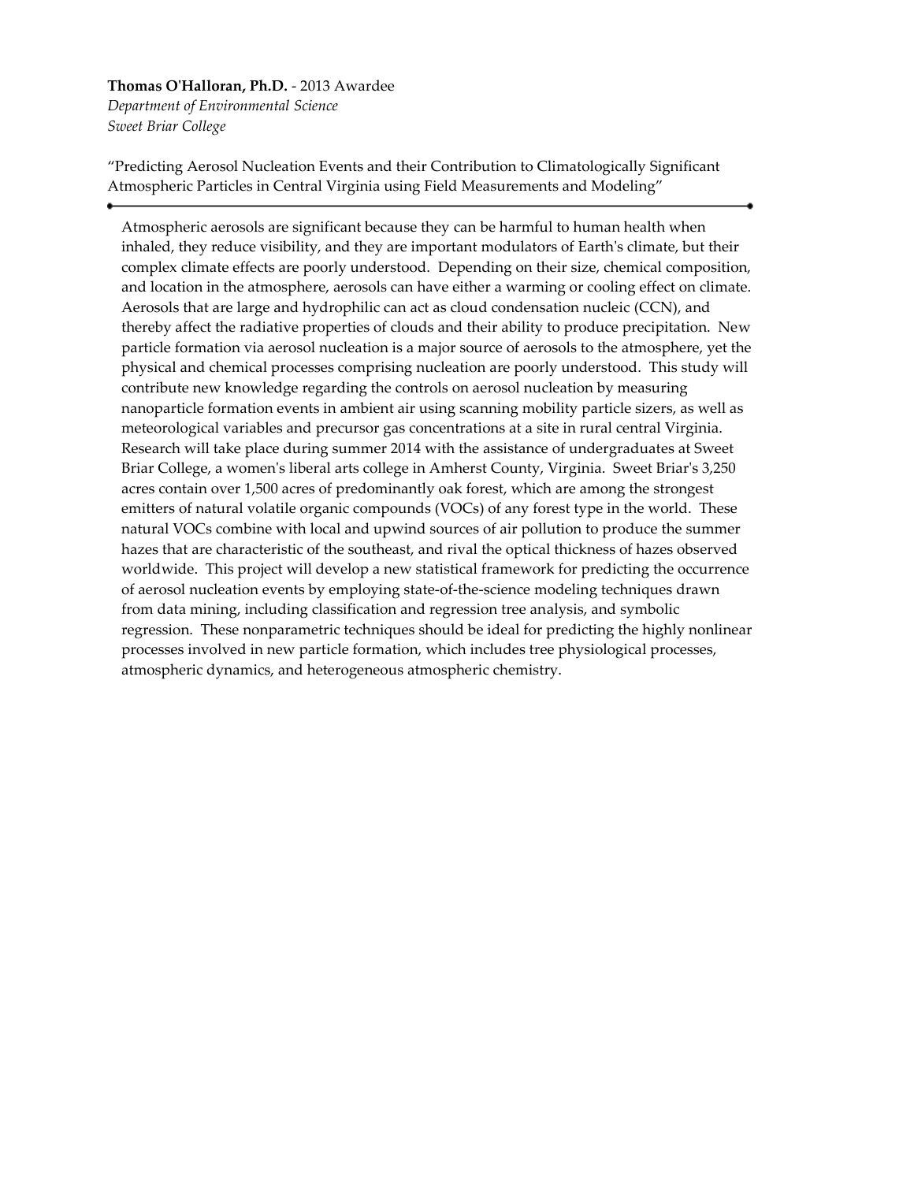**Thomas O'Halloran, Ph.D.** - 2013 Awardee
*Department of Environmental Science*
*Sweet Briar College*

"Predicting Aerosol Nucleation Events and their Contribution to Climatologically Significant Atmospheric Particles in Central Virginia using Field Measurements and Modeling"

---

Atmospheric aerosols are significant because they can be harmful to human health when inhaled, they reduce visibility, and they are important modulators of Earth's climate, but their complex climate effects are poorly understood. Depending on their size, chemical composition, and location in the atmosphere, aerosols can have either a warming or cooling effect on climate. Aerosols that are large and hydrophilic can act as cloud condensation nucleic (CCN), and thereby affect the radiative properties of clouds and their ability to produce precipitation. New particle formation via aerosol nucleation is a major source of aerosols to the atmosphere, yet the physical and chemical processes comprising nucleation are poorly understood. This study will contribute new knowledge regarding the controls on aerosol nucleation by measuring nanoparticle formation events in ambient air using scanning mobility particle sizers, as well as meteorological variables and precursor gas concentrations at a site in rural central Virginia. Research will take place during summer 2014 with the assistance of undergraduates at Sweet Briar College, a women's liberal arts college in Amherst County, Virginia. Sweet Briar's 3,250 acres contain over 1,500 acres of predominantly oak forest, which are among the strongest emitters of natural volatile organic compounds (VOCs) of any forest type in the world. These natural VOCs combine with local and upwind sources of air pollution to produce the summer hazes that are characteristic of the southeast, and rival the optical thickness of hazes observed worldwide. This project will develop a new statistical framework for predicting the occurrence of aerosol nucleation events by employing state-of-the-science modeling techniques drawn from data mining, including classification and regression tree analysis, and symbolic regression. These nonparametric techniques should be ideal for predicting the highly nonlinear processes involved in new particle formation, which includes tree physiological processes, atmospheric dynamics, and heterogeneous atmospheric chemistry.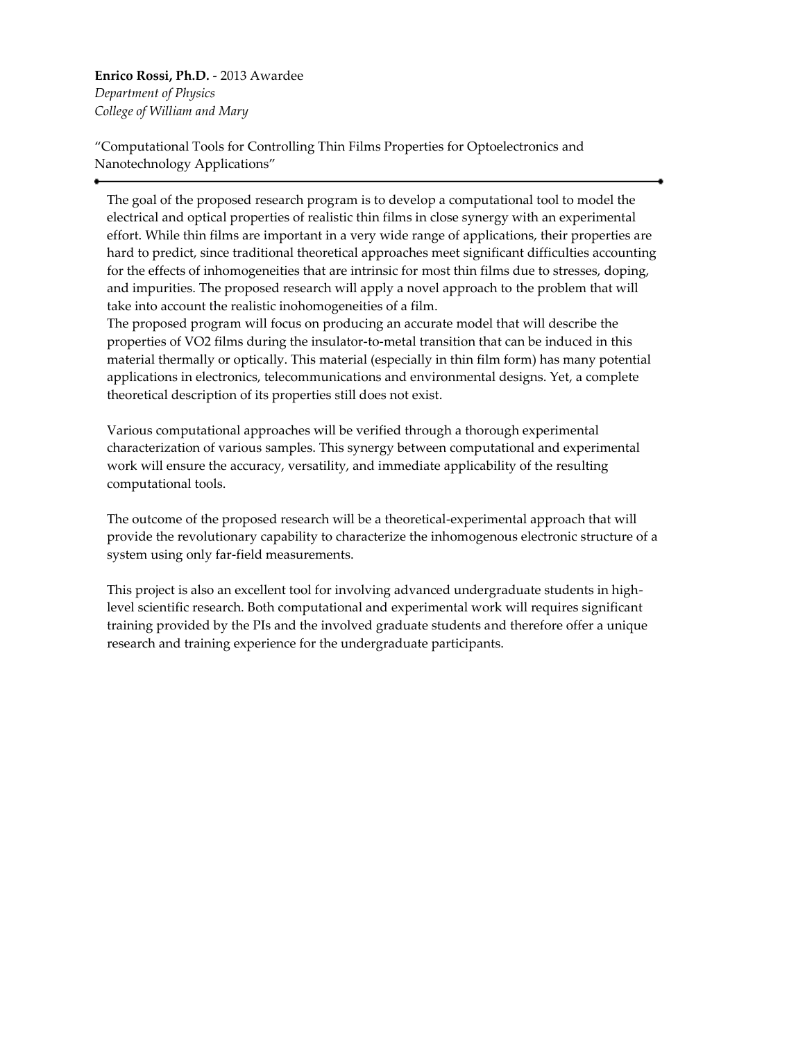**Enrico Rossi, Ph.D.** - 2013 Awardee
*Department of Physics*
*College of William and Mary*

"Computational Tools for Controlling Thin Films Properties for Optoelectronics and Nanotechnology Applications"

---

The goal of the proposed research program is to develop a computational tool to model the electrical and optical properties of realistic thin films in close synergy with an experimental effort. While thin films are important in a very wide range of applications, their properties are hard to predict, since traditional theoretical approaches meet significant difficulties accounting for the effects of inhomogeneities that are intrinsic for most thin films due to stresses, doping, and impurities. The proposed research will apply a novel approach to the problem that will take into account the realistic inohomogeneities of a film.
The proposed program will focus on producing an accurate model that will describe the properties of $VO_2$ films during the insulator-to-metal transition that can be induced in this material thermally or optically. This material (especially in thin film form) has many potential applications in electronics, telecommunications and environmental designs. Yet, a complete theoretical description of its properties still does not exist.

Various computational approaches will be verified through a thorough experimental characterization of various samples. This synergy between computational and experimental work will ensure the accuracy, versatility, and immediate applicability of the resulting computational tools.

The outcome of the proposed research will be a theoretical-experimental approach that will provide the revolutionary capability to characterize the inhomogenous electronic structure of a system using only far-field measurements.

This project is also an excellent tool for involving advanced undergraduate students in high-level scientific research. Both computational and experimental work will requires significant training provided by the PIs and the involved graduate students and therefore offer a unique research and training experience for the undergraduate participants.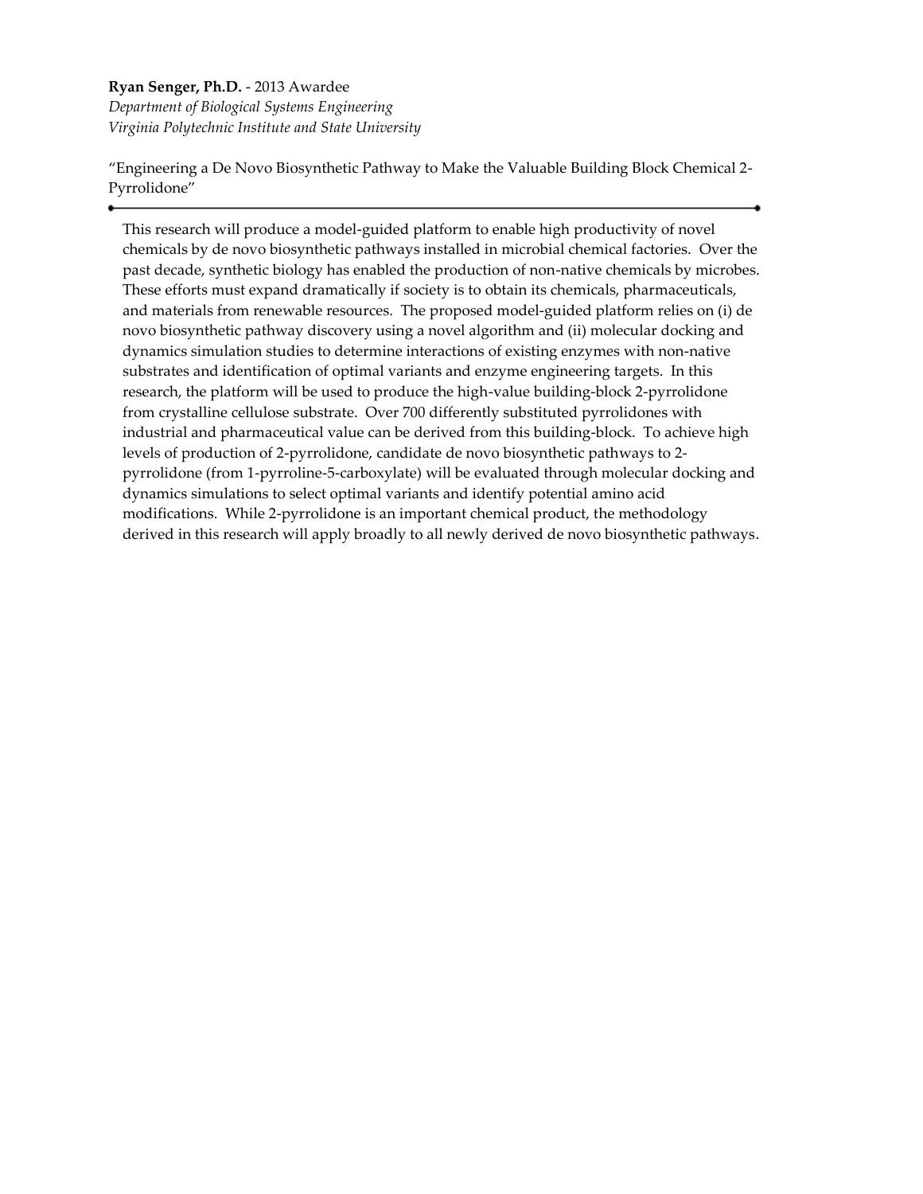**Ryan Senger, Ph.D.** - 2013 Awardee
*Department of Biological Systems Engineering*
*Virginia Polytechnic Institute and State University*

"Engineering a De Novo Biosynthetic Pathway to Make the Valuable Building Block Chemical 2-Pyrrolidone"

---

This research will produce a model-guided platform to enable high productivity of novel chemicals by de novo biosynthetic pathways installed in microbial chemical factories. Over the past decade, synthetic biology has enabled the production of non-native chemicals by microbes. These efforts must expand dramatically if society is to obtain its chemicals, pharmaceuticals, and materials from renewable resources. The proposed model-guided platform relies on (i) de novo biosynthetic pathway discovery using a novel algorithm and (ii) molecular docking and dynamics simulation studies to determine interactions of existing enzymes with non-native substrates and identification of optimal variants and enzyme engineering targets. In this research, the platform will be used to produce the high-value building-block 2-pyrrolidone from crystalline cellulose substrate. Over 700 differently substituted pyrrolidones with industrial and pharmaceutical value can be derived from this building-block. To achieve high levels of production of 2-pyrrolidone, candidate de novo biosynthetic pathways to 2-pyrrolidone (from 1-pyrroline-5-carboxylate) will be evaluated through molecular docking and dynamics simulations to select optimal variants and identify potential amino acid modifications. While 2-pyrrolidone is an important chemical product, the methodology derived in this research will apply broadly to all newly derived de novo biosynthetic pathways.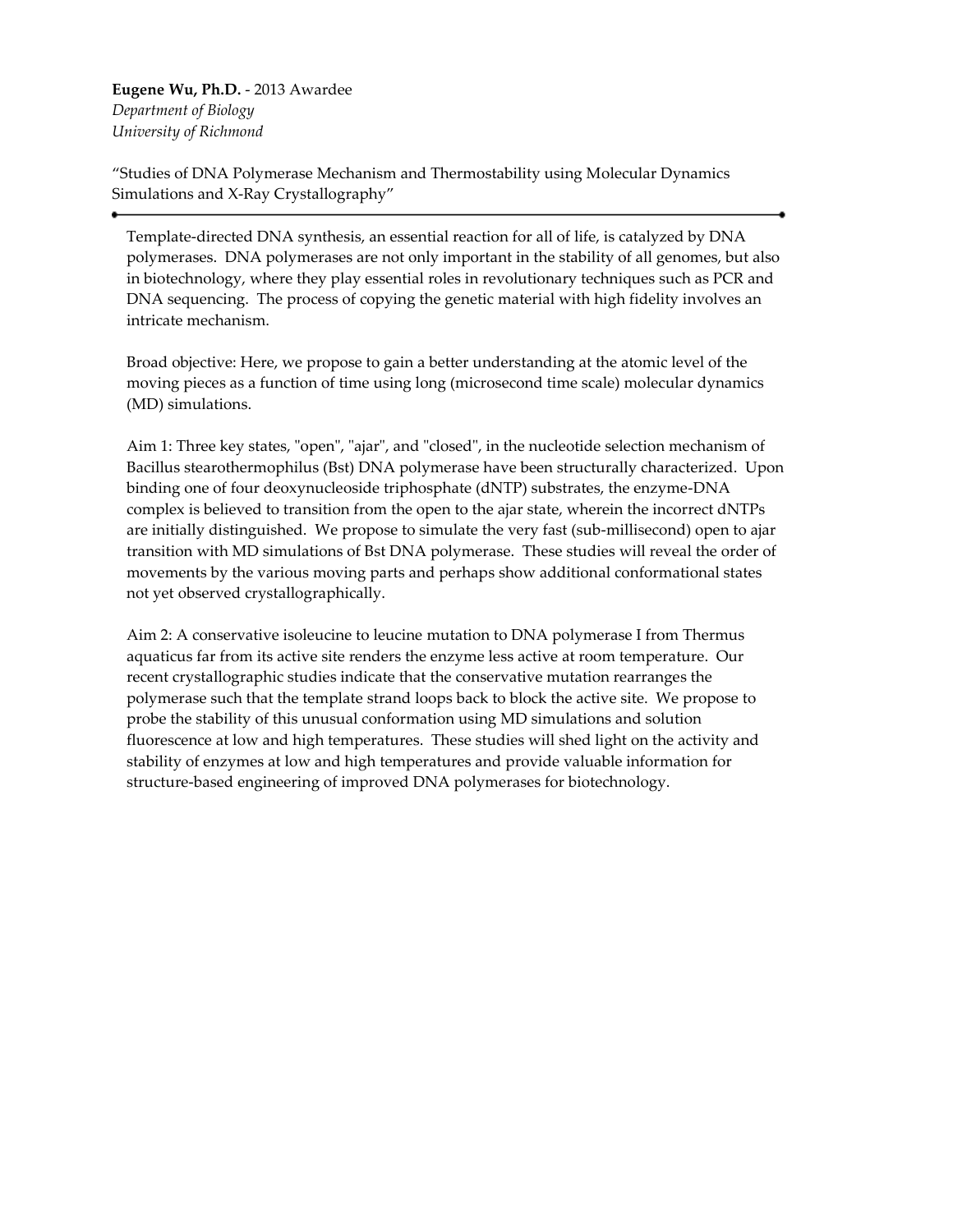**Eugene Wu, Ph.D.** - 2013 Awardee
*Department of Biology*
*University of Richmond*

"Studies of DNA Polymerase Mechanism and Thermostability using Molecular Dynamics Simulations and X-Ray Crystallography"

---

Template-directed DNA synthesis, an essential reaction for all of life, is catalyzed by DNA polymerases. DNA polymerases are not only important in the stability of all genomes, but also in biotechnology, where they play essential roles in revolutionary techniques such as PCR and DNA sequencing. The process of copying the genetic material with high fidelity involves an intricate mechanism.

Broad objective: Here, we propose to gain a better understanding at the atomic level of the moving pieces as a function of time using long (microsecond time scale) molecular dynamics (MD) simulations.

Aim 1: Three key states, "open", "ajar", and "closed", in the nucleotide selection mechanism of Bacillus stearothermophilus (Bst) DNA polymerase have been structurally characterized. Upon binding one of four deoxynucleoside triphosphate (dNTP) substrates, the enzyme-DNA complex is believed to transition from the open to the ajar state, wherein the incorrect dNTPs are initially distinguished. We propose to simulate the very fast (sub-millisecond) open to ajar transition with MD simulations of Bst DNA polymerase. These studies will reveal the order of movements by the various moving parts and perhaps show additional conformational states not yet observed crystallographically.

Aim 2: A conservative isoleucine to leucine mutation to DNA polymerase I from Thermus aquaticus far from its active site renders the enzyme less active at room temperature. Our recent crystallographic studies indicate that the conservative mutation rearranges the polymerase such that the template strand loops back to block the active site. We propose to probe the stability of this unusual conformation using MD simulations and solution fluorescence at low and high temperatures. These studies will shed light on the activity and stability of enzymes at low and high temperatures and provide valuable information for structure-based engineering of improved DNA polymerases for biotechnology.